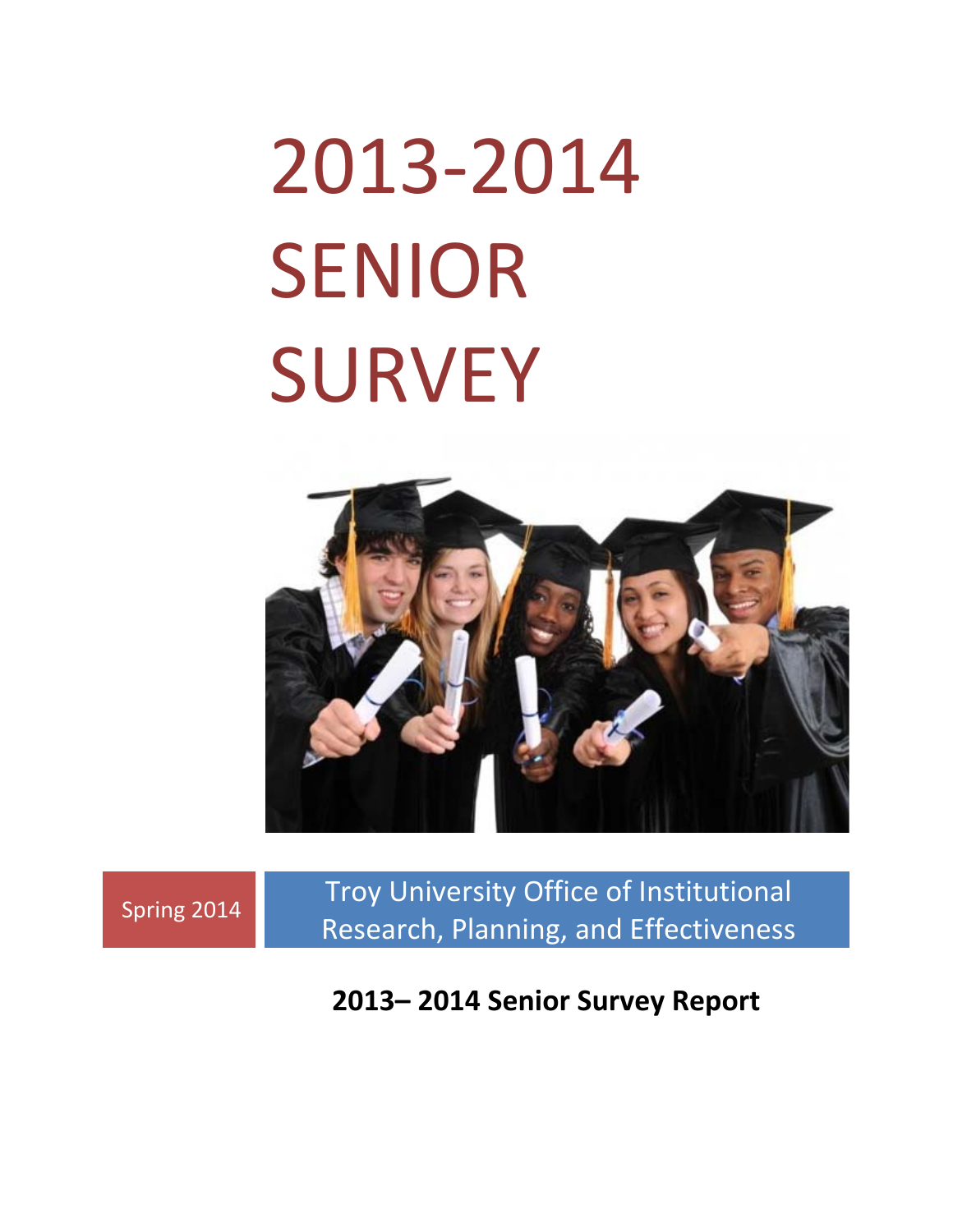# 2013-2014 SENIOR SURVEY

Spring 2014

Troy University Office of Institutional Research, Planning, and Effectiveness

**2013– 2014 Senior Survey Report**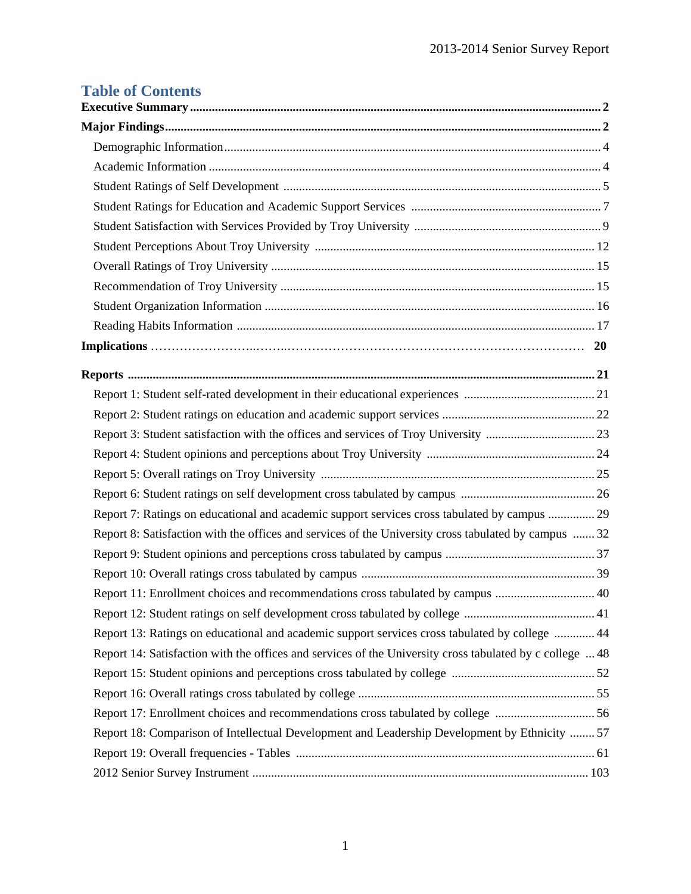# Table of Contents

**Executive Summary** .......... **2**

**Major Findings** .......... **2**

- Demographic Information .......... 4
- Academic Information .......... 4
- Student Ratings of Self Development .......... 5
- Student Ratings for Education and Academic Support Services .......... 7
- Student Satisfaction with Services Provided by Troy University .......... 9
- Student Perceptions About Troy University .......... 12
- Overall Ratings of Troy University .......... 15
- Recommendation of Troy University .......... 15
- Student Organization Information .......... 16
- Reading Habits Information .......... 17

**Implications** .......... **20**

**Reports** .......... **21**

- Report 1: Student self-rated development in their educational experiences .......... 21
- Report 2: Student ratings on education and academic support services .......... 22
- Report 3: Student satisfaction with the offices and services of Troy University .......... 23
- Report 4: Student opinions and perceptions about Troy University .......... 24
- Report 5: Overall ratings on Troy University .......... 25
- Report 6: Student ratings on self development cross tabulated by campus .......... 26
- Report 7: Ratings on educational and academic support services cross tabulated by campus .......... 29
- Report 8: Satisfaction with the offices and services of the University cross tabulated by campus .......... 32
- Report 9: Student opinions and perceptions cross tabulated by campus .......... 37
- Report 10: Overall ratings cross tabulated by campus .......... 39
- Report 11: Enrollment choices and recommendations cross tabulated by campus .......... 40
- Report 12: Student ratings on self development cross tabulated by college .......... 41
- Report 13: Ratings on educational and academic support services cross tabulated by college .......... 44
- Report 14: Satisfaction with the offices and services of the University cross tabulated by c college .......... 48
- Report 15: Student opinions and perceptions cross tabulated by college .......... 52
- Report 16: Overall ratings cross tabulated by college .......... 55
- Report 17: Enrollment choices and recommendations cross tabulated by college .......... 56
- Report 18: Comparison of Intellectual Development and Leadership Development by Ethnicity .......... 57
- Report 19: Overall frequencies - Tables .......... 61
- 2012 Senior Survey Instrument .......... 103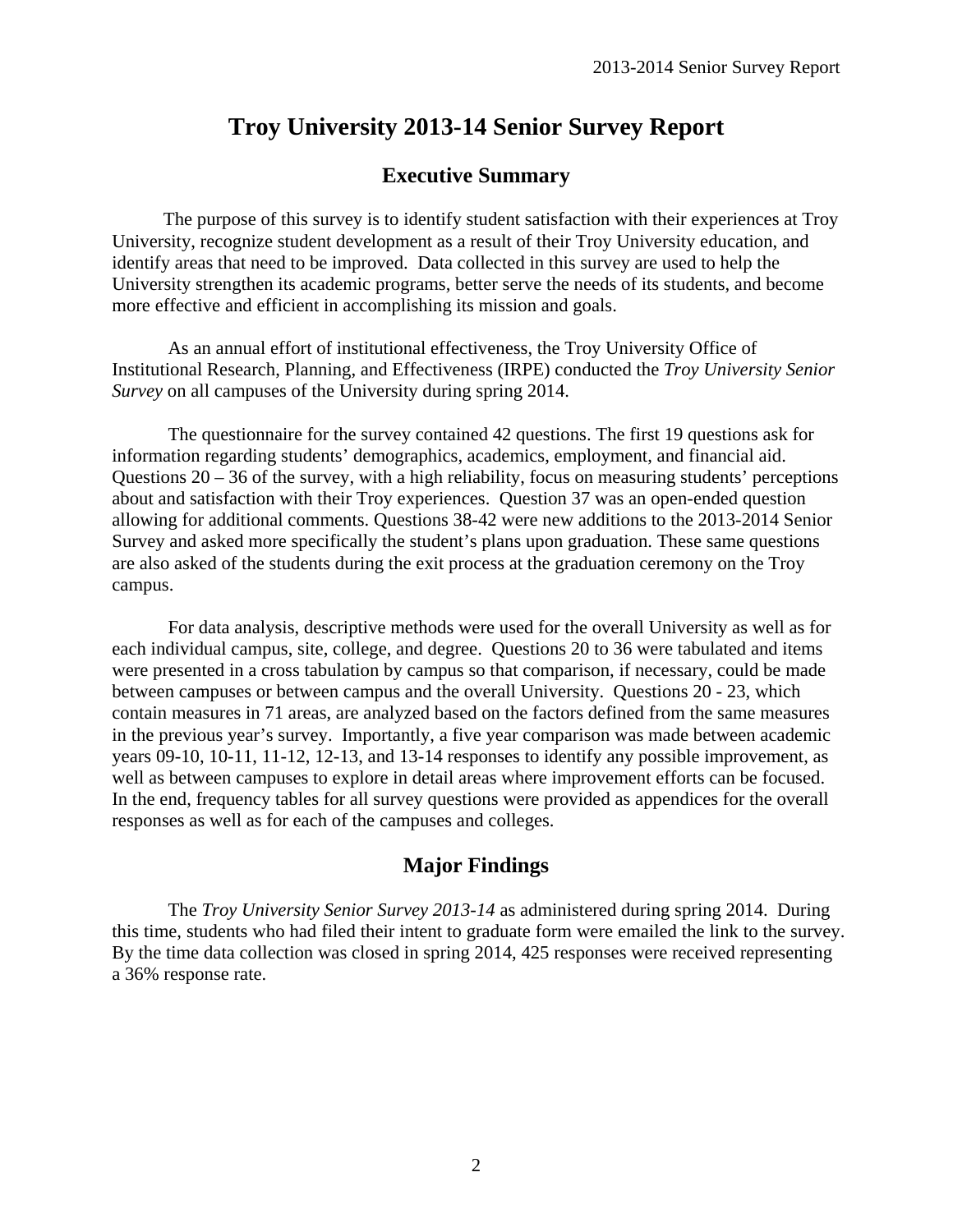# Troy University 2013-14 Senior Survey Report

## Executive Summary

The purpose of this survey is to identify student satisfaction with their experiences at Troy University, recognize student development as a result of their Troy University education, and identify areas that need to be improved. Data collected in this survey are used to help the University strengthen its academic programs, better serve the needs of its students, and become more effective and efficient in accomplishing its mission and goals.

As an annual effort of institutional effectiveness, the Troy University Office of Institutional Research, Planning, and Effectiveness (IRPE) conducted the *Troy University Senior Survey* on all campuses of the University during spring 2014.

The questionnaire for the survey contained 42 questions. The first 19 questions ask for information regarding students' demographics, academics, employment, and financial aid. Questions 20 – 36 of the survey, with a high reliability, focus on measuring students' perceptions about and satisfaction with their Troy experiences. Question 37 was an open-ended question allowing for additional comments. Questions 38-42 were new additions to the 2013-2014 Senior Survey and asked more specifically the student's plans upon graduation. These same questions are also asked of the students during the exit process at the graduation ceremony on the Troy campus.

For data analysis, descriptive methods were used for the overall University as well as for each individual campus, site, college, and degree. Questions 20 to 36 were tabulated and items were presented in a cross tabulation by campus so that comparison, if necessary, could be made between campuses or between campus and the overall University. Questions 20 - 23, which contain measures in 71 areas, are analyzed based on the factors defined from the same measures in the previous year's survey. Importantly, a five year comparison was made between academic years 09-10, 10-11, 11-12, 12-13, and 13-14 responses to identify any possible improvement, as well as between campuses to explore in detail areas where improvement efforts can be focused. In the end, frequency tables for all survey questions were provided as appendices for the overall responses as well as for each of the campuses and colleges.

## Major Findings

The *Troy University Senior Survey 2013-14* as administered during spring 2014. During this time, students who had filed their intent to graduate form were emailed the link to the survey. By the time data collection was closed in spring 2014, 425 responses were received representing a 36% response rate.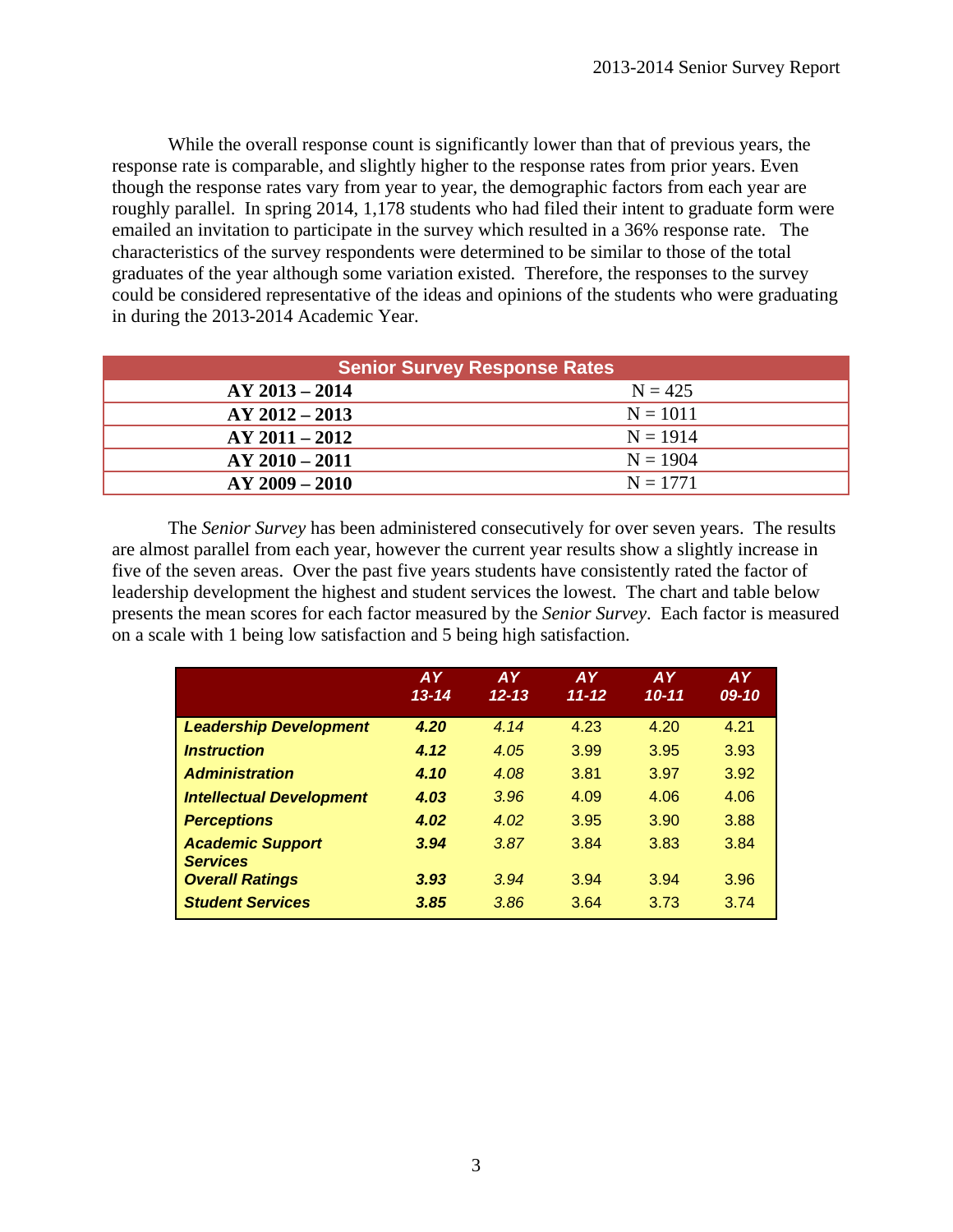While the overall response count is significantly lower than that of previous years, the response rate is comparable, and slightly higher to the response rates from prior years. Even though the response rates vary from year to year, the demographic factors from each year are roughly parallel. In spring 2014, 1,178 students who had filed their intent to graduate form were emailed an invitation to participate in the survey which resulted in a 36% response rate. The characteristics of the survey respondents were determined to be similar to those of the total graduates of the year although some variation existed. Therefore, the responses to the survey could be considered representative of the ideas and opinions of the students who were graduating in during the 2013-2014 Academic Year.

| Senior Survey Response Rates | |
|---|---|
| **AY 2013 – 2014** | N = 425 |
| **AY 2012 – 2013** | N = 1011 |
| **AY 2011 – 2012** | N = 1914 |
| **AY 2010 – 2011** | N = 1904 |
| **AY 2009 – 2010** | N = 1771 |

The *Senior Survey* has been administered consecutively for over seven years. The results are almost parallel from each year, however the current year results show a slightly increase in five of the seven areas. Over the past five years students have consistently rated the factor of leadership development the highest and student services the lowest. The chart and table below presents the mean scores for each factor measured by the *Senior Survey*. Each factor is measured on a scale with 1 being low satisfaction and 5 being high satisfaction.

| | AY 13-14 | AY 12-13 | AY 11-12 | AY 10-11 | AY 09-10 |
|---|---|---|---|---|---|
| ***Leadership Development*** | ***4.20*** | *4.14* | 4.23 | 4.20 | 4.21 |
| ***Instruction*** | ***4.12*** | *4.05* | 3.99 | 3.95 | 3.93 |
| ***Administration*** | ***4.10*** | *4.08* | 3.81 | 3.97 | 3.92 |
| ***Intellectual Development*** | ***4.03*** | *3.96* | 4.09 | 4.06 | 4.06 |
| ***Perceptions*** | ***4.02*** | *4.02* | 3.95 | 3.90 | 3.88 |
| ***Academic Support Services*** | ***3.94*** | *3.87* | 3.84 | 3.83 | 3.84 |
| ***Overall Ratings*** | ***3.93*** | *3.94* | 3.94 | 3.94 | 3.96 |
| ***Student Services*** | ***3.85*** | *3.86* | 3.64 | 3.73 | 3.74 |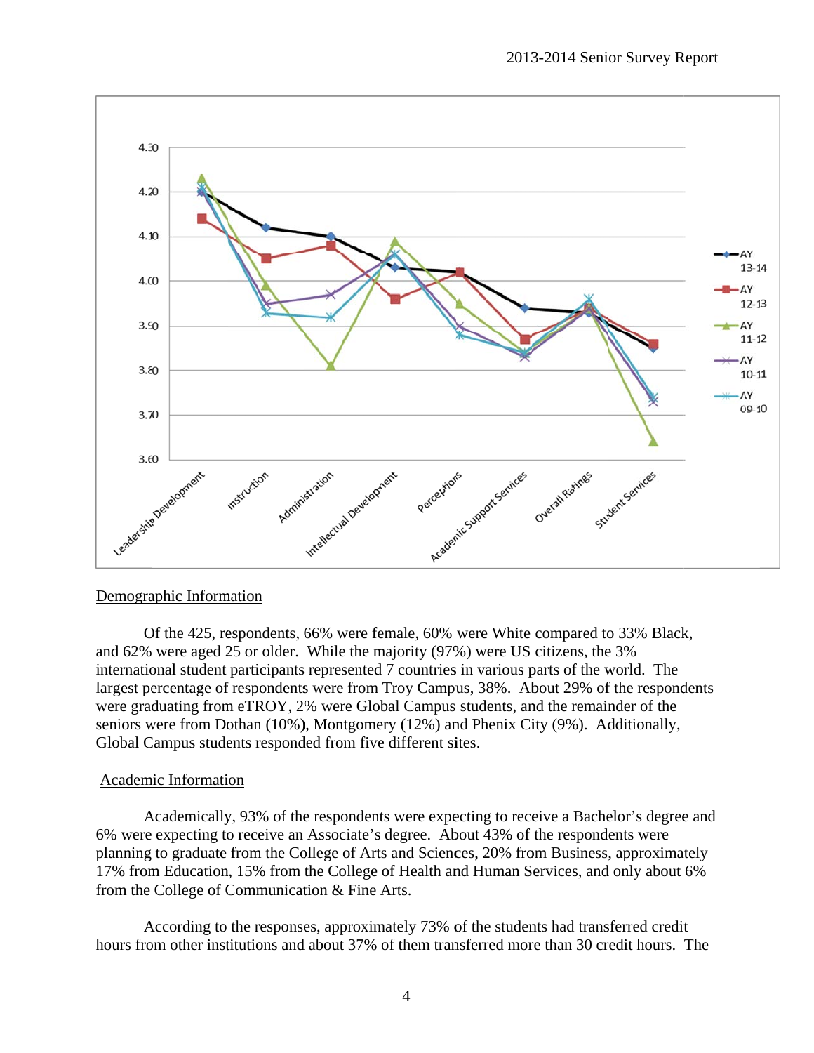## Demographic Information

Of the 425, respondents, 66% were female, 60% were White compared to 33% Black, and 62% were aged 25 or older. While the majority (97%) were US citizens, the 3% international student participants represented 7 countries in various parts of the world. The largest percentage of respondents were from Troy Campus, 38%. About 29% of the respondents were graduating from eTROY, 2% were Global Campus students, and the remainder of the seniors were from Dothan (10%), Montgomery (12%) and Phenix City (9%). Additionally, Global Campus students responded from five different sites.

## Academic Information

Academically, 93% of the respondents were expecting to receive a Bachelor's degree and 6% were expecting to receive an Associate's degree. About 43% of the respondents were planning to graduate from the College of Arts and Sciences, 20% from Business, approximately 17% from Education, 15% from the College of Health and Human Services, and only about 6% from the College of Communication & Fine Arts.

According to the responses, approximately 73% of the students had transferred credit hours from other institutions and about 37% of them transferred more than 30 credit hours. The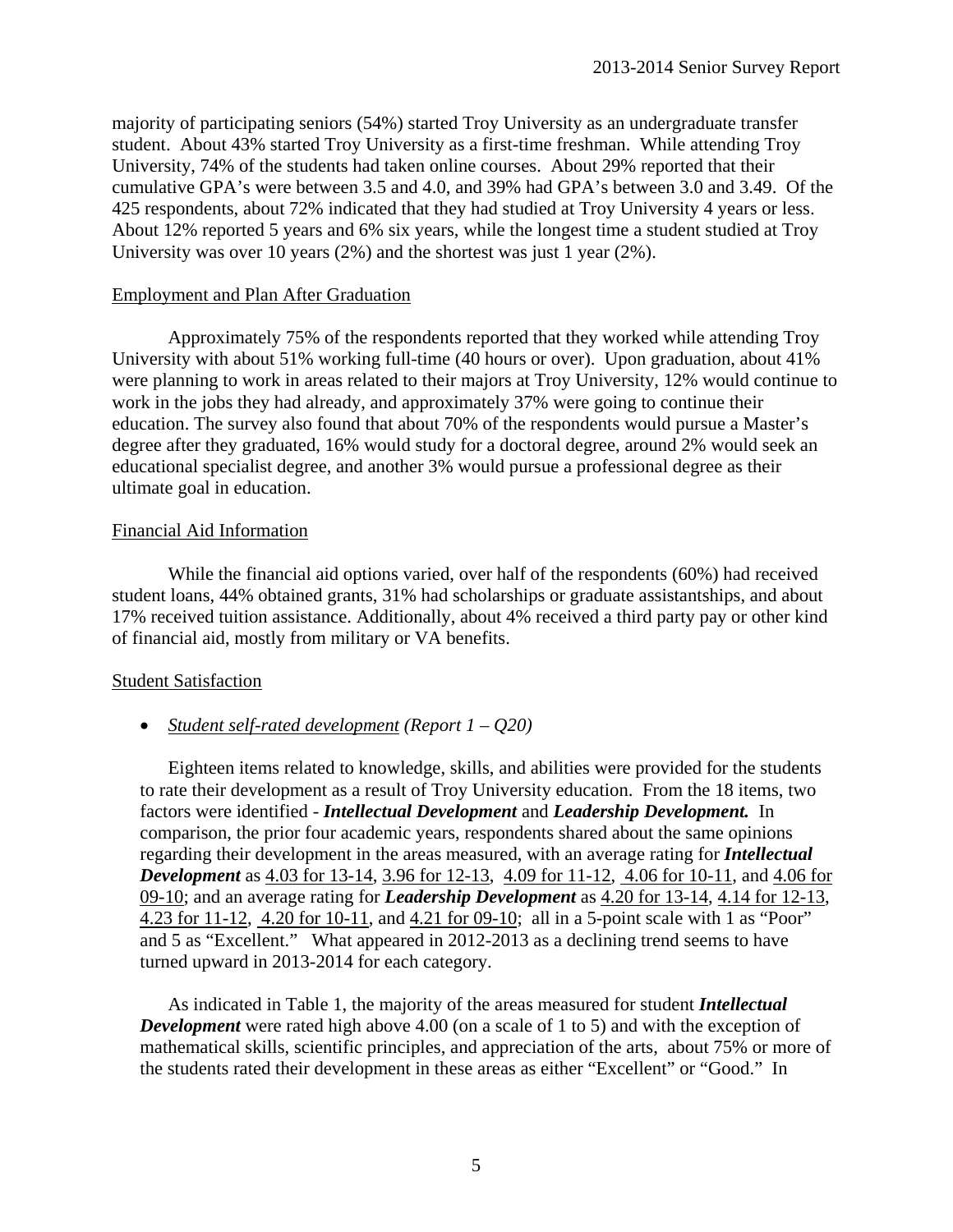majority of participating seniors (54%) started Troy University as an undergraduate transfer student. About 43% started Troy University as a first-time freshman. While attending Troy University, 74% of the students had taken online courses. About 29% reported that their cumulative GPA's were between 3.5 and 4.0, and 39% had GPA's between 3.0 and 3.49. Of the 425 respondents, about 72% indicated that they had studied at Troy University 4 years or less. About 12% reported 5 years and 6% six years, while the longest time a student studied at Troy University was over 10 years (2%) and the shortest was just 1 year (2%).

## Employment and Plan After Graduation

Approximately 75% of the respondents reported that they worked while attending Troy University with about 51% working full-time (40 hours or over). Upon graduation, about 41% were planning to work in areas related to their majors at Troy University, 12% would continue to work in the jobs they had already, and approximately 37% were going to continue their education. The survey also found that about 70% of the respondents would pursue a Master's degree after they graduated, 16% would study for a doctoral degree, around 2% would seek an educational specialist degree, and another 3% would pursue a professional degree as their ultimate goal in education.

## Financial Aid Information

While the financial aid options varied, over half of the respondents (60%) had received student loans, 44% obtained grants, 31% had scholarships or graduate assistantships, and about 17% received tuition assistance. Additionally, about 4% received a third party pay or other kind of financial aid, mostly from military or VA benefits.

## Student Satisfaction

- *Student self-rated development (Report 1 – Q20)*

Eighteen items related to knowledge, skills, and abilities were provided for the students to rate their development as a result of Troy University education. From the 18 items, two factors were identified - ***Intellectual Development*** and ***Leadership Development.*** In comparison, the prior four academic years, respondents shared about the same opinions regarding their development in the areas measured, with an average rating for ***Intellectual Development*** as 4.03 for 13-14, 3.96 for 12-13, 4.09 for 11-12, 4.06 for 10-11, and 4.06 for 09-10; and an average rating for ***Leadership Development*** as 4.20 for 13-14, 4.14 for 12-13, 4.23 for 11-12, 4.20 for 10-11, and 4.21 for 09-10; all in a 5-point scale with 1 as "Poor" and 5 as "Excellent." What appeared in 2012-2013 as a declining trend seems to have turned upward in 2013-2014 for each category.

As indicated in Table 1, the majority of the areas measured for student ***Intellectual Development*** were rated high above 4.00 (on a scale of 1 to 5) and with the exception of mathematical skills, scientific principles, and appreciation of the arts, about 75% or more of the students rated their development in these areas as either "Excellent" or "Good." In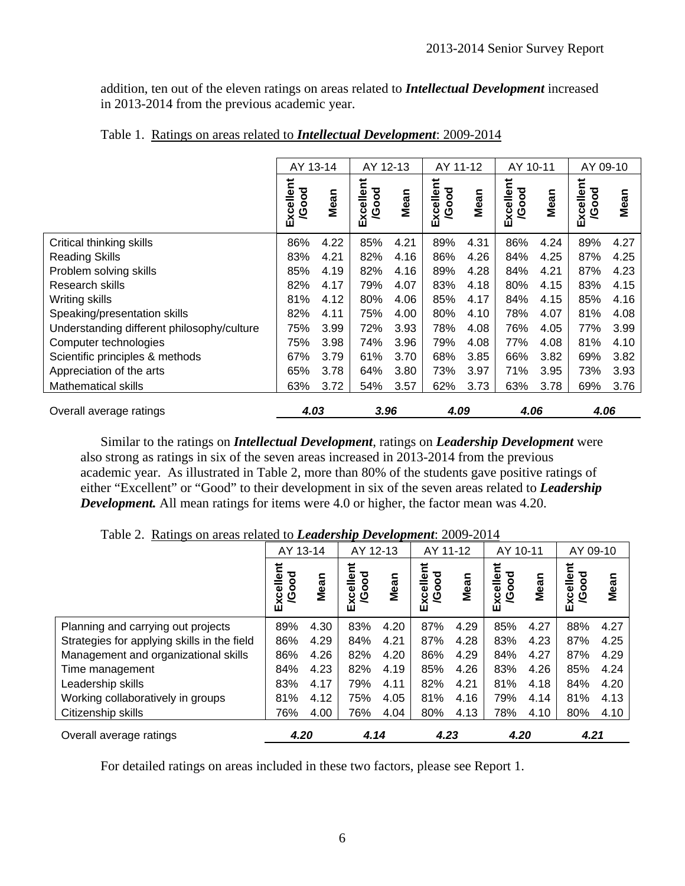addition, ten out of the eleven ratings on areas related to ***Intellectual Development*** increased in 2013-2014 from the previous academic year.

Table 1. Ratings on areas related to ***Intellectual Development***: 2009-2014

| | AY 13-14 | | AY 12-13 | | AY 11-12 | | AY 10-11 | | AY 09-10 | |
|---|---|---|---|---|---|---|---|---|---|---|
| | Excellent /Good | Mean | Excellent /Good | Mean | Excellent /Good | Mean | Excellent /Good | Mean | Excellent /Good | Mean |
| Critical thinking skills | 86% | 4.22 | 85% | 4.21 | 89% | 4.31 | 86% | 4.24 | 89% | 4.27 |
| Reading Skills | 83% | 4.21 | 82% | 4.16 | 86% | 4.26 | 84% | 4.25 | 87% | 4.25 |
| Problem solving skills | 85% | 4.19 | 82% | 4.16 | 89% | 4.28 | 84% | 4.21 | 87% | 4.23 |
| Research skills | 82% | 4.17 | 79% | 4.07 | 83% | 4.18 | 80% | 4.15 | 83% | 4.15 |
| Writing skills | 81% | 4.12 | 80% | 4.06 | 85% | 4.17 | 84% | 4.15 | 85% | 4.16 |
| Speaking/presentation skills | 82% | 4.11 | 75% | 4.00 | 80% | 4.10 | 78% | 4.07 | 81% | 4.08 |
| Understanding different philosophy/culture | 75% | 3.99 | 72% | 3.93 | 78% | 4.08 | 76% | 4.05 | 77% | 3.99 |
| Computer technologies | 75% | 3.98 | 74% | 3.96 | 79% | 4.08 | 77% | 4.08 | 81% | 4.10 |
| Scientific principles & methods | 67% | 3.79 | 61% | 3.70 | 68% | 3.85 | 66% | 3.82 | 69% | 3.82 |
| Appreciation of the arts | 65% | 3.78 | 64% | 3.80 | 73% | 3.97 | 71% | 3.95 | 73% | 3.93 |
| Mathematical skills | 63% | 3.72 | 54% | 3.57 | 62% | 3.73 | 63% | 3.78 | 69% | 3.76 |
| Overall average ratings | ***4.03*** | | ***3.96*** | | ***4.09*** | | ***4.06*** | | ***4.06*** | |

Similar to the ratings on ***Intellectual Development***, ratings on ***Leadership Development*** were also strong as ratings in six of the seven areas increased in 2013-2014 from the previous academic year. As illustrated in Table 2, more than 80% of the students gave positive ratings of either "Excellent" or "Good" to their development in six of the seven areas related to ***Leadership Development.*** All mean ratings for items were 4.0 or higher, the factor mean was 4.20.

Table 2. Ratings on areas related to ***Leadership Development***: 2009-2014

| | AY 13-14 | | AY 12-13 | | AY 11-12 | | AY 10-11 | | AY 09-10 | |
|---|---|---|---|---|---|---|---|---|---|---|
| | Excellent /Good | Mean | Excellent /Good | Mean | Excellent /Good | Mean | Excellent /Good | Mean | Excellent /Good | Mean |
| Planning and carrying out projects | 89% | 4.30 | 83% | 4.20 | 87% | 4.29 | 85% | 4.27 | 88% | 4.27 |
| Strategies for applying skills in the field | 86% | 4.29 | 84% | 4.21 | 87% | 4.28 | 83% | 4.23 | 87% | 4.25 |
| Management and organizational skills | 86% | 4.26 | 82% | 4.20 | 86% | 4.29 | 84% | 4.27 | 87% | 4.29 |
| Time management | 84% | 4.23 | 82% | 4.19 | 85% | 4.26 | 83% | 4.26 | 85% | 4.24 |
| Leadership skills | 83% | 4.17 | 79% | 4.11 | 82% | 4.21 | 81% | 4.18 | 84% | 4.20 |
| Working collaboratively in groups | 81% | 4.12 | 75% | 4.05 | 81% | 4.16 | 79% | 4.14 | 81% | 4.13 |
| Citizenship skills | 76% | 4.00 | 76% | 4.04 | 80% | 4.13 | 78% | 4.10 | 80% | 4.10 |
| Overall average ratings | ***4.20*** | | ***4.14*** | | ***4.23*** | | ***4.20*** | | ***4.21*** | |

For detailed ratings on areas included in these two factors, please see Report 1.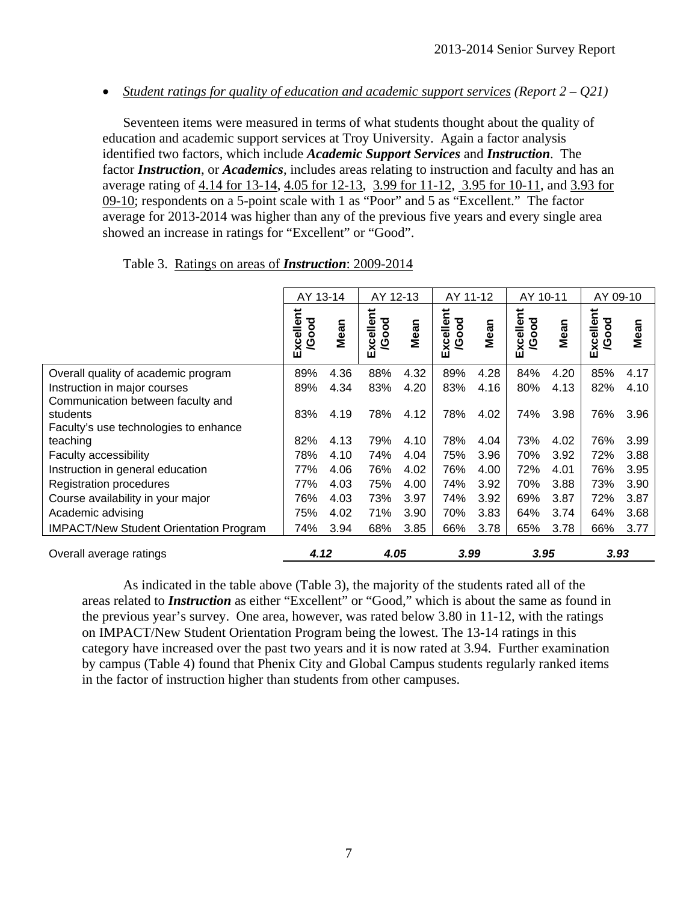- *Student ratings for quality of education and academic support services* *(Report 2 – Q21)*

Seventeen items were measured in terms of what students thought about the quality of education and academic support services at Troy University. Again a factor analysis identified two factors, which include ***Academic Support Services*** and ***Instruction***. The factor ***Instruction***, or ***Academics***, includes areas relating to instruction and faculty and has an average rating of 4.14 for 13-14, 4.05 for 12-13, 3.99 for 11-12, 3.95 for 10-11, and 3.93 for 09-10; respondents on a 5-point scale with 1 as "Poor" and 5 as "Excellent." The factor average for 2013-2014 was higher than any of the previous five years and every single area showed an increase in ratings for "Excellent" or "Good".

Table 3. Ratings on areas of ***Instruction***: 2009-2014

| | AY 13-14 | | AY 12-13 | | AY 11-12 | | AY 10-11 | | AY 09-10 | |
|---|---|---|---|---|---|---|---|---|---|---|
| | Excellent /Good | Mean | Excellent /Good | Mean | Excellent /Good | Mean | Excellent /Good | Mean | Excellent /Good | Mean |
| Overall quality of academic program | 89% | 4.36 | 88% | 4.32 | 89% | 4.28 | 84% | 4.20 | 85% | 4.17 |
| Instruction in major courses | 89% | 4.34 | 83% | 4.20 | 83% | 4.16 | 80% | 4.13 | 82% | 4.10 |
| Communication between faculty and students | 83% | 4.19 | 78% | 4.12 | 78% | 4.02 | 74% | 3.98 | 76% | 3.96 |
| Faculty's use technologies to enhance teaching | 82% | 4.13 | 79% | 4.10 | 78% | 4.04 | 73% | 4.02 | 76% | 3.99 |
| Faculty accessibility | 78% | 4.10 | 74% | 4.04 | 75% | 3.96 | 70% | 3.92 | 72% | 3.88 |
| Instruction in general education | 77% | 4.06 | 76% | 4.02 | 76% | 4.00 | 72% | 4.01 | 76% | 3.95 |
| Registration procedures | 77% | 4.03 | 75% | 4.00 | 74% | 3.92 | 70% | 3.88 | 73% | 3.90 |
| Course availability in your major | 76% | 4.03 | 73% | 3.97 | 74% | 3.92 | 69% | 3.87 | 72% | 3.87 |
| Academic advising | 75% | 4.02 | 71% | 3.90 | 70% | 3.83 | 64% | 3.74 | 64% | 3.68 |
| IMPACT/New Student Orientation Program | 74% | 3.94 | 68% | 3.85 | 66% | 3.78 | 65% | 3.78 | 66% | 3.77 |
| Overall average ratings | ***4.12*** | | ***4.05*** | | ***3.99*** | | ***3.95*** | | ***3.93*** | |

As indicated in the table above (Table 3), the majority of the students rated all of the areas related to ***Instruction*** as either "Excellent" or "Good," which is about the same as found in the previous year's survey. One area, however, was rated below 3.80 in 11-12, with the ratings on IMPACT/New Student Orientation Program being the lowest. The 13-14 ratings in this category have increased over the past two years and it is now rated at 3.94. Further examination by campus (Table 4) found that Phenix City and Global Campus students regularly ranked items in the factor of instruction higher than students from other campuses.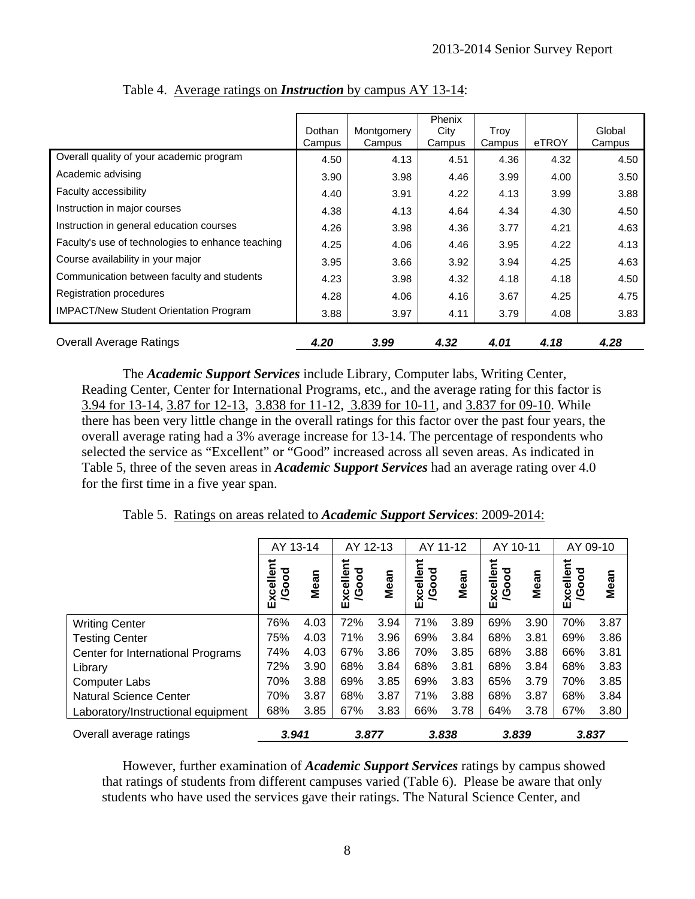Table 4. Average ratings on ***Instruction*** by campus AY 13-14:

| | Dothan Campus | Montgomery Campus | Phenix City Campus | Troy Campus | eTROY | Global Campus |
|---|---|---|---|---|---|---|
| Overall quality of your academic program | 4.50 | 4.13 | 4.51 | 4.36 | 4.32 | 4.50 |
| Academic advising | 3.90 | 3.98 | 4.46 | 3.99 | 4.00 | 3.50 |
| Faculty accessibility | 4.40 | 3.91 | 4.22 | 4.13 | 3.99 | 3.88 |
| Instruction in major courses | 4.38 | 4.13 | 4.64 | 4.34 | 4.30 | 4.50 |
| Instruction in general education courses | 4.26 | 3.98 | 4.36 | 3.77 | 4.21 | 4.63 |
| Faculty's use of technologies to enhance teaching | 4.25 | 4.06 | 4.46 | 3.95 | 4.22 | 4.13 |
| Course availability in your major | 3.95 | 3.66 | 3.92 | 3.94 | 4.25 | 4.63 |
| Communication between faculty and students | 4.23 | 3.98 | 4.32 | 4.18 | 4.18 | 4.50 |
| Registration procedures | 4.28 | 4.06 | 4.16 | 3.67 | 4.25 | 4.75 |
| IMPACT/New Student Orientation Program | 3.88 | 3.97 | 4.11 | 3.79 | 4.08 | 3.83 |
| Overall Average Ratings | ***4.20*** | ***3.99*** | ***4.32*** | ***4.01*** | ***4.18*** | ***4.28*** |

The ***Academic Support Services*** include Library, Computer labs, Writing Center, Reading Center, Center for International Programs, etc., and the average rating for this factor is 3.94 for 13-14, 3.87 for 12-13, 3.838 for 11-12, 3.839 for 10-11, and 3.837 for 09-10. While there has been very little change in the overall ratings for this factor over the past four years, the overall average rating had a 3% average increase for 13-14. The percentage of respondents who selected the service as "Excellent" or "Good" increased across all seven areas. As indicated in Table 5, three of the seven areas in ***Academic Support Services*** had an average rating over 4.0 for the first time in a five year span.

Table 5. Ratings on areas related to ***Academic Support Services***: 2009-2014:

| | AY 13-14 | | AY 12-13 | | AY 11-12 | | AY 10-11 | | AY 09-10 | |
|---|---|---|---|---|---|---|---|---|---|---|
| | Excellent /Good | Mean | Excellent /Good | Mean | Excellent /Good | Mean | Excellent /Good | Mean | Excellent /Good | Mean |
| Writing Center | 76% | 4.03 | 72% | 3.94 | 71% | 3.89 | 69% | 3.90 | 70% | 3.87 |
| Testing Center | 75% | 4.03 | 71% | 3.96 | 69% | 3.84 | 68% | 3.81 | 69% | 3.86 |
| Center for International Programs | 74% | 4.03 | 67% | 3.86 | 70% | 3.85 | 68% | 3.88 | 66% | 3.81 |
| Library | 72% | 3.90 | 68% | 3.84 | 68% | 3.81 | 68% | 3.84 | 68% | 3.83 |
| Computer Labs | 70% | 3.88 | 69% | 3.85 | 69% | 3.83 | 65% | 3.79 | 70% | 3.85 |
| Natural Science Center | 70% | 3.87 | 68% | 3.87 | 71% | 3.88 | 68% | 3.87 | 68% | 3.84 |
| Laboratory/Instructional equipment | 68% | 3.85 | 67% | 3.83 | 66% | 3.78 | 64% | 3.78 | 67% | 3.80 |
| Overall average ratings | ***3.941*** | | ***3.877*** | | ***3.838*** | | ***3.839*** | | ***3.837*** | |

However, further examination of ***Academic Support Services*** ratings by campus showed that ratings of students from different campuses varied (Table 6). Please be aware that only students who have used the services gave their ratings. The Natural Science Center, and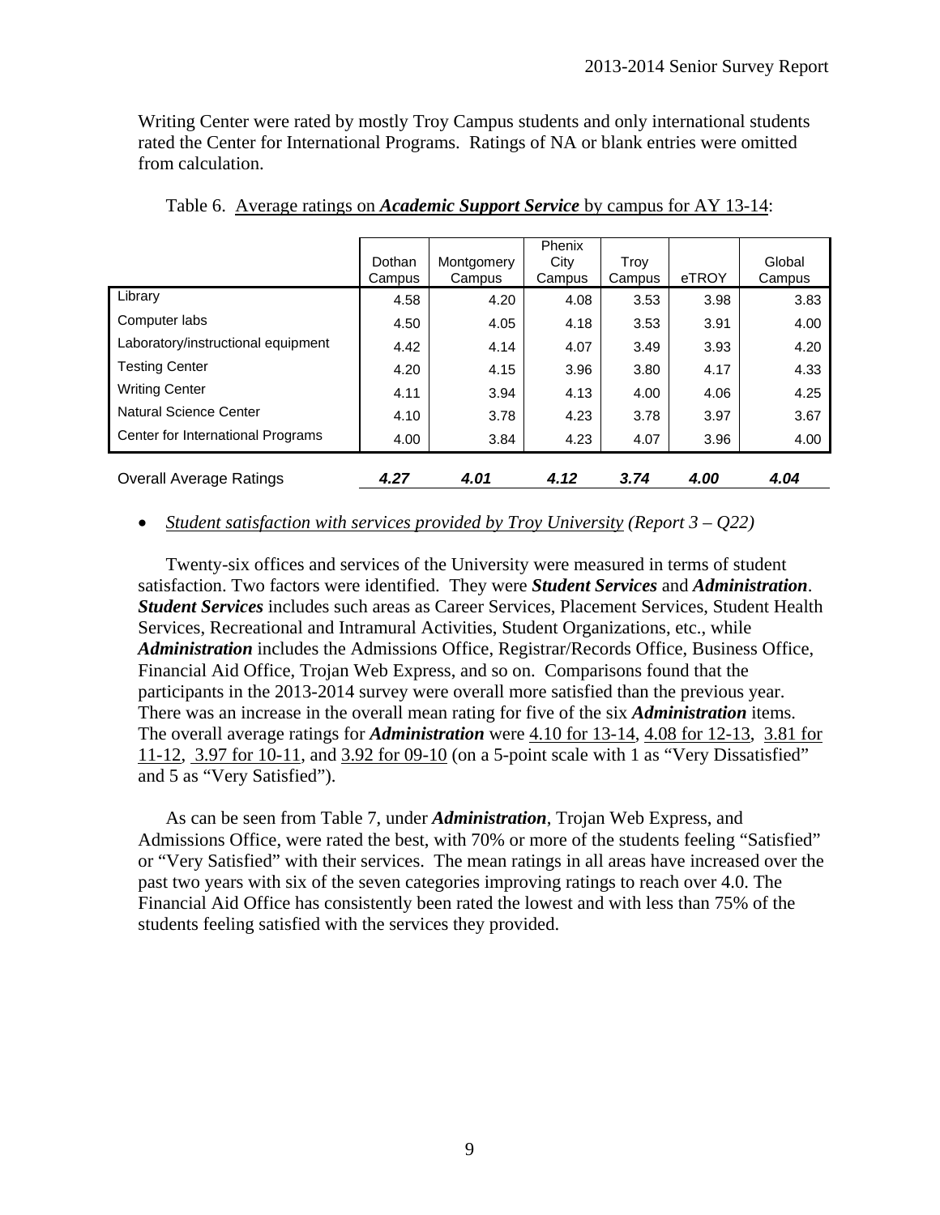Writing Center were rated by mostly Troy Campus students and only international students rated the Center for International Programs. Ratings of NA or blank entries were omitted from calculation.

Table 6. Average ratings on ***Academic Support Service*** by campus for AY 13-14:

| | Dothan Campus | Montgomery Campus | Phenix City Campus | Troy Campus | eTROY | Global Campus |
|---|---|---|---|---|---|---|
| Library | 4.58 | 4.20 | 4.08 | 3.53 | 3.98 | 3.83 |
| Computer labs | 4.50 | 4.05 | 4.18 | 3.53 | 3.91 | 4.00 |
| Laboratory/instructional equipment | 4.42 | 4.14 | 4.07 | 3.49 | 3.93 | 4.20 |
| Testing Center | 4.20 | 4.15 | 3.96 | 3.80 | 4.17 | 4.33 |
| Writing Center | 4.11 | 3.94 | 4.13 | 4.00 | 4.06 | 4.25 |
| Natural Science Center | 4.10 | 3.78 | 4.23 | 3.78 | 3.97 | 3.67 |
| Center for International Programs | 4.00 | 3.84 | 4.23 | 4.07 | 3.96 | 4.00 |
| Overall Average Ratings | ***4.27*** | ***4.01*** | ***4.12*** | ***3.74*** | ***4.00*** | ***4.04*** |

- *Student satisfaction with services provided by Troy University (Report 3 – Q22)*

Twenty-six offices and services of the University were measured in terms of student satisfaction. Two factors were identified. They were ***Student Services*** and ***Administration***. ***Student Services*** includes such areas as Career Services, Placement Services, Student Health Services, Recreational and Intramural Activities, Student Organizations, etc., while ***Administration*** includes the Admissions Office, Registrar/Records Office, Business Office, Financial Aid Office, Trojan Web Express, and so on. Comparisons found that the participants in the 2013-2014 survey were overall more satisfied than the previous year. There was an increase in the overall mean rating for five of the six ***Administration*** items. The overall average ratings for ***Administration*** were 4.10 for 13-14, 4.08 for 12-13, 3.81 for 11-12, 3.97 for 10-11, and 3.92 for 09-10 (on a 5-point scale with 1 as "Very Dissatisfied" and 5 as "Very Satisfied").

As can be seen from Table 7, under ***Administration***, Trojan Web Express, and Admissions Office, were rated the best, with 70% or more of the students feeling "Satisfied" or "Very Satisfied" with their services. The mean ratings in all areas have increased over the past two years with six of the seven categories improving ratings to reach over 4.0. The Financial Aid Office has consistently been rated the lowest and with less than 75% of the students feeling satisfied with the services they provided.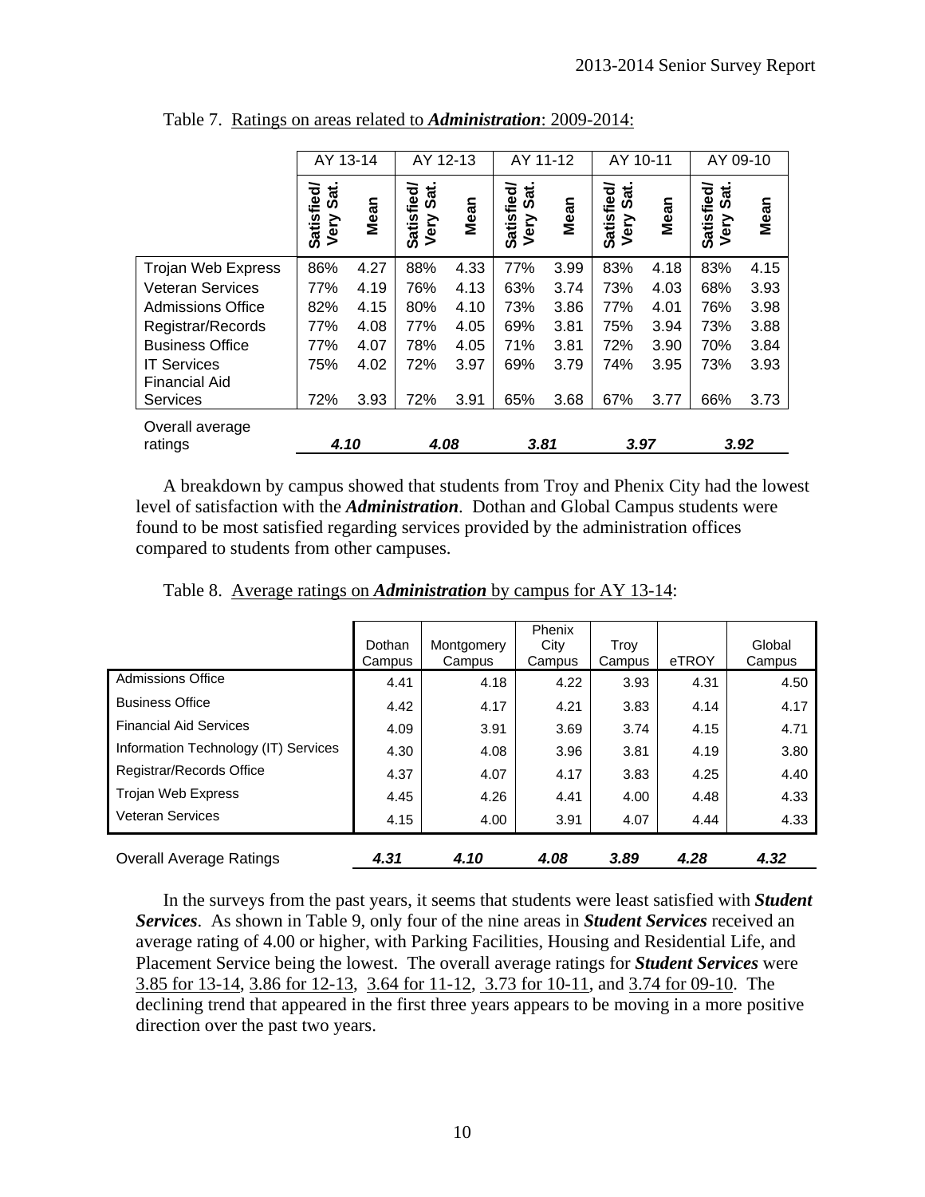Table 7. Ratings on areas related to ***Administration***: 2009-2014:

| | AY 13-14 | | AY 12-13 | | AY 11-12 | | AY 10-11 | | AY 09-10 | |
|---|---|---|---|---|---|---|---|---|---|---|
| | Satisfied/ Very Sat. | Mean | Satisfied/ Very Sat. | Mean | Satisfied/ Very Sat. | Mean | Satisfied/ Very Sat. | Mean | Satisfied/ Very Sat. | Mean |
| Trojan Web Express | 86% | 4.27 | 88% | 4.33 | 77% | 3.99 | 83% | 4.18 | 83% | 4.15 |
| Veteran Services | 77% | 4.19 | 76% | 4.13 | 63% | 3.74 | 73% | 4.03 | 68% | 3.93 |
| Admissions Office | 82% | 4.15 | 80% | 4.10 | 73% | 3.86 | 77% | 4.01 | 76% | 3.98 |
| Registrar/Records | 77% | 4.08 | 77% | 4.05 | 69% | 3.81 | 75% | 3.94 | 73% | 3.88 |
| Business Office | 77% | 4.07 | 78% | 4.05 | 71% | 3.81 | 72% | 3.90 | 70% | 3.84 |
| IT Services | 75% | 4.02 | 72% | 3.97 | 69% | 3.79 | 74% | 3.95 | 73% | 3.93 |
| Financial Aid Services | 72% | 3.93 | 72% | 3.91 | 65% | 3.68 | 67% | 3.77 | 66% | 3.73 |
| Overall average ratings | ***4.10*** | | ***4.08*** | | ***3.81*** | | ***3.97*** | | ***3.92*** | |

A breakdown by campus showed that students from Troy and Phenix City had the lowest level of satisfaction with the ***Administration***. Dothan and Global Campus students were found to be most satisfied regarding services provided by the administration offices compared to students from other campuses.

Table 8. Average ratings on ***Administration*** by campus for AY 13-14:

| | Dothan Campus | Montgomery Campus | Phenix City Campus | Troy Campus | eTROY | Global Campus |
|---|---|---|---|---|---|---|
| Admissions Office | 4.41 | 4.18 | 4.22 | 3.93 | 4.31 | 4.50 |
| Business Office | 4.42 | 4.17 | 4.21 | 3.83 | 4.14 | 4.17 |
| Financial Aid Services | 4.09 | 3.91 | 3.69 | 3.74 | 4.15 | 4.71 |
| Information Technology (IT) Services | 4.30 | 4.08 | 3.96 | 3.81 | 4.19 | 3.80 |
| Registrar/Records Office | 4.37 | 4.07 | 4.17 | 3.83 | 4.25 | 4.40 |
| Trojan Web Express | 4.45 | 4.26 | 4.41 | 4.00 | 4.48 | 4.33 |
| Veteran Services | 4.15 | 4.00 | 3.91 | 4.07 | 4.44 | 4.33 |
| Overall Average Ratings | ***4.31*** | ***4.10*** | ***4.08*** | ***3.89*** | ***4.28*** | ***4.32*** |

In the surveys from the past years, it seems that students were least satisfied with ***Student Services***. As shown in Table 9, only four of the nine areas in ***Student Services*** received an average rating of 4.00 or higher, with Parking Facilities, Housing and Residential Life, and Placement Service being the lowest. The overall average ratings for ***Student Services*** were 3.85 for 13-14, 3.86 for 12-13, 3.64 for 11-12, 3.73 for 10-11, and 3.74 for 09-10. The declining trend that appeared in the first three years appears to be moving in a more positive direction over the past two years.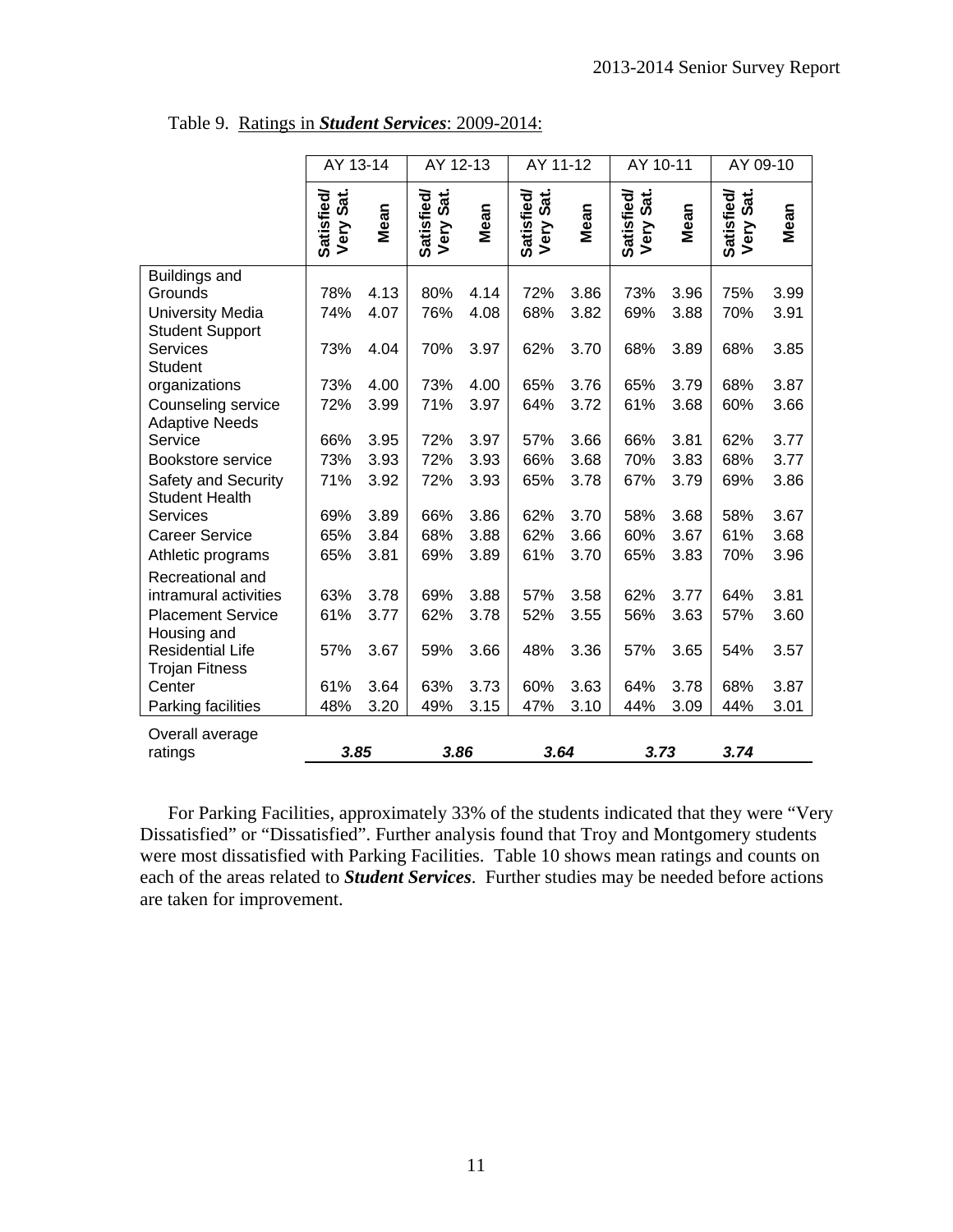Table 9. Ratings in ***Student Services***: 2009-2014:

| | AY 13-14 | | AY 12-13 | | AY 11-12 | | AY 10-11 | | AY 09-10 | |
|---|---|---|---|---|---|---|---|---|---|---|
| | **Satisfied/ Very Sat.** | **Mean** | **Satisfied/ Very Sat.** | **Mean** | **Satisfied/ Very Sat.** | **Mean** | **Satisfied/ Very Sat.** | **Mean** | **Satisfied/ Very Sat.** | **Mean** |
| Buildings and Grounds | 78% | 4.13 | 80% | 4.14 | 72% | 3.86 | 73% | 3.96 | 75% | 3.99 |
| University Media | 74% | 4.07 | 76% | 4.08 | 68% | 3.82 | 69% | 3.88 | 70% | 3.91 |
| Student Support Services | 73% | 4.04 | 70% | 3.97 | 62% | 3.70 | 68% | 3.89 | 68% | 3.85 |
| Student organizations | 73% | 4.00 | 73% | 4.00 | 65% | 3.76 | 65% | 3.79 | 68% | 3.87 |
| Counseling service | 72% | 3.99 | 71% | 3.97 | 64% | 3.72 | 61% | 3.68 | 60% | 3.66 |
| Adaptive Needs Service | 66% | 3.95 | 72% | 3.97 | 57% | 3.66 | 66% | 3.81 | 62% | 3.77 |
| Bookstore service | 73% | 3.93 | 72% | 3.93 | 66% | 3.68 | 70% | 3.83 | 68% | 3.77 |
| Safety and Security | 71% | 3.92 | 72% | 3.93 | 65% | 3.78 | 67% | 3.79 | 69% | 3.86 |
| Student Health Services | 69% | 3.89 | 66% | 3.86 | 62% | 3.70 | 58% | 3.68 | 58% | 3.67 |
| Career Service | 65% | 3.84 | 68% | 3.88 | 62% | 3.66 | 60% | 3.67 | 61% | 3.68 |
| Athletic programs | 65% | 3.81 | 69% | 3.89 | 61% | 3.70 | 65% | 3.83 | 70% | 3.96 |
| Recreational and intramural activities | 63% | 3.78 | 69% | 3.88 | 57% | 3.58 | 62% | 3.77 | 64% | 3.81 |
| Placement Service | 61% | 3.77 | 62% | 3.78 | 52% | 3.55 | 56% | 3.63 | 57% | 3.60 |
| Housing and Residential Life | 57% | 3.67 | 59% | 3.66 | 48% | 3.36 | 57% | 3.65 | 54% | 3.57 |
| Trojan Fitness Center | 61% | 3.64 | 63% | 3.73 | 60% | 3.63 | 64% | 3.78 | 68% | 3.87 |
| Parking facilities | 48% | 3.20 | 49% | 3.15 | 47% | 3.10 | 44% | 3.09 | 44% | 3.01 |
| Overall average ratings | ***3.85*** | | ***3.86*** | | ***3.64*** | | ***3.73*** | | ***3.74*** | |

For Parking Facilities, approximately 33% of the students indicated that they were "Very Dissatisfied" or "Dissatisfied". Further analysis found that Troy and Montgomery students were most dissatisfied with Parking Facilities. Table 10 shows mean ratings and counts on each of the areas related to ***Student Services***. Further studies may be needed before actions are taken for improvement.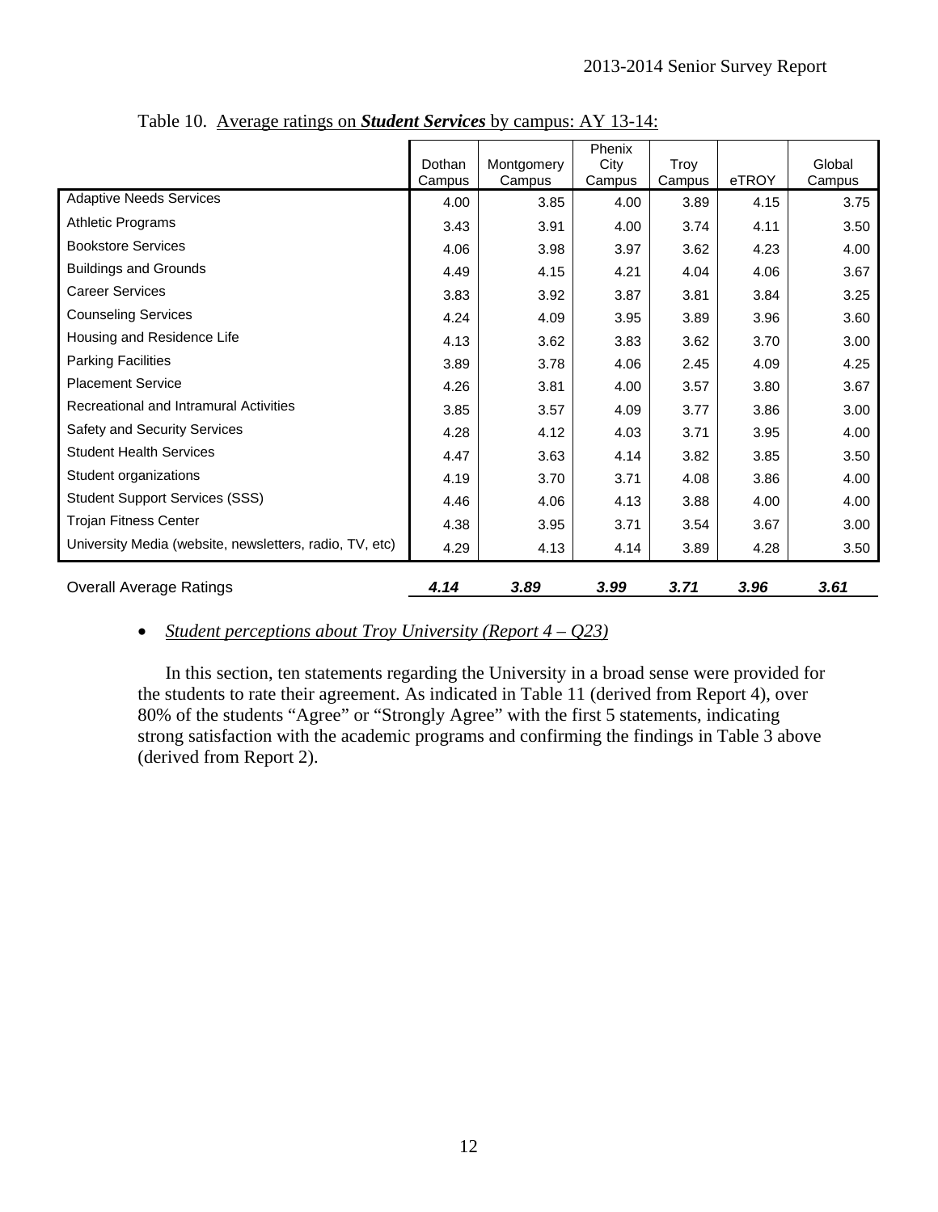Table 10. Average ratings on ***Student Services*** by campus: AY 13-14:

| | Dothan Campus | Montgomery Campus | Phenix City Campus | Troy Campus | eTROY | Global Campus |
|---|---|---|---|---|---|---|
| Adaptive Needs Services | 4.00 | 3.85 | 4.00 | 3.89 | 4.15 | 3.75 |
| Athletic Programs | 3.43 | 3.91 | 4.00 | 3.74 | 4.11 | 3.50 |
| Bookstore Services | 4.06 | 3.98 | 3.97 | 3.62 | 4.23 | 4.00 |
| Buildings and Grounds | 4.49 | 4.15 | 4.21 | 4.04 | 4.06 | 3.67 |
| Career Services | 3.83 | 3.92 | 3.87 | 3.81 | 3.84 | 3.25 |
| Counseling Services | 4.24 | 4.09 | 3.95 | 3.89 | 3.96 | 3.60 |
| Housing and Residence Life | 4.13 | 3.62 | 3.83 | 3.62 | 3.70 | 3.00 |
| Parking Facilities | 3.89 | 3.78 | 4.06 | 2.45 | 4.09 | 4.25 |
| Placement Service | 4.26 | 3.81 | 4.00 | 3.57 | 3.80 | 3.67 |
| Recreational and Intramural Activities | 3.85 | 3.57 | 4.09 | 3.77 | 3.86 | 3.00 |
| Safety and Security Services | 4.28 | 4.12 | 4.03 | 3.71 | 3.95 | 4.00 |
| Student Health Services | 4.47 | 3.63 | 4.14 | 3.82 | 3.85 | 3.50 |
| Student organizations | 4.19 | 3.70 | 3.71 | 4.08 | 3.86 | 4.00 |
| Student Support Services (SSS) | 4.46 | 4.06 | 4.13 | 3.88 | 4.00 | 4.00 |
| Trojan Fitness Center | 4.38 | 3.95 | 3.71 | 3.54 | 3.67 | 3.00 |
| University Media (website, newsletters, radio, TV, etc) | 4.29 | 4.13 | 4.14 | 3.89 | 4.28 | 3.50 |
| Overall Average Ratings | ***4.14*** | ***3.89*** | ***3.99*** | ***3.71*** | ***3.96*** | ***3.61*** |

- *Student perceptions about Troy University (Report 4 – Q23)*

In this section, ten statements regarding the University in a broad sense were provided for the students to rate their agreement. As indicated in Table 11 (derived from Report 4), over 80% of the students "Agree" or "Strongly Agree" with the first 5 statements, indicating strong satisfaction with the academic programs and confirming the findings in Table 3 above (derived from Report 2).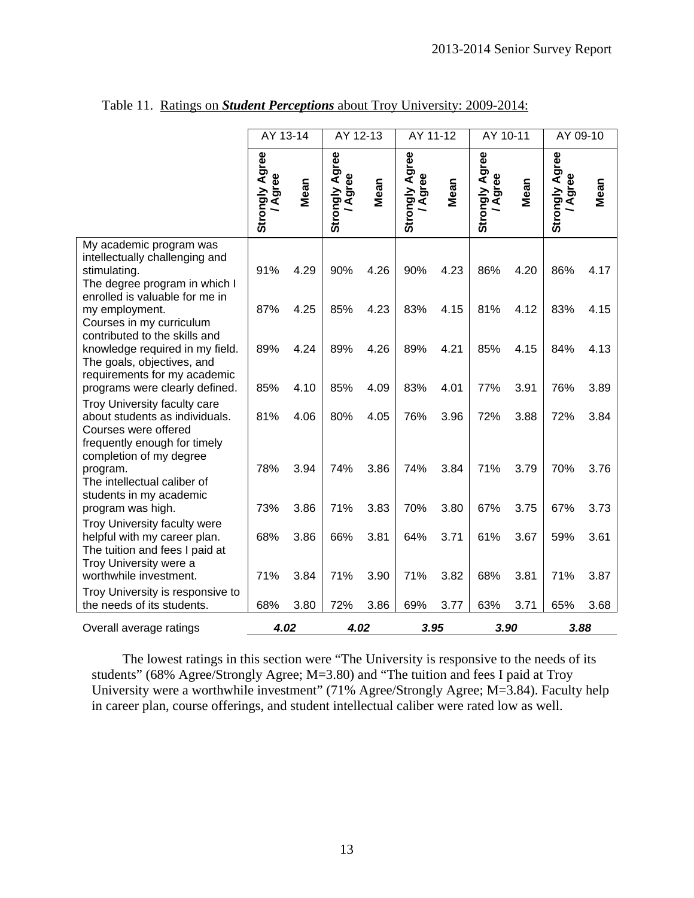Table 11. Ratings on ***Student Perceptions*** about Troy University: 2009-2014:

| | AY 13-14 | | AY 12-13 | | AY 11-12 | | AY 10-11 | | AY 09-10 | |
|---|---|---|---|---|---|---|---|---|---|---|
| | Strongly Agree / Agree | Mean | Strongly Agree / Agree | Mean | Strongly Agree / Agree | Mean | Strongly Agree / Agree | Mean | Strongly Agree / Agree | Mean |
| My academic program was intellectually challenging and stimulating. | 91% | 4.29 | 90% | 4.26 | 90% | 4.23 | 86% | 4.20 | 86% | 4.17 |
| The degree program in which I enrolled is valuable for me in my employment. | 87% | 4.25 | 85% | 4.23 | 83% | 4.15 | 81% | 4.12 | 83% | 4.15 |
| Courses in my curriculum contributed to the skills and knowledge required in my field. | 89% | 4.24 | 89% | 4.26 | 89% | 4.21 | 85% | 4.15 | 84% | 4.13 |
| The goals, objectives, and requirements for my academic programs were clearly defined. | 85% | 4.10 | 85% | 4.09 | 83% | 4.01 | 77% | 3.91 | 76% | 3.89 |
| Troy University faculty care about students as individuals. | 81% | 4.06 | 80% | 4.05 | 76% | 3.96 | 72% | 3.88 | 72% | 3.84 |
| Courses were offered frequently enough for timely completion of my degree program. | 78% | 3.94 | 74% | 3.86 | 74% | 3.84 | 71% | 3.79 | 70% | 3.76 |
| The intellectual caliber of students in my academic program was high. | 73% | 3.86 | 71% | 3.83 | 70% | 3.80 | 67% | 3.75 | 67% | 3.73 |
| Troy University faculty were helpful with my career plan. | 68% | 3.86 | 66% | 3.81 | 64% | 3.71 | 61% | 3.67 | 59% | 3.61 |
| The tuition and fees I paid at Troy University were a worthwhile investment. | 71% | 3.84 | 71% | 3.90 | 71% | 3.82 | 68% | 3.81 | 71% | 3.87 |
| Troy University is responsive to the needs of its students. | 68% | 3.80 | 72% | 3.86 | 69% | 3.77 | 63% | 3.71 | 65% | 3.68 |
| Overall average ratings | ***4.02*** | | ***4.02*** | | ***3.95*** | | ***3.90*** | | ***3.88*** | |

The lowest ratings in this section were "The University is responsive to the needs of its students" (68% Agree/Strongly Agree; M=3.80) and "The tuition and fees I paid at Troy University were a worthwhile investment" (71% Agree/Strongly Agree; M=3.84). Faculty help in career plan, course offerings, and student intellectual caliber were rated low as well.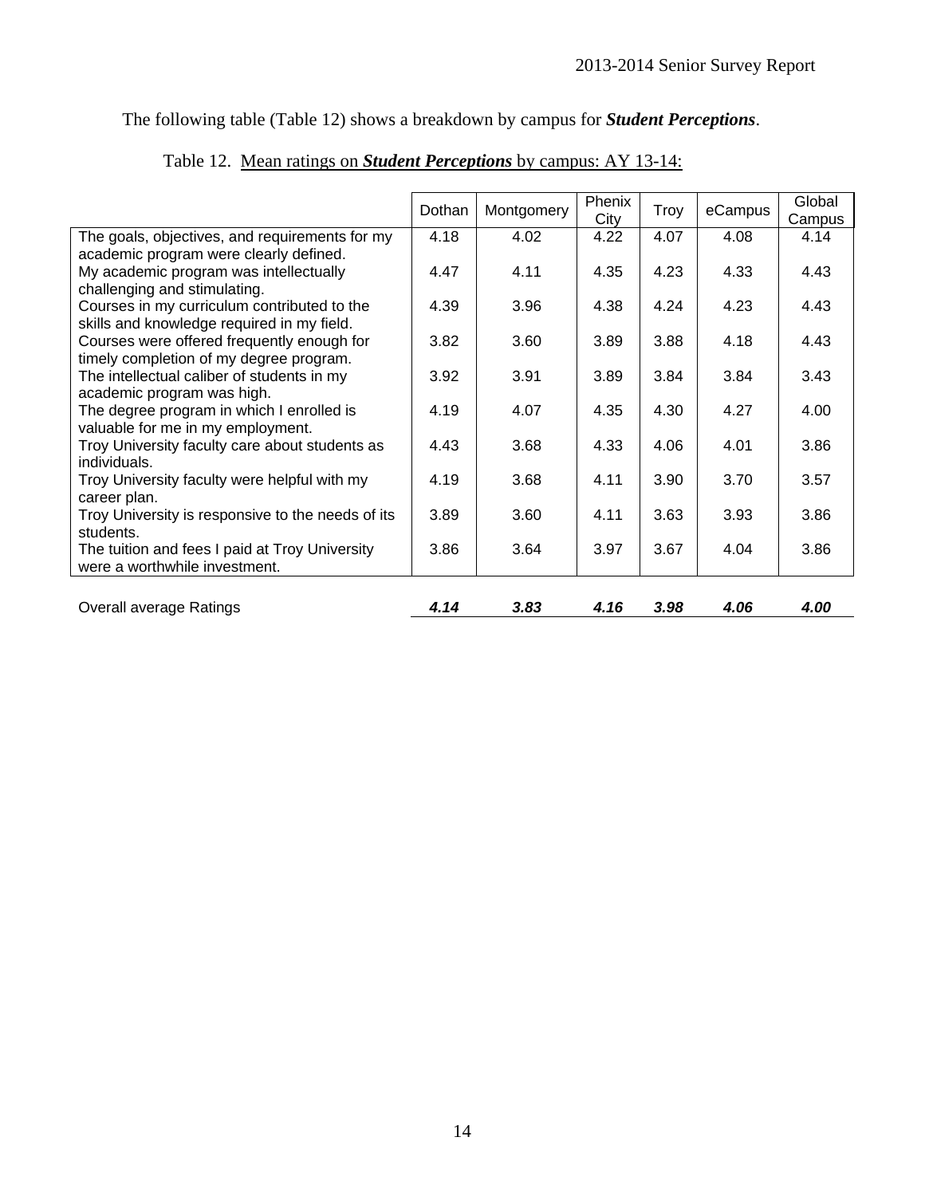The following table (Table 12) shows a breakdown by campus for ***Student Perceptions***.

Table 12. Mean ratings on ***Student Perceptions*** by campus: AY 13-14:

| | Dothan | Montgomery | Phenix City | Troy | eCampus | Global Campus |
|---|---|---|---|---|---|---|
| The goals, objectives, and requirements for my academic program were clearly defined. | 4.18 | 4.02 | 4.22 | 4.07 | 4.08 | 4.14 |
| My academic program was intellectually challenging and stimulating. | 4.47 | 4.11 | 4.35 | 4.23 | 4.33 | 4.43 |
| Courses in my curriculum contributed to the skills and knowledge required in my field. | 4.39 | 3.96 | 4.38 | 4.24 | 4.23 | 4.43 |
| Courses were offered frequently enough for timely completion of my degree program. | 3.82 | 3.60 | 3.89 | 3.88 | 4.18 | 4.43 |
| The intellectual caliber of students in my academic program was high. | 3.92 | 3.91 | 3.89 | 3.84 | 3.84 | 3.43 |
| The degree program in which I enrolled is valuable for me in my employment. | 4.19 | 4.07 | 4.35 | 4.30 | 4.27 | 4.00 |
| Troy University faculty care about students as individuals. | 4.43 | 3.68 | 4.33 | 4.06 | 4.01 | 3.86 |
| Troy University faculty were helpful with my career plan. | 4.19 | 3.68 | 4.11 | 3.90 | 3.70 | 3.57 |
| Troy University is responsive to the needs of its students. | 3.89 | 3.60 | 4.11 | 3.63 | 3.93 | 3.86 |
| The tuition and fees I paid at Troy University were a worthwhile investment. | 3.86 | 3.64 | 3.97 | 3.67 | 4.04 | 3.86 |
| Overall average Ratings | ***4.14*** | ***3.83*** | ***4.16*** | ***3.98*** | ***4.06*** | ***4.00*** |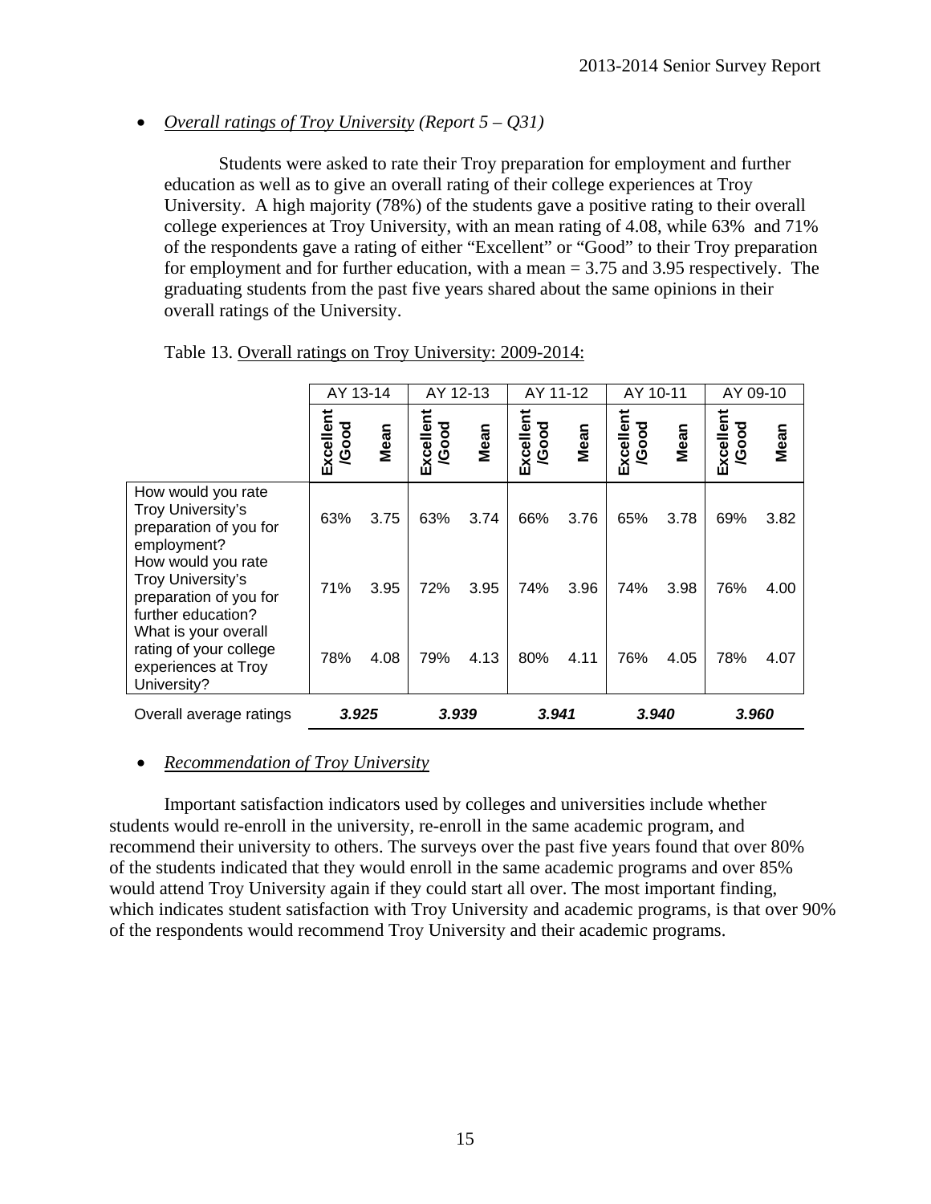- *Overall ratings of Troy University (Report 5 – Q31)*

Students were asked to rate their Troy preparation for employment and further education as well as to give an overall rating of their college experiences at Troy University. A high majority (78%) of the students gave a positive rating to their overall college experiences at Troy University, with an mean rating of 4.08, while 63% and 71% of the respondents gave a rating of either "Excellent" or "Good" to their Troy preparation for employment and for further education, with a mean = 3.75 and 3.95 respectively. The graduating students from the past five years shared about the same opinions in their overall ratings of the University.

Table 13. Overall ratings on Troy University: 2009-2014:

| | AY 13-14 | | AY 12-13 | | AY 11-12 | | AY 10-11 | | AY 09-10 | |
|---|---|---|---|---|---|---|---|---|---|---|
| | **Excellent /Good** | **Mean** | **Excellent /Good** | **Mean** | **Excellent /Good** | **Mean** | **Excellent /Good** | **Mean** | **Excellent /Good** | **Mean** |
| How would you rate Troy University's preparation of you for employment? | 63% | 3.75 | 63% | 3.74 | 66% | 3.76 | 65% | 3.78 | 69% | 3.82 |
| How would you rate Troy University's preparation of you for further education? | 71% | 3.95 | 72% | 3.95 | 74% | 3.96 | 74% | 3.98 | 76% | 4.00 |
| What is your overall rating of your college experiences at Troy University? | 78% | 4.08 | 79% | 4.13 | 80% | 4.11 | 76% | 4.05 | 78% | 4.07 |
| Overall average ratings | ***3.925*** | | ***3.939*** | | ***3.941*** | | ***3.940*** | | ***3.960*** | |

- *Recommendation of Troy University*

Important satisfaction indicators used by colleges and universities include whether students would re-enroll in the university, re-enroll in the same academic program, and recommend their university to others. The surveys over the past five years found that over 80% of the students indicated that they would enroll in the same academic programs and over 85% would attend Troy University again if they could start all over. The most important finding, which indicates student satisfaction with Troy University and academic programs, is that over 90% of the respondents would recommend Troy University and their academic programs.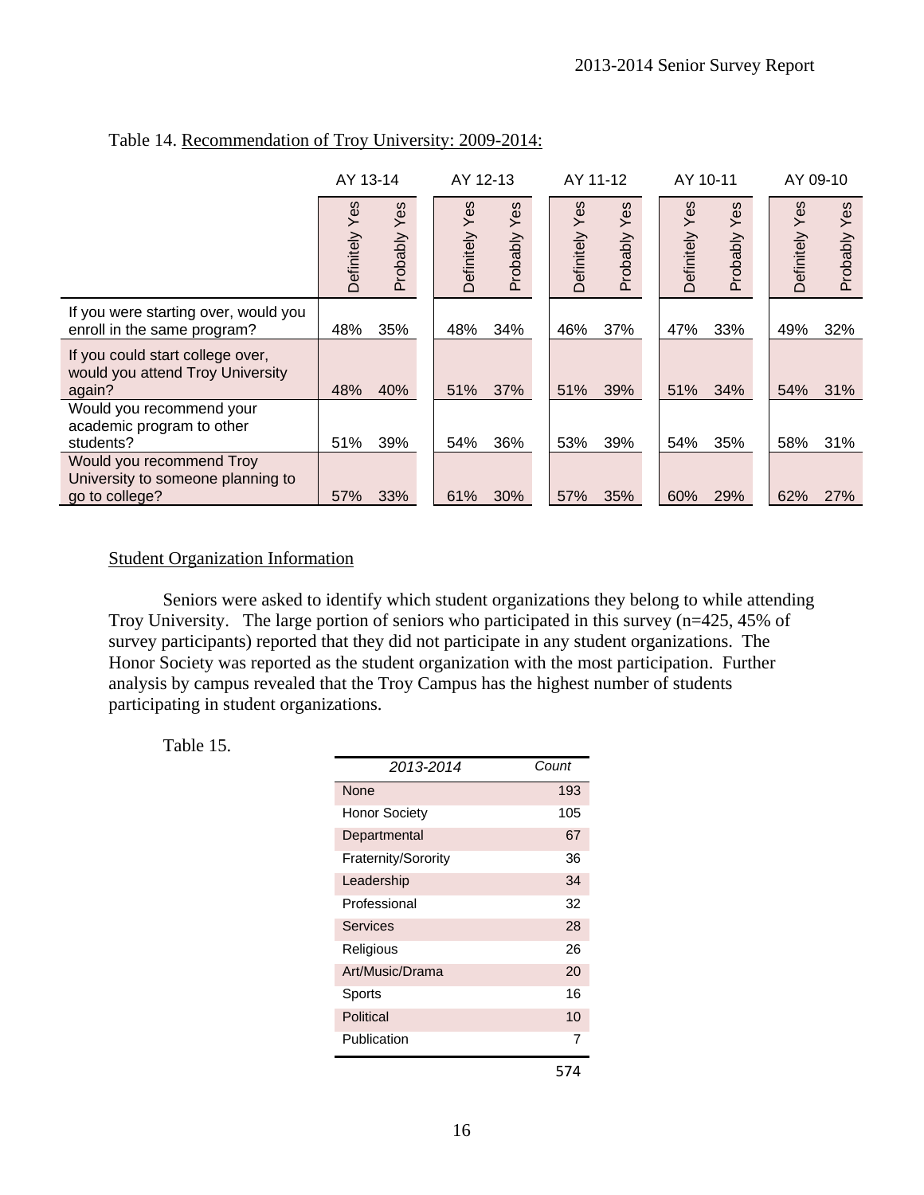Table 14. Recommendation of Troy University: 2009-2014:

| | AY 13-14 | | AY 12-13 | | AY 11-12 | | AY 10-11 | | AY 09-10 | |
|---|---|---|---|---|---|---|---|---|---|---|
| | Definitely Yes | Probably Yes | Definitely Yes | Probably Yes | Definitely Yes | Probably Yes | Definitely Yes | Probably Yes | Definitely Yes | Probably Yes |
| If you were starting over, would you enroll in the same program? | 48% | 35% | 48% | 34% | 46% | 37% | 47% | 33% | 49% | 32% |
| If you could start college over, would you attend Troy University again? | 48% | 40% | 51% | 37% | 51% | 39% | 51% | 34% | 54% | 31% |
| Would you recommend your academic program to other students? | 51% | 39% | 54% | 36% | 53% | 39% | 54% | 35% | 58% | 31% |
| Would you recommend Troy University to someone planning to go to college? | 57% | 33% | 61% | 30% | 57% | 35% | 60% | 29% | 62% | 27% |

Student Organization Information

Seniors were asked to identify which student organizations they belong to while attending Troy University. The large portion of seniors who participated in this survey (n=425, 45% of survey participants) reported that they did not participate in any student organizations. The Honor Society was reported as the student organization with the most participation. Further analysis by campus revealed that the Troy Campus has the highest number of students participating in student organizations.

Table 15.

| *2013-2014* | *Count* |
|---|---|
| None | 193 |
| Honor Society | 105 |
| Departmental | 67 |
| Fraternity/Sorority | 36 |
| Leadership | 34 |
| Professional | 32 |
| Services | 28 |
| Religious | 26 |
| Art/Music/Drama | 20 |
| Sports | 16 |
| Political | 10 |
| Publication | 7 |
| | 574 |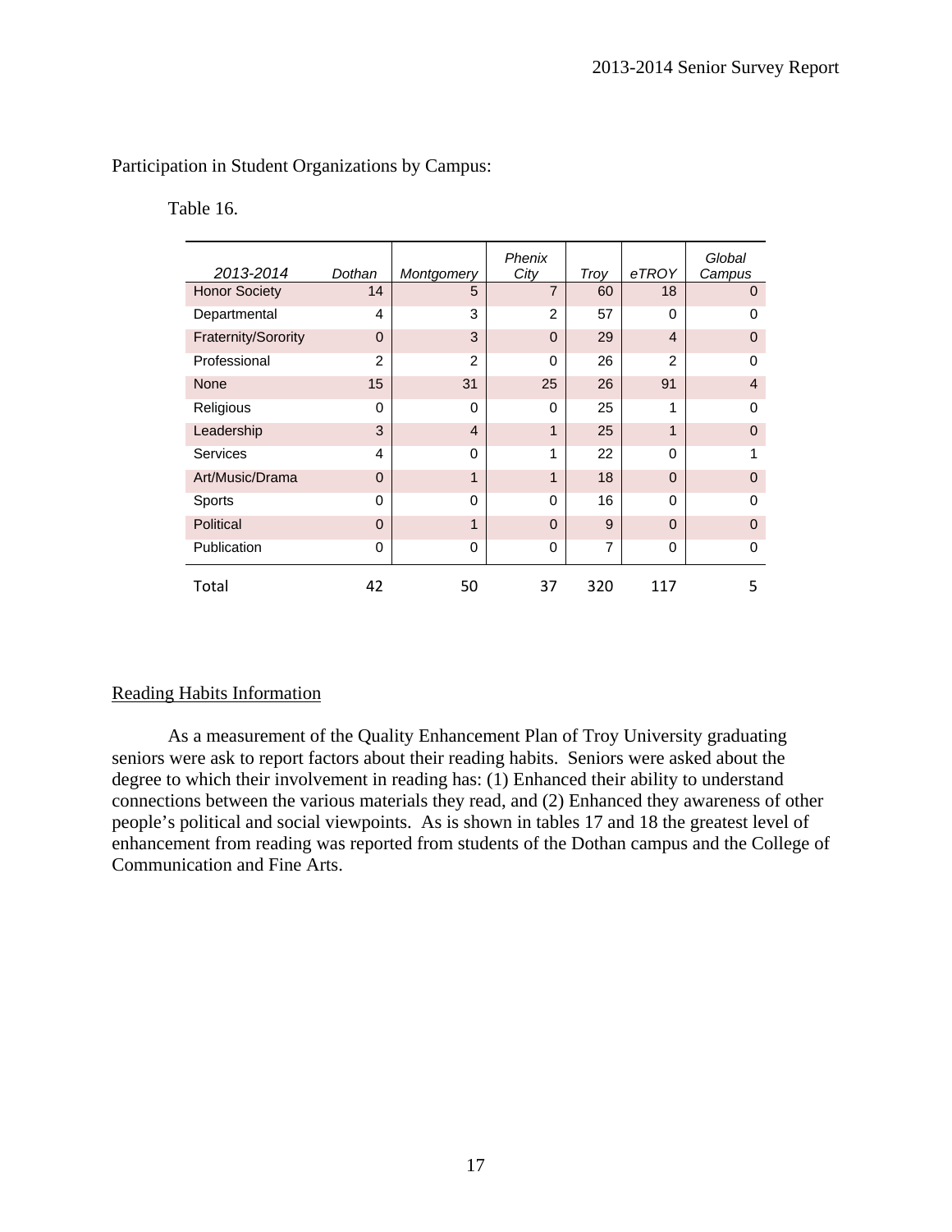Participation in Student Organizations by Campus:

Table 16.

| *2013-2014* | *Dothan* | *Montgomery* | *Phenix City* | *Troy* | *eTROY* | *Global Campus* |
|---|---|---|---|---|---|---|
| Honor Society | 14 | 5 | 7 | 60 | 18 | 0 |
| Departmental | 4 | 3 | 2 | 57 | 0 | 0 |
| Fraternity/Sorority | 0 | 3 | 0 | 29 | 4 | 0 |
| Professional | 2 | 2 | 0 | 26 | 2 | 0 |
| None | 15 | 31 | 25 | 26 | 91 | 4 |
| Religious | 0 | 0 | 0 | 25 | 1 | 0 |
| Leadership | 3 | 4 | 1 | 25 | 1 | 0 |
| Services | 4 | 0 | 1 | 22 | 0 | 1 |
| Art/Music/Drama | 0 | 1 | 1 | 18 | 0 | 0 |
| Sports | 0 | 0 | 0 | 16 | 0 | 0 |
| Political | 0 | 1 | 0 | 9 | 0 | 0 |
| Publication | 0 | 0 | 0 | 7 | 0 | 0 |
| Total | 42 | 50 | 37 | 320 | 117 | 5 |

## Reading Habits Information

As a measurement of the Quality Enhancement Plan of Troy University graduating seniors were ask to report factors about their reading habits. Seniors were asked about the degree to which their involvement in reading has: (1) Enhanced their ability to understand connections between the various materials they read, and (2) Enhanced they awareness of other people's political and social viewpoints. As is shown in tables 17 and 18 the greatest level of enhancement from reading was reported from students of the Dothan campus and the College of Communication and Fine Arts.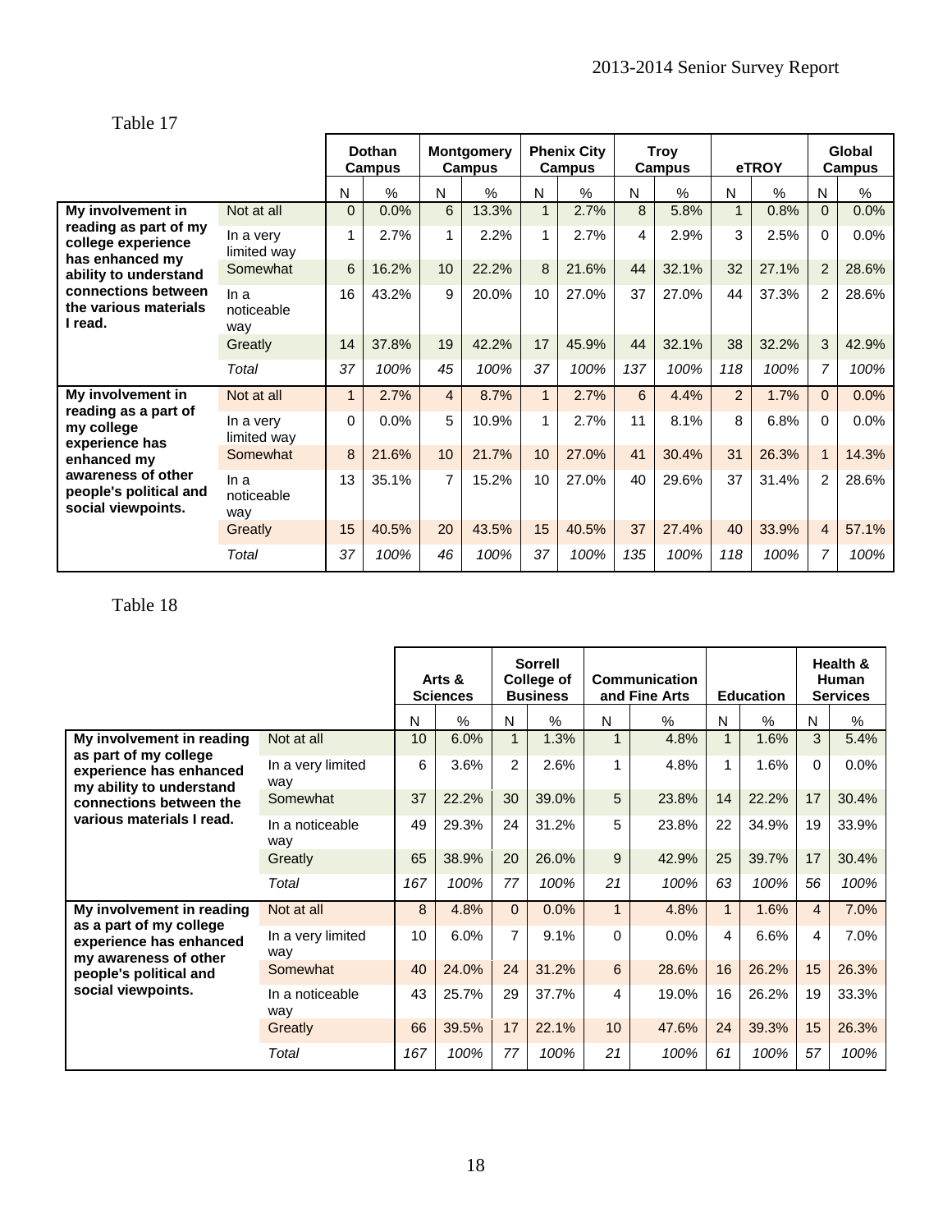Table 17

| | | Dothan Campus | | Montgomery Campus | | Phenix City Campus | | Troy Campus | | eTROY | | Global Campus | |
|---|---|---|---|---|---|---|---|---|---|---|---|---|---|
| | | N | % | N | % | N | % | N | % | N | % | N | % |
| **My involvement in reading as part of my college experience has enhanced my ability to understand connections between the various materials I read.** | Not at all | 0 | 0.0% | 6 | 13.3% | 1 | 2.7% | 8 | 5.8% | 1 | 0.8% | 0 | 0.0% |
| | In a very limited way | 1 | 2.7% | 1 | 2.2% | 1 | 2.7% | 4 | 2.9% | 3 | 2.5% | 0 | 0.0% |
| | Somewhat | 6 | 16.2% | 10 | 22.2% | 8 | 21.6% | 44 | 32.1% | 32 | 27.1% | 2 | 28.6% |
| | In a noticeable way | 16 | 43.2% | 9 | 20.0% | 10 | 27.0% | 37 | 27.0% | 44 | 37.3% | 2 | 28.6% |
| | Greatly | 14 | 37.8% | 19 | 42.2% | 17 | 45.9% | 44 | 32.1% | 38 | 32.2% | 3 | 42.9% |
| | *Total* | *37* | *100%* | *45* | *100%* | *37* | *100%* | *137* | *100%* | *118* | *100%* | *7* | *100%* |
| **My involvement in reading as a part of my college experience has enhanced my awareness of other people's political and social viewpoints.** | Not at all | 1 | 2.7% | 4 | 8.7% | 1 | 2.7% | 6 | 4.4% | 2 | 1.7% | 0 | 0.0% |
| | In a very limited way | 0 | 0.0% | 5 | 10.9% | 1 | 2.7% | 11 | 8.1% | 8 | 6.8% | 0 | 0.0% |
| | Somewhat | 8 | 21.6% | 10 | 21.7% | 10 | 27.0% | 41 | 30.4% | 31 | 26.3% | 1 | 14.3% |
| | In a noticeable way | 13 | 35.1% | 7 | 15.2% | 10 | 27.0% | 40 | 29.6% | 37 | 31.4% | 2 | 28.6% |
| | Greatly | 15 | 40.5% | 20 | 43.5% | 15 | 40.5% | 37 | 27.4% | 40 | 33.9% | 4 | 57.1% |
| | *Total* | *37* | *100%* | *46* | *100%* | *37* | *100%* | *135* | *100%* | *118* | *100%* | *7* | *100%* |

Table 18

| | | Arts & Sciences | | Sorrell College of Business | | Communication and Fine Arts | | Education | | Health & Human Services | |
|---|---|---|---|---|---|---|---|---|---|---|---|
| | | N | % | N | % | N | % | N | % | N | % |
| **My involvement in reading as part of my college experience has enhanced my ability to understand connections between the various materials I read.** | Not at all | 10 | 6.0% | 1 | 1.3% | 1 | 4.8% | 1 | 1.6% | 3 | 5.4% |
| | In a very limited way | 6 | 3.6% | 2 | 2.6% | 1 | 4.8% | 1 | 1.6% | 0 | 0.0% |
| | Somewhat | 37 | 22.2% | 30 | 39.0% | 5 | 23.8% | 14 | 22.2% | 17 | 30.4% |
| | In a noticeable way | 49 | 29.3% | 24 | 31.2% | 5 | 23.8% | 22 | 34.9% | 19 | 33.9% |
| | Greatly | 65 | 38.9% | 20 | 26.0% | 9 | 42.9% | 25 | 39.7% | 17 | 30.4% |
| | *Total* | *167* | *100%* | *77* | *100%* | *21* | *100%* | *63* | *100%* | *56* | *100%* |
| **My involvement in reading as a part of my college experience has enhanced my awareness of other people's political and social viewpoints.** | Not at all | 8 | 4.8% | 0 | 0.0% | 1 | 4.8% | 1 | 1.6% | 4 | 7.0% |
| | In a very limited way | 10 | 6.0% | 7 | 9.1% | 0 | 0.0% | 4 | 6.6% | 4 | 7.0% |
| | Somewhat | 40 | 24.0% | 24 | 31.2% | 6 | 28.6% | 16 | 26.2% | 15 | 26.3% |
| | In a noticeable way | 43 | 25.7% | 29 | 37.7% | 4 | 19.0% | 16 | 26.2% | 19 | 33.3% |
| | Greatly | 66 | 39.5% | 17 | 22.1% | 10 | 47.6% | 24 | 39.3% | 15 | 26.3% |
| | *Total* | *167* | *100%* | *77* | *100%* | *21* | *100%* | *61* | *100%* | *57* | *100%* |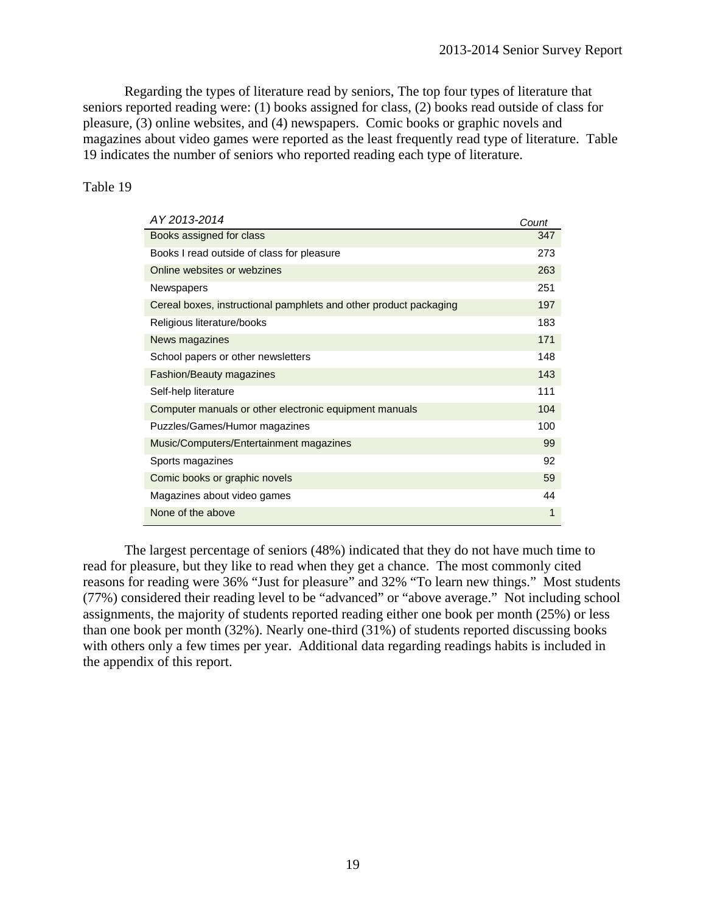Regarding the types of literature read by seniors, The top four types of literature that seniors reported reading were: (1) books assigned for class, (2) books read outside of class for pleasure, (3) online websites, and (4) newspapers. Comic books or graphic novels and magazines about video games were reported as the least frequently read type of literature. Table 19 indicates the number of seniors who reported reading each type of literature.

Table 19

| *AY 2013-2014* | *Count* |
|---|---|
| Books assigned for class | 347 |
| Books I read outside of class for pleasure | 273 |
| Online websites or webzines | 263 |
| Newspapers | 251 |
| Cereal boxes, instructional pamphlets and other product packaging | 197 |
| Religious literature/books | 183 |
| News magazines | 171 |
| School papers or other newsletters | 148 |
| Fashion/Beauty magazines | 143 |
| Self-help literature | 111 |
| Computer manuals or other electronic equipment manuals | 104 |
| Puzzles/Games/Humor magazines | 100 |
| Music/Computers/Entertainment magazines | 99 |
| Sports magazines | 92 |
| Comic books or graphic novels | 59 |
| Magazines about video games | 44 |
| None of the above | 1 |

The largest percentage of seniors (48%) indicated that they do not have much time to read for pleasure, but they like to read when they get a chance. The most commonly cited reasons for reading were 36% "Just for pleasure" and 32% "To learn new things." Most students (77%) considered their reading level to be "advanced" or "above average." Not including school assignments, the majority of students reported reading either one book per month (25%) or less than one book per month (32%). Nearly one-third (31%) of students reported discussing books with others only a few times per year. Additional data regarding readings habits is included in the appendix of this report.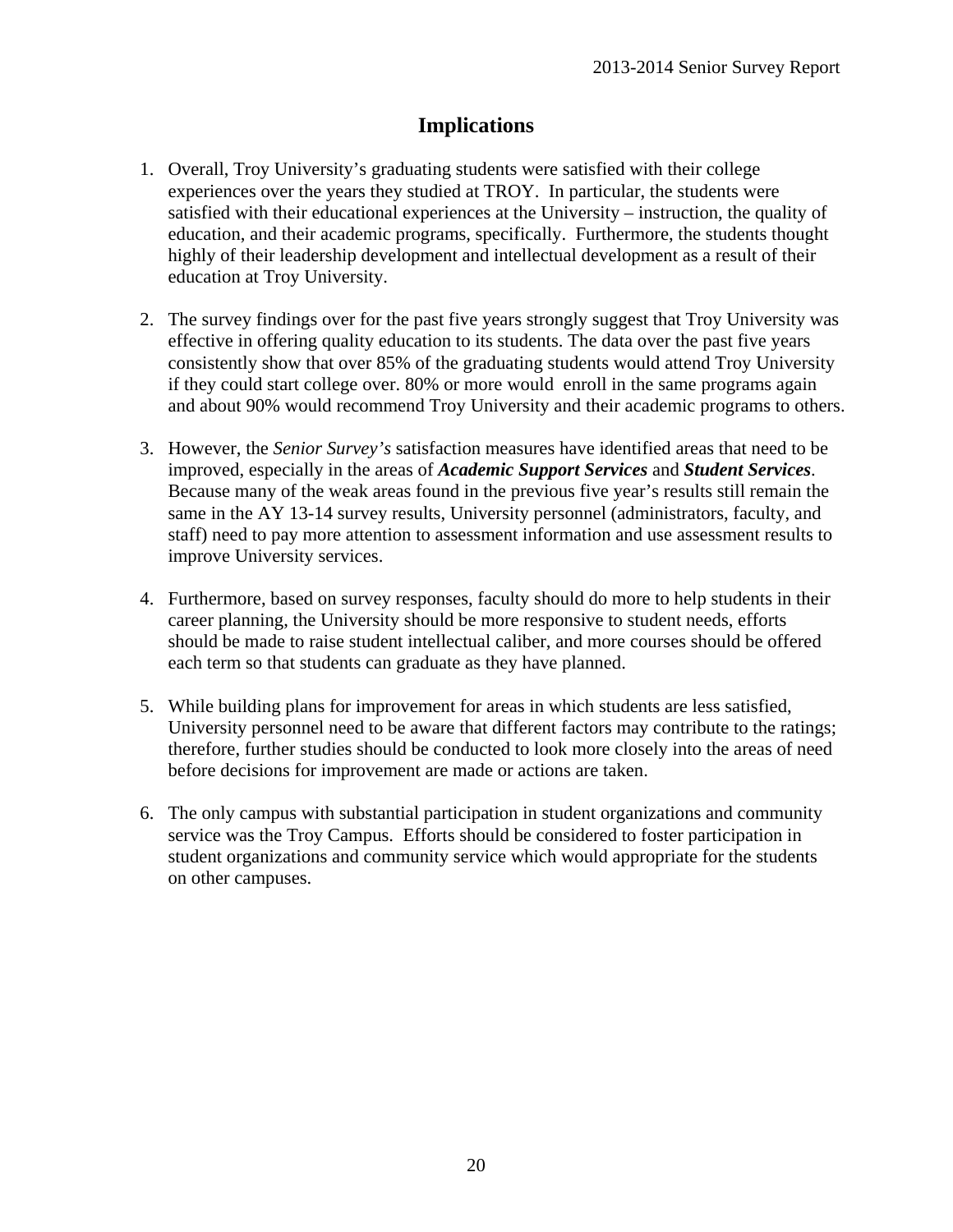# Implications

1. Overall, Troy University's graduating students were satisfied with their college experiences over the years they studied at TROY. In particular, the students were satisfied with their educational experiences at the University – instruction, the quality of education, and their academic programs, specifically. Furthermore, the students thought highly of their leadership development and intellectual development as a result of their education at Troy University.

2. The survey findings over for the past five years strongly suggest that Troy University was effective in offering quality education to its students. The data over the past five years consistently show that over 85% of the graduating students would attend Troy University if they could start college over. 80% or more would enroll in the same programs again and about 90% would recommend Troy University and their academic programs to others.

3. However, the *Senior Survey's* satisfaction measures have identified areas that need to be improved, especially in the areas of ***Academic Support Services*** and ***Student Services***. Because many of the weak areas found in the previous five year's results still remain the same in the AY 13-14 survey results, University personnel (administrators, faculty, and staff) need to pay more attention to assessment information and use assessment results to improve University services.

4. Furthermore, based on survey responses, faculty should do more to help students in their career planning, the University should be more responsive to student needs, efforts should be made to raise student intellectual caliber, and more courses should be offered each term so that students can graduate as they have planned.

5. While building plans for improvement for areas in which students are less satisfied, University personnel need to be aware that different factors may contribute to the ratings; therefore, further studies should be conducted to look more closely into the areas of need before decisions for improvement are made or actions are taken.

6. The only campus with substantial participation in student organizations and community service was the Troy Campus. Efforts should be considered to foster participation in student organizations and community service which would appropriate for the students on other campuses.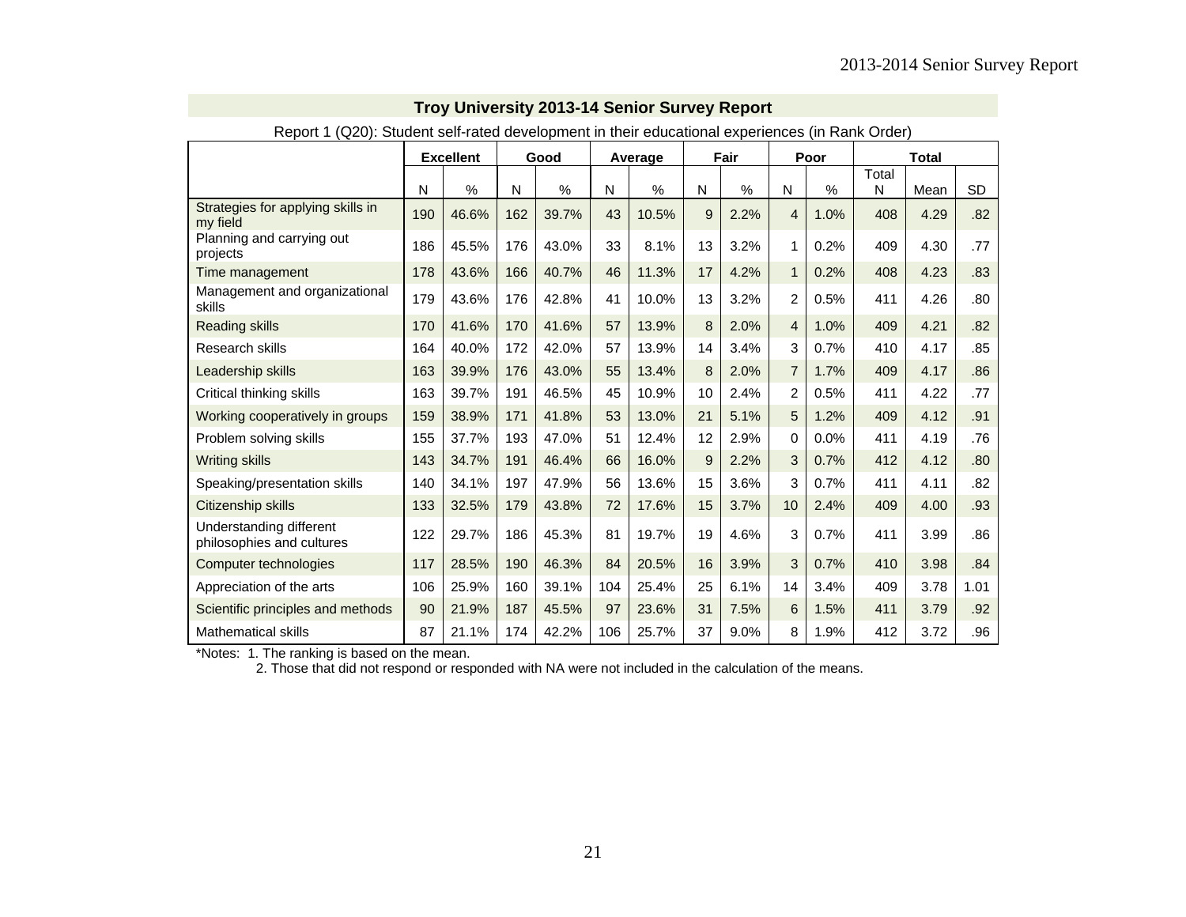## Troy University 2013-14 Senior Survey Report

Report 1 (Q20): Student self-rated development in their educational experiences (in Rank Order)

| | Excellent | | Good | | Average | | Fair | | Poor | | Total | | |
|---|---|---|---|---|---|---|---|---|---|---|---|---|---|
| | N | % | N | % | N | % | N | % | N | % | Total N | Mean | SD |
| Strategies for applying skills in my field | 190 | 46.6% | 162 | 39.7% | 43 | 10.5% | 9 | 2.2% | 4 | 1.0% | 408 | 4.29 | .82 |
| Planning and carrying out projects | 186 | 45.5% | 176 | 43.0% | 33 | 8.1% | 13 | 3.2% | 1 | 0.2% | 409 | 4.30 | .77 |
| Time management | 178 | 43.6% | 166 | 40.7% | 46 | 11.3% | 17 | 4.2% | 1 | 0.2% | 408 | 4.23 | .83 |
| Management and organizational skills | 179 | 43.6% | 176 | 42.8% | 41 | 10.0% | 13 | 3.2% | 2 | 0.5% | 411 | 4.26 | .80 |
| Reading skills | 170 | 41.6% | 170 | 41.6% | 57 | 13.9% | 8 | 2.0% | 4 | 1.0% | 409 | 4.21 | .82 |
| Research skills | 164 | 40.0% | 172 | 42.0% | 57 | 13.9% | 14 | 3.4% | 3 | 0.7% | 410 | 4.17 | .85 |
| Leadership skills | 163 | 39.9% | 176 | 43.0% | 55 | 13.4% | 8 | 2.0% | 7 | 1.7% | 409 | 4.17 | .86 |
| Critical thinking skills | 163 | 39.7% | 191 | 46.5% | 45 | 10.9% | 10 | 2.4% | 2 | 0.5% | 411 | 4.22 | .77 |
| Working cooperatively in groups | 159 | 38.9% | 171 | 41.8% | 53 | 13.0% | 21 | 5.1% | 5 | 1.2% | 409 | 4.12 | .91 |
| Problem solving skills | 155 | 37.7% | 193 | 47.0% | 51 | 12.4% | 12 | 2.9% | 0 | 0.0% | 411 | 4.19 | .76 |
| Writing skills | 143 | 34.7% | 191 | 46.4% | 66 | 16.0% | 9 | 2.2% | 3 | 0.7% | 412 | 4.12 | .80 |
| Speaking/presentation skills | 140 | 34.1% | 197 | 47.9% | 56 | 13.6% | 15 | 3.6% | 3 | 0.7% | 411 | 4.11 | .82 |
| Citizenship skills | 133 | 32.5% | 179 | 43.8% | 72 | 17.6% | 15 | 3.7% | 10 | 2.4% | 409 | 4.00 | .93 |
| Understanding different philosophies and cultures | 122 | 29.7% | 186 | 45.3% | 81 | 19.7% | 19 | 4.6% | 3 | 0.7% | 411 | 3.99 | .86 |
| Computer technologies | 117 | 28.5% | 190 | 46.3% | 84 | 20.5% | 16 | 3.9% | 3 | 0.7% | 410 | 3.98 | .84 |
| Appreciation of the arts | 106 | 25.9% | 160 | 39.1% | 104 | 25.4% | 25 | 6.1% | 14 | 3.4% | 409 | 3.78 | 1.01 |
| Scientific principles and methods | 90 | 21.9% | 187 | 45.5% | 97 | 23.6% | 31 | 7.5% | 6 | 1.5% | 411 | 3.79 | .92 |
| Mathematical skills | 87 | 21.1% | 174 | 42.2% | 106 | 25.7% | 37 | 9.0% | 8 | 1.9% | 412 | 3.72 | .96 |

*Notes: 1. The ranking is based on the mean.
2. Those that did not respond or responded with NA were not included in the calculation of the means.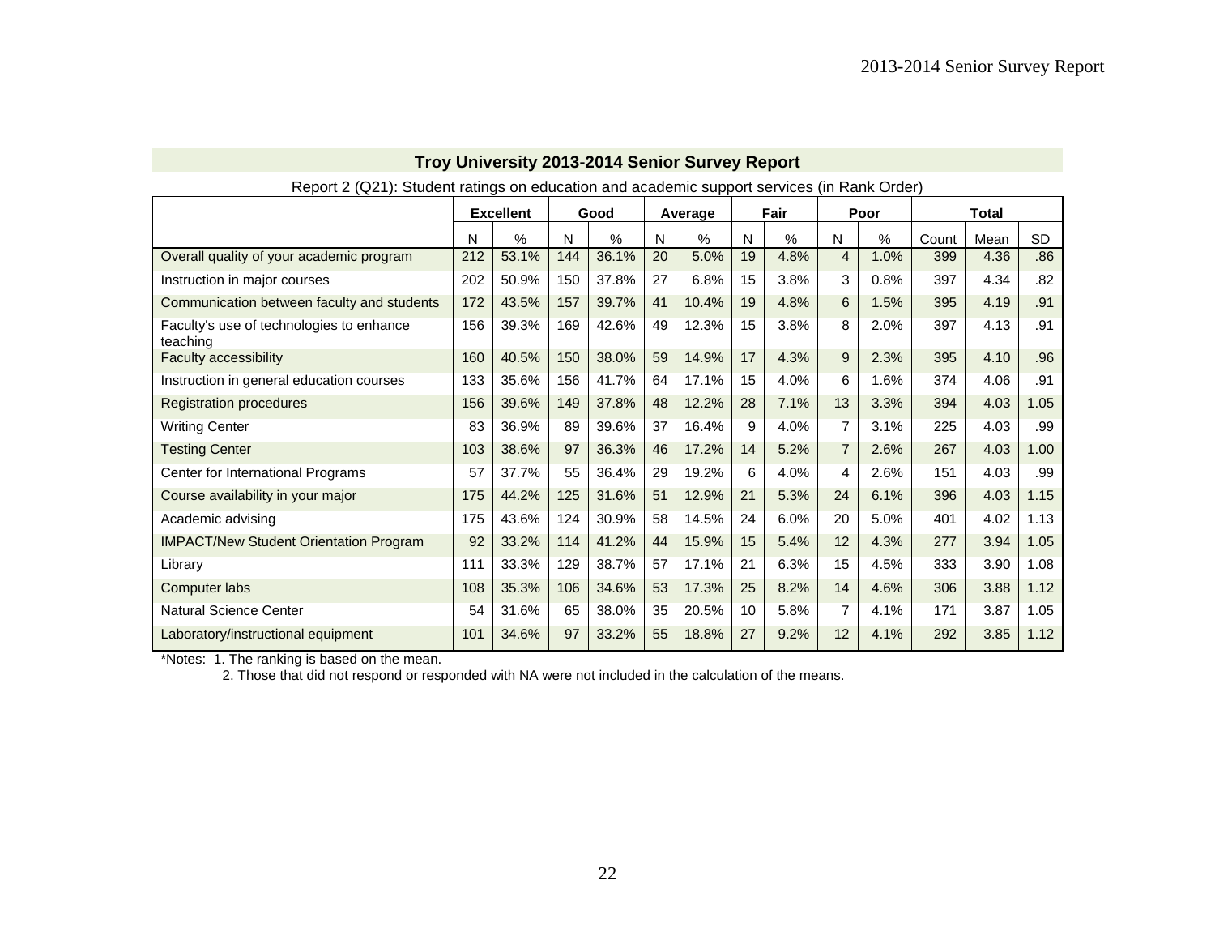## Troy University 2013-2014 Senior Survey Report

Report 2 (Q21): Student ratings on education and academic support services (in Rank Order)

| | Excellent | | Good | | Average | | Fair | | Poor | | Total | | |
|---|---|---|---|---|---|---|---|---|---|---|---|---|---|
| | N | % | N | % | N | % | N | % | N | % | Count | Mean | SD |
| Overall quality of your academic program | 212 | 53.1% | 144 | 36.1% | 20 | 5.0% | 19 | 4.8% | 4 | 1.0% | 399 | 4.36 | .86 |
| Instruction in major courses | 202 | 50.9% | 150 | 37.8% | 27 | 6.8% | 15 | 3.8% | 3 | 0.8% | 397 | 4.34 | .82 |
| Communication between faculty and students | 172 | 43.5% | 157 | 39.7% | 41 | 10.4% | 19 | 4.8% | 6 | 1.5% | 395 | 4.19 | .91 |
| Faculty's use of technologies to enhance teaching | 156 | 39.3% | 169 | 42.6% | 49 | 12.3% | 15 | 3.8% | 8 | 2.0% | 397 | 4.13 | .91 |
| Faculty accessibility | 160 | 40.5% | 150 | 38.0% | 59 | 14.9% | 17 | 4.3% | 9 | 2.3% | 395 | 4.10 | .96 |
| Instruction in general education courses | 133 | 35.6% | 156 | 41.7% | 64 | 17.1% | 15 | 4.0% | 6 | 1.6% | 374 | 4.06 | .91 |
| Registration procedures | 156 | 39.6% | 149 | 37.8% | 48 | 12.2% | 28 | 7.1% | 13 | 3.3% | 394 | 4.03 | 1.05 |
| Writing Center | 83 | 36.9% | 89 | 39.6% | 37 | 16.4% | 9 | 4.0% | 7 | 3.1% | 225 | 4.03 | .99 |
| Testing Center | 103 | 38.6% | 97 | 36.3% | 46 | 17.2% | 14 | 5.2% | 7 | 2.6% | 267 | 4.03 | 1.00 |
| Center for International Programs | 57 | 37.7% | 55 | 36.4% | 29 | 19.2% | 6 | 4.0% | 4 | 2.6% | 151 | 4.03 | .99 |
| Course availability in your major | 175 | 44.2% | 125 | 31.6% | 51 | 12.9% | 21 | 5.3% | 24 | 6.1% | 396 | 4.03 | 1.15 |
| Academic advising | 175 | 43.6% | 124 | 30.9% | 58 | 14.5% | 24 | 6.0% | 20 | 5.0% | 401 | 4.02 | 1.13 |
| IMPACT/New Student Orientation Program | 92 | 33.2% | 114 | 41.2% | 44 | 15.9% | 15 | 5.4% | 12 | 4.3% | 277 | 3.94 | 1.05 |
| Library | 111 | 33.3% | 129 | 38.7% | 57 | 17.1% | 21 | 6.3% | 15 | 4.5% | 333 | 3.90 | 1.08 |
| Computer labs | 108 | 35.3% | 106 | 34.6% | 53 | 17.3% | 25 | 8.2% | 14 | 4.6% | 306 | 3.88 | 1.12 |
| Natural Science Center | 54 | 31.6% | 65 | 38.0% | 35 | 20.5% | 10 | 5.8% | 7 | 4.1% | 171 | 3.87 | 1.05 |
| Laboratory/instructional equipment | 101 | 34.6% | 97 | 33.2% | 55 | 18.8% | 27 | 9.2% | 12 | 4.1% | 292 | 3.85 | 1.12 |

*Notes: 1. The ranking is based on the mean.
2. Those that did not respond or responded with NA were not included in the calculation of the means.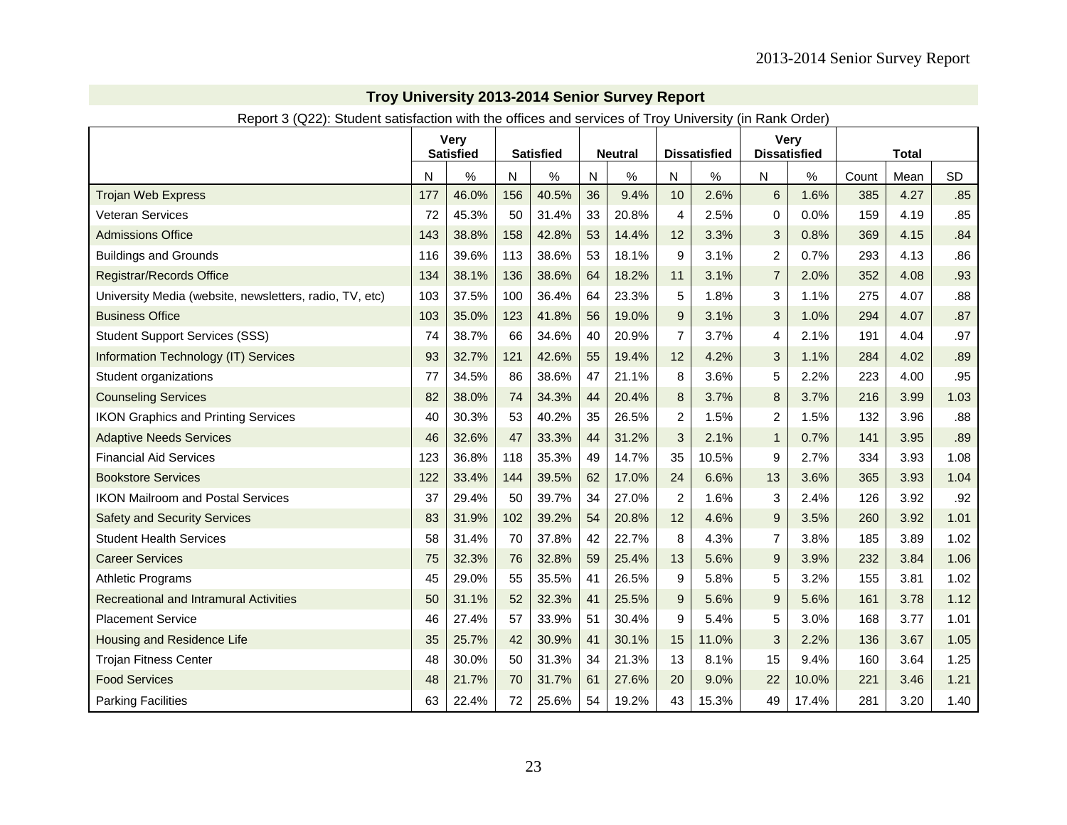## Troy University 2013-2014 Senior Survey Report

Report 3 (Q22): Student satisfaction with the offices and services of Troy University (in Rank Order)

| | Very Satisfied | | Satisfied | | Neutral | | Dissatisfied | | Very Dissatisfied | | Total | | |
|---|---|---|---|---|---|---|---|---|---|---|---|---|---|
| | N | % | N | % | N | % | N | % | N | % | Count | Mean | SD |
| Trojan Web Express | 177 | 46.0% | 156 | 40.5% | 36 | 9.4% | 10 | 2.6% | 6 | 1.6% | 385 | 4.27 | .85 |
| Veteran Services | 72 | 45.3% | 50 | 31.4% | 33 | 20.8% | 4 | 2.5% | 0 | 0.0% | 159 | 4.19 | .85 |
| Admissions Office | 143 | 38.8% | 158 | 42.8% | 53 | 14.4% | 12 | 3.3% | 3 | 0.8% | 369 | 4.15 | .84 |
| Buildings and Grounds | 116 | 39.6% | 113 | 38.6% | 53 | 18.1% | 9 | 3.1% | 2 | 0.7% | 293 | 4.13 | .86 |
| Registrar/Records Office | 134 | 38.1% | 136 | 38.6% | 64 | 18.2% | 11 | 3.1% | 7 | 2.0% | 352 | 4.08 | .93 |
| University Media (website, newsletters, radio, TV, etc) | 103 | 37.5% | 100 | 36.4% | 64 | 23.3% | 5 | 1.8% | 3 | 1.1% | 275 | 4.07 | .88 |
| Business Office | 103 | 35.0% | 123 | 41.8% | 56 | 19.0% | 9 | 3.1% | 3 | 1.0% | 294 | 4.07 | .87 |
| Student Support Services (SSS) | 74 | 38.7% | 66 | 34.6% | 40 | 20.9% | 7 | 3.7% | 4 | 2.1% | 191 | 4.04 | .97 |
| Information Technology (IT) Services | 93 | 32.7% | 121 | 42.6% | 55 | 19.4% | 12 | 4.2% | 3 | 1.1% | 284 | 4.02 | .89 |
| Student organizations | 77 | 34.5% | 86 | 38.6% | 47 | 21.1% | 8 | 3.6% | 5 | 2.2% | 223 | 4.00 | .95 |
| Counseling Services | 82 | 38.0% | 74 | 34.3% | 44 | 20.4% | 8 | 3.7% | 8 | 3.7% | 216 | 3.99 | 1.03 |
| IKON Graphics and Printing Services | 40 | 30.3% | 53 | 40.2% | 35 | 26.5% | 2 | 1.5% | 2 | 1.5% | 132 | 3.96 | .88 |
| Adaptive Needs Services | 46 | 32.6% | 47 | 33.3% | 44 | 31.2% | 3 | 2.1% | 1 | 0.7% | 141 | 3.95 | .89 |
| Financial Aid Services | 123 | 36.8% | 118 | 35.3% | 49 | 14.7% | 35 | 10.5% | 9 | 2.7% | 334 | 3.93 | 1.08 |
| Bookstore Services | 122 | 33.4% | 144 | 39.5% | 62 | 17.0% | 24 | 6.6% | 13 | 3.6% | 365 | 3.93 | 1.04 |
| IKON Mailroom and Postal Services | 37 | 29.4% | 50 | 39.7% | 34 | 27.0% | 2 | 1.6% | 3 | 2.4% | 126 | 3.92 | .92 |
| Safety and Security Services | 83 | 31.9% | 102 | 39.2% | 54 | 20.8% | 12 | 4.6% | 9 | 3.5% | 260 | 3.92 | 1.01 |
| Student Health Services | 58 | 31.4% | 70 | 37.8% | 42 | 22.7% | 8 | 4.3% | 7 | 3.8% | 185 | 3.89 | 1.02 |
| Career Services | 75 | 32.3% | 76 | 32.8% | 59 | 25.4% | 13 | 5.6% | 9 | 3.9% | 232 | 3.84 | 1.06 |
| Athletic Programs | 45 | 29.0% | 55 | 35.5% | 41 | 26.5% | 9 | 5.8% | 5 | 3.2% | 155 | 3.81 | 1.02 |
| Recreational and Intramural Activities | 50 | 31.1% | 52 | 32.3% | 41 | 25.5% | 9 | 5.6% | 9 | 5.6% | 161 | 3.78 | 1.12 |
| Placement Service | 46 | 27.4% | 57 | 33.9% | 51 | 30.4% | 9 | 5.4% | 5 | 3.0% | 168 | 3.77 | 1.01 |
| Housing and Residence Life | 35 | 25.7% | 42 | 30.9% | 41 | 30.1% | 15 | 11.0% | 3 | 2.2% | 136 | 3.67 | 1.05 |
| Trojan Fitness Center | 48 | 30.0% | 50 | 31.3% | 34 | 21.3% | 13 | 8.1% | 15 | 9.4% | 160 | 3.64 | 1.25 |
| Food Services | 48 | 21.7% | 70 | 31.7% | 61 | 27.6% | 20 | 9.0% | 22 | 10.0% | 221 | 3.46 | 1.21 |
| Parking Facilities | 63 | 22.4% | 72 | 25.6% | 54 | 19.2% | 43 | 15.3% | 49 | 17.4% | 281 | 3.20 | 1.40 |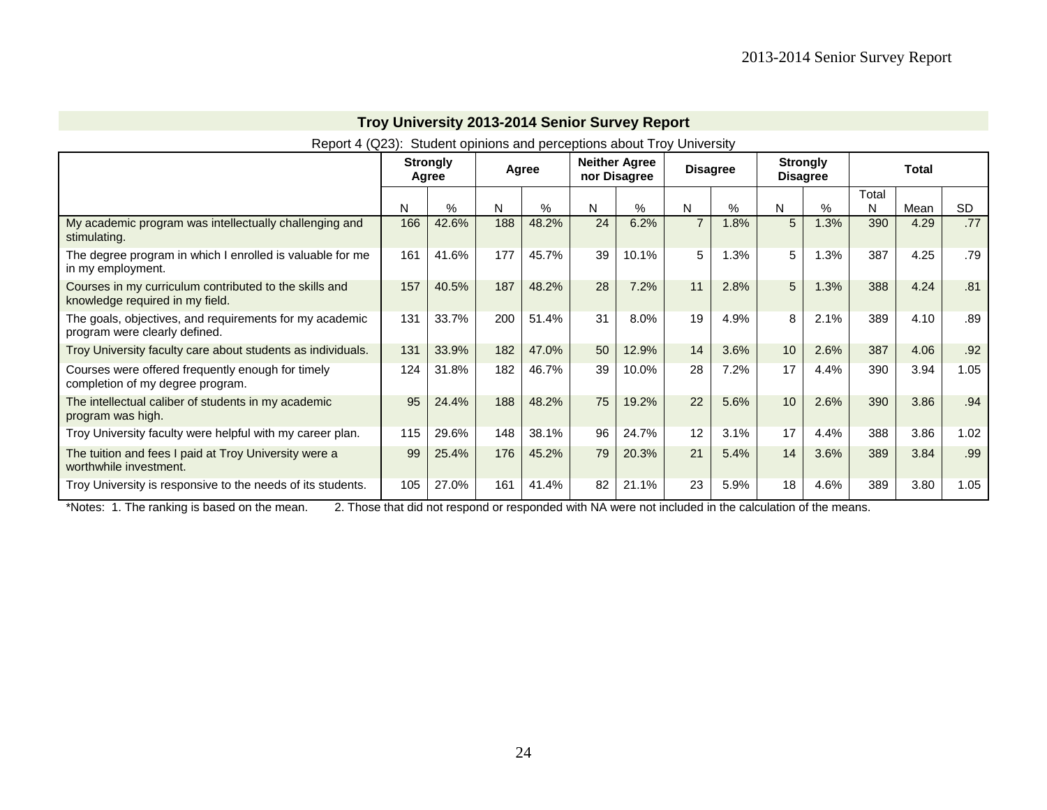## Troy University 2013-2014 Senior Survey Report

Report 4 (Q23): Student opinions and perceptions about Troy University

| | Strongly Agree | | Agree | | Neither Agree nor Disagree | | Disagree | | Strongly Disagree | | Total | | |
|---|---|---|---|---|---|---|---|---|---|---|---|---|---|
| | N | % | N | % | N | % | N | % | N | % | Total N | Mean | SD |
| My academic program was intellectually challenging and stimulating. | 166 | 42.6% | 188 | 48.2% | 24 | 6.2% | 7 | 1.8% | 5 | 1.3% | 390 | 4.29 | .77 |
| The degree program in which I enrolled is valuable for me in my employment. | 161 | 41.6% | 177 | 45.7% | 39 | 10.1% | 5 | 1.3% | 5 | 1.3% | 387 | 4.25 | .79 |
| Courses in my curriculum contributed to the skills and knowledge required in my field. | 157 | 40.5% | 187 | 48.2% | 28 | 7.2% | 11 | 2.8% | 5 | 1.3% | 388 | 4.24 | .81 |
| The goals, objectives, and requirements for my academic program were clearly defined. | 131 | 33.7% | 200 | 51.4% | 31 | 8.0% | 19 | 4.9% | 8 | 2.1% | 389 | 4.10 | .89 |
| Troy University faculty care about students as individuals. | 131 | 33.9% | 182 | 47.0% | 50 | 12.9% | 14 | 3.6% | 10 | 2.6% | 387 | 4.06 | .92 |
| Courses were offered frequently enough for timely completion of my degree program. | 124 | 31.8% | 182 | 46.7% | 39 | 10.0% | 28 | 7.2% | 17 | 4.4% | 390 | 3.94 | 1.05 |
| The intellectual caliber of students in my academic program was high. | 95 | 24.4% | 188 | 48.2% | 75 | 19.2% | 22 | 5.6% | 10 | 2.6% | 390 | 3.86 | .94 |
| Troy University faculty were helpful with my career plan. | 115 | 29.6% | 148 | 38.1% | 96 | 24.7% | 12 | 3.1% | 17 | 4.4% | 388 | 3.86 | 1.02 |
| The tuition and fees I paid at Troy University were a worthwhile investment. | 99 | 25.4% | 176 | 45.2% | 79 | 20.3% | 21 | 5.4% | 14 | 3.6% | 389 | 3.84 | .99 |
| Troy University is responsive to the needs of its students. | 105 | 27.0% | 161 | 41.4% | 82 | 21.1% | 23 | 5.9% | 18 | 4.6% | 389 | 3.80 | 1.05 |

*Notes: 1. The ranking is based on the mean. 2. Those that did not respond or responded with NA were not included in the calculation of the means.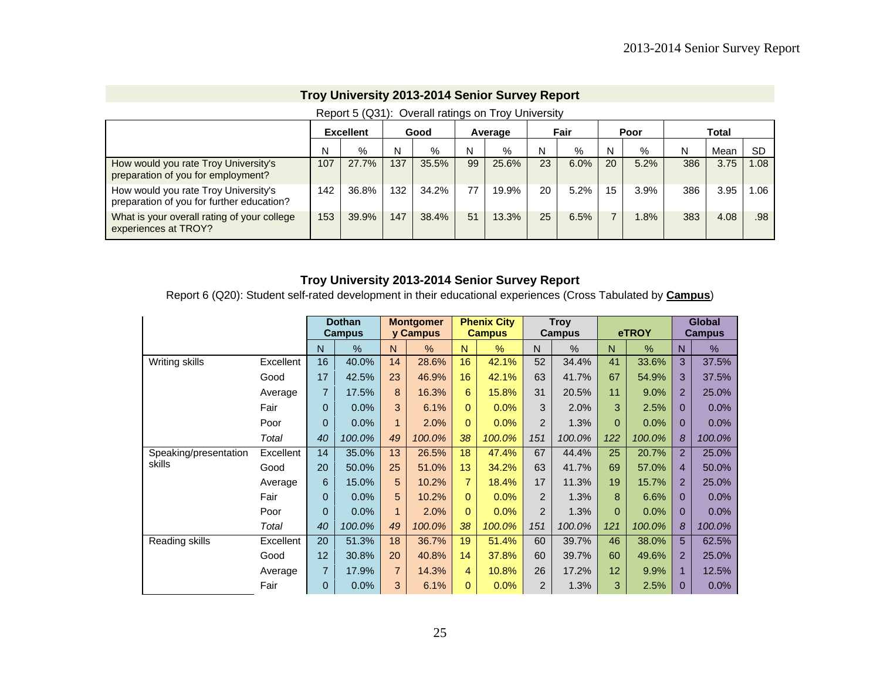## Troy University 2013-2014 Senior Survey Report

Report 5 (Q31): Overall ratings on Troy University

| | Excellent | | Good | | Average | | Fair | | Poor | | Total | | |
|---|---|---|---|---|---|---|---|---|---|---|---|---|---|
| | N | % | N | % | N | % | N | % | N | % | N | Mean | SD |
| How would you rate Troy University's preparation of you for employment? | 107 | 27.7% | 137 | 35.5% | 99 | 25.6% | 23 | 6.0% | 20 | 5.2% | 386 | 3.75 | 1.08 |
| How would you rate Troy University's preparation of you for further education? | 142 | 36.8% | 132 | 34.2% | 77 | 19.9% | 20 | 5.2% | 15 | 3.9% | 386 | 3.95 | 1.06 |
| What is your overall rating of your college experiences at TROY? | 153 | 39.9% | 147 | 38.4% | 51 | 13.3% | 25 | 6.5% | 7 | 1.8% | 383 | 4.08 | .98 |

## Troy University 2013-2014 Senior Survey Report

Report 6 (Q20): Student self-rated development in their educational experiences (Cross Tabulated by **Campus**)

| | | Dothan Campus | | Montgomery Campus | | Phenix City Campus | | Troy Campus | | eTROY | | Global Campus | |
|---|---|---|---|---|---|---|---|---|---|---|---|---|---|
| | | N | % | N | % | N | % | N | % | N | % | N | % |
| Writing skills | Excellent | 16 | 40.0% | 14 | 28.6% | 16 | 42.1% | 52 | 34.4% | 41 | 33.6% | 3 | 37.5% |
| | Good | 17 | 42.5% | 23 | 46.9% | 16 | 42.1% | 63 | 41.7% | 67 | 54.9% | 3 | 37.5% |
| | Average | 7 | 17.5% | 8 | 16.3% | 6 | 15.8% | 31 | 20.5% | 11 | 9.0% | 2 | 25.0% |
| | Fair | 0 | 0.0% | 3 | 6.1% | 0 | 0.0% | 3 | 2.0% | 3 | 2.5% | 0 | 0.0% |
| | Poor | 0 | 0.0% | 1 | 2.0% | 0 | 0.0% | 2 | 1.3% | 0 | 0.0% | 0 | 0.0% |
| | *Total* | *40* | *100.0%* | *49* | *100.0%* | *38* | *100.0%* | *151* | *100.0%* | *122* | *100.0%* | *8* | *100.0%* |
| Speaking/presentation skills | Excellent | 14 | 35.0% | 13 | 26.5% | 18 | 47.4% | 67 | 44.4% | 25 | 20.7% | 2 | 25.0% |
| | Good | 20 | 50.0% | 25 | 51.0% | 13 | 34.2% | 63 | 41.7% | 69 | 57.0% | 4 | 50.0% |
| | Average | 6 | 15.0% | 5 | 10.2% | 7 | 18.4% | 17 | 11.3% | 19 | 15.7% | 2 | 25.0% |
| | Fair | 0 | 0.0% | 5 | 10.2% | 0 | 0.0% | 2 | 1.3% | 8 | 6.6% | 0 | 0.0% |
| | Poor | 0 | 0.0% | 1 | 2.0% | 0 | 0.0% | 2 | 1.3% | 0 | 0.0% | 0 | 0.0% |
| | *Total* | *40* | *100.0%* | *49* | *100.0%* | *38* | *100.0%* | *151* | *100.0%* | *121* | *100.0%* | *8* | *100.0%* |
| Reading skills | Excellent | 20 | 51.3% | 18 | 36.7% | 19 | 51.4% | 60 | 39.7% | 46 | 38.0% | 5 | 62.5% |
| | Good | 12 | 30.8% | 20 | 40.8% | 14 | 37.8% | 60 | 39.7% | 60 | 49.6% | 2 | 25.0% |
| | Average | 7 | 17.9% | 7 | 14.3% | 4 | 10.8% | 26 | 17.2% | 12 | 9.9% | 1 | 12.5% |
| | Fair | 0 | 0.0% | 3 | 6.1% | 0 | 0.0% | 2 | 1.3% | 3 | 2.5% | 0 | 0.0% |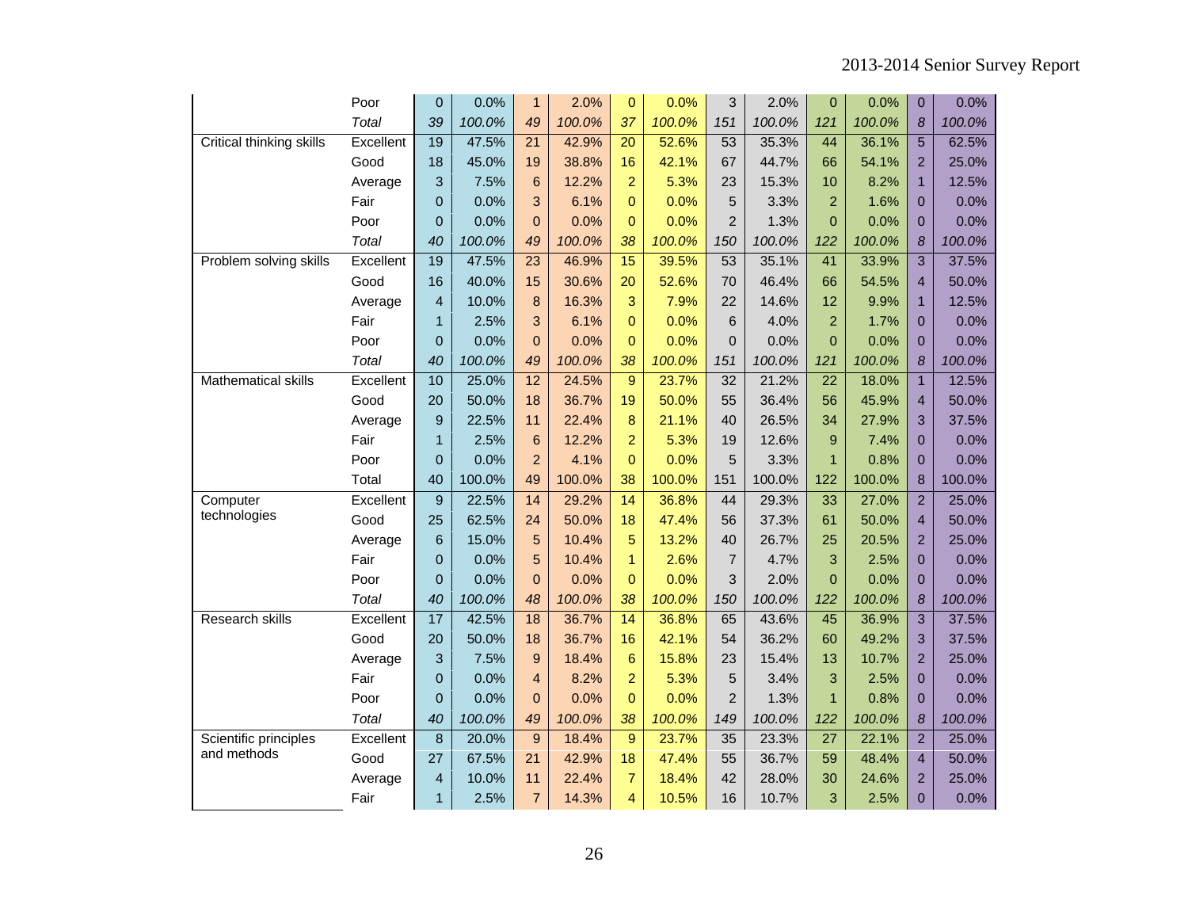| | | | | | | | | | | | | | |
|---|---|---|---|---|---|---|---|---|---|---|---|---|---|
| | Poor | 0 | 0.0% | 1 | 2.0% | 0 | 0.0% | 3 | 2.0% | 0 | 0.0% | 0 | 0.0% |
| | *Total* | *39* | *100.0%* | *49* | *100.0%* | *37* | *100.0%* | *151* | *100.0%* | *121* | *100.0%* | *8* | *100.0%* |
| Critical thinking skills | Excellent | 19 | 47.5% | 21 | 42.9% | 20 | 52.6% | 53 | 35.3% | 44 | 36.1% | 5 | 62.5% |
| | Good | 18 | 45.0% | 19 | 38.8% | 16 | 42.1% | 67 | 44.7% | 66 | 54.1% | 2 | 25.0% |
| | Average | 3 | 7.5% | 6 | 12.2% | 2 | 5.3% | 23 | 15.3% | 10 | 8.2% | 1 | 12.5% |
| | Fair | 0 | 0.0% | 3 | 6.1% | 0 | 0.0% | 5 | 3.3% | 2 | 1.6% | 0 | 0.0% |
| | Poor | 0 | 0.0% | 0 | 0.0% | 0 | 0.0% | 2 | 1.3% | 0 | 0.0% | 0 | 0.0% |
| | *Total* | *40* | *100.0%* | *49* | *100.0%* | *38* | *100.0%* | *150* | *100.0%* | *122* | *100.0%* | *8* | *100.0%* |
| Problem solving skills | Excellent | 19 | 47.5% | 23 | 46.9% | 15 | 39.5% | 53 | 35.1% | 41 | 33.9% | 3 | 37.5% |
| | Good | 16 | 40.0% | 15 | 30.6% | 20 | 52.6% | 70 | 46.4% | 66 | 54.5% | 4 | 50.0% |
| | Average | 4 | 10.0% | 8 | 16.3% | 3 | 7.9% | 22 | 14.6% | 12 | 9.9% | 1 | 12.5% |
| | Fair | 1 | 2.5% | 3 | 6.1% | 0 | 0.0% | 6 | 4.0% | 2 | 1.7% | 0 | 0.0% |
| | Poor | 0 | 0.0% | 0 | 0.0% | 0 | 0.0% | 0 | 0.0% | 0 | 0.0% | 0 | 0.0% |
| | *Total* | *40* | *100.0%* | *49* | *100.0%* | *38* | *100.0%* | *151* | *100.0%* | *121* | *100.0%* | *8* | *100.0%* |
| Mathematical skills | Excellent | 10 | 25.0% | 12 | 24.5% | 9 | 23.7% | 32 | 21.2% | 22 | 18.0% | 1 | 12.5% |
| | Good | 20 | 50.0% | 18 | 36.7% | 19 | 50.0% | 55 | 36.4% | 56 | 45.9% | 4 | 50.0% |
| | Average | 9 | 22.5% | 11 | 22.4% | 8 | 21.1% | 40 | 26.5% | 34 | 27.9% | 3 | 37.5% |
| | Fair | 1 | 2.5% | 6 | 12.2% | 2 | 5.3% | 19 | 12.6% | 9 | 7.4% | 0 | 0.0% |
| | Poor | 0 | 0.0% | 2 | 4.1% | 0 | 0.0% | 5 | 3.3% | 1 | 0.8% | 0 | 0.0% |
| | Total | 40 | 100.0% | 49 | 100.0% | 38 | 100.0% | 151 | 100.0% | 122 | 100.0% | 8 | 100.0% |
| Computer technologies | Excellent | 9 | 22.5% | 14 | 29.2% | 14 | 36.8% | 44 | 29.3% | 33 | 27.0% | 2 | 25.0% |
| | Good | 25 | 62.5% | 24 | 50.0% | 18 | 47.4% | 56 | 37.3% | 61 | 50.0% | 4 | 50.0% |
| | Average | 6 | 15.0% | 5 | 10.4% | 5 | 13.2% | 40 | 26.7% | 25 | 20.5% | 2 | 25.0% |
| | Fair | 0 | 0.0% | 5 | 10.4% | 1 | 2.6% | 7 | 4.7% | 3 | 2.5% | 0 | 0.0% |
| | Poor | 0 | 0.0% | 0 | 0.0% | 0 | 0.0% | 3 | 2.0% | 0 | 0.0% | 0 | 0.0% |
| | *Total* | *40* | *100.0%* | *48* | *100.0%* | *38* | *100.0%* | *150* | *100.0%* | *122* | *100.0%* | *8* | *100.0%* |
| Research skills | Excellent | 17 | 42.5% | 18 | 36.7% | 14 | 36.8% | 65 | 43.6% | 45 | 36.9% | 3 | 37.5% |
| | Good | 20 | 50.0% | 18 | 36.7% | 16 | 42.1% | 54 | 36.2% | 60 | 49.2% | 3 | 37.5% |
| | Average | 3 | 7.5% | 9 | 18.4% | 6 | 15.8% | 23 | 15.4% | 13 | 10.7% | 2 | 25.0% |
| | Fair | 0 | 0.0% | 4 | 8.2% | 2 | 5.3% | 5 | 3.4% | 3 | 2.5% | 0 | 0.0% |
| | Poor | 0 | 0.0% | 0 | 0.0% | 0 | 0.0% | 2 | 1.3% | 1 | 0.8% | 0 | 0.0% |
| | *Total* | *40* | *100.0%* | *49* | *100.0%* | *38* | *100.0%* | *149* | *100.0%* | *122* | *100.0%* | *8* | *100.0%* |
| Scientific principles and methods | Excellent | 8 | 20.0% | 9 | 18.4% | 9 | 23.7% | 35 | 23.3% | 27 | 22.1% | 2 | 25.0% |
| | Good | 27 | 67.5% | 21 | 42.9% | 18 | 47.4% | 55 | 36.7% | 59 | 48.4% | 4 | 50.0% |
| | Average | 4 | 10.0% | 11 | 22.4% | 7 | 18.4% | 42 | 28.0% | 30 | 24.6% | 2 | 25.0% |
| | Fair | 1 | 2.5% | 7 | 14.3% | 4 | 10.5% | 16 | 10.7% | 3 | 2.5% | 0 | 0.0% |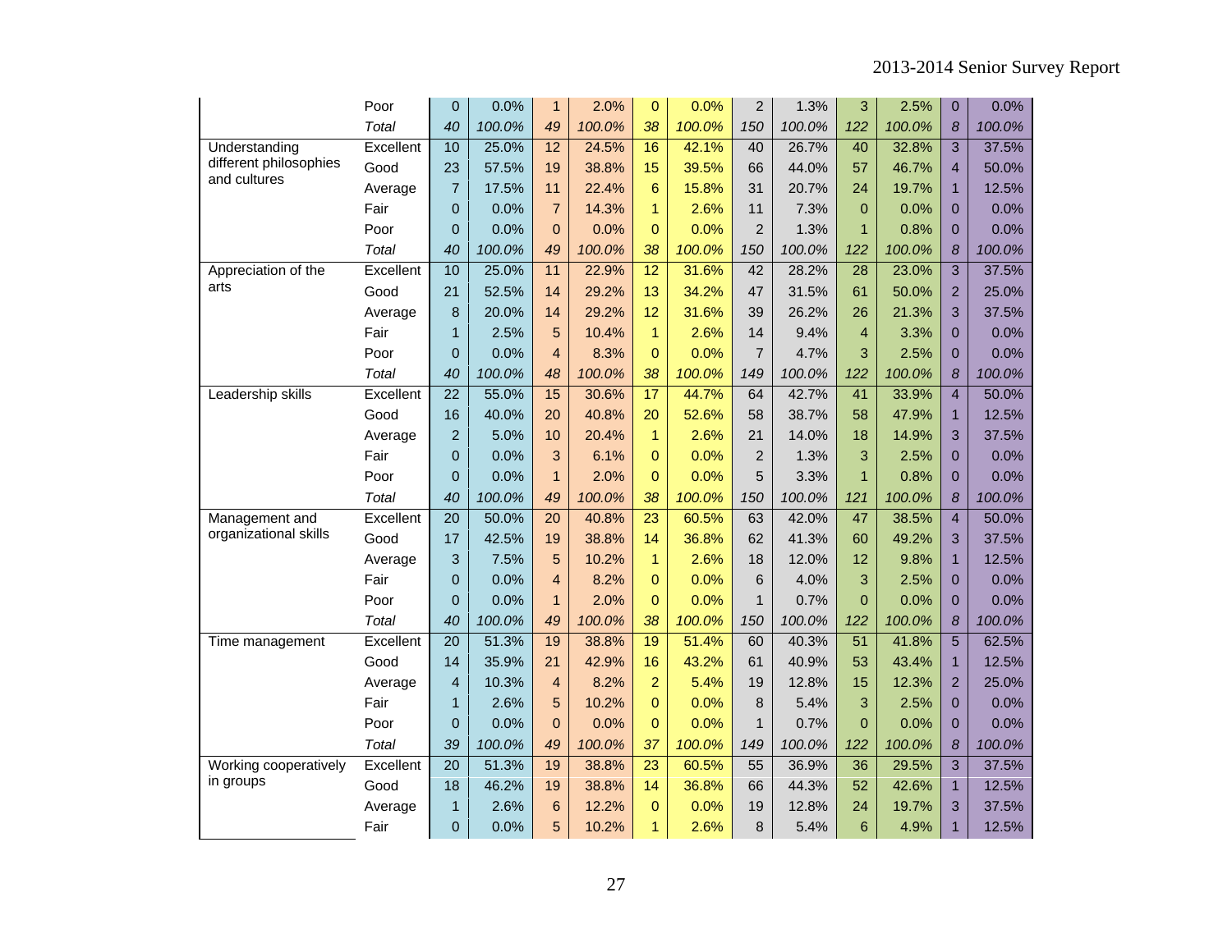| | | | | | | | | | | | | | |
|---|---|---|---|---|---|---|---|---|---|---|---|---|---|
| | Poor | 0 | 0.0% | 1 | 2.0% | 0 | 0.0% | 2 | 1.3% | 3 | 2.5% | 0 | 0.0% |
| | *Total* | *40* | *100.0%* | *49* | *100.0%* | *38* | *100.0%* | *150* | *100.0%* | *122* | *100.0%* | *8* | *100.0%* |
| Understanding different philosophies and cultures | Excellent | 10 | 25.0% | 12 | 24.5% | 16 | 42.1% | 40 | 26.7% | 40 | 32.8% | 3 | 37.5% |
| | Good | 23 | 57.5% | 19 | 38.8% | 15 | 39.5% | 66 | 44.0% | 57 | 46.7% | 4 | 50.0% |
| | Average | 7 | 17.5% | 11 | 22.4% | 6 | 15.8% | 31 | 20.7% | 24 | 19.7% | 1 | 12.5% |
| | Fair | 0 | 0.0% | 7 | 14.3% | 1 | 2.6% | 11 | 7.3% | 0 | 0.0% | 0 | 0.0% |
| | Poor | 0 | 0.0% | 0 | 0.0% | 0 | 0.0% | 2 | 1.3% | 1 | 0.8% | 0 | 0.0% |
| | *Total* | *40* | *100.0%* | *49* | *100.0%* | *38* | *100.0%* | *150* | *100.0%* | *122* | *100.0%* | *8* | *100.0%* |
| Appreciation of the arts | Excellent | 10 | 25.0% | 11 | 22.9% | 12 | 31.6% | 42 | 28.2% | 28 | 23.0% | 3 | 37.5% |
| | Good | 21 | 52.5% | 14 | 29.2% | 13 | 34.2% | 47 | 31.5% | 61 | 50.0% | 2 | 25.0% |
| | Average | 8 | 20.0% | 14 | 29.2% | 12 | 31.6% | 39 | 26.2% | 26 | 21.3% | 3 | 37.5% |
| | Fair | 1 | 2.5% | 5 | 10.4% | 1 | 2.6% | 14 | 9.4% | 4 | 3.3% | 0 | 0.0% |
| | Poor | 0 | 0.0% | 4 | 8.3% | 0 | 0.0% | 7 | 4.7% | 3 | 2.5% | 0 | 0.0% |
| | *Total* | *40* | *100.0%* | *48* | *100.0%* | *38* | *100.0%* | *149* | *100.0%* | *122* | *100.0%* | *8* | *100.0%* |
| Leadership skills | Excellent | 22 | 55.0% | 15 | 30.6% | 17 | 44.7% | 64 | 42.7% | 41 | 33.9% | 4 | 50.0% |
| | Good | 16 | 40.0% | 20 | 40.8% | 20 | 52.6% | 58 | 38.7% | 58 | 47.9% | 1 | 12.5% |
| | Average | 2 | 5.0% | 10 | 20.4% | 1 | 2.6% | 21 | 14.0% | 18 | 14.9% | 3 | 37.5% |
| | Fair | 0 | 0.0% | 3 | 6.1% | 0 | 0.0% | 2 | 1.3% | 3 | 2.5% | 0 | 0.0% |
| | Poor | 0 | 0.0% | 1 | 2.0% | 0 | 0.0% | 5 | 3.3% | 1 | 0.8% | 0 | 0.0% |
| | *Total* | *40* | *100.0%* | *49* | *100.0%* | *38* | *100.0%* | *150* | *100.0%* | *121* | *100.0%* | *8* | *100.0%* |
| Management and organizational skills | Excellent | 20 | 50.0% | 20 | 40.8% | 23 | 60.5% | 63 | 42.0% | 47 | 38.5% | 4 | 50.0% |
| | Good | 17 | 42.5% | 19 | 38.8% | 14 | 36.8% | 62 | 41.3% | 60 | 49.2% | 3 | 37.5% |
| | Average | 3 | 7.5% | 5 | 10.2% | 1 | 2.6% | 18 | 12.0% | 12 | 9.8% | 1 | 12.5% |
| | Fair | 0 | 0.0% | 4 | 8.2% | 0 | 0.0% | 6 | 4.0% | 3 | 2.5% | 0 | 0.0% |
| | Poor | 0 | 0.0% | 1 | 2.0% | 0 | 0.0% | 1 | 0.7% | 0 | 0.0% | 0 | 0.0% |
| | *Total* | *40* | *100.0%* | *49* | *100.0%* | *38* | *100.0%* | *150* | *100.0%* | *122* | *100.0%* | *8* | *100.0%* |
| Time management | Excellent | 20 | 51.3% | 19 | 38.8% | 19 | 51.4% | 60 | 40.3% | 51 | 41.8% | 5 | 62.5% |
| | Good | 14 | 35.9% | 21 | 42.9% | 16 | 43.2% | 61 | 40.9% | 53 | 43.4% | 1 | 12.5% |
| | Average | 4 | 10.3% | 4 | 8.2% | 2 | 5.4% | 19 | 12.8% | 15 | 12.3% | 2 | 25.0% |
| | Fair | 1 | 2.6% | 5 | 10.2% | 0 | 0.0% | 8 | 5.4% | 3 | 2.5% | 0 | 0.0% |
| | Poor | 0 | 0.0% | 0 | 0.0% | 0 | 0.0% | 1 | 0.7% | 0 | 0.0% | 0 | 0.0% |
| | *Total* | *39* | *100.0%* | *49* | *100.0%* | *37* | *100.0%* | *149* | *100.0%* | *122* | *100.0%* | *8* | *100.0%* |
| Working cooperatively in groups | Excellent | 20 | 51.3% | 19 | 38.8% | 23 | 60.5% | 55 | 36.9% | 36 | 29.5% | 3 | 37.5% |
| | Good | 18 | 46.2% | 19 | 38.8% | 14 | 36.8% | 66 | 44.3% | 52 | 42.6% | 1 | 12.5% |
| | Average | 1 | 2.6% | 6 | 12.2% | 0 | 0.0% | 19 | 12.8% | 24 | 19.7% | 3 | 37.5% |
| | Fair | 0 | 0.0% | 5 | 10.2% | 1 | 2.6% | 8 | 5.4% | 6 | 4.9% | 1 | 12.5% |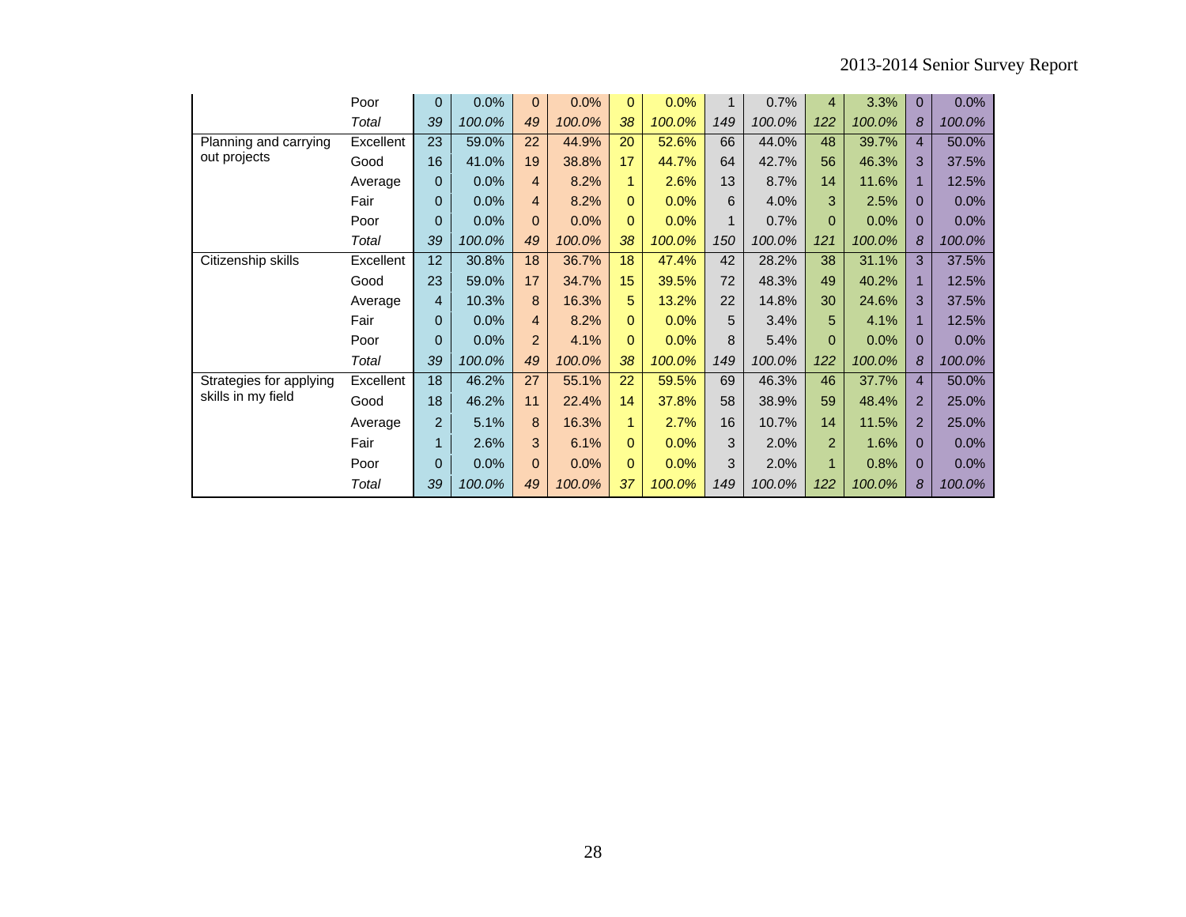|  |  |  |  |  |  |  |  |  |  |  |  |  |  |
|---|---|---|---|---|---|---|---|---|---|---|---|---|---|
|  | Poor | 0 | 0.0% | 0 | 0.0% | 0 | 0.0% | 1 | 0.7% | 4 | 3.3% | 0 | 0.0% |
|  | *Total* | *39* | *100.0%* | *49* | *100.0%* | *38* | *100.0%* | *149* | *100.0%* | *122* | *100.0%* | *8* | *100.0%* |
| Planning and carrying out projects | Excellent | 23 | 59.0% | 22 | 44.9% | 20 | 52.6% | 66 | 44.0% | 48 | 39.7% | 4 | 50.0% |
|  | Good | 16 | 41.0% | 19 | 38.8% | 17 | 44.7% | 64 | 42.7% | 56 | 46.3% | 3 | 37.5% |
|  | Average | 0 | 0.0% | 4 | 8.2% | 1 | 2.6% | 13 | 8.7% | 14 | 11.6% | 1 | 12.5% |
|  | Fair | 0 | 0.0% | 4 | 8.2% | 0 | 0.0% | 6 | 4.0% | 3 | 2.5% | 0 | 0.0% |
|  | Poor | 0 | 0.0% | 0 | 0.0% | 0 | 0.0% | 1 | 0.7% | 0 | 0.0% | 0 | 0.0% |
|  | *Total* | *39* | *100.0%* | *49* | *100.0%* | *38* | *100.0%* | *150* | *100.0%* | *121* | *100.0%* | *8* | *100.0%* |
| Citizenship skills | Excellent | 12 | 30.8% | 18 | 36.7% | 18 | 47.4% | 42 | 28.2% | 38 | 31.1% | 3 | 37.5% |
|  | Good | 23 | 59.0% | 17 | 34.7% | 15 | 39.5% | 72 | 48.3% | 49 | 40.2% | 1 | 12.5% |
|  | Average | 4 | 10.3% | 8 | 16.3% | 5 | 13.2% | 22 | 14.8% | 30 | 24.6% | 3 | 37.5% |
|  | Fair | 0 | 0.0% | 4 | 8.2% | 0 | 0.0% | 5 | 3.4% | 5 | 4.1% | 1 | 12.5% |
|  | Poor | 0 | 0.0% | 2 | 4.1% | 0 | 0.0% | 8 | 5.4% | 0 | 0.0% | 0 | 0.0% |
|  | *Total* | *39* | *100.0%* | *49* | *100.0%* | *38* | *100.0%* | *149* | *100.0%* | *122* | *100.0%* | *8* | *100.0%* |
| Strategies for applying skills in my field | Excellent | 18 | 46.2% | 27 | 55.1% | 22 | 59.5% | 69 | 46.3% | 46 | 37.7% | 4 | 50.0% |
|  | Good | 18 | 46.2% | 11 | 22.4% | 14 | 37.8% | 58 | 38.9% | 59 | 48.4% | 2 | 25.0% |
|  | Average | 2 | 5.1% | 8 | 16.3% | 1 | 2.7% | 16 | 10.7% | 14 | 11.5% | 2 | 25.0% |
|  | Fair | 1 | 2.6% | 3 | 6.1% | 0 | 0.0% | 3 | 2.0% | 2 | 1.6% | 0 | 0.0% |
|  | Poor | 0 | 0.0% | 0 | 0.0% | 0 | 0.0% | 3 | 2.0% | 1 | 0.8% | 0 | 0.0% |
|  | *Total* | *39* | *100.0%* | *49* | *100.0%* | *37* | *100.0%* | *149* | *100.0%* | *122* | *100.0%* | *8* | *100.0%* |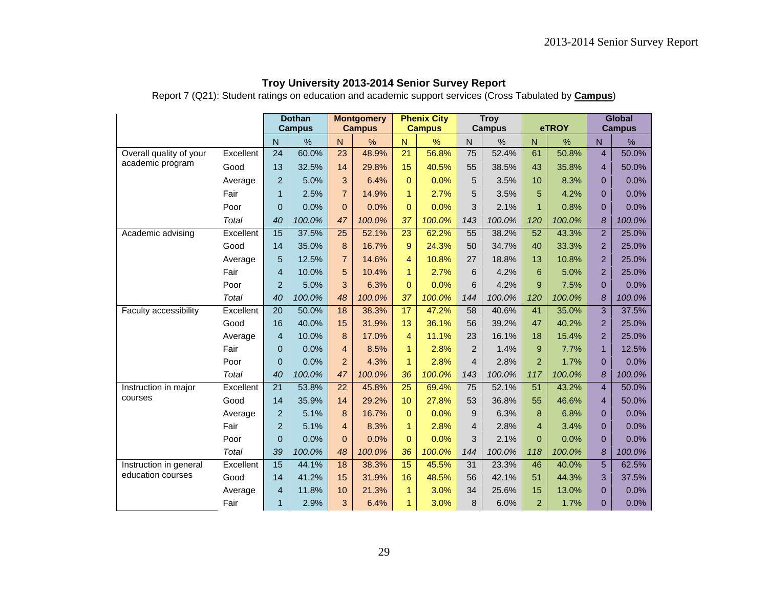**Troy University 2013-2014 Senior Survey Report**

Report 7 (Q21): Student ratings on education and academic support services (Cross Tabulated by **Campus**)

| | | Dothan Campus | | Montgomery Campus | | Phenix City Campus | | Troy Campus | | eTROY | | Global Campus | |
|---|---|---|---|---|---|---|---|---|---|---|---|---|---|
| | | N | % | N | % | N | % | N | % | N | % | N | % |
| Overall quality of your academic program | Excellent | 24 | 60.0% | 23 | 48.9% | 21 | 56.8% | 75 | 52.4% | 61 | 50.8% | 4 | 50.0% |
| | Good | 13 | 32.5% | 14 | 29.8% | 15 | 40.5% | 55 | 38.5% | 43 | 35.8% | 4 | 50.0% |
| | Average | 2 | 5.0% | 3 | 6.4% | 0 | 0.0% | 5 | 3.5% | 10 | 8.3% | 0 | 0.0% |
| | Fair | 1 | 2.5% | 7 | 14.9% | 1 | 2.7% | 5 | 3.5% | 5 | 4.2% | 0 | 0.0% |
| | Poor | 0 | 0.0% | 0 | 0.0% | 0 | 0.0% | 3 | 2.1% | 1 | 0.8% | 0 | 0.0% |
| | *Total* | *40* | *100.0%* | *47* | *100.0%* | *37* | *100.0%* | *143* | *100.0%* | *120* | *100.0%* | *8* | *100.0%* |
| Academic advising | Excellent | 15 | 37.5% | 25 | 52.1% | 23 | 62.2% | 55 | 38.2% | 52 | 43.3% | 2 | 25.0% |
| | Good | 14 | 35.0% | 8 | 16.7% | 9 | 24.3% | 50 | 34.7% | 40 | 33.3% | 2 | 25.0% |
| | Average | 5 | 12.5% | 7 | 14.6% | 4 | 10.8% | 27 | 18.8% | 13 | 10.8% | 2 | 25.0% |
| | Fair | 4 | 10.0% | 5 | 10.4% | 1 | 2.7% | 6 | 4.2% | 6 | 5.0% | 2 | 25.0% |
| | Poor | 2 | 5.0% | 3 | 6.3% | 0 | 0.0% | 6 | 4.2% | 9 | 7.5% | 0 | 0.0% |
| | *Total* | *40* | *100.0%* | *48* | *100.0%* | *37* | *100.0%* | *144* | *100.0%* | *120* | *100.0%* | *8* | *100.0%* |
| Faculty accessibility | Excellent | 20 | 50.0% | 18 | 38.3% | 17 | 47.2% | 58 | 40.6% | 41 | 35.0% | 3 | 37.5% |
| | Good | 16 | 40.0% | 15 | 31.9% | 13 | 36.1% | 56 | 39.2% | 47 | 40.2% | 2 | 25.0% |
| | Average | 4 | 10.0% | 8 | 17.0% | 4 | 11.1% | 23 | 16.1% | 18 | 15.4% | 2 | 25.0% |
| | Fair | 0 | 0.0% | 4 | 8.5% | 1 | 2.8% | 2 | 1.4% | 9 | 7.7% | 1 | 12.5% |
| | Poor | 0 | 0.0% | 2 | 4.3% | 1 | 2.8% | 4 | 2.8% | 2 | 1.7% | 0 | 0.0% |
| | *Total* | *40* | *100.0%* | *47* | *100.0%* | *36* | *100.0%* | *143* | *100.0%* | *117* | *100.0%* | *8* | *100.0%* |
| Instruction in major courses | Excellent | 21 | 53.8% | 22 | 45.8% | 25 | 69.4% | 75 | 52.1% | 51 | 43.2% | 4 | 50.0% |
| | Good | 14 | 35.9% | 14 | 29.2% | 10 | 27.8% | 53 | 36.8% | 55 | 46.6% | 4 | 50.0% |
| | Average | 2 | 5.1% | 8 | 16.7% | 0 | 0.0% | 9 | 6.3% | 8 | 6.8% | 0 | 0.0% |
| | Fair | 2 | 5.1% | 4 | 8.3% | 1 | 2.8% | 4 | 2.8% | 4 | 3.4% | 0 | 0.0% |
| | Poor | 0 | 0.0% | 0 | 0.0% | 0 | 0.0% | 3 | 2.1% | 0 | 0.0% | 0 | 0.0% |
| | *Total* | *39* | *100.0%* | *48* | *100.0%* | *36* | *100.0%* | *144* | *100.0%* | *118* | *100.0%* | *8* | *100.0%* |
| Instruction in general education courses | Excellent | 15 | 44.1% | 18 | 38.3% | 15 | 45.5% | 31 | 23.3% | 46 | 40.0% | 5 | 62.5% |
| | Good | 14 | 41.2% | 15 | 31.9% | 16 | 48.5% | 56 | 42.1% | 51 | 44.3% | 3 | 37.5% |
| | Average | 4 | 11.8% | 10 | 21.3% | 1 | 3.0% | 34 | 25.6% | 15 | 13.0% | 0 | 0.0% |
| | Fair | 1 | 2.9% | 3 | 6.4% | 1 | 3.0% | 8 | 6.0% | 2 | 1.7% | 0 | 0.0% |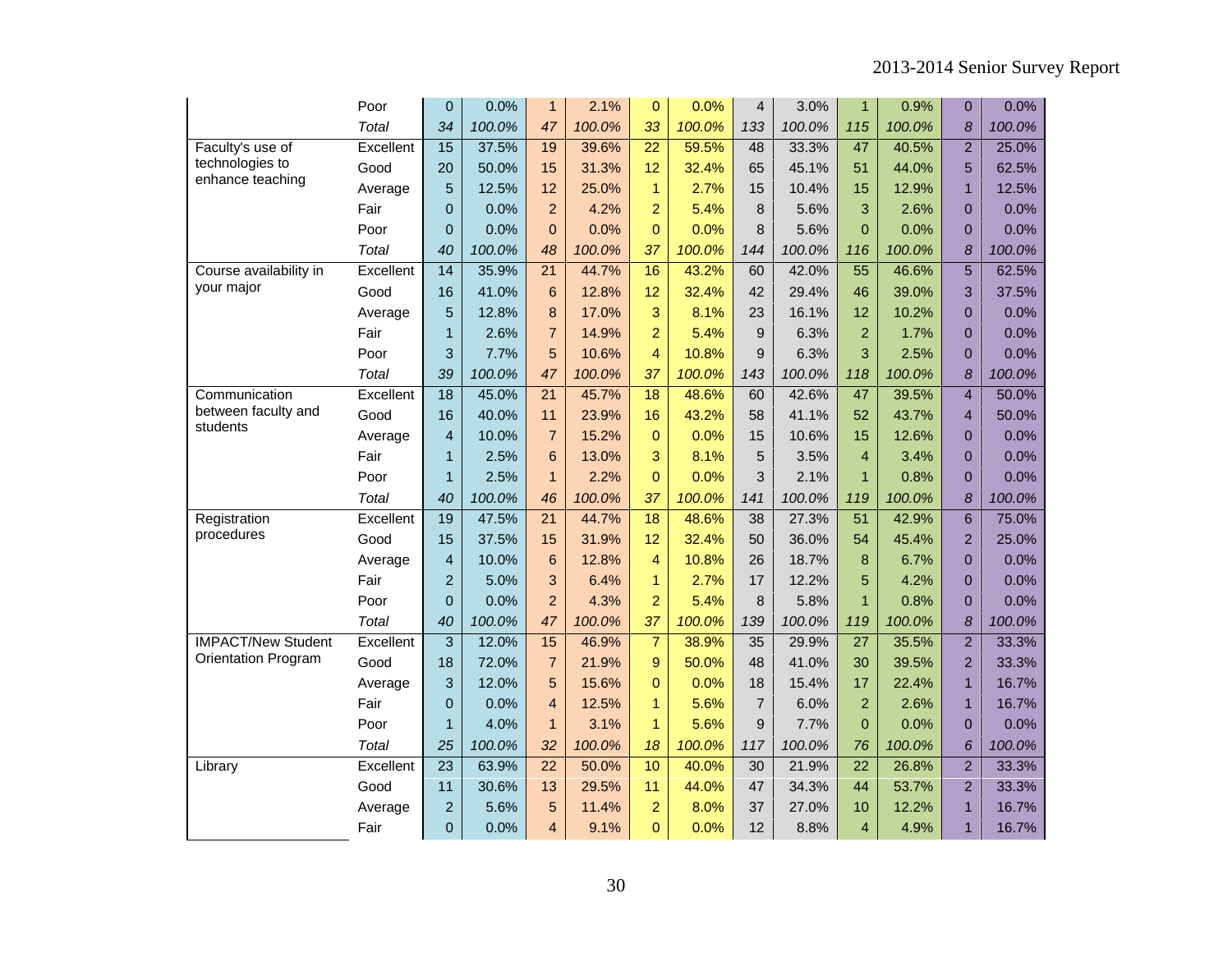| | | | | | | | | | | | | | |
|---|---|---|---|---|---|---|---|---|---|---|---|---|---|
| | Poor | 0 | 0.0% | 1 | 2.1% | 0 | 0.0% | 4 | 3.0% | 1 | 0.9% | 0 | 0.0% |
| | *Total* | *34* | *100.0%* | *47* | *100.0%* | *33* | *100.0%* | *133* | *100.0%* | *115* | *100.0%* | *8* | *100.0%* |
| Faculty's use of technologies to enhance teaching | Excellent | 15 | 37.5% | 19 | 39.6% | 22 | 59.5% | 48 | 33.3% | 47 | 40.5% | 2 | 25.0% |
| | Good | 20 | 50.0% | 15 | 31.3% | 12 | 32.4% | 65 | 45.1% | 51 | 44.0% | 5 | 62.5% |
| | Average | 5 | 12.5% | 12 | 25.0% | 1 | 2.7% | 15 | 10.4% | 15 | 12.9% | 1 | 12.5% |
| | Fair | 0 | 0.0% | 2 | 4.2% | 2 | 5.4% | 8 | 5.6% | 3 | 2.6% | 0 | 0.0% |
| | Poor | 0 | 0.0% | 0 | 0.0% | 0 | 0.0% | 8 | 5.6% | 0 | 0.0% | 0 | 0.0% |
| | *Total* | *40* | *100.0%* | *48* | *100.0%* | *37* | *100.0%* | *144* | *100.0%* | *116* | *100.0%* | *8* | *100.0%* |
| Course availability in your major | Excellent | 14 | 35.9% | 21 | 44.7% | 16 | 43.2% | 60 | 42.0% | 55 | 46.6% | 5 | 62.5% |
| | Good | 16 | 41.0% | 6 | 12.8% | 12 | 32.4% | 42 | 29.4% | 46 | 39.0% | 3 | 37.5% |
| | Average | 5 | 12.8% | 8 | 17.0% | 3 | 8.1% | 23 | 16.1% | 12 | 10.2% | 0 | 0.0% |
| | Fair | 1 | 2.6% | 7 | 14.9% | 2 | 5.4% | 9 | 6.3% | 2 | 1.7% | 0 | 0.0% |
| | Poor | 3 | 7.7% | 5 | 10.6% | 4 | 10.8% | 9 | 6.3% | 3 | 2.5% | 0 | 0.0% |
| | *Total* | *39* | *100.0%* | *47* | *100.0%* | *37* | *100.0%* | *143* | *100.0%* | *118* | *100.0%* | *8* | *100.0%* |
| Communication between faculty and students | Excellent | 18 | 45.0% | 21 | 45.7% | 18 | 48.6% | 60 | 42.6% | 47 | 39.5% | 4 | 50.0% |
| | Good | 16 | 40.0% | 11 | 23.9% | 16 | 43.2% | 58 | 41.1% | 52 | 43.7% | 4 | 50.0% |
| | Average | 4 | 10.0% | 7 | 15.2% | 0 | 0.0% | 15 | 10.6% | 15 | 12.6% | 0 | 0.0% |
| | Fair | 1 | 2.5% | 6 | 13.0% | 3 | 8.1% | 5 | 3.5% | 4 | 3.4% | 0 | 0.0% |
| | Poor | 1 | 2.5% | 1 | 2.2% | 0 | 0.0% | 3 | 2.1% | 1 | 0.8% | 0 | 0.0% |
| | *Total* | *40* | *100.0%* | *46* | *100.0%* | *37* | *100.0%* | *141* | *100.0%* | *119* | *100.0%* | *8* | *100.0%* |
| Registration procedures | Excellent | 19 | 47.5% | 21 | 44.7% | 18 | 48.6% | 38 | 27.3% | 51 | 42.9% | 6 | 75.0% |
| | Good | 15 | 37.5% | 15 | 31.9% | 12 | 32.4% | 50 | 36.0% | 54 | 45.4% | 2 | 25.0% |
| | Average | 4 | 10.0% | 6 | 12.8% | 4 | 10.8% | 26 | 18.7% | 8 | 6.7% | 0 | 0.0% |
| | Fair | 2 | 5.0% | 3 | 6.4% | 1 | 2.7% | 17 | 12.2% | 5 | 4.2% | 0 | 0.0% |
| | Poor | 0 | 0.0% | 2 | 4.3% | 2 | 5.4% | 8 | 5.8% | 1 | 0.8% | 0 | 0.0% |
| | *Total* | *40* | *100.0%* | *47* | *100.0%* | *37* | *100.0%* | *139* | *100.0%* | *119* | *100.0%* | *8* | *100.0%* |
| IMPACT/New Student Orientation Program | Excellent | 3 | 12.0% | 15 | 46.9% | 7 | 38.9% | 35 | 29.9% | 27 | 35.5% | 2 | 33.3% |
| | Good | 18 | 72.0% | 7 | 21.9% | 9 | 50.0% | 48 | 41.0% | 30 | 39.5% | 2 | 33.3% |
| | Average | 3 | 12.0% | 5 | 15.6% | 0 | 0.0% | 18 | 15.4% | 17 | 22.4% | 1 | 16.7% |
| | Fair | 0 | 0.0% | 4 | 12.5% | 1 | 5.6% | 7 | 6.0% | 2 | 2.6% | 1 | 16.7% |
| | Poor | 1 | 4.0% | 1 | 3.1% | 1 | 5.6% | 9 | 7.7% | 0 | 0.0% | 0 | 0.0% |
| | *Total* | *25* | *100.0%* | *32* | *100.0%* | *18* | *100.0%* | *117* | *100.0%* | *76* | *100.0%* | *6* | *100.0%* |
| Library | Excellent | 23 | 63.9% | 22 | 50.0% | 10 | 40.0% | 30 | 21.9% | 22 | 26.8% | 2 | 33.3% |
| | Good | 11 | 30.6% | 13 | 29.5% | 11 | 44.0% | 47 | 34.3% | 44 | 53.7% | 2 | 33.3% |
| | Average | 2 | 5.6% | 5 | 11.4% | 2 | 8.0% | 37 | 27.0% | 10 | 12.2% | 1 | 16.7% |
| | Fair | 0 | 0.0% | 4 | 9.1% | 0 | 0.0% | 12 | 8.8% | 4 | 4.9% | 1 | 16.7% |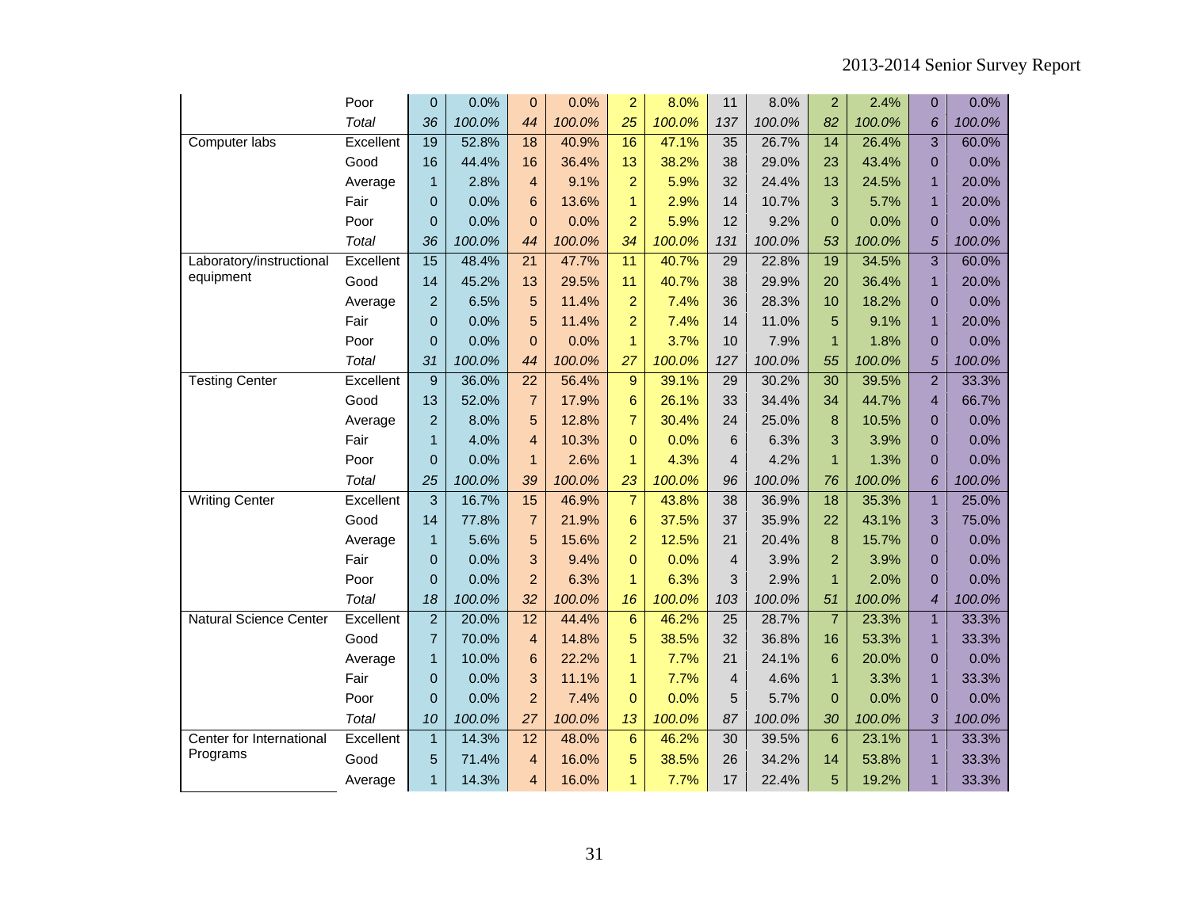| | | | | | | | | | | | | | |
|---|---|---|---|---|---|---|---|---|---|---|---|---|---|
| | Poor | 0 | 0.0% | 0 | 0.0% | 2 | 8.0% | 11 | 8.0% | 2 | 2.4% | 0 | 0.0% |
| | *Total* | *36* | *100.0%* | *44* | *100.0%* | *25* | *100.0%* | *137* | *100.0%* | *82* | *100.0%* | *6* | *100.0%* |
| Computer labs | Excellent | 19 | 52.8% | 18 | 40.9% | 16 | 47.1% | 35 | 26.7% | 14 | 26.4% | 3 | 60.0% |
| | Good | 16 | 44.4% | 16 | 36.4% | 13 | 38.2% | 38 | 29.0% | 23 | 43.4% | 0 | 0.0% |
| | Average | 1 | 2.8% | 4 | 9.1% | 2 | 5.9% | 32 | 24.4% | 13 | 24.5% | 1 | 20.0% |
| | Fair | 0 | 0.0% | 6 | 13.6% | 1 | 2.9% | 14 | 10.7% | 3 | 5.7% | 1 | 20.0% |
| | Poor | 0 | 0.0% | 0 | 0.0% | 2 | 5.9% | 12 | 9.2% | 0 | 0.0% | 0 | 0.0% |
| | *Total* | *36* | *100.0%* | *44* | *100.0%* | *34* | *100.0%* | *131* | *100.0%* | *53* | *100.0%* | *5* | *100.0%* |
| Laboratory/instructional equipment | Excellent | 15 | 48.4% | 21 | 47.7% | 11 | 40.7% | 29 | 22.8% | 19 | 34.5% | 3 | 60.0% |
| | Good | 14 | 45.2% | 13 | 29.5% | 11 | 40.7% | 38 | 29.9% | 20 | 36.4% | 1 | 20.0% |
| | Average | 2 | 6.5% | 5 | 11.4% | 2 | 7.4% | 36 | 28.3% | 10 | 18.2% | 0 | 0.0% |
| | Fair | 0 | 0.0% | 5 | 11.4% | 2 | 7.4% | 14 | 11.0% | 5 | 9.1% | 1 | 20.0% |
| | Poor | 0 | 0.0% | 0 | 0.0% | 1 | 3.7% | 10 | 7.9% | 1 | 1.8% | 0 | 0.0% |
| | *Total* | *31* | *100.0%* | *44* | *100.0%* | *27* | *100.0%* | *127* | *100.0%* | *55* | *100.0%* | *5* | *100.0%* |
| Testing Center | Excellent | 9 | 36.0% | 22 | 56.4% | 9 | 39.1% | 29 | 30.2% | 30 | 39.5% | 2 | 33.3% |
| | Good | 13 | 52.0% | 7 | 17.9% | 6 | 26.1% | 33 | 34.4% | 34 | 44.7% | 4 | 66.7% |
| | Average | 2 | 8.0% | 5 | 12.8% | 7 | 30.4% | 24 | 25.0% | 8 | 10.5% | 0 | 0.0% |
| | Fair | 1 | 4.0% | 4 | 10.3% | 0 | 0.0% | 6 | 6.3% | 3 | 3.9% | 0 | 0.0% |
| | Poor | 0 | 0.0% | 1 | 2.6% | 1 | 4.3% | 4 | 4.2% | 1 | 1.3% | 0 | 0.0% |
| | *Total* | *25* | *100.0%* | *39* | *100.0%* | *23* | *100.0%* | *96* | *100.0%* | *76* | *100.0%* | *6* | *100.0%* |
| Writing Center | Excellent | 3 | 16.7% | 15 | 46.9% | 7 | 43.8% | 38 | 36.9% | 18 | 35.3% | 1 | 25.0% |
| | Good | 14 | 77.8% | 7 | 21.9% | 6 | 37.5% | 37 | 35.9% | 22 | 43.1% | 3 | 75.0% |
| | Average | 1 | 5.6% | 5 | 15.6% | 2 | 12.5% | 21 | 20.4% | 8 | 15.7% | 0 | 0.0% |
| | Fair | 0 | 0.0% | 3 | 9.4% | 0 | 0.0% | 4 | 3.9% | 2 | 3.9% | 0 | 0.0% |
| | Poor | 0 | 0.0% | 2 | 6.3% | 1 | 6.3% | 3 | 2.9% | 1 | 2.0% | 0 | 0.0% |
| | *Total* | *18* | *100.0%* | *32* | *100.0%* | *16* | *100.0%* | *103* | *100.0%* | *51* | *100.0%* | *4* | *100.0%* |
| Natural Science Center | Excellent | 2 | 20.0% | 12 | 44.4% | 6 | 46.2% | 25 | 28.7% | 7 | 23.3% | 1 | 33.3% |
| | Good | 7 | 70.0% | 4 | 14.8% | 5 | 38.5% | 32 | 36.8% | 16 | 53.3% | 1 | 33.3% |
| | Average | 1 | 10.0% | 6 | 22.2% | 1 | 7.7% | 21 | 24.1% | 6 | 20.0% | 0 | 0.0% |
| | Fair | 0 | 0.0% | 3 | 11.1% | 1 | 7.7% | 4 | 4.6% | 1 | 3.3% | 1 | 33.3% |
| | Poor | 0 | 0.0% | 2 | 7.4% | 0 | 0.0% | 5 | 5.7% | 0 | 0.0% | 0 | 0.0% |
| | *Total* | *10* | *100.0%* | *27* | *100.0%* | *13* | *100.0%* | *87* | *100.0%* | *30* | *100.0%* | *3* | *100.0%* |
| Center for International Programs | Excellent | 1 | 14.3% | 12 | 48.0% | 6 | 46.2% | 30 | 39.5% | 6 | 23.1% | 1 | 33.3% |
| | Good | 5 | 71.4% | 4 | 16.0% | 5 | 38.5% | 26 | 34.2% | 14 | 53.8% | 1 | 33.3% |
| | Average | 1 | 14.3% | 4 | 16.0% | 1 | 7.7% | 17 | 22.4% | 5 | 19.2% | 1 | 33.3% |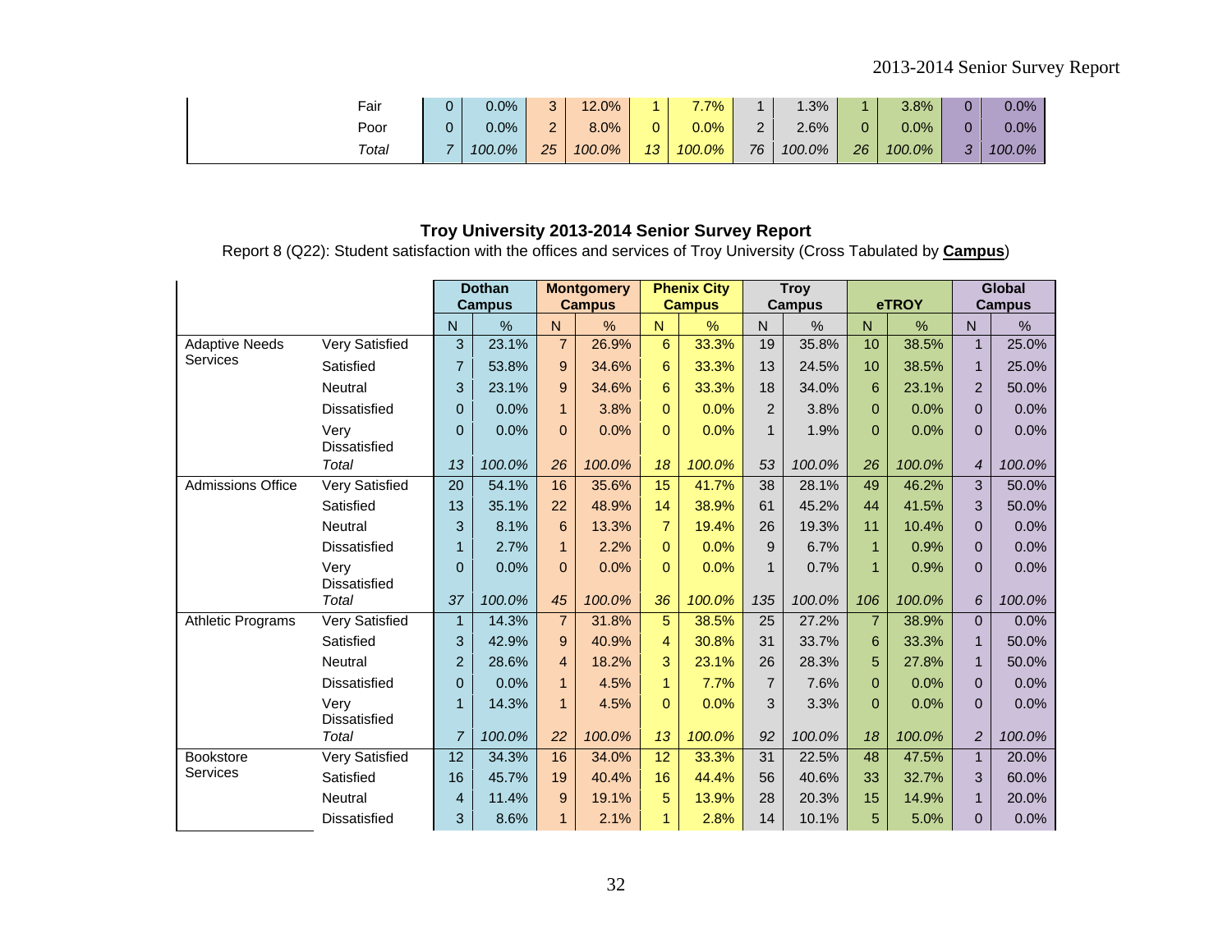| | Dothan Campus N | Dothan Campus % | Montgomery Campus N | Montgomery Campus % | Phenix City Campus N | Phenix City Campus % | Troy Campus N | Troy Campus % | eTROY N | eTROY % | Global Campus N | Global Campus % |
|---|---|---|---|---|---|---|---|---|---|---|---|---|
| Fair | 0 | 0.0% | 3 | 12.0% | 1 | 7.7% | 1 | 1.3% | 1 | 3.8% | 0 | 0.0% |
| Poor | 0 | 0.0% | 2 | 8.0% | 0 | 0.0% | 2 | 2.6% | 0 | 0.0% | 0 | 0.0% |
| *Total* | *7* | *100.0%* | *25* | *100.0%* | *13* | *100.0%* | *76* | *100.0%* | *26* | *100.0%* | *3* | *100.0%* |

**Troy University 2013-2014 Senior Survey Report**

Report 8 (Q22): Student satisfaction with the offices and services of Troy University (Cross Tabulated by **Campus**)

| | | Dothan Campus | | Montgomery Campus | | Phenix City Campus | | Troy Campus | | eTROY | | Global Campus | |
|---|---|---|---|---|---|---|---|---|---|---|---|---|---|
| | | N | % | N | % | N | % | N | % | N | % | N | % |
| Adaptive Needs Services | Very Satisfied | 3 | 23.1% | 7 | 26.9% | 6 | 33.3% | 19 | 35.8% | 10 | 38.5% | 1 | 25.0% |
| | Satisfied | 7 | 53.8% | 9 | 34.6% | 6 | 33.3% | 13 | 24.5% | 10 | 38.5% | 1 | 25.0% |
| | Neutral | 3 | 23.1% | 9 | 34.6% | 6 | 33.3% | 18 | 34.0% | 6 | 23.1% | 2 | 50.0% |
| | Dissatisfied | 0 | 0.0% | 1 | 3.8% | 0 | 0.0% | 2 | 3.8% | 0 | 0.0% | 0 | 0.0% |
| | Very Dissatisfied | 0 | 0.0% | 0 | 0.0% | 0 | 0.0% | 1 | 1.9% | 0 | 0.0% | 0 | 0.0% |
| | *Total* | *13* | *100.0%* | *26* | *100.0%* | *18* | *100.0%* | *53* | *100.0%* | *26* | *100.0%* | *4* | *100.0%* |
| Admissions Office | Very Satisfied | 20 | 54.1% | 16 | 35.6% | 15 | 41.7% | 38 | 28.1% | 49 | 46.2% | 3 | 50.0% |
| | Satisfied | 13 | 35.1% | 22 | 48.9% | 14 | 38.9% | 61 | 45.2% | 44 | 41.5% | 3 | 50.0% |
| | Neutral | 3 | 8.1% | 6 | 13.3% | 7 | 19.4% | 26 | 19.3% | 11 | 10.4% | 0 | 0.0% |
| | Dissatisfied | 1 | 2.7% | 1 | 2.2% | 0 | 0.0% | 9 | 6.7% | 1 | 0.9% | 0 | 0.0% |
| | Very Dissatisfied | 0 | 0.0% | 0 | 0.0% | 0 | 0.0% | 1 | 0.7% | 1 | 0.9% | 0 | 0.0% |
| | *Total* | *37* | *100.0%* | *45* | *100.0%* | *36* | *100.0%* | *135* | *100.0%* | *106* | *100.0%* | *6* | *100.0%* |
| Athletic Programs | Very Satisfied | 1 | 14.3% | 7 | 31.8% | 5 | 38.5% | 25 | 27.2% | 7 | 38.9% | 0 | 0.0% |
| | Satisfied | 3 | 42.9% | 9 | 40.9% | 4 | 30.8% | 31 | 33.7% | 6 | 33.3% | 1 | 50.0% |
| | Neutral | 2 | 28.6% | 4 | 18.2% | 3 | 23.1% | 26 | 28.3% | 5 | 27.8% | 1 | 50.0% |
| | Dissatisfied | 0 | 0.0% | 1 | 4.5% | 1 | 7.7% | 7 | 7.6% | 0 | 0.0% | 0 | 0.0% |
| | Very Dissatisfied | 1 | 14.3% | 1 | 4.5% | 0 | 0.0% | 3 | 3.3% | 0 | 0.0% | 0 | 0.0% |
| | *Total* | *7* | *100.0%* | *22* | *100.0%* | *13* | *100.0%* | *92* | *100.0%* | *18* | *100.0%* | *2* | *100.0%* |
| Bookstore Services | Very Satisfied | 12 | 34.3% | 16 | 34.0% | 12 | 33.3% | 31 | 22.5% | 48 | 47.5% | 1 | 20.0% |
| | Satisfied | 16 | 45.7% | 19 | 40.4% | 16 | 44.4% | 56 | 40.6% | 33 | 32.7% | 3 | 60.0% |
| | Neutral | 4 | 11.4% | 9 | 19.1% | 5 | 13.9% | 28 | 20.3% | 15 | 14.9% | 1 | 20.0% |
| | Dissatisfied | 3 | 8.6% | 1 | 2.1% | 1 | 2.8% | 14 | 10.1% | 5 | 5.0% | 0 | 0.0% |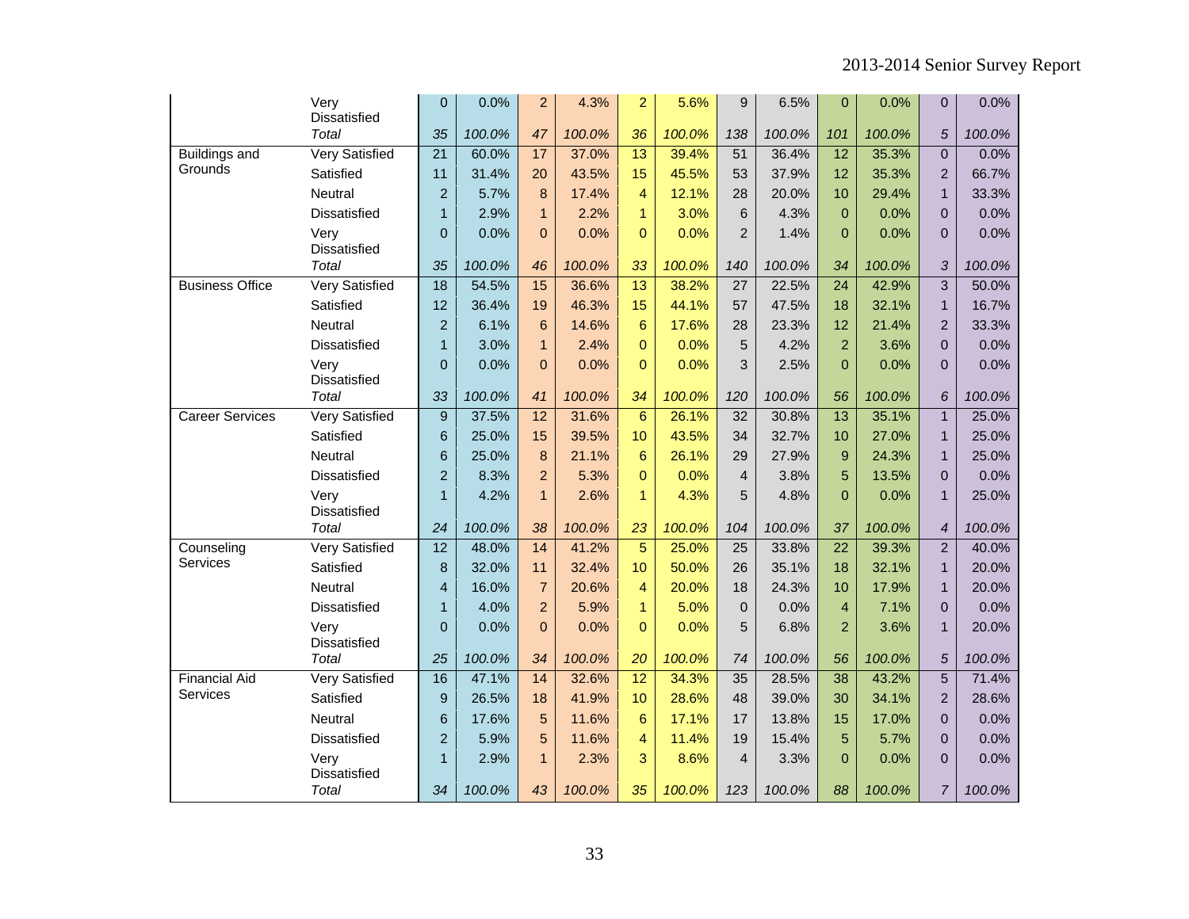| | | | | | | | | | | | | | |
|---|---|---|---|---|---|---|---|---|---|---|---|---|---|
| | Very Dissatisfied | 0 | 0.0% | 2 | 4.3% | 2 | 5.6% | 9 | 6.5% | 0 | 0.0% | 0 | 0.0% |
| | *Total* | *35* | *100.0%* | *47* | *100.0%* | *36* | *100.0%* | *138* | *100.0%* | *101* | *100.0%* | *5* | *100.0%* |
| Buildings and Grounds | Very Satisfied | 21 | 60.0% | 17 | 37.0% | 13 | 39.4% | 51 | 36.4% | 12 | 35.3% | 0 | 0.0% |
| | Satisfied | 11 | 31.4% | 20 | 43.5% | 15 | 45.5% | 53 | 37.9% | 12 | 35.3% | 2 | 66.7% |
| | Neutral | 2 | 5.7% | 8 | 17.4% | 4 | 12.1% | 28 | 20.0% | 10 | 29.4% | 1 | 33.3% |
| | Dissatisfied | 1 | 2.9% | 1 | 2.2% | 1 | 3.0% | 6 | 4.3% | 0 | 0.0% | 0 | 0.0% |
| | Very Dissatisfied | 0 | 0.0% | 0 | 0.0% | 0 | 0.0% | 2 | 1.4% | 0 | 0.0% | 0 | 0.0% |
| | *Total* | *35* | *100.0%* | *46* | *100.0%* | *33* | *100.0%* | *140* | *100.0%* | *34* | *100.0%* | *3* | *100.0%* |
| Business Office | Very Satisfied | 18 | 54.5% | 15 | 36.6% | 13 | 38.2% | 27 | 22.5% | 24 | 42.9% | 3 | 50.0% |
| | Satisfied | 12 | 36.4% | 19 | 46.3% | 15 | 44.1% | 57 | 47.5% | 18 | 32.1% | 1 | 16.7% |
| | Neutral | 2 | 6.1% | 6 | 14.6% | 6 | 17.6% | 28 | 23.3% | 12 | 21.4% | 2 | 33.3% |
| | Dissatisfied | 1 | 3.0% | 1 | 2.4% | 0 | 0.0% | 5 | 4.2% | 2 | 3.6% | 0 | 0.0% |
| | Very Dissatisfied | 0 | 0.0% | 0 | 0.0% | 0 | 0.0% | 3 | 2.5% | 0 | 0.0% | 0 | 0.0% |
| | *Total* | *33* | *100.0%* | *41* | *100.0%* | *34* | *100.0%* | *120* | *100.0%* | *56* | *100.0%* | *6* | *100.0%* |
| Career Services | Very Satisfied | 9 | 37.5% | 12 | 31.6% | 6 | 26.1% | 32 | 30.8% | 13 | 35.1% | 1 | 25.0% |
| | Satisfied | 6 | 25.0% | 15 | 39.5% | 10 | 43.5% | 34 | 32.7% | 10 | 27.0% | 1 | 25.0% |
| | Neutral | 6 | 25.0% | 8 | 21.1% | 6 | 26.1% | 29 | 27.9% | 9 | 24.3% | 1 | 25.0% |
| | Dissatisfied | 2 | 8.3% | 2 | 5.3% | 0 | 0.0% | 4 | 3.8% | 5 | 13.5% | 0 | 0.0% |
| | Very Dissatisfied | 1 | 4.2% | 1 | 2.6% | 1 | 4.3% | 5 | 4.8% | 0 | 0.0% | 1 | 25.0% |
| | *Total* | *24* | *100.0%* | *38* | *100.0%* | *23* | *100.0%* | *104* | *100.0%* | *37* | *100.0%* | *4* | *100.0%* |
| Counseling Services | Very Satisfied | 12 | 48.0% | 14 | 41.2% | 5 | 25.0% | 25 | 33.8% | 22 | 39.3% | 2 | 40.0% |
| | Satisfied | 8 | 32.0% | 11 | 32.4% | 10 | 50.0% | 26 | 35.1% | 18 | 32.1% | 1 | 20.0% |
| | Neutral | 4 | 16.0% | 7 | 20.6% | 4 | 20.0% | 18 | 24.3% | 10 | 17.9% | 1 | 20.0% |
| | Dissatisfied | 1 | 4.0% | 2 | 5.9% | 1 | 5.0% | 0 | 0.0% | 4 | 7.1% | 0 | 0.0% |
| | Very Dissatisfied | 0 | 0.0% | 0 | 0.0% | 0 | 0.0% | 5 | 6.8% | 2 | 3.6% | 1 | 20.0% |
| | *Total* | *25* | *100.0%* | *34* | *100.0%* | *20* | *100.0%* | *74* | *100.0%* | *56* | *100.0%* | *5* | *100.0%* |
| Financial Aid Services | Very Satisfied | 16 | 47.1% | 14 | 32.6% | 12 | 34.3% | 35 | 28.5% | 38 | 43.2% | 5 | 71.4% |
| | Satisfied | 9 | 26.5% | 18 | 41.9% | 10 | 28.6% | 48 | 39.0% | 30 | 34.1% | 2 | 28.6% |
| | Neutral | 6 | 17.6% | 5 | 11.6% | 6 | 17.1% | 17 | 13.8% | 15 | 17.0% | 0 | 0.0% |
| | Dissatisfied | 2 | 5.9% | 5 | 11.6% | 4 | 11.4% | 19 | 15.4% | 5 | 5.7% | 0 | 0.0% |
| | Very Dissatisfied | 1 | 2.9% | 1 | 2.3% | 3 | 8.6% | 4 | 3.3% | 0 | 0.0% | 0 | 0.0% |
| | *Total* | *34* | *100.0%* | *43* | *100.0%* | *35* | *100.0%* | *123* | *100.0%* | *88* | *100.0%* | *7* | *100.0%* |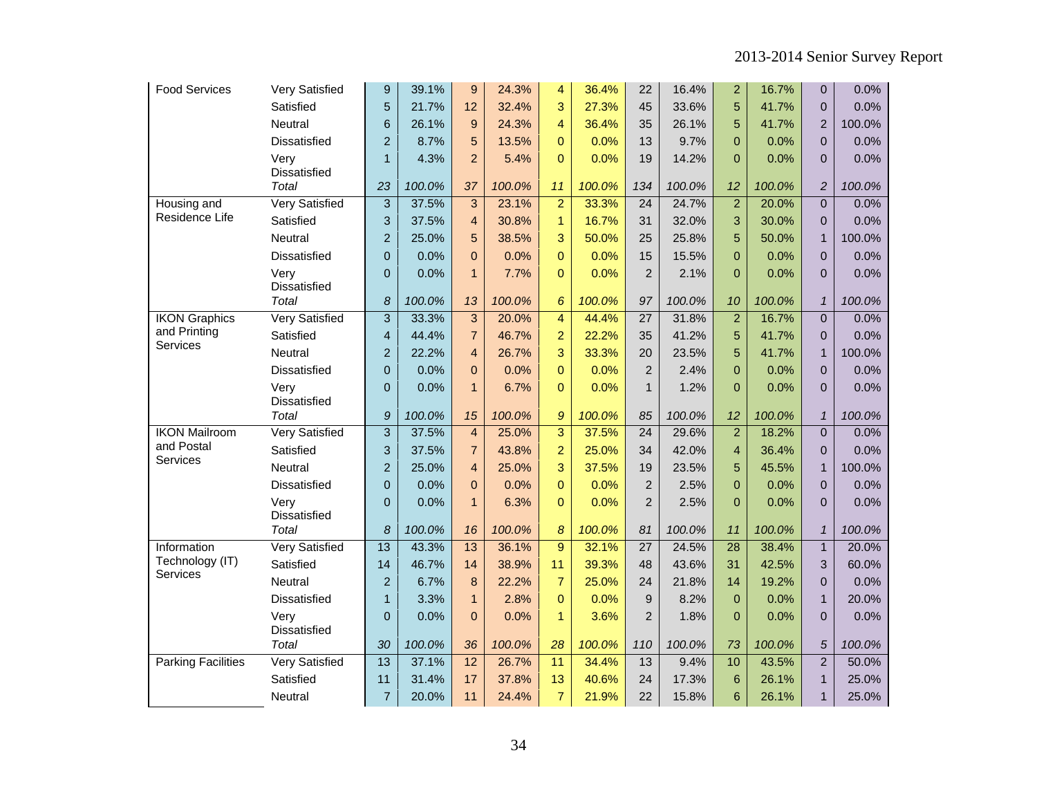| | | | | | | | | | | | | | |
|---|---|---|---|---|---|---|---|---|---|---|---|---|---|
| Food Services | Very Satisfied | 9 | 39.1% | 9 | 24.3% | 4 | 36.4% | 22 | 16.4% | 2 | 16.7% | 0 | 0.0% |
| | Satisfied | 5 | 21.7% | 12 | 32.4% | 3 | 27.3% | 45 | 33.6% | 5 | 41.7% | 0 | 0.0% |
| | Neutral | 6 | 26.1% | 9 | 24.3% | 4 | 36.4% | 35 | 26.1% | 5 | 41.7% | 2 | 100.0% |
| | Dissatisfied | 2 | 8.7% | 5 | 13.5% | 0 | 0.0% | 13 | 9.7% | 0 | 0.0% | 0 | 0.0% |
| | Very Dissatisfied | 1 | 4.3% | 2 | 5.4% | 0 | 0.0% | 19 | 14.2% | 0 | 0.0% | 0 | 0.0% |
| | *Total* | *23* | *100.0%* | *37* | *100.0%* | *11* | *100.0%* | *134* | *100.0%* | *12* | *100.0%* | *2* | *100.0%* |
| Housing and Residence Life | Very Satisfied | 3 | 37.5% | 3 | 23.1% | 2 | 33.3% | 24 | 24.7% | 2 | 20.0% | 0 | 0.0% |
| | Satisfied | 3 | 37.5% | 4 | 30.8% | 1 | 16.7% | 31 | 32.0% | 3 | 30.0% | 0 | 0.0% |
| | Neutral | 2 | 25.0% | 5 | 38.5% | 3 | 50.0% | 25 | 25.8% | 5 | 50.0% | 1 | 100.0% |
| | Dissatisfied | 0 | 0.0% | 0 | 0.0% | 0 | 0.0% | 15 | 15.5% | 0 | 0.0% | 0 | 0.0% |
| | Very Dissatisfied | 0 | 0.0% | 1 | 7.7% | 0 | 0.0% | 2 | 2.1% | 0 | 0.0% | 0 | 0.0% |
| | *Total* | *8* | *100.0%* | *13* | *100.0%* | *6* | *100.0%* | *97* | *100.0%* | *10* | *100.0%* | *1* | *100.0%* |
| IKON Graphics and Printing Services | Very Satisfied | 3 | 33.3% | 3 | 20.0% | 4 | 44.4% | 27 | 31.8% | 2 | 16.7% | 0 | 0.0% |
| | Satisfied | 4 | 44.4% | 7 | 46.7% | 2 | 22.2% | 35 | 41.2% | 5 | 41.7% | 0 | 0.0% |
| | Neutral | 2 | 22.2% | 4 | 26.7% | 3 | 33.3% | 20 | 23.5% | 5 | 41.7% | 1 | 100.0% |
| | Dissatisfied | 0 | 0.0% | 0 | 0.0% | 0 | 0.0% | 2 | 2.4% | 0 | 0.0% | 0 | 0.0% |
| | Very Dissatisfied | 0 | 0.0% | 1 | 6.7% | 0 | 0.0% | 1 | 1.2% | 0 | 0.0% | 0 | 0.0% |
| | *Total* | *9* | *100.0%* | *15* | *100.0%* | *9* | *100.0%* | *85* | *100.0%* | *12* | *100.0%* | *1* | *100.0%* |
| IKON Mailroom and Postal Services | Very Satisfied | 3 | 37.5% | 4 | 25.0% | 3 | 37.5% | 24 | 29.6% | 2 | 18.2% | 0 | 0.0% |
| | Satisfied | 3 | 37.5% | 7 | 43.8% | 2 | 25.0% | 34 | 42.0% | 4 | 36.4% | 0 | 0.0% |
| | Neutral | 2 | 25.0% | 4 | 25.0% | 3 | 37.5% | 19 | 23.5% | 5 | 45.5% | 1 | 100.0% |
| | Dissatisfied | 0 | 0.0% | 0 | 0.0% | 0 | 0.0% | 2 | 2.5% | 0 | 0.0% | 0 | 0.0% |
| | Very Dissatisfied | 0 | 0.0% | 1 | 6.3% | 0 | 0.0% | 2 | 2.5% | 0 | 0.0% | 0 | 0.0% |
| | *Total* | *8* | *100.0%* | *16* | *100.0%* | *8* | *100.0%* | *81* | *100.0%* | *11* | *100.0%* | *1* | *100.0%* |
| Information Technology (IT) Services | Very Satisfied | 13 | 43.3% | 13 | 36.1% | 9 | 32.1% | 27 | 24.5% | 28 | 38.4% | 1 | 20.0% |
| | Satisfied | 14 | 46.7% | 14 | 38.9% | 11 | 39.3% | 48 | 43.6% | 31 | 42.5% | 3 | 60.0% |
| | Neutral | 2 | 6.7% | 8 | 22.2% | 7 | 25.0% | 24 | 21.8% | 14 | 19.2% | 0 | 0.0% |
| | Dissatisfied | 1 | 3.3% | 1 | 2.8% | 0 | 0.0% | 9 | 8.2% | 0 | 0.0% | 1 | 20.0% |
| | Very Dissatisfied | 0 | 0.0% | 0 | 0.0% | 1 | 3.6% | 2 | 1.8% | 0 | 0.0% | 0 | 0.0% |
| | *Total* | *30* | *100.0%* | *36* | *100.0%* | *28* | *100.0%* | *110* | *100.0%* | *73* | *100.0%* | *5* | *100.0%* |
| Parking Facilities | Very Satisfied | 13 | 37.1% | 12 | 26.7% | 11 | 34.4% | 13 | 9.4% | 10 | 43.5% | 2 | 50.0% |
| | Satisfied | 11 | 31.4% | 17 | 37.8% | 13 | 40.6% | 24 | 17.3% | 6 | 26.1% | 1 | 25.0% |
| | Neutral | 7 | 20.0% | 11 | 24.4% | 7 | 21.9% | 22 | 15.8% | 6 | 26.1% | 1 | 25.0% |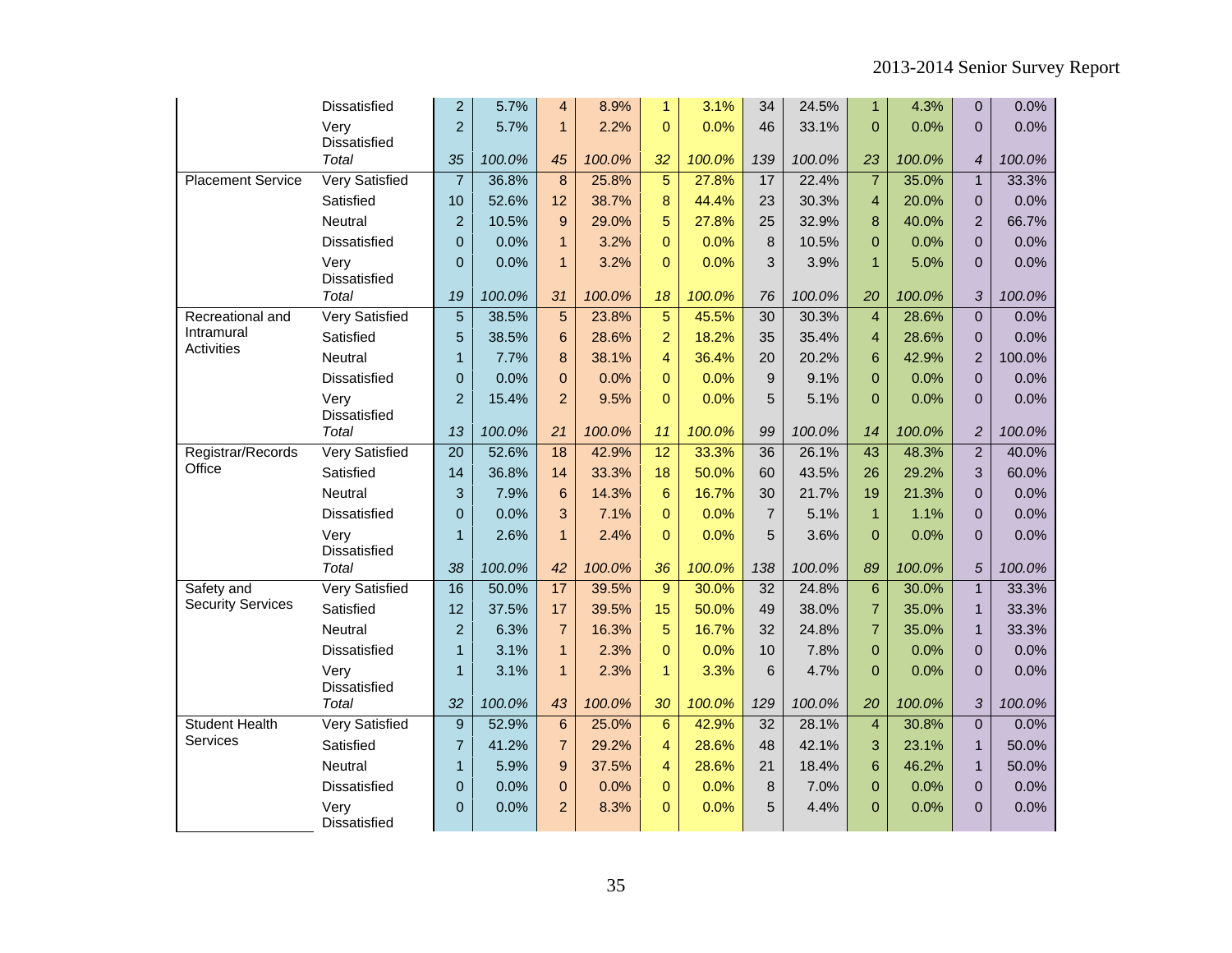| | | | | | | | | | | | | | |
|---|---|---|---|---|---|---|---|---|---|---|---|---|---|
| | Dissatisfied | 2 | 5.7% | 4 | 8.9% | 1 | 3.1% | 34 | 24.5% | 1 | 4.3% | 0 | 0.0% |
| | Very Dissatisfied | 2 | 5.7% | 1 | 2.2% | 0 | 0.0% | 46 | 33.1% | 0 | 0.0% | 0 | 0.0% |
| | *Total* | *35* | *100.0%* | *45* | *100.0%* | *32* | *100.0%* | *139* | *100.0%* | *23* | *100.0%* | *4* | *100.0%* |
| Placement Service | Very Satisfied | 7 | 36.8% | 8 | 25.8% | 5 | 27.8% | 17 | 22.4% | 7 | 35.0% | 1 | 33.3% |
| | Satisfied | 10 | 52.6% | 12 | 38.7% | 8 | 44.4% | 23 | 30.3% | 4 | 20.0% | 0 | 0.0% |
| | Neutral | 2 | 10.5% | 9 | 29.0% | 5 | 27.8% | 25 | 32.9% | 8 | 40.0% | 2 | 66.7% |
| | Dissatisfied | 0 | 0.0% | 1 | 3.2% | 0 | 0.0% | 8 | 10.5% | 0 | 0.0% | 0 | 0.0% |
| | Very Dissatisfied | 0 | 0.0% | 1 | 3.2% | 0 | 0.0% | 3 | 3.9% | 1 | 5.0% | 0 | 0.0% |
| | *Total* | *19* | *100.0%* | *31* | *100.0%* | *18* | *100.0%* | *76* | *100.0%* | *20* | *100.0%* | *3* | *100.0%* |
| Recreational and Intramural Activities | Very Satisfied | 5 | 38.5% | 5 | 23.8% | 5 | 45.5% | 30 | 30.3% | 4 | 28.6% | 0 | 0.0% |
| | Satisfied | 5 | 38.5% | 6 | 28.6% | 2 | 18.2% | 35 | 35.4% | 4 | 28.6% | 0 | 0.0% |
| | Neutral | 1 | 7.7% | 8 | 38.1% | 4 | 36.4% | 20 | 20.2% | 6 | 42.9% | 2 | 100.0% |
| | Dissatisfied | 0 | 0.0% | 0 | 0.0% | 0 | 0.0% | 9 | 9.1% | 0 | 0.0% | 0 | 0.0% |
| | Very Dissatisfied | 2 | 15.4% | 2 | 9.5% | 0 | 0.0% | 5 | 5.1% | 0 | 0.0% | 0 | 0.0% |
| | *Total* | *13* | *100.0%* | *21* | *100.0%* | *11* | *100.0%* | *99* | *100.0%* | *14* | *100.0%* | *2* | *100.0%* |
| Registrar/Records Office | Very Satisfied | 20 | 52.6% | 18 | 42.9% | 12 | 33.3% | 36 | 26.1% | 43 | 48.3% | 2 | 40.0% |
| | Satisfied | 14 | 36.8% | 14 | 33.3% | 18 | 50.0% | 60 | 43.5% | 26 | 29.2% | 3 | 60.0% |
| | Neutral | 3 | 7.9% | 6 | 14.3% | 6 | 16.7% | 30 | 21.7% | 19 | 21.3% | 0 | 0.0% |
| | Dissatisfied | 0 | 0.0% | 3 | 7.1% | 0 | 0.0% | 7 | 5.1% | 1 | 1.1% | 0 | 0.0% |
| | Very Dissatisfied | 1 | 2.6% | 1 | 2.4% | 0 | 0.0% | 5 | 3.6% | 0 | 0.0% | 0 | 0.0% |
| | *Total* | *38* | *100.0%* | *42* | *100.0%* | *36* | *100.0%* | *138* | *100.0%* | *89* | *100.0%* | *5* | *100.0%* |
| Safety and Security Services | Very Satisfied | 16 | 50.0% | 17 | 39.5% | 9 | 30.0% | 32 | 24.8% | 6 | 30.0% | 1 | 33.3% |
| | Satisfied | 12 | 37.5% | 17 | 39.5% | 15 | 50.0% | 49 | 38.0% | 7 | 35.0% | 1 | 33.3% |
| | Neutral | 2 | 6.3% | 7 | 16.3% | 5 | 16.7% | 32 | 24.8% | 7 | 35.0% | 1 | 33.3% |
| | Dissatisfied | 1 | 3.1% | 1 | 2.3% | 0 | 0.0% | 10 | 7.8% | 0 | 0.0% | 0 | 0.0% |
| | Very Dissatisfied | 1 | 3.1% | 1 | 2.3% | 1 | 3.3% | 6 | 4.7% | 0 | 0.0% | 0 | 0.0% |
| | *Total* | *32* | *100.0%* | *43* | *100.0%* | *30* | *100.0%* | *129* | *100.0%* | *20* | *100.0%* | *3* | *100.0%* |
| Student Health Services | Very Satisfied | 9 | 52.9% | 6 | 25.0% | 6 | 42.9% | 32 | 28.1% | 4 | 30.8% | 0 | 0.0% |
| | Satisfied | 7 | 41.2% | 7 | 29.2% | 4 | 28.6% | 48 | 42.1% | 3 | 23.1% | 1 | 50.0% |
| | Neutral | 1 | 5.9% | 9 | 37.5% | 4 | 28.6% | 21 | 18.4% | 6 | 46.2% | 1 | 50.0% |
| | Dissatisfied | 0 | 0.0% | 0 | 0.0% | 0 | 0.0% | 8 | 7.0% | 0 | 0.0% | 0 | 0.0% |
| | Very Dissatisfied | 0 | 0.0% | 2 | 8.3% | 0 | 0.0% | 5 | 4.4% | 0 | 0.0% | 0 | 0.0% |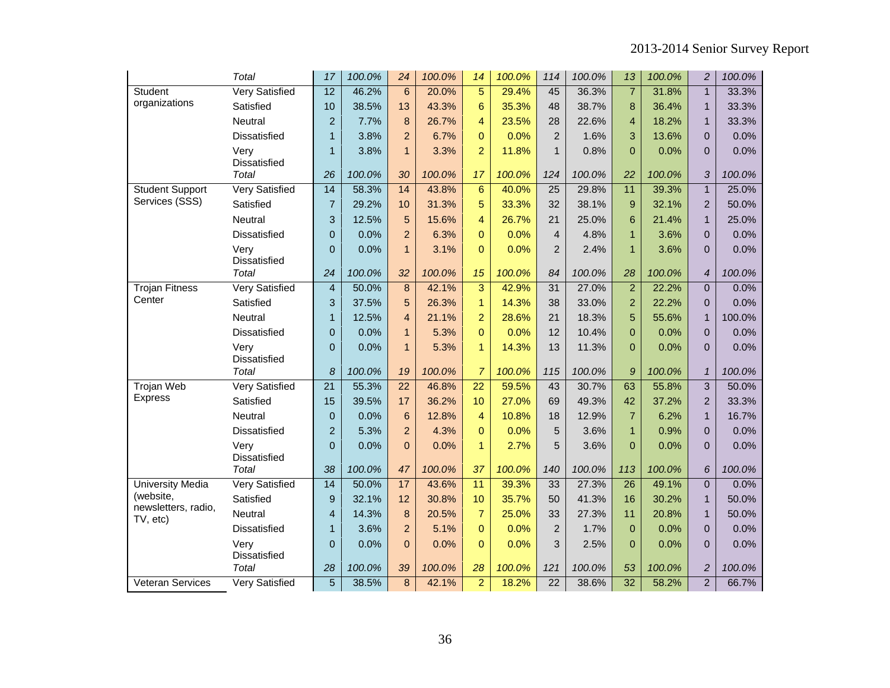| | | | | | | | | | | | | | |
|---|---|---|---|---|---|---|---|---|---|---|---|---|---|
| | *Total* | *17* | *100.0%* | *24* | *100.0%* | *14* | *100.0%* | *114* | *100.0%* | *13* | *100.0%* | *2* | *100.0%* |
| Student organizations | Very Satisfied | 12 | 46.2% | 6 | 20.0% | 5 | 29.4% | 45 | 36.3% | 7 | 31.8% | 1 | 33.3% |
| | Satisfied | 10 | 38.5% | 13 | 43.3% | 6 | 35.3% | 48 | 38.7% | 8 | 36.4% | 1 | 33.3% |
| | Neutral | 2 | 7.7% | 8 | 26.7% | 4 | 23.5% | 28 | 22.6% | 4 | 18.2% | 1 | 33.3% |
| | Dissatisfied | 1 | 3.8% | 2 | 6.7% | 0 | 0.0% | 2 | 1.6% | 3 | 13.6% | 0 | 0.0% |
| | Very Dissatisfied | 1 | 3.8% | 1 | 3.3% | 2 | 11.8% | 1 | 0.8% | 0 | 0.0% | 0 | 0.0% |
| | *Total* | *26* | *100.0%* | *30* | *100.0%* | *17* | *100.0%* | *124* | *100.0%* | *22* | *100.0%* | *3* | *100.0%* |
| Student Support Services (SSS) | Very Satisfied | 14 | 58.3% | 14 | 43.8% | 6 | 40.0% | 25 | 29.8% | 11 | 39.3% | 1 | 25.0% |
| | Satisfied | 7 | 29.2% | 10 | 31.3% | 5 | 33.3% | 32 | 38.1% | 9 | 32.1% | 2 | 50.0% |
| | Neutral | 3 | 12.5% | 5 | 15.6% | 4 | 26.7% | 21 | 25.0% | 6 | 21.4% | 1 | 25.0% |
| | Dissatisfied | 0 | 0.0% | 2 | 6.3% | 0 | 0.0% | 4 | 4.8% | 1 | 3.6% | 0 | 0.0% |
| | Very Dissatisfied | 0 | 0.0% | 1 | 3.1% | 0 | 0.0% | 2 | 2.4% | 1 | 3.6% | 0 | 0.0% |
| | *Total* | *24* | *100.0%* | *32* | *100.0%* | *15* | *100.0%* | *84* | *100.0%* | *28* | *100.0%* | *4* | *100.0%* |
| Trojan Fitness Center | Very Satisfied | 4 | 50.0% | 8 | 42.1% | 3 | 42.9% | 31 | 27.0% | 2 | 22.2% | 0 | 0.0% |
| | Satisfied | 3 | 37.5% | 5 | 26.3% | 1 | 14.3% | 38 | 33.0% | 2 | 22.2% | 0 | 0.0% |
| | Neutral | 1 | 12.5% | 4 | 21.1% | 2 | 28.6% | 21 | 18.3% | 5 | 55.6% | 1 | 100.0% |
| | Dissatisfied | 0 | 0.0% | 1 | 5.3% | 0 | 0.0% | 12 | 10.4% | 0 | 0.0% | 0 | 0.0% |
| | Very Dissatisfied | 0 | 0.0% | 1 | 5.3% | 1 | 14.3% | 13 | 11.3% | 0 | 0.0% | 0 | 0.0% |
| | *Total* | *8* | *100.0%* | *19* | *100.0%* | *7* | *100.0%* | *115* | *100.0%* | *9* | *100.0%* | *1* | *100.0%* |
| Trojan Web Express | Very Satisfied | 21 | 55.3% | 22 | 46.8% | 22 | 59.5% | 43 | 30.7% | 63 | 55.8% | 3 | 50.0% |
| | Satisfied | 15 | 39.5% | 17 | 36.2% | 10 | 27.0% | 69 | 49.3% | 42 | 37.2% | 2 | 33.3% |
| | Neutral | 0 | 0.0% | 6 | 12.8% | 4 | 10.8% | 18 | 12.9% | 7 | 6.2% | 1 | 16.7% |
| | Dissatisfied | 2 | 5.3% | 2 | 4.3% | 0 | 0.0% | 5 | 3.6% | 1 | 0.9% | 0 | 0.0% |
| | Very Dissatisfied | 0 | 0.0% | 0 | 0.0% | 1 | 2.7% | 5 | 3.6% | 0 | 0.0% | 0 | 0.0% |
| | *Total* | *38* | *100.0%* | *47* | *100.0%* | *37* | *100.0%* | *140* | *100.0%* | *113* | *100.0%* | *6* | *100.0%* |
| University Media (website, newsletters, radio, TV, etc) | Very Satisfied | 14 | 50.0% | 17 | 43.6% | 11 | 39.3% | 33 | 27.3% | 26 | 49.1% | 0 | 0.0% |
| | Satisfied | 9 | 32.1% | 12 | 30.8% | 10 | 35.7% | 50 | 41.3% | 16 | 30.2% | 1 | 50.0% |
| | Neutral | 4 | 14.3% | 8 | 20.5% | 7 | 25.0% | 33 | 27.3% | 11 | 20.8% | 1 | 50.0% |
| | Dissatisfied | 1 | 3.6% | 2 | 5.1% | 0 | 0.0% | 2 | 1.7% | 0 | 0.0% | 0 | 0.0% |
| | Very Dissatisfied | 0 | 0.0% | 0 | 0.0% | 0 | 0.0% | 3 | 2.5% | 0 | 0.0% | 0 | 0.0% |
| | *Total* | *28* | *100.0%* | *39* | *100.0%* | *28* | *100.0%* | *121* | *100.0%* | *53* | *100.0%* | *2* | *100.0%* |
| Veteran Services | Very Satisfied | 5 | 38.5% | 8 | 42.1% | 2 | 18.2% | 22 | 38.6% | 32 | 58.2% | 2 | 66.7% |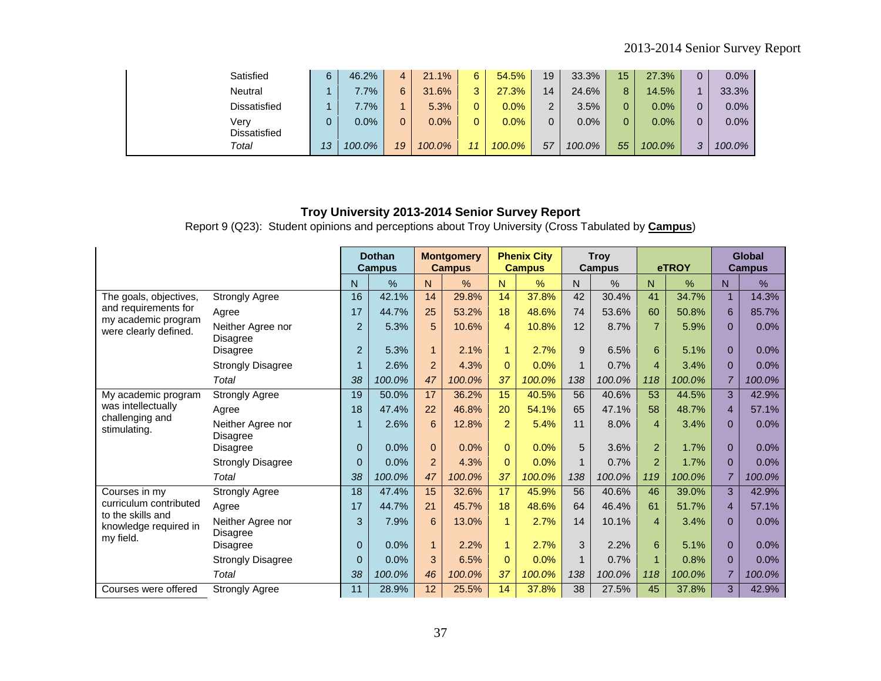| | Dothan Campus N | Dothan Campus % | Montgomery Campus N | Montgomery Campus % | Phenix City Campus N | Phenix City Campus % | Troy Campus N | Troy Campus % | eTROY N | eTROY % | Global Campus N | Global Campus % |
|---|---|---|---|---|---|---|---|---|---|---|---|---|
| Satisfied | 6 | 46.2% | 4 | 21.1% | 6 | 54.5% | 19 | 33.3% | 15 | 27.3% | 0 | 0.0% |
| Neutral | 1 | 7.7% | 6 | 31.6% | 3 | 27.3% | 14 | 24.6% | 8 | 14.5% | 1 | 33.3% |
| Dissatisfied | 1 | 7.7% | 1 | 5.3% | 0 | 0.0% | 2 | 3.5% | 0 | 0.0% | 0 | 0.0% |
| Very Dissatisfied | 0 | 0.0% | 0 | 0.0% | 0 | 0.0% | 0 | 0.0% | 0 | 0.0% | 0 | 0.0% |
| *Total* | *13* | *100.0%* | *19* | *100.0%* | *11* | *100.0%* | *57* | *100.0%* | *55* | *100.0%* | *3* | *100.0%* |

**Troy University 2013-2014 Senior Survey Report**

Report 9 (Q23): Student opinions and perceptions about Troy University (Cross Tabulated by **Campus**)

| | | Dothan Campus | | Montgomery Campus | | Phenix City Campus | | Troy Campus | | eTROY | | Global Campus | |
|---|---|---|---|---|---|---|---|---|---|---|---|---|---|
| | | N | % | N | % | N | % | N | % | N | % | N | % |
| The goals, objectives, and requirements for my academic program were clearly defined. | Strongly Agree | 16 | 42.1% | 14 | 29.8% | 14 | 37.8% | 42 | 30.4% | 41 | 34.7% | 1 | 14.3% |
| | Agree | 17 | 44.7% | 25 | 53.2% | 18 | 48.6% | 74 | 53.6% | 60 | 50.8% | 6 | 85.7% |
| | Neither Agree nor Disagree | 2 | 5.3% | 5 | 10.6% | 4 | 10.8% | 12 | 8.7% | 7 | 5.9% | 0 | 0.0% |
| | Disagree | 2 | 5.3% | 1 | 2.1% | 1 | 2.7% | 9 | 6.5% | 6 | 5.1% | 0 | 0.0% |
| | Strongly Disagree | 1 | 2.6% | 2 | 4.3% | 0 | 0.0% | 1 | 0.7% | 4 | 3.4% | 0 | 0.0% |
| | *Total* | *38* | *100.0%* | *47* | *100.0%* | *37* | *100.0%* | *138* | *100.0%* | *118* | *100.0%* | *7* | *100.0%* |
| My academic program was intellectually challenging and stimulating. | Strongly Agree | 19 | 50.0% | 17 | 36.2% | 15 | 40.5% | 56 | 40.6% | 53 | 44.5% | 3 | 42.9% |
| | Agree | 18 | 47.4% | 22 | 46.8% | 20 | 54.1% | 65 | 47.1% | 58 | 48.7% | 4 | 57.1% |
| | Neither Agree nor Disagree | 1 | 2.6% | 6 | 12.8% | 2 | 5.4% | 11 | 8.0% | 4 | 3.4% | 0 | 0.0% |
| | Disagree | 0 | 0.0% | 0 | 0.0% | 0 | 0.0% | 5 | 3.6% | 2 | 1.7% | 0 | 0.0% |
| | Strongly Disagree | 0 | 0.0% | 2 | 4.3% | 0 | 0.0% | 1 | 0.7% | 2 | 1.7% | 0 | 0.0% |
| | *Total* | *38* | *100.0%* | *47* | *100.0%* | *37* | *100.0%* | *138* | *100.0%* | *119* | *100.0%* | *7* | *100.0%* |
| Courses in my curriculum contributed to the skills and knowledge required in my field. | Strongly Agree | 18 | 47.4% | 15 | 32.6% | 17 | 45.9% | 56 | 40.6% | 46 | 39.0% | 3 | 42.9% |
| | Agree | 17 | 44.7% | 21 | 45.7% | 18 | 48.6% | 64 | 46.4% | 61 | 51.7% | 4 | 57.1% |
| | Neither Agree nor Disagree | 3 | 7.9% | 6 | 13.0% | 1 | 2.7% | 14 | 10.1% | 4 | 3.4% | 0 | 0.0% |
| | Disagree | 0 | 0.0% | 1 | 2.2% | 1 | 2.7% | 3 | 2.2% | 6 | 5.1% | 0 | 0.0% |
| | Strongly Disagree | 0 | 0.0% | 3 | 6.5% | 0 | 0.0% | 1 | 0.7% | 1 | 0.8% | 0 | 0.0% |
| | *Total* | *38* | *100.0%* | *46* | *100.0%* | *37* | *100.0%* | *138* | *100.0%* | *118* | *100.0%* | *7* | *100.0%* |
| Courses were offered | Strongly Agree | 11 | 28.9% | 12 | 25.5% | 14 | 37.8% | 38 | 27.5% | 45 | 37.8% | 3 | 42.9% |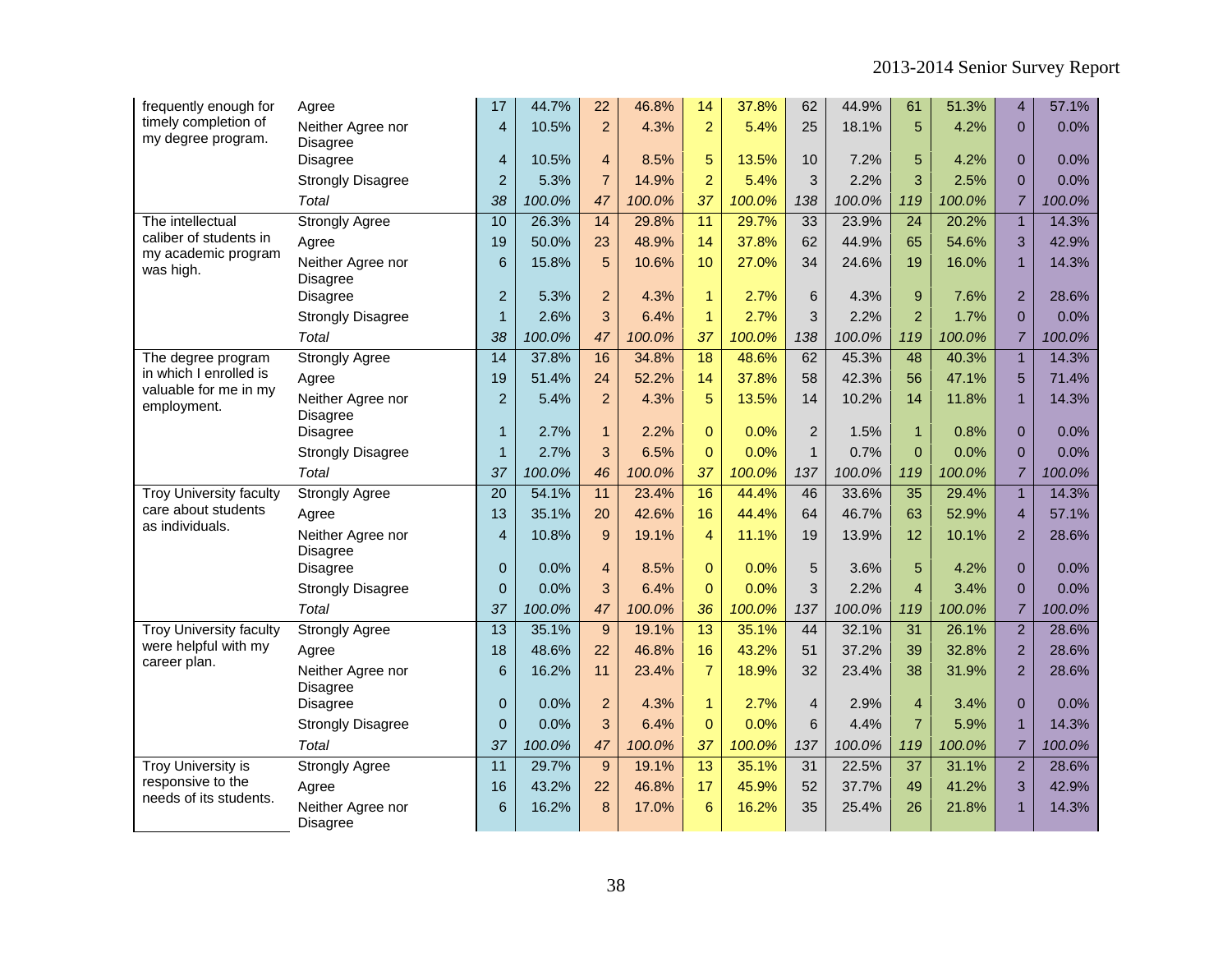| | | | | | | | | | | | | | |
|---|---|---|---|---|---|---|---|---|---|---|---|---|---|
| frequently enough for timely completion of my degree program. | Agree | 17 | 44.7% | 22 | 46.8% | 14 | 37.8% | 62 | 44.9% | 61 | 51.3% | 4 | 57.1% |
| | Neither Agree nor Disagree | 4 | 10.5% | 2 | 4.3% | 2 | 5.4% | 25 | 18.1% | 5 | 4.2% | 0 | 0.0% |
| | Disagree | 4 | 10.5% | 4 | 8.5% | 5 | 13.5% | 10 | 7.2% | 5 | 4.2% | 0 | 0.0% |
| | Strongly Disagree | 2 | 5.3% | 7 | 14.9% | 2 | 5.4% | 3 | 2.2% | 3 | 2.5% | 0 | 0.0% |
| | *Total* | *38* | *100.0%* | *47* | *100.0%* | *37* | *100.0%* | *138* | *100.0%* | *119* | *100.0%* | *7* | *100.0%* |
| The intellectual caliber of students in my academic program was high. | Strongly Agree | 10 | 26.3% | 14 | 29.8% | 11 | 29.7% | 33 | 23.9% | 24 | 20.2% | 1 | 14.3% |
| | Agree | 19 | 50.0% | 23 | 48.9% | 14 | 37.8% | 62 | 44.9% | 65 | 54.6% | 3 | 42.9% |
| | Neither Agree nor Disagree | 6 | 15.8% | 5 | 10.6% | 10 | 27.0% | 34 | 24.6% | 19 | 16.0% | 1 | 14.3% |
| | Disagree | 2 | 5.3% | 2 | 4.3% | 1 | 2.7% | 6 | 4.3% | 9 | 7.6% | 2 | 28.6% |
| | Strongly Disagree | 1 | 2.6% | 3 | 6.4% | 1 | 2.7% | 3 | 2.2% | 2 | 1.7% | 0 | 0.0% |
| | *Total* | *38* | *100.0%* | *47* | *100.0%* | *37* | *100.0%* | *138* | *100.0%* | *119* | *100.0%* | *7* | *100.0%* |
| The degree program in which I enrolled is valuable for me in my employment. | Strongly Agree | 14 | 37.8% | 16 | 34.8% | 18 | 48.6% | 62 | 45.3% | 48 | 40.3% | 1 | 14.3% |
| | Agree | 19 | 51.4% | 24 | 52.2% | 14 | 37.8% | 58 | 42.3% | 56 | 47.1% | 5 | 71.4% |
| | Neither Agree nor Disagree | 2 | 5.4% | 2 | 4.3% | 5 | 13.5% | 14 | 10.2% | 14 | 11.8% | 1 | 14.3% |
| | Disagree | 1 | 2.7% | 1 | 2.2% | 0 | 0.0% | 2 | 1.5% | 1 | 0.8% | 0 | 0.0% |
| | Strongly Disagree | 1 | 2.7% | 3 | 6.5% | 0 | 0.0% | 1 | 0.7% | 0 | 0.0% | 0 | 0.0% |
| | *Total* | *37* | *100.0%* | *46* | *100.0%* | *37* | *100.0%* | *137* | *100.0%* | *119* | *100.0%* | *7* | *100.0%* |
| Troy University faculty care about students as individuals. | Strongly Agree | 20 | 54.1% | 11 | 23.4% | 16 | 44.4% | 46 | 33.6% | 35 | 29.4% | 1 | 14.3% |
| | Agree | 13 | 35.1% | 20 | 42.6% | 16 | 44.4% | 64 | 46.7% | 63 | 52.9% | 4 | 57.1% |
| | Neither Agree nor Disagree | 4 | 10.8% | 9 | 19.1% | 4 | 11.1% | 19 | 13.9% | 12 | 10.1% | 2 | 28.6% |
| | Disagree | 0 | 0.0% | 4 | 8.5% | 0 | 0.0% | 5 | 3.6% | 5 | 4.2% | 0 | 0.0% |
| | Strongly Disagree | 0 | 0.0% | 3 | 6.4% | 0 | 0.0% | 3 | 2.2% | 4 | 3.4% | 0 | 0.0% |
| | *Total* | *37* | *100.0%* | *47* | *100.0%* | *36* | *100.0%* | *137* | *100.0%* | *119* | *100.0%* | *7* | *100.0%* |
| Troy University faculty were helpful with my career plan. | Strongly Agree | 13 | 35.1% | 9 | 19.1% | 13 | 35.1% | 44 | 32.1% | 31 | 26.1% | 2 | 28.6% |
| | Agree | 18 | 48.6% | 22 | 46.8% | 16 | 43.2% | 51 | 37.2% | 39 | 32.8% | 2 | 28.6% |
| | Neither Agree nor Disagree | 6 | 16.2% | 11 | 23.4% | 7 | 18.9% | 32 | 23.4% | 38 | 31.9% | 2 | 28.6% |
| | Disagree | 0 | 0.0% | 2 | 4.3% | 1 | 2.7% | 4 | 2.9% | 4 | 3.4% | 0 | 0.0% |
| | Strongly Disagree | 0 | 0.0% | 3 | 6.4% | 0 | 0.0% | 6 | 4.4% | 7 | 5.9% | 1 | 14.3% |
| | *Total* | *37* | *100.0%* | *47* | *100.0%* | *37* | *100.0%* | *137* | *100.0%* | *119* | *100.0%* | *7* | *100.0%* |
| Troy University is responsive to the needs of its students. | Strongly Agree | 11 | 29.7% | 9 | 19.1% | 13 | 35.1% | 31 | 22.5% | 37 | 31.1% | 2 | 28.6% |
| | Agree | 16 | 43.2% | 22 | 46.8% | 17 | 45.9% | 52 | 37.7% | 49 | 41.2% | 3 | 42.9% |
| | Neither Agree nor Disagree | 6 | 16.2% | 8 | 17.0% | 6 | 16.2% | 35 | 25.4% | 26 | 21.8% | 1 | 14.3% |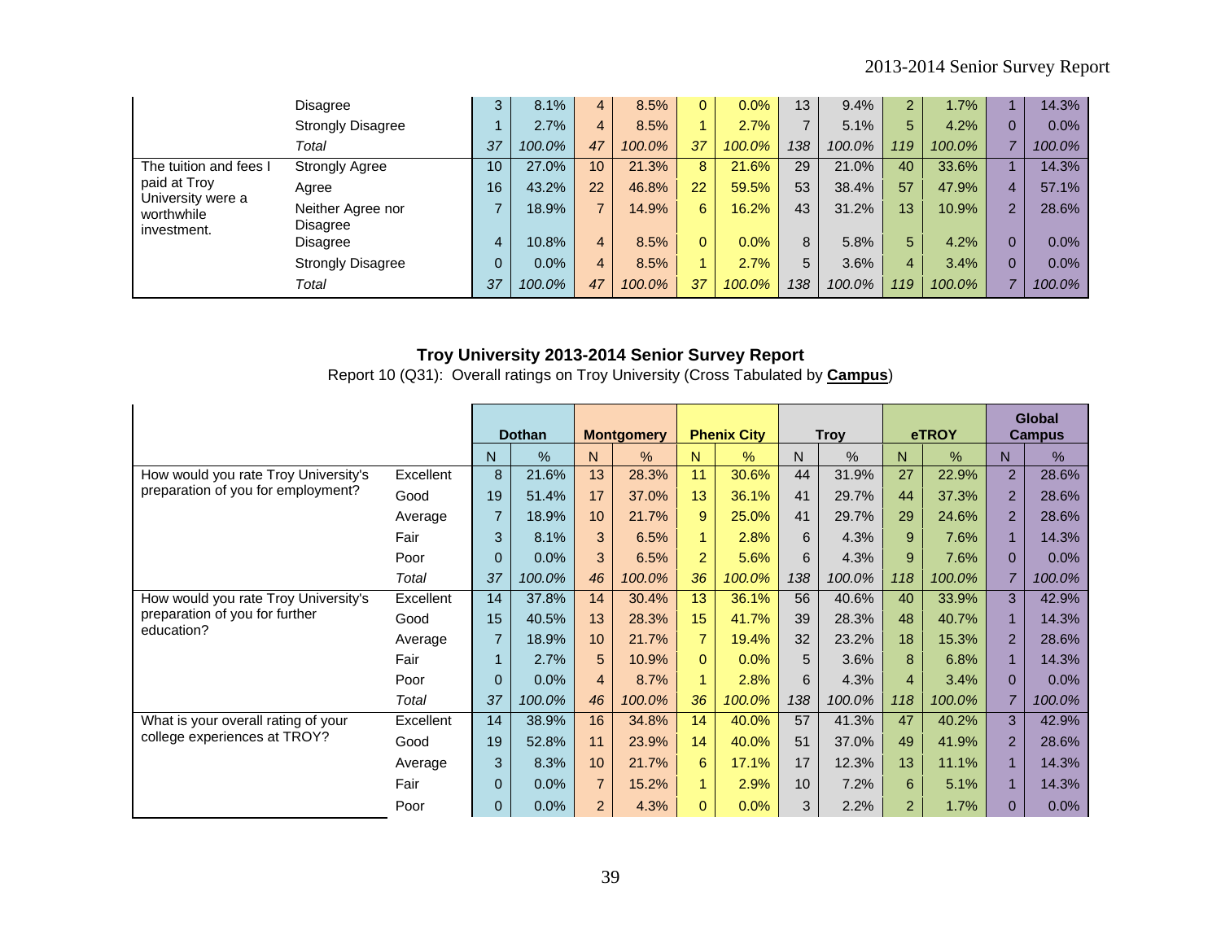| | | Dothan N | Dothan % | Montgomery N | Montgomery % | Phenix City N | Phenix City % | Troy N | Troy % | eTROY N | eTROY % | Global Campus N | Global Campus % |
|---|---|---|---|---|---|---|---|---|---|---|---|---|---|
| | Disagree | 3 | 8.1% | 4 | 8.5% | 0 | 0.0% | 13 | 9.4% | 2 | 1.7% | 1 | 14.3% |
| | Strongly Disagree | 1 | 2.7% | 4 | 8.5% | 1 | 2.7% | 7 | 5.1% | 5 | 4.2% | 0 | 0.0% |
| | *Total* | *37* | *100.0%* | *47* | *100.0%* | *37* | *100.0%* | *138* | *100.0%* | *119* | *100.0%* | *7* | *100.0%* |
| The tuition and fees I paid at Troy University were a worthwhile investment. | Strongly Agree | 10 | 27.0% | 10 | 21.3% | 8 | 21.6% | 29 | 21.0% | 40 | 33.6% | 1 | 14.3% |
| | Agree | 16 | 43.2% | 22 | 46.8% | 22 | 59.5% | 53 | 38.4% | 57 | 47.9% | 4 | 57.1% |
| | Neither Agree nor Disagree | 7 | 18.9% | 7 | 14.9% | 6 | 16.2% | 43 | 31.2% | 13 | 10.9% | 2 | 28.6% |
| | Disagree | 4 | 10.8% | 4 | 8.5% | 0 | 0.0% | 8 | 5.8% | 5 | 4.2% | 0 | 0.0% |
| | Strongly Disagree | 0 | 0.0% | 4 | 8.5% | 1 | 2.7% | 5 | 3.6% | 4 | 3.4% | 0 | 0.0% |
| | *Total* | *37* | *100.0%* | *47* | *100.0%* | *37* | *100.0%* | *138* | *100.0%* | *119* | *100.0%* | *7* | *100.0%* |

**Troy University 2013-2014 Senior Survey Report**

Report 10 (Q31): Overall ratings on Troy University (Cross Tabulated by **Campus**)

| | | Dothan | | Montgomery | | Phenix City | | Troy | | eTROY | | Global Campus | |
|---|---|---|---|---|---|---|---|---|---|---|---|---|---|
| | | N | % | N | % | N | % | N | % | N | % | N | % |
| How would you rate Troy University's preparation of you for employment? | Excellent | 8 | 21.6% | 13 | 28.3% | 11 | 30.6% | 44 | 31.9% | 27 | 22.9% | 2 | 28.6% |
| | Good | 19 | 51.4% | 17 | 37.0% | 13 | 36.1% | 41 | 29.7% | 44 | 37.3% | 2 | 28.6% |
| | Average | 7 | 18.9% | 10 | 21.7% | 9 | 25.0% | 41 | 29.7% | 29 | 24.6% | 2 | 28.6% |
| | Fair | 3 | 8.1% | 3 | 6.5% | 1 | 2.8% | 6 | 4.3% | 9 | 7.6% | 1 | 14.3% |
| | Poor | 0 | 0.0% | 3 | 6.5% | 2 | 5.6% | 6 | 4.3% | 9 | 7.6% | 0 | 0.0% |
| | *Total* | *37* | *100.0%* | *46* | *100.0%* | *36* | *100.0%* | *138* | *100.0%* | *118* | *100.0%* | *7* | *100.0%* |
| How would you rate Troy University's preparation of you for further education? | Excellent | 14 | 37.8% | 14 | 30.4% | 13 | 36.1% | 56 | 40.6% | 40 | 33.9% | 3 | 42.9% |
| | Good | 15 | 40.5% | 13 | 28.3% | 15 | 41.7% | 39 | 28.3% | 48 | 40.7% | 1 | 14.3% |
| | Average | 7 | 18.9% | 10 | 21.7% | 7 | 19.4% | 32 | 23.2% | 18 | 15.3% | 2 | 28.6% |
| | Fair | 1 | 2.7% | 5 | 10.9% | 0 | 0.0% | 5 | 3.6% | 8 | 6.8% | 1 | 14.3% |
| | Poor | 0 | 0.0% | 4 | 8.7% | 1 | 2.8% | 6 | 4.3% | 4 | 3.4% | 0 | 0.0% |
| | *Total* | *37* | *100.0%* | *46* | *100.0%* | *36* | *100.0%* | *138* | *100.0%* | *118* | *100.0%* | *7* | *100.0%* |
| What is your overall rating of your college experiences at TROY? | Excellent | 14 | 38.9% | 16 | 34.8% | 14 | 40.0% | 57 | 41.3% | 47 | 40.2% | 3 | 42.9% |
| | Good | 19 | 52.8% | 11 | 23.9% | 14 | 40.0% | 51 | 37.0% | 49 | 41.9% | 2 | 28.6% |
| | Average | 3 | 8.3% | 10 | 21.7% | 6 | 17.1% | 17 | 12.3% | 13 | 11.1% | 1 | 14.3% |
| | Fair | 0 | 0.0% | 7 | 15.2% | 1 | 2.9% | 10 | 7.2% | 6 | 5.1% | 1 | 14.3% |
| | Poor | 0 | 0.0% | 2 | 4.3% | 0 | 0.0% | 3 | 2.2% | 2 | 1.7% | 0 | 0.0% |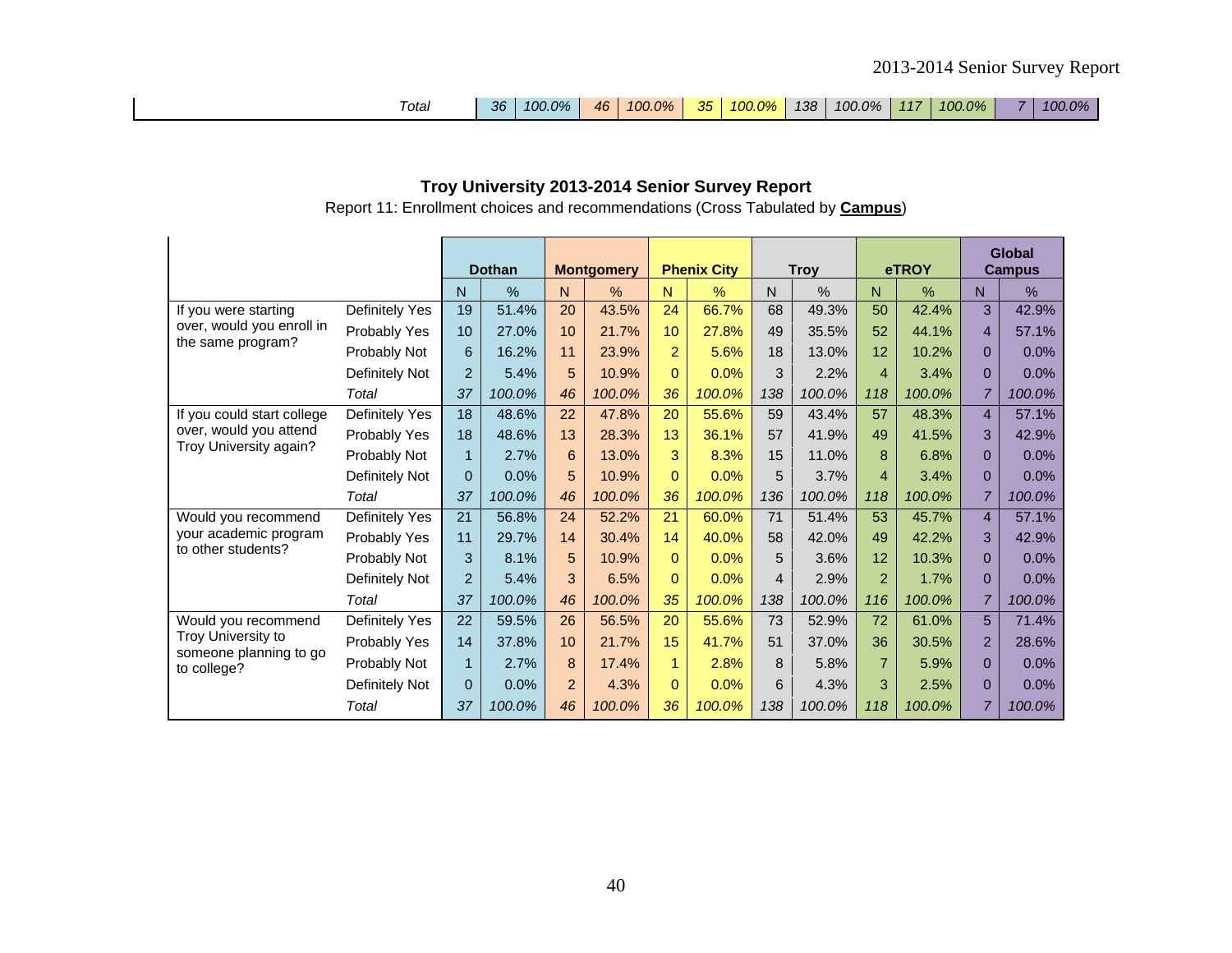| | Dothan | | Montgomery | | Phenix City | | Troy | | eTROY | | Global Campus | |
|---|---|---|---|---|---|---|---|---|---|---|---|---|
| *Total* | *36* | *100.0%* | *46* | *100.0%* | *35* | *100.0%* | *138* | *100.0%* | *117* | *100.0%* | *7* | *100.0%* |

**Troy University 2013-2014 Senior Survey Report**

Report 11: Enrollment choices and recommendations (Cross Tabulated by **Campus**)

| | | Dothan | | Montgomery | | Phenix City | | Troy | | eTROY | | Global Campus | |
|---|---|---|---|---|---|---|---|---|---|---|---|---|---|
| | | N | % | N | % | N | % | N | % | N | % | N | % |
| If you were starting over, would you enroll in the same program? | Definitely Yes | 19 | 51.4% | 20 | 43.5% | 24 | 66.7% | 68 | 49.3% | 50 | 42.4% | 3 | 42.9% |
| | Probably Yes | 10 | 27.0% | 10 | 21.7% | 10 | 27.8% | 49 | 35.5% | 52 | 44.1% | 4 | 57.1% |
| | Probably Not | 6 | 16.2% | 11 | 23.9% | 2 | 5.6% | 18 | 13.0% | 12 | 10.2% | 0 | 0.0% |
| | Definitely Not | 2 | 5.4% | 5 | 10.9% | 0 | 0.0% | 3 | 2.2% | 4 | 3.4% | 0 | 0.0% |
| | *Total* | *37* | *100.0%* | *46* | *100.0%* | *36* | *100.0%* | *138* | *100.0%* | *118* | *100.0%* | *7* | *100.0%* |
| If you could start college over, would you attend Troy University again? | Definitely Yes | 18 | 48.6% | 22 | 47.8% | 20 | 55.6% | 59 | 43.4% | 57 | 48.3% | 4 | 57.1% |
| | Probably Yes | 18 | 48.6% | 13 | 28.3% | 13 | 36.1% | 57 | 41.9% | 49 | 41.5% | 3 | 42.9% |
| | Probably Not | 1 | 2.7% | 6 | 13.0% | 3 | 8.3% | 15 | 11.0% | 8 | 6.8% | 0 | 0.0% |
| | Definitely Not | 0 | 0.0% | 5 | 10.9% | 0 | 0.0% | 5 | 3.7% | 4 | 3.4% | 0 | 0.0% |
| | *Total* | *37* | *100.0%* | *46* | *100.0%* | *36* | *100.0%* | *136* | *100.0%* | *118* | *100.0%* | *7* | *100.0%* |
| Would you recommend your academic program to other students? | Definitely Yes | 21 | 56.8% | 24 | 52.2% | 21 | 60.0% | 71 | 51.4% | 53 | 45.7% | 4 | 57.1% |
| | Probably Yes | 11 | 29.7% | 14 | 30.4% | 14 | 40.0% | 58 | 42.0% | 49 | 42.2% | 3 | 42.9% |
| | Probably Not | 3 | 8.1% | 5 | 10.9% | 0 | 0.0% | 5 | 3.6% | 12 | 10.3% | 0 | 0.0% |
| | Definitely Not | 2 | 5.4% | 3 | 6.5% | 0 | 0.0% | 4 | 2.9% | 2 | 1.7% | 0 | 0.0% |
| | *Total* | *37* | *100.0%* | *46* | *100.0%* | *35* | *100.0%* | *138* | *100.0%* | *116* | *100.0%* | *7* | *100.0%* |
| Would you recommend Troy University to someone planning to go to college? | Definitely Yes | 22 | 59.5% | 26 | 56.5% | 20 | 55.6% | 73 | 52.9% | 72 | 61.0% | 5 | 71.4% |
| | Probably Yes | 14 | 37.8% | 10 | 21.7% | 15 | 41.7% | 51 | 37.0% | 36 | 30.5% | 2 | 28.6% |
| | Probably Not | 1 | 2.7% | 8 | 17.4% | 1 | 2.8% | 8 | 5.8% | 7 | 5.9% | 0 | 0.0% |
| | Definitely Not | 0 | 0.0% | 2 | 4.3% | 0 | 0.0% | 6 | 4.3% | 3 | 2.5% | 0 | 0.0% |
| | *Total* | *37* | *100.0%* | *46* | *100.0%* | *36* | *100.0%* | *138* | *100.0%* | *118* | *100.0%* | *7* | *100.0%* |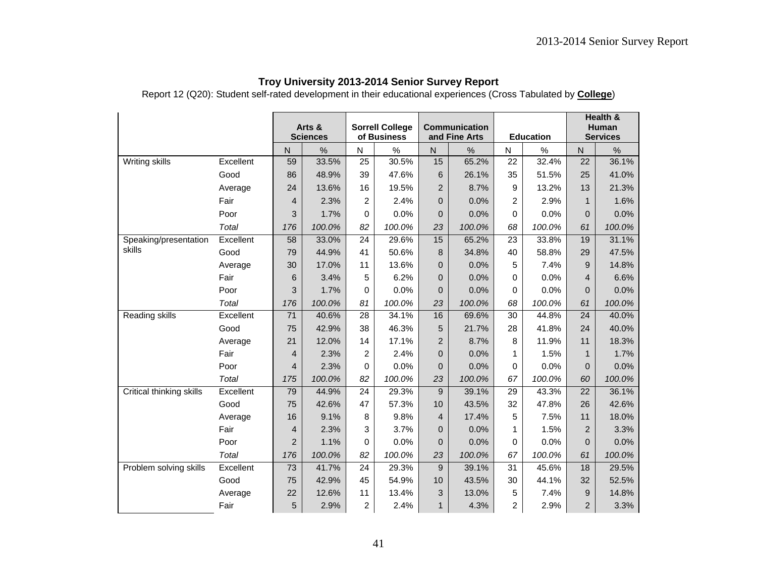**Troy University 2013-2014 Senior Survey Report**

Report 12 (Q20): Student self-rated development in their educational experiences (Cross Tabulated by **College**)

| | | Arts & Sciences | | Sorrell College of Business | | Communication and Fine Arts | | Education | | Health & Human Services | |
|---|---|---|---|---|---|---|---|---|---|---|---|
| | | N | % | N | % | N | % | N | % | N | % |
| Writing skills | Excellent | 59 | 33.5% | 25 | 30.5% | 15 | 65.2% | 22 | 32.4% | 22 | 36.1% |
| | Good | 86 | 48.9% | 39 | 47.6% | 6 | 26.1% | 35 | 51.5% | 25 | 41.0% |
| | Average | 24 | 13.6% | 16 | 19.5% | 2 | 8.7% | 9 | 13.2% | 13 | 21.3% |
| | Fair | 4 | 2.3% | 2 | 2.4% | 0 | 0.0% | 2 | 2.9% | 1 | 1.6% |
| | Poor | 3 | 1.7% | 0 | 0.0% | 0 | 0.0% | 0 | 0.0% | 0 | 0.0% |
| | *Total* | *176* | *100.0%* | *82* | *100.0%* | *23* | *100.0%* | *68* | *100.0%* | *61* | *100.0%* |
| Speaking/presentation skills | Excellent | 58 | 33.0% | 24 | 29.6% | 15 | 65.2% | 23 | 33.8% | 19 | 31.1% |
| | Good | 79 | 44.9% | 41 | 50.6% | 8 | 34.8% | 40 | 58.8% | 29 | 47.5% |
| | Average | 30 | 17.0% | 11 | 13.6% | 0 | 0.0% | 5 | 7.4% | 9 | 14.8% |
| | Fair | 6 | 3.4% | 5 | 6.2% | 0 | 0.0% | 0 | 0.0% | 4 | 6.6% |
| | Poor | 3 | 1.7% | 0 | 0.0% | 0 | 0.0% | 0 | 0.0% | 0 | 0.0% |
| | *Total* | *176* | *100.0%* | *81* | *100.0%* | *23* | *100.0%* | *68* | *100.0%* | *61* | *100.0%* |
| Reading skills | Excellent | 71 | 40.6% | 28 | 34.1% | 16 | 69.6% | 30 | 44.8% | 24 | 40.0% |
| | Good | 75 | 42.9% | 38 | 46.3% | 5 | 21.7% | 28 | 41.8% | 24 | 40.0% |
| | Average | 21 | 12.0% | 14 | 17.1% | 2 | 8.7% | 8 | 11.9% | 11 | 18.3% |
| | Fair | 4 | 2.3% | 2 | 2.4% | 0 | 0.0% | 1 | 1.5% | 1 | 1.7% |
| | Poor | 4 | 2.3% | 0 | 0.0% | 0 | 0.0% | 0 | 0.0% | 0 | 0.0% |
| | *Total* | *175* | *100.0%* | *82* | *100.0%* | *23* | *100.0%* | *67* | *100.0%* | *60* | *100.0%* |
| Critical thinking skills | Excellent | 79 | 44.9% | 24 | 29.3% | 9 | 39.1% | 29 | 43.3% | 22 | 36.1% |
| | Good | 75 | 42.6% | 47 | 57.3% | 10 | 43.5% | 32 | 47.8% | 26 | 42.6% |
| | Average | 16 | 9.1% | 8 | 9.8% | 4 | 17.4% | 5 | 7.5% | 11 | 18.0% |
| | Fair | 4 | 2.3% | 3 | 3.7% | 0 | 0.0% | 1 | 1.5% | 2 | 3.3% |
| | Poor | 2 | 1.1% | 0 | 0.0% | 0 | 0.0% | 0 | 0.0% | 0 | 0.0% |
| | *Total* | *176* | *100.0%* | *82* | *100.0%* | *23* | *100.0%* | *67* | *100.0%* | *61* | *100.0%* |
| Problem solving skills | Excellent | 73 | 41.7% | 24 | 29.3% | 9 | 39.1% | 31 | 45.6% | 18 | 29.5% |
| | Good | 75 | 42.9% | 45 | 54.9% | 10 | 43.5% | 30 | 44.1% | 32 | 52.5% |
| | Average | 22 | 12.6% | 11 | 13.4% | 3 | 13.0% | 5 | 7.4% | 9 | 14.8% |
| | Fair | 5 | 2.9% | 2 | 2.4% | 1 | 4.3% | 2 | 2.9% | 2 | 3.3% |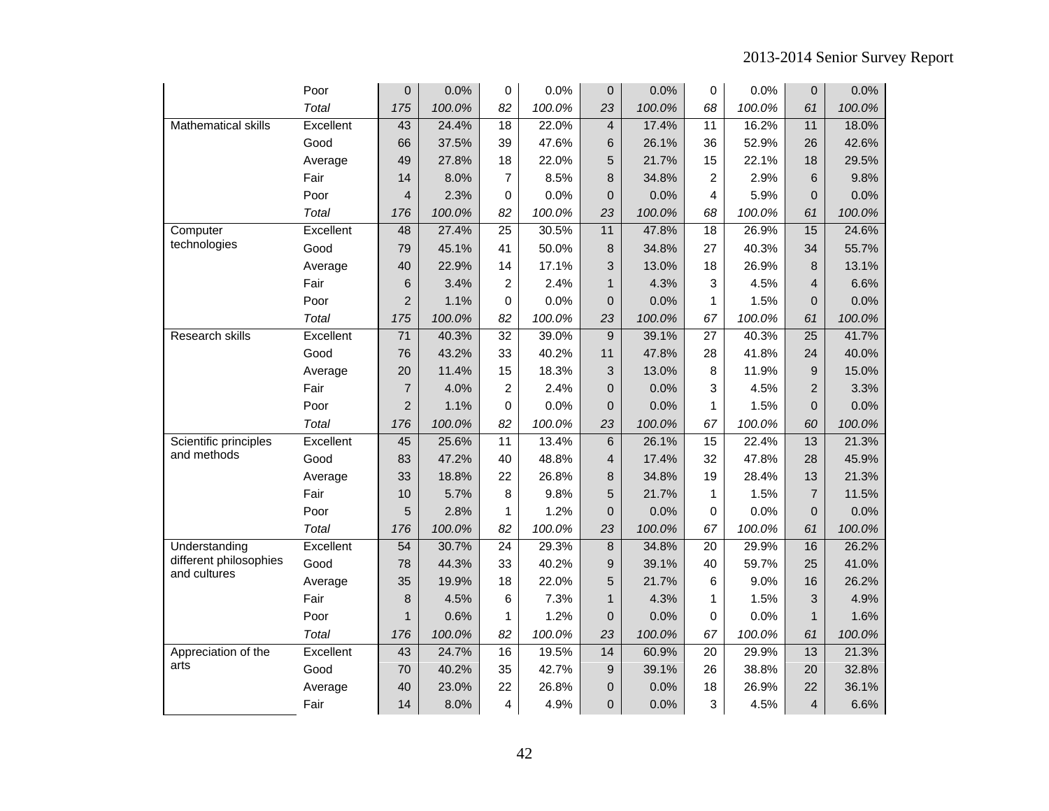| | | | | | | | | | | | |
|---|---|---|---|---|---|---|---|---|---|---|---|
| | Poor | 0 | 0.0% | 0 | 0.0% | 0 | 0.0% | 0 | 0.0% | 0 | 0.0% |
| | *Total* | *175* | *100.0%* | *82* | *100.0%* | *23* | *100.0%* | *68* | *100.0%* | *61* | *100.0%* |
| Mathematical skills | Excellent | 43 | 24.4% | 18 | 22.0% | 4 | 17.4% | 11 | 16.2% | 11 | 18.0% |
| | Good | 66 | 37.5% | 39 | 47.6% | 6 | 26.1% | 36 | 52.9% | 26 | 42.6% |
| | Average | 49 | 27.8% | 18 | 22.0% | 5 | 21.7% | 15 | 22.1% | 18 | 29.5% |
| | Fair | 14 | 8.0% | 7 | 8.5% | 8 | 34.8% | 2 | 2.9% | 6 | 9.8% |
| | Poor | 4 | 2.3% | 0 | 0.0% | 0 | 0.0% | 4 | 5.9% | 0 | 0.0% |
| | *Total* | *176* | *100.0%* | *82* | *100.0%* | *23* | *100.0%* | *68* | *100.0%* | *61* | *100.0%* |
| Computer technologies | Excellent | 48 | 27.4% | 25 | 30.5% | 11 | 47.8% | 18 | 26.9% | 15 | 24.6% |
| | Good | 79 | 45.1% | 41 | 50.0% | 8 | 34.8% | 27 | 40.3% | 34 | 55.7% |
| | Average | 40 | 22.9% | 14 | 17.1% | 3 | 13.0% | 18 | 26.9% | 8 | 13.1% |
| | Fair | 6 | 3.4% | 2 | 2.4% | 1 | 4.3% | 3 | 4.5% | 4 | 6.6% |
| | Poor | 2 | 1.1% | 0 | 0.0% | 0 | 0.0% | 1 | 1.5% | 0 | 0.0% |
| | *Total* | *175* | *100.0%* | *82* | *100.0%* | *23* | *100.0%* | *67* | *100.0%* | *61* | *100.0%* |
| Research skills | Excellent | 71 | 40.3% | 32 | 39.0% | 9 | 39.1% | 27 | 40.3% | 25 | 41.7% |
| | Good | 76 | 43.2% | 33 | 40.2% | 11 | 47.8% | 28 | 41.8% | 24 | 40.0% |
| | Average | 20 | 11.4% | 15 | 18.3% | 3 | 13.0% | 8 | 11.9% | 9 | 15.0% |
| | Fair | 7 | 4.0% | 2 | 2.4% | 0 | 0.0% | 3 | 4.5% | 2 | 3.3% |
| | Poor | 2 | 1.1% | 0 | 0.0% | 0 | 0.0% | 1 | 1.5% | 0 | 0.0% |
| | *Total* | *176* | *100.0%* | *82* | *100.0%* | *23* | *100.0%* | *67* | *100.0%* | *60* | *100.0%* |
| Scientific principles and methods | Excellent | 45 | 25.6% | 11 | 13.4% | 6 | 26.1% | 15 | 22.4% | 13 | 21.3% |
| | Good | 83 | 47.2% | 40 | 48.8% | 4 | 17.4% | 32 | 47.8% | 28 | 45.9% |
| | Average | 33 | 18.8% | 22 | 26.8% | 8 | 34.8% | 19 | 28.4% | 13 | 21.3% |
| | Fair | 10 | 5.7% | 8 | 9.8% | 5 | 21.7% | 1 | 1.5% | 7 | 11.5% |
| | Poor | 5 | 2.8% | 1 | 1.2% | 0 | 0.0% | 0 | 0.0% | 0 | 0.0% |
| | *Total* | *176* | *100.0%* | *82* | *100.0%* | *23* | *100.0%* | *67* | *100.0%* | *61* | *100.0%* |
| Understanding different philosophies and cultures | Excellent | 54 | 30.7% | 24 | 29.3% | 8 | 34.8% | 20 | 29.9% | 16 | 26.2% |
| | Good | 78 | 44.3% | 33 | 40.2% | 9 | 39.1% | 40 | 59.7% | 25 | 41.0% |
| | Average | 35 | 19.9% | 18 | 22.0% | 5 | 21.7% | 6 | 9.0% | 16 | 26.2% |
| | Fair | 8 | 4.5% | 6 | 7.3% | 1 | 4.3% | 1 | 1.5% | 3 | 4.9% |
| | Poor | 1 | 0.6% | 1 | 1.2% | 0 | 0.0% | 0 | 0.0% | 1 | 1.6% |
| | *Total* | *176* | *100.0%* | *82* | *100.0%* | *23* | *100.0%* | *67* | *100.0%* | *61* | *100.0%* |
| Appreciation of the arts | Excellent | 43 | 24.7% | 16 | 19.5% | 14 | 60.9% | 20 | 29.9% | 13 | 21.3% |
| | Good | 70 | 40.2% | 35 | 42.7% | 9 | 39.1% | 26 | 38.8% | 20 | 32.8% |
| | Average | 40 | 23.0% | 22 | 26.8% | 0 | 0.0% | 18 | 26.9% | 22 | 36.1% |
| | Fair | 14 | 8.0% | 4 | 4.9% | 0 | 0.0% | 3 | 4.5% | 4 | 6.6% |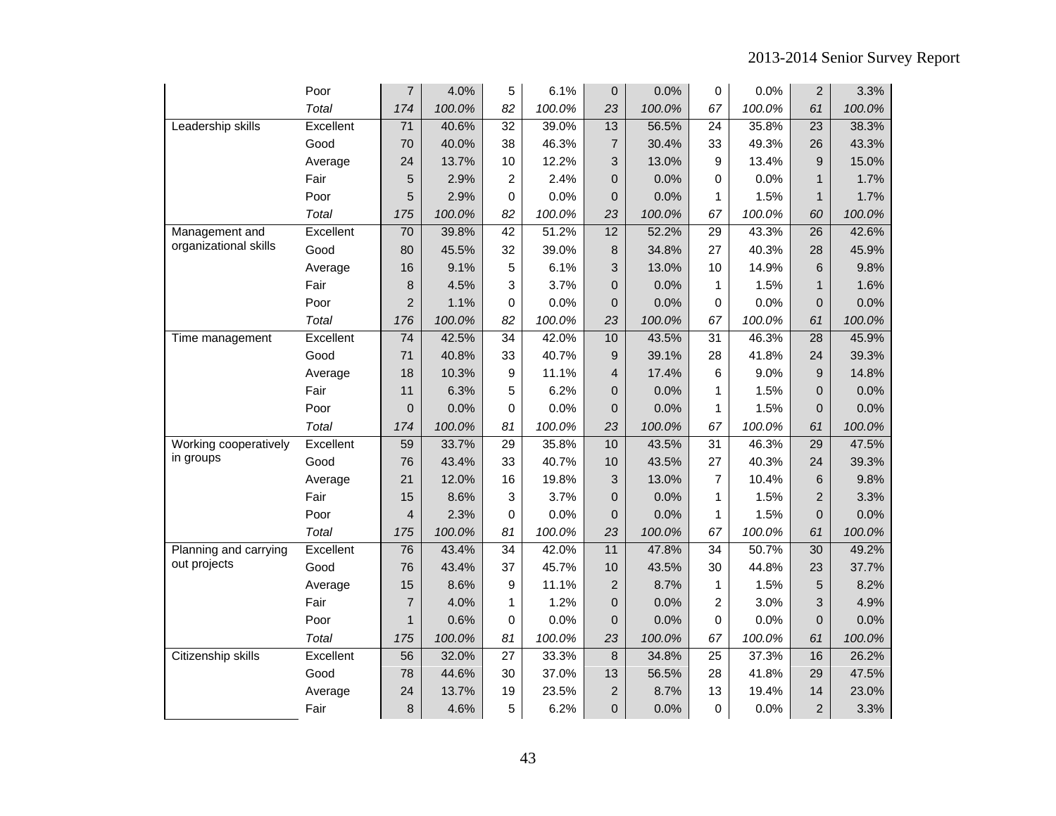| | | | | | | | | | | | |
|---|---|---|---|---|---|---|---|---|---|---|---|
| | Poor | 7 | 4.0% | 5 | 6.1% | 0 | 0.0% | 0 | 0.0% | 2 | 3.3% |
| | *Total* | *174* | *100.0%* | *82* | *100.0%* | *23* | *100.0%* | *67* | *100.0%* | *61* | *100.0%* |
| Leadership skills | Excellent | 71 | 40.6% | 32 | 39.0% | 13 | 56.5% | 24 | 35.8% | 23 | 38.3% |
| | Good | 70 | 40.0% | 38 | 46.3% | 7 | 30.4% | 33 | 49.3% | 26 | 43.3% |
| | Average | 24 | 13.7% | 10 | 12.2% | 3 | 13.0% | 9 | 13.4% | 9 | 15.0% |
| | Fair | 5 | 2.9% | 2 | 2.4% | 0 | 0.0% | 0 | 0.0% | 1 | 1.7% |
| | Poor | 5 | 2.9% | 0 | 0.0% | 0 | 0.0% | 1 | 1.5% | 1 | 1.7% |
| | *Total* | *175* | *100.0%* | *82* | *100.0%* | *23* | *100.0%* | *67* | *100.0%* | *60* | *100.0%* |
| Management and organizational skills | Excellent | 70 | 39.8% | 42 | 51.2% | 12 | 52.2% | 29 | 43.3% | 26 | 42.6% |
| | Good | 80 | 45.5% | 32 | 39.0% | 8 | 34.8% | 27 | 40.3% | 28 | 45.9% |
| | Average | 16 | 9.1% | 5 | 6.1% | 3 | 13.0% | 10 | 14.9% | 6 | 9.8% |
| | Fair | 8 | 4.5% | 3 | 3.7% | 0 | 0.0% | 1 | 1.5% | 1 | 1.6% |
| | Poor | 2 | 1.1% | 0 | 0.0% | 0 | 0.0% | 0 | 0.0% | 0 | 0.0% |
| | *Total* | *176* | *100.0%* | *82* | *100.0%* | *23* | *100.0%* | *67* | *100.0%* | *61* | *100.0%* |
| Time management | Excellent | 74 | 42.5% | 34 | 42.0% | 10 | 43.5% | 31 | 46.3% | 28 | 45.9% |
| | Good | 71 | 40.8% | 33 | 40.7% | 9 | 39.1% | 28 | 41.8% | 24 | 39.3% |
| | Average | 18 | 10.3% | 9 | 11.1% | 4 | 17.4% | 6 | 9.0% | 9 | 14.8% |
| | Fair | 11 | 6.3% | 5 | 6.2% | 0 | 0.0% | 1 | 1.5% | 0 | 0.0% |
| | Poor | 0 | 0.0% | 0 | 0.0% | 0 | 0.0% | 1 | 1.5% | 0 | 0.0% |
| | *Total* | *174* | *100.0%* | *81* | *100.0%* | *23* | *100.0%* | *67* | *100.0%* | *61* | *100.0%* |
| Working cooperatively in groups | Excellent | 59 | 33.7% | 29 | 35.8% | 10 | 43.5% | 31 | 46.3% | 29 | 47.5% |
| | Good | 76 | 43.4% | 33 | 40.7% | 10 | 43.5% | 27 | 40.3% | 24 | 39.3% |
| | Average | 21 | 12.0% | 16 | 19.8% | 3 | 13.0% | 7 | 10.4% | 6 | 9.8% |
| | Fair | 15 | 8.6% | 3 | 3.7% | 0 | 0.0% | 1 | 1.5% | 2 | 3.3% |
| | Poor | 4 | 2.3% | 0 | 0.0% | 0 | 0.0% | 1 | 1.5% | 0 | 0.0% |
| | *Total* | *175* | *100.0%* | *81* | *100.0%* | *23* | *100.0%* | *67* | *100.0%* | *61* | *100.0%* |
| Planning and carrying out projects | Excellent | 76 | 43.4% | 34 | 42.0% | 11 | 47.8% | 34 | 50.7% | 30 | 49.2% |
| | Good | 76 | 43.4% | 37 | 45.7% | 10 | 43.5% | 30 | 44.8% | 23 | 37.7% |
| | Average | 15 | 8.6% | 9 | 11.1% | 2 | 8.7% | 1 | 1.5% | 5 | 8.2% |
| | Fair | 7 | 4.0% | 1 | 1.2% | 0 | 0.0% | 2 | 3.0% | 3 | 4.9% |
| | Poor | 1 | 0.6% | 0 | 0.0% | 0 | 0.0% | 0 | 0.0% | 0 | 0.0% |
| | *Total* | *175* | *100.0%* | *81* | *100.0%* | *23* | *100.0%* | *67* | *100.0%* | *61* | *100.0%* |
| Citizenship skills | Excellent | 56 | 32.0% | 27 | 33.3% | 8 | 34.8% | 25 | 37.3% | 16 | 26.2% |
| | Good | 78 | 44.6% | 30 | 37.0% | 13 | 56.5% | 28 | 41.8% | 29 | 47.5% |
| | Average | 24 | 13.7% | 19 | 23.5% | 2 | 8.7% | 13 | 19.4% | 14 | 23.0% |
| | Fair | 8 | 4.6% | 5 | 6.2% | 0 | 0.0% | 0 | 0.0% | 2 | 3.3% |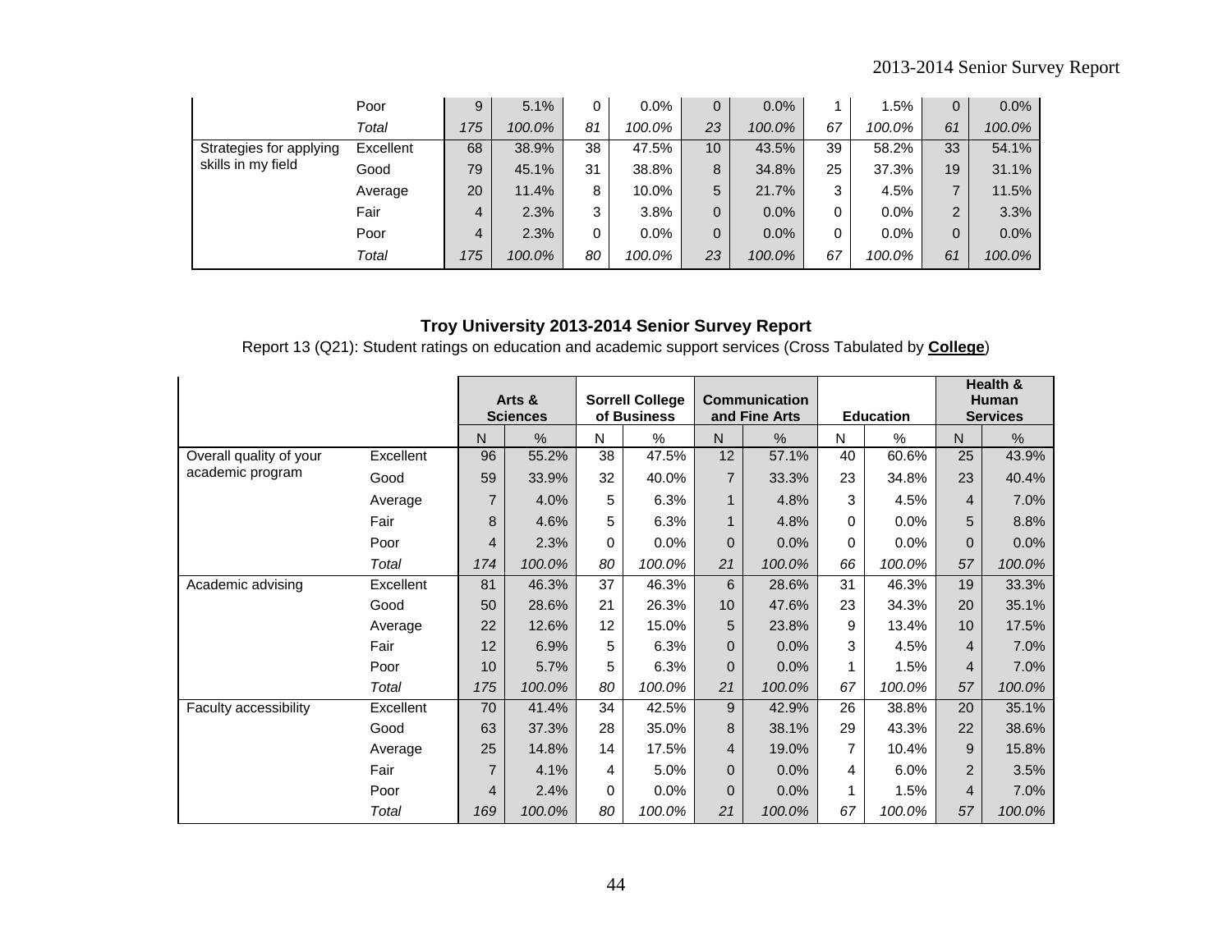|  |  | N | % | N | % | N | % | N | % | N | % |
|---|---|---|---|---|---|---|---|---|---|---|---|
|  | Poor | 9 | 5.1% | 0 | 0.0% | 0 | 0.0% | 1 | 1.5% | 0 | 0.0% |
|  | *Total* | *175* | *100.0%* | *81* | *100.0%* | *23* | *100.0%* | *67* | *100.0%* | *61* | *100.0%* |
| Strategies for applying skills in my field | Excellent | 68 | 38.9% | 38 | 47.5% | 10 | 43.5% | 39 | 58.2% | 33 | 54.1% |
|  | Good | 79 | 45.1% | 31 | 38.8% | 8 | 34.8% | 25 | 37.3% | 19 | 31.1% |
|  | Average | 20 | 11.4% | 8 | 10.0% | 5 | 21.7% | 3 | 4.5% | 7 | 11.5% |
|  | Fair | 4 | 2.3% | 3 | 3.8% | 0 | 0.0% | 0 | 0.0% | 2 | 3.3% |
|  | Poor | 4 | 2.3% | 0 | 0.0% | 0 | 0.0% | 0 | 0.0% | 0 | 0.0% |
|  | *Total* | *175* | *100.0%* | *80* | *100.0%* | *23* | *100.0%* | *67* | *100.0%* | *61* | *100.0%* |

## Troy University 2013-2014 Senior Survey Report

Report 13 (Q21): Student ratings on education and academic support services (Cross Tabulated by **College**)

|  |  | **Arts & Sciences** |  | **Sorrell College of Business** |  | **Communication and Fine Arts** |  | **Education** |  | **Health & Human Services** |  |
|---|---|---|---|---|---|---|---|---|---|---|---|
|  |  | N | % | N | % | N | % | N | % | N | % |
| Overall quality of your academic program | Excellent | 96 | 55.2% | 38 | 47.5% | 12 | 57.1% | 40 | 60.6% | 25 | 43.9% |
|  | Good | 59 | 33.9% | 32 | 40.0% | 7 | 33.3% | 23 | 34.8% | 23 | 40.4% |
|  | Average | 7 | 4.0% | 5 | 6.3% | 1 | 4.8% | 3 | 4.5% | 4 | 7.0% |
|  | Fair | 8 | 4.6% | 5 | 6.3% | 1 | 4.8% | 0 | 0.0% | 5 | 8.8% |
|  | Poor | 4 | 2.3% | 0 | 0.0% | 0 | 0.0% | 0 | 0.0% | 0 | 0.0% |
|  | *Total* | *174* | *100.0%* | *80* | *100.0%* | *21* | *100.0%* | *66* | *100.0%* | *57* | *100.0%* |
| Academic advising | Excellent | 81 | 46.3% | 37 | 46.3% | 6 | 28.6% | 31 | 46.3% | 19 | 33.3% |
|  | Good | 50 | 28.6% | 21 | 26.3% | 10 | 47.6% | 23 | 34.3% | 20 | 35.1% |
|  | Average | 22 | 12.6% | 12 | 15.0% | 5 | 23.8% | 9 | 13.4% | 10 | 17.5% |
|  | Fair | 12 | 6.9% | 5 | 6.3% | 0 | 0.0% | 3 | 4.5% | 4 | 7.0% |
|  | Poor | 10 | 5.7% | 5 | 6.3% | 0 | 0.0% | 1 | 1.5% | 4 | 7.0% |
|  | *Total* | *175* | *100.0%* | *80* | *100.0%* | *21* | *100.0%* | *67* | *100.0%* | *57* | *100.0%* |
| Faculty accessibility | Excellent | 70 | 41.4% | 34 | 42.5% | 9 | 42.9% | 26 | 38.8% | 20 | 35.1% |
|  | Good | 63 | 37.3% | 28 | 35.0% | 8 | 38.1% | 29 | 43.3% | 22 | 38.6% |
|  | Average | 25 | 14.8% | 14 | 17.5% | 4 | 19.0% | 7 | 10.4% | 9 | 15.8% |
|  | Fair | 7 | 4.1% | 4 | 5.0% | 0 | 0.0% | 4 | 6.0% | 2 | 3.5% |
|  | Poor | 4 | 2.4% | 0 | 0.0% | 0 | 0.0% | 1 | 1.5% | 4 | 7.0% |
|  | *Total* | *169* | *100.0%* | *80* | *100.0%* | *21* | *100.0%* | *67* | *100.0%* | *57* | *100.0%* |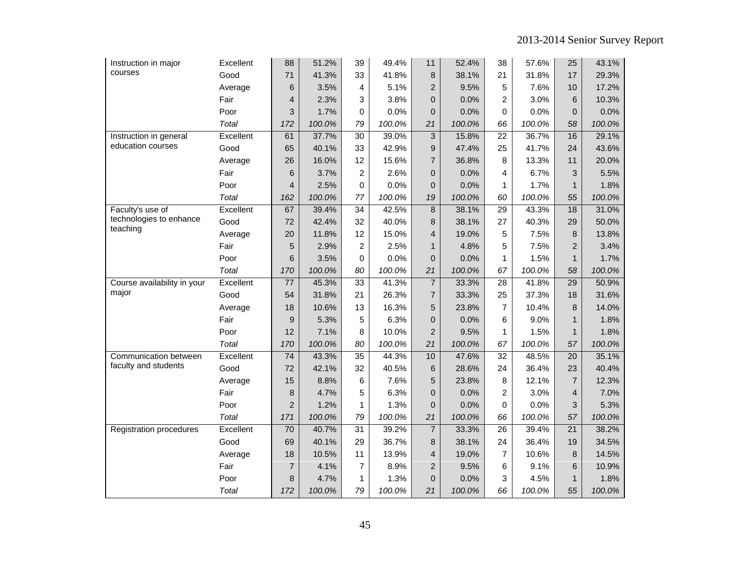| | | | | | | | | | | | |
|---|---|---|---|---|---|---|---|---|---|---|---|
| Instruction in major courses | Excellent | 88 | 51.2% | 39 | 49.4% | 11 | 52.4% | 38 | 57.6% | 25 | 43.1% |
| | Good | 71 | 41.3% | 33 | 41.8% | 8 | 38.1% | 21 | 31.8% | 17 | 29.3% |
| | Average | 6 | 3.5% | 4 | 5.1% | 2 | 9.5% | 5 | 7.6% | 10 | 17.2% |
| | Fair | 4 | 2.3% | 3 | 3.8% | 0 | 0.0% | 2 | 3.0% | 6 | 10.3% |
| | Poor | 3 | 1.7% | 0 | 0.0% | 0 | 0.0% | 0 | 0.0% | 0 | 0.0% |
| | *Total* | *172* | *100.0%* | *79* | *100.0%* | *21* | *100.0%* | *66* | *100.0%* | *58* | *100.0%* |
| Instruction in general education courses | Excellent | 61 | 37.7% | 30 | 39.0% | 3 | 15.8% | 22 | 36.7% | 16 | 29.1% |
| | Good | 65 | 40.1% | 33 | 42.9% | 9 | 47.4% | 25 | 41.7% | 24 | 43.6% |
| | Average | 26 | 16.0% | 12 | 15.6% | 7 | 36.8% | 8 | 13.3% | 11 | 20.0% |
| | Fair | 6 | 3.7% | 2 | 2.6% | 0 | 0.0% | 4 | 6.7% | 3 | 5.5% |
| | Poor | 4 | 2.5% | 0 | 0.0% | 0 | 0.0% | 1 | 1.7% | 1 | 1.8% |
| | *Total* | *162* | *100.0%* | *77* | *100.0%* | *19* | *100.0%* | *60* | *100.0%* | *55* | *100.0%* |
| Faculty's use of technologies to enhance teaching | Excellent | 67 | 39.4% | 34 | 42.5% | 8 | 38.1% | 29 | 43.3% | 18 | 31.0% |
| | Good | 72 | 42.4% | 32 | 40.0% | 8 | 38.1% | 27 | 40.3% | 29 | 50.0% |
| | Average | 20 | 11.8% | 12 | 15.0% | 4 | 19.0% | 5 | 7.5% | 8 | 13.8% |
| | Fair | 5 | 2.9% | 2 | 2.5% | 1 | 4.8% | 5 | 7.5% | 2 | 3.4% |
| | Poor | 6 | 3.5% | 0 | 0.0% | 0 | 0.0% | 1 | 1.5% | 1 | 1.7% |
| | *Total* | *170* | *100.0%* | *80* | *100.0%* | *21* | *100.0%* | *67* | *100.0%* | *58* | *100.0%* |
| Course availability in your major | Excellent | 77 | 45.3% | 33 | 41.3% | 7 | 33.3% | 28 | 41.8% | 29 | 50.9% |
| | Good | 54 | 31.8% | 21 | 26.3% | 7 | 33.3% | 25 | 37.3% | 18 | 31.6% |
| | Average | 18 | 10.6% | 13 | 16.3% | 5 | 23.8% | 7 | 10.4% | 8 | 14.0% |
| | Fair | 9 | 5.3% | 5 | 6.3% | 0 | 0.0% | 6 | 9.0% | 1 | 1.8% |
| | Poor | 12 | 7.1% | 8 | 10.0% | 2 | 9.5% | 1 | 1.5% | 1 | 1.8% |
| | *Total* | *170* | *100.0%* | *80* | *100.0%* | *21* | *100.0%* | *67* | *100.0%* | *57* | *100.0%* |
| Communication between faculty and students | Excellent | 74 | 43.3% | 35 | 44.3% | 10 | 47.6% | 32 | 48.5% | 20 | 35.1% |
| | Good | 72 | 42.1% | 32 | 40.5% | 6 | 28.6% | 24 | 36.4% | 23 | 40.4% |
| | Average | 15 | 8.8% | 6 | 7.6% | 5 | 23.8% | 8 | 12.1% | 7 | 12.3% |
| | Fair | 8 | 4.7% | 5 | 6.3% | 0 | 0.0% | 2 | 3.0% | 4 | 7.0% |
| | Poor | 2 | 1.2% | 1 | 1.3% | 0 | 0.0% | 0 | 0.0% | 3 | 5.3% |
| | *Total* | *171* | *100.0%* | *79* | *100.0%* | *21* | *100.0%* | *66* | *100.0%* | *57* | *100.0%* |
| Registration procedures | Excellent | 70 | 40.7% | 31 | 39.2% | 7 | 33.3% | 26 | 39.4% | 21 | 38.2% |
| | Good | 69 | 40.1% | 29 | 36.7% | 8 | 38.1% | 24 | 36.4% | 19 | 34.5% |
| | Average | 18 | 10.5% | 11 | 13.9% | 4 | 19.0% | 7 | 10.6% | 8 | 14.5% |
| | Fair | 7 | 4.1% | 7 | 8.9% | 2 | 9.5% | 6 | 9.1% | 6 | 10.9% |
| | Poor | 8 | 4.7% | 1 | 1.3% | 0 | 0.0% | 3 | 4.5% | 1 | 1.8% |
| | *Total* | *172* | *100.0%* | *79* | *100.0%* | *21* | *100.0%* | *66* | *100.0%* | *55* | *100.0%* |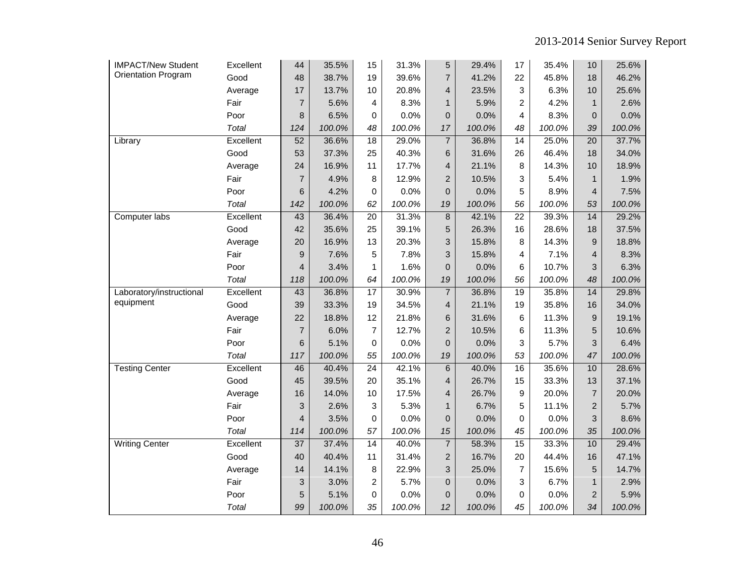| | | | | | | | | | | | |
|---|---|---|---|---|---|---|---|---|---|---|---|
| IMPACT/New Student Orientation Program | Excellent | 44 | 35.5% | 15 | 31.3% | 5 | 29.4% | 17 | 35.4% | 10 | 25.6% |
| | Good | 48 | 38.7% | 19 | 39.6% | 7 | 41.2% | 22 | 45.8% | 18 | 46.2% |
| | Average | 17 | 13.7% | 10 | 20.8% | 4 | 23.5% | 3 | 6.3% | 10 | 25.6% |
| | Fair | 7 | 5.6% | 4 | 8.3% | 1 | 5.9% | 2 | 4.2% | 1 | 2.6% |
| | Poor | 8 | 6.5% | 0 | 0.0% | 0 | 0.0% | 4 | 8.3% | 0 | 0.0% |
| | *Total* | *124* | *100.0%* | *48* | *100.0%* | *17* | *100.0%* | *48* | *100.0%* | *39* | *100.0%* |
| Library | Excellent | 52 | 36.6% | 18 | 29.0% | 7 | 36.8% | 14 | 25.0% | 20 | 37.7% |
| | Good | 53 | 37.3% | 25 | 40.3% | 6 | 31.6% | 26 | 46.4% | 18 | 34.0% |
| | Average | 24 | 16.9% | 11 | 17.7% | 4 | 21.1% | 8 | 14.3% | 10 | 18.9% |
| | Fair | 7 | 4.9% | 8 | 12.9% | 2 | 10.5% | 3 | 5.4% | 1 | 1.9% |
| | Poor | 6 | 4.2% | 0 | 0.0% | 0 | 0.0% | 5 | 8.9% | 4 | 7.5% |
| | *Total* | *142* | *100.0%* | *62* | *100.0%* | *19* | *100.0%* | *56* | *100.0%* | *53* | *100.0%* |
| Computer labs | Excellent | 43 | 36.4% | 20 | 31.3% | 8 | 42.1% | 22 | 39.3% | 14 | 29.2% |
| | Good | 42 | 35.6% | 25 | 39.1% | 5 | 26.3% | 16 | 28.6% | 18 | 37.5% |
| | Average | 20 | 16.9% | 13 | 20.3% | 3 | 15.8% | 8 | 14.3% | 9 | 18.8% |
| | Fair | 9 | 7.6% | 5 | 7.8% | 3 | 15.8% | 4 | 7.1% | 4 | 8.3% |
| | Poor | 4 | 3.4% | 1 | 1.6% | 0 | 0.0% | 6 | 10.7% | 3 | 6.3% |
| | *Total* | *118* | *100.0%* | *64* | *100.0%* | *19* | *100.0%* | *56* | *100.0%* | *48* | *100.0%* |
| Laboratory/instructional equipment | Excellent | 43 | 36.8% | 17 | 30.9% | 7 | 36.8% | 19 | 35.8% | 14 | 29.8% |
| | Good | 39 | 33.3% | 19 | 34.5% | 4 | 21.1% | 19 | 35.8% | 16 | 34.0% |
| | Average | 22 | 18.8% | 12 | 21.8% | 6 | 31.6% | 6 | 11.3% | 9 | 19.1% |
| | Fair | 7 | 6.0% | 7 | 12.7% | 2 | 10.5% | 6 | 11.3% | 5 | 10.6% |
| | Poor | 6 | 5.1% | 0 | 0.0% | 0 | 0.0% | 3 | 5.7% | 3 | 6.4% |
| | *Total* | *117* | *100.0%* | *55* | *100.0%* | *19* | *100.0%* | *53* | *100.0%* | *47* | *100.0%* |
| Testing Center | Excellent | 46 | 40.4% | 24 | 42.1% | 6 | 40.0% | 16 | 35.6% | 10 | 28.6% |
| | Good | 45 | 39.5% | 20 | 35.1% | 4 | 26.7% | 15 | 33.3% | 13 | 37.1% |
| | Average | 16 | 14.0% | 10 | 17.5% | 4 | 26.7% | 9 | 20.0% | 7 | 20.0% |
| | Fair | 3 | 2.6% | 3 | 5.3% | 1 | 6.7% | 5 | 11.1% | 2 | 5.7% |
| | Poor | 4 | 3.5% | 0 | 0.0% | 0 | 0.0% | 0 | 0.0% | 3 | 8.6% |
| | *Total* | *114* | *100.0%* | *57* | *100.0%* | *15* | *100.0%* | *45* | *100.0%* | *35* | *100.0%* |
| Writing Center | Excellent | 37 | 37.4% | 14 | 40.0% | 7 | 58.3% | 15 | 33.3% | 10 | 29.4% |
| | Good | 40 | 40.4% | 11 | 31.4% | 2 | 16.7% | 20 | 44.4% | 16 | 47.1% |
| | Average | 14 | 14.1% | 8 | 22.9% | 3 | 25.0% | 7 | 15.6% | 5 | 14.7% |
| | Fair | 3 | 3.0% | 2 | 5.7% | 0 | 0.0% | 3 | 6.7% | 1 | 2.9% |
| | Poor | 5 | 5.1% | 0 | 0.0% | 0 | 0.0% | 0 | 0.0% | 2 | 5.9% |
| | *Total* | *99* | *100.0%* | *35* | *100.0%* | *12* | *100.0%* | *45* | *100.0%* | *34* | *100.0%* |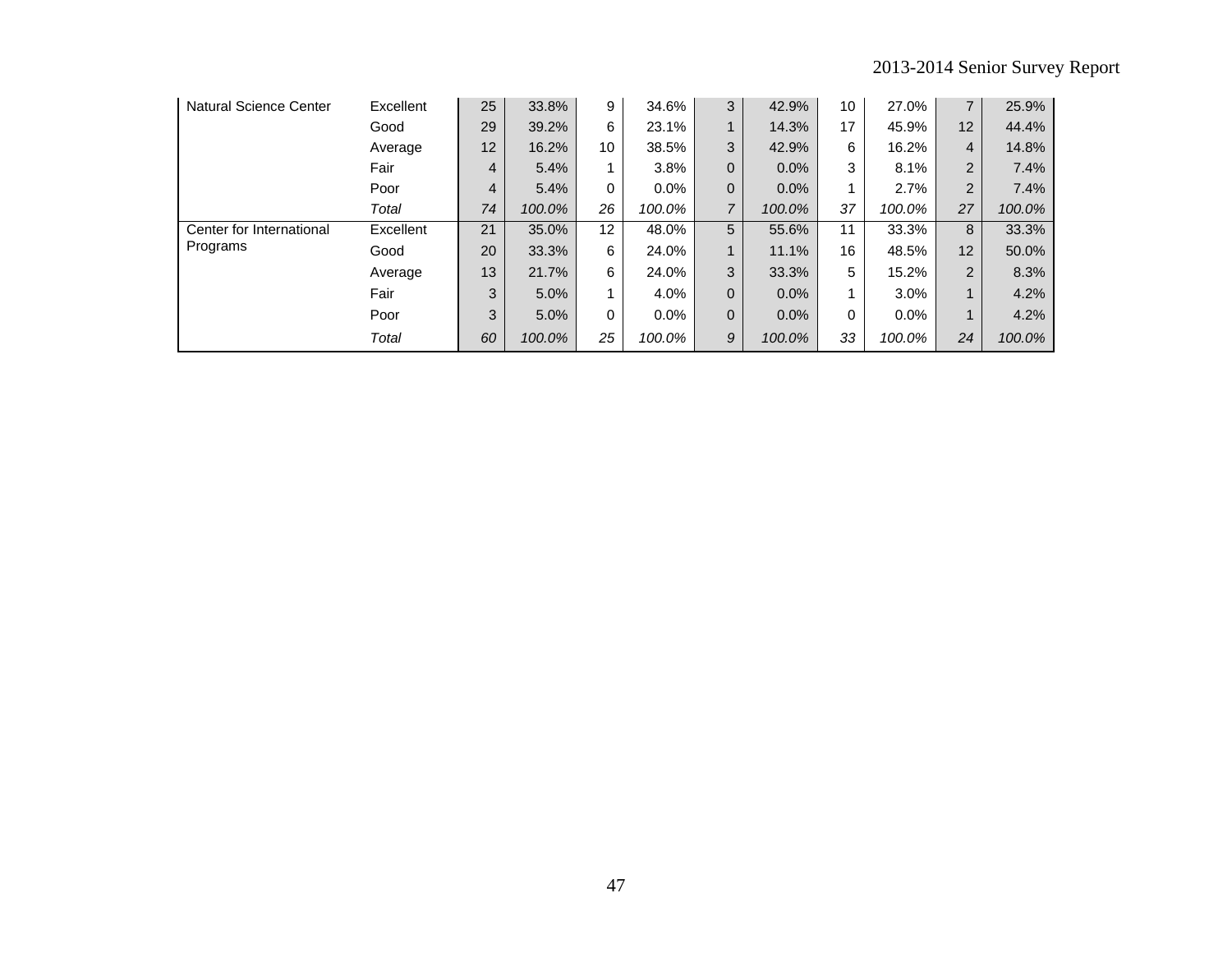| | | | | | | | | | | | |
|---|---|---|---|---|---|---|---|---|---|---|---|
| Natural Science Center | Excellent | 25 | 33.8% | 9 | 34.6% | 3 | 42.9% | 10 | 27.0% | 7 | 25.9% |
| | Good | 29 | 39.2% | 6 | 23.1% | 1 | 14.3% | 17 | 45.9% | 12 | 44.4% |
| | Average | 12 | 16.2% | 10 | 38.5% | 3 | 42.9% | 6 | 16.2% | 4 | 14.8% |
| | Fair | 4 | 5.4% | 1 | 3.8% | 0 | 0.0% | 3 | 8.1% | 2 | 7.4% |
| | Poor | 4 | 5.4% | 0 | 0.0% | 0 | 0.0% | 1 | 2.7% | 2 | 7.4% |
| | *Total* | *74* | *100.0%* | *26* | *100.0%* | *7* | *100.0%* | *37* | *100.0%* | *27* | *100.0%* |
| Center for International Programs | Excellent | 21 | 35.0% | 12 | 48.0% | 5 | 55.6% | 11 | 33.3% | 8 | 33.3% |
| | Good | 20 | 33.3% | 6 | 24.0% | 1 | 11.1% | 16 | 48.5% | 12 | 50.0% |
| | Average | 13 | 21.7% | 6 | 24.0% | 3 | 33.3% | 5 | 15.2% | 2 | 8.3% |
| | Fair | 3 | 5.0% | 1 | 4.0% | 0 | 0.0% | 1 | 3.0% | 1 | 4.2% |
| | Poor | 3 | 5.0% | 0 | 0.0% | 0 | 0.0% | 0 | 0.0% | 1 | 4.2% |
| | *Total* | *60* | *100.0%* | *25* | *100.0%* | *9* | *100.0%* | *33* | *100.0%* | *24* | *100.0%* |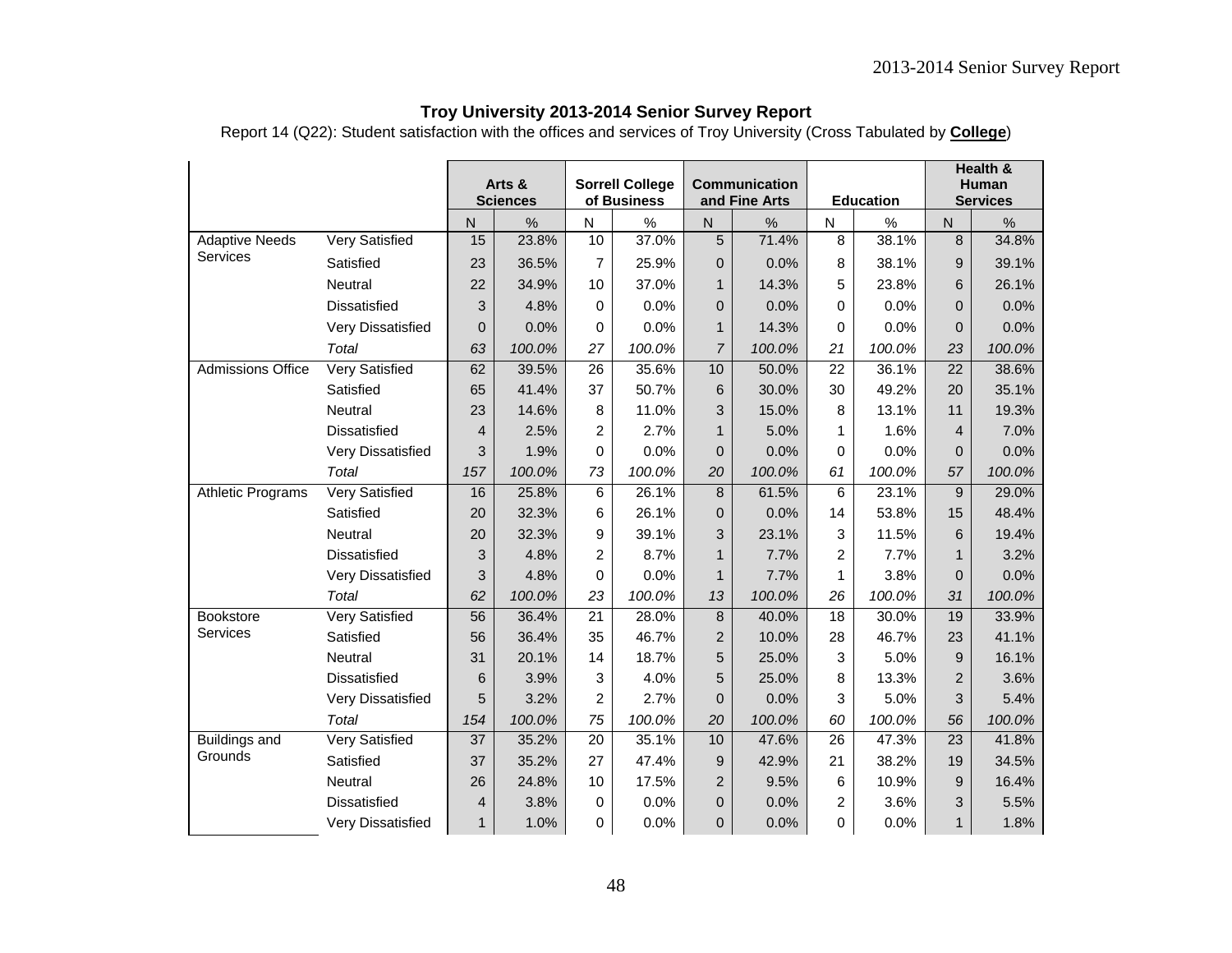## Troy University 2013-2014 Senior Survey Report

Report 14 (Q22): Student satisfaction with the offices and services of Troy University (Cross Tabulated by **College**)

| | | Arts & Sciences | | Sorrell College of Business | | Communication and Fine Arts | | Education | | Health & Human Services | |
|---|---|---|---|---|---|---|---|---|---|---|---|
| | | N | % | N | % | N | % | N | % | N | % |
| Adaptive Needs Services | Very Satisfied | 15 | 23.8% | 10 | 37.0% | 5 | 71.4% | 8 | 38.1% | 8 | 34.8% |
| | Satisfied | 23 | 36.5% | 7 | 25.9% | 0 | 0.0% | 8 | 38.1% | 9 | 39.1% |
| | Neutral | 22 | 34.9% | 10 | 37.0% | 1 | 14.3% | 5 | 23.8% | 6 | 26.1% |
| | Dissatisfied | 3 | 4.8% | 0 | 0.0% | 0 | 0.0% | 0 | 0.0% | 0 | 0.0% |
| | Very Dissatisfied | 0 | 0.0% | 0 | 0.0% | 1 | 14.3% | 0 | 0.0% | 0 | 0.0% |
| | *Total* | *63* | *100.0%* | *27* | *100.0%* | *7* | *100.0%* | *21* | *100.0%* | *23* | *100.0%* |
| Admissions Office | Very Satisfied | 62 | 39.5% | 26 | 35.6% | 10 | 50.0% | 22 | 36.1% | 22 | 38.6% |
| | Satisfied | 65 | 41.4% | 37 | 50.7% | 6 | 30.0% | 30 | 49.2% | 20 | 35.1% |
| | Neutral | 23 | 14.6% | 8 | 11.0% | 3 | 15.0% | 8 | 13.1% | 11 | 19.3% |
| | Dissatisfied | 4 | 2.5% | 2 | 2.7% | 1 | 5.0% | 1 | 1.6% | 4 | 7.0% |
| | Very Dissatisfied | 3 | 1.9% | 0 | 0.0% | 0 | 0.0% | 0 | 0.0% | 0 | 0.0% |
| | *Total* | *157* | *100.0%* | *73* | *100.0%* | *20* | *100.0%* | *61* | *100.0%* | *57* | *100.0%* |
| Athletic Programs | Very Satisfied | 16 | 25.8% | 6 | 26.1% | 8 | 61.5% | 6 | 23.1% | 9 | 29.0% |
| | Satisfied | 20 | 32.3% | 6 | 26.1% | 0 | 0.0% | 14 | 53.8% | 15 | 48.4% |
| | Neutral | 20 | 32.3% | 9 | 39.1% | 3 | 23.1% | 3 | 11.5% | 6 | 19.4% |
| | Dissatisfied | 3 | 4.8% | 2 | 8.7% | 1 | 7.7% | 2 | 7.7% | 1 | 3.2% |
| | Very Dissatisfied | 3 | 4.8% | 0 | 0.0% | 1 | 7.7% | 1 | 3.8% | 0 | 0.0% |
| | *Total* | *62* | *100.0%* | *23* | *100.0%* | *13* | *100.0%* | *26* | *100.0%* | *31* | *100.0%* |
| Bookstore Services | Very Satisfied | 56 | 36.4% | 21 | 28.0% | 8 | 40.0% | 18 | 30.0% | 19 | 33.9% |
| | Satisfied | 56 | 36.4% | 35 | 46.7% | 2 | 10.0% | 28 | 46.7% | 23 | 41.1% |
| | Neutral | 31 | 20.1% | 14 | 18.7% | 5 | 25.0% | 3 | 5.0% | 9 | 16.1% |
| | Dissatisfied | 6 | 3.9% | 3 | 4.0% | 5 | 25.0% | 8 | 13.3% | 2 | 3.6% |
| | Very Dissatisfied | 5 | 3.2% | 2 | 2.7% | 0 | 0.0% | 3 | 5.0% | 3 | 5.4% |
| | *Total* | *154* | *100.0%* | *75* | *100.0%* | *20* | *100.0%* | *60* | *100.0%* | *56* | *100.0%* |
| Buildings and Grounds | Very Satisfied | 37 | 35.2% | 20 | 35.1% | 10 | 47.6% | 26 | 47.3% | 23 | 41.8% |
| | Satisfied | 37 | 35.2% | 27 | 47.4% | 9 | 42.9% | 21 | 38.2% | 19 | 34.5% |
| | Neutral | 26 | 24.8% | 10 | 17.5% | 2 | 9.5% | 6 | 10.9% | 9 | 16.4% |
| | Dissatisfied | 4 | 3.8% | 0 | 0.0% | 0 | 0.0% | 2 | 3.6% | 3 | 5.5% |
| | Very Dissatisfied | 1 | 1.0% | 0 | 0.0% | 0 | 0.0% | 0 | 0.0% | 1 | 1.8% |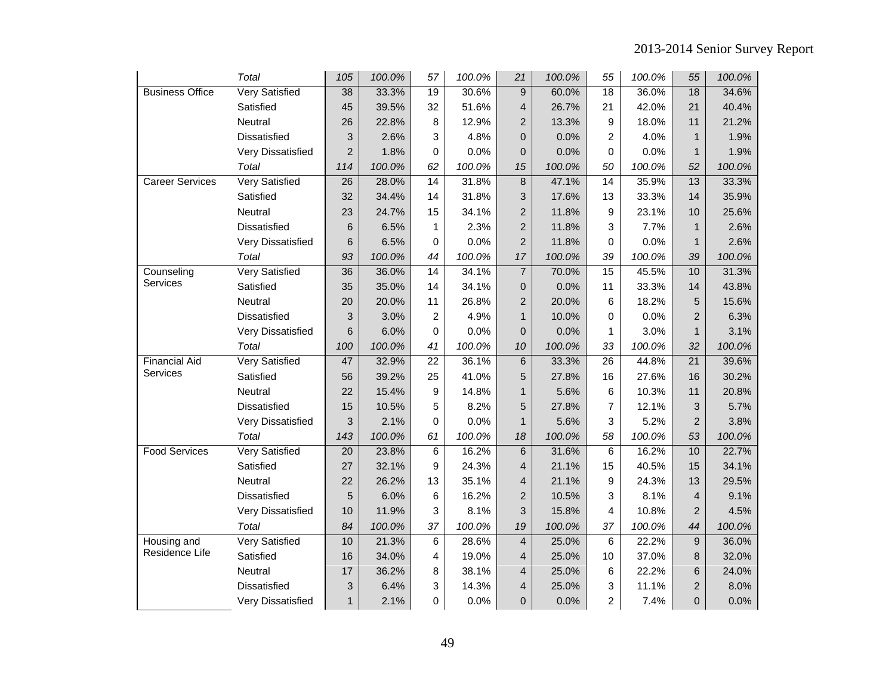| | Total | 105 | 100.0% | 57 | 100.0% | 21 | 100.0% | 55 | 100.0% | 55 | 100.0% |
|---|---|---|---|---|---|---|---|---|---|---|---|
| Business Office | Very Satisfied | 38 | 33.3% | 19 | 30.6% | 9 | 60.0% | 18 | 36.0% | 18 | 34.6% |
| | Satisfied | 45 | 39.5% | 32 | 51.6% | 4 | 26.7% | 21 | 42.0% | 21 | 40.4% |
| | Neutral | 26 | 22.8% | 8 | 12.9% | 2 | 13.3% | 9 | 18.0% | 11 | 21.2% |
| | Dissatisfied | 3 | 2.6% | 3 | 4.8% | 0 | 0.0% | 2 | 4.0% | 1 | 1.9% |
| | Very Dissatisfied | 2 | 1.8% | 0 | 0.0% | 0 | 0.0% | 0 | 0.0% | 1 | 1.9% |
| | Total | 114 | 100.0% | 62 | 100.0% | 15 | 100.0% | 50 | 100.0% | 52 | 100.0% |
| Career Services | Very Satisfied | 26 | 28.0% | 14 | 31.8% | 8 | 47.1% | 14 | 35.9% | 13 | 33.3% |
| | Satisfied | 32 | 34.4% | 14 | 31.8% | 3 | 17.6% | 13 | 33.3% | 14 | 35.9% |
| | Neutral | 23 | 24.7% | 15 | 34.1% | 2 | 11.8% | 9 | 23.1% | 10 | 25.6% |
| | Dissatisfied | 6 | 6.5% | 1 | 2.3% | 2 | 11.8% | 3 | 7.7% | 1 | 2.6% |
| | Very Dissatisfied | 6 | 6.5% | 0 | 0.0% | 2 | 11.8% | 0 | 0.0% | 1 | 2.6% |
| | Total | 93 | 100.0% | 44 | 100.0% | 17 | 100.0% | 39 | 100.0% | 39 | 100.0% |
| Counseling Services | Very Satisfied | 36 | 36.0% | 14 | 34.1% | 7 | 70.0% | 15 | 45.5% | 10 | 31.3% |
| | Satisfied | 35 | 35.0% | 14 | 34.1% | 0 | 0.0% | 11 | 33.3% | 14 | 43.8% |
| | Neutral | 20 | 20.0% | 11 | 26.8% | 2 | 20.0% | 6 | 18.2% | 5 | 15.6% |
| | Dissatisfied | 3 | 3.0% | 2 | 4.9% | 1 | 10.0% | 0 | 0.0% | 2 | 6.3% |
| | Very Dissatisfied | 6 | 6.0% | 0 | 0.0% | 0 | 0.0% | 1 | 3.0% | 1 | 3.1% |
| | Total | 100 | 100.0% | 41 | 100.0% | 10 | 100.0% | 33 | 100.0% | 32 | 100.0% |
| Financial Aid Services | Very Satisfied | 47 | 32.9% | 22 | 36.1% | 6 | 33.3% | 26 | 44.8% | 21 | 39.6% |
| | Satisfied | 56 | 39.2% | 25 | 41.0% | 5 | 27.8% | 16 | 27.6% | 16 | 30.2% |
| | Neutral | 22 | 15.4% | 9 | 14.8% | 1 | 5.6% | 6 | 10.3% | 11 | 20.8% |
| | Dissatisfied | 15 | 10.5% | 5 | 8.2% | 5 | 27.8% | 7 | 12.1% | 3 | 5.7% |
| | Very Dissatisfied | 3 | 2.1% | 0 | 0.0% | 1 | 5.6% | 3 | 5.2% | 2 | 3.8% |
| | Total | 143 | 100.0% | 61 | 100.0% | 18 | 100.0% | 58 | 100.0% | 53 | 100.0% |
| Food Services | Very Satisfied | 20 | 23.8% | 6 | 16.2% | 6 | 31.6% | 6 | 16.2% | 10 | 22.7% |
| | Satisfied | 27 | 32.1% | 9 | 24.3% | 4 | 21.1% | 15 | 40.5% | 15 | 34.1% |
| | Neutral | 22 | 26.2% | 13 | 35.1% | 4 | 21.1% | 9 | 24.3% | 13 | 29.5% |
| | Dissatisfied | 5 | 6.0% | 6 | 16.2% | 2 | 10.5% | 3 | 8.1% | 4 | 9.1% |
| | Very Dissatisfied | 10 | 11.9% | 3 | 8.1% | 3 | 15.8% | 4 | 10.8% | 2 | 4.5% |
| | Total | 84 | 100.0% | 37 | 100.0% | 19 | 100.0% | 37 | 100.0% | 44 | 100.0% |
| Housing and Residence Life | Very Satisfied | 10 | 21.3% | 6 | 28.6% | 4 | 25.0% | 6 | 22.2% | 9 | 36.0% |
| | Satisfied | 16 | 34.0% | 4 | 19.0% | 4 | 25.0% | 10 | 37.0% | 8 | 32.0% |
| | Neutral | 17 | 36.2% | 8 | 38.1% | 4 | 25.0% | 6 | 22.2% | 6 | 24.0% |
| | Dissatisfied | 3 | 6.4% | 3 | 14.3% | 4 | 25.0% | 3 | 11.1% | 2 | 8.0% |
| | Very Dissatisfied | 1 | 2.1% | 0 | 0.0% | 0 | 0.0% | 2 | 7.4% | 0 | 0.0% |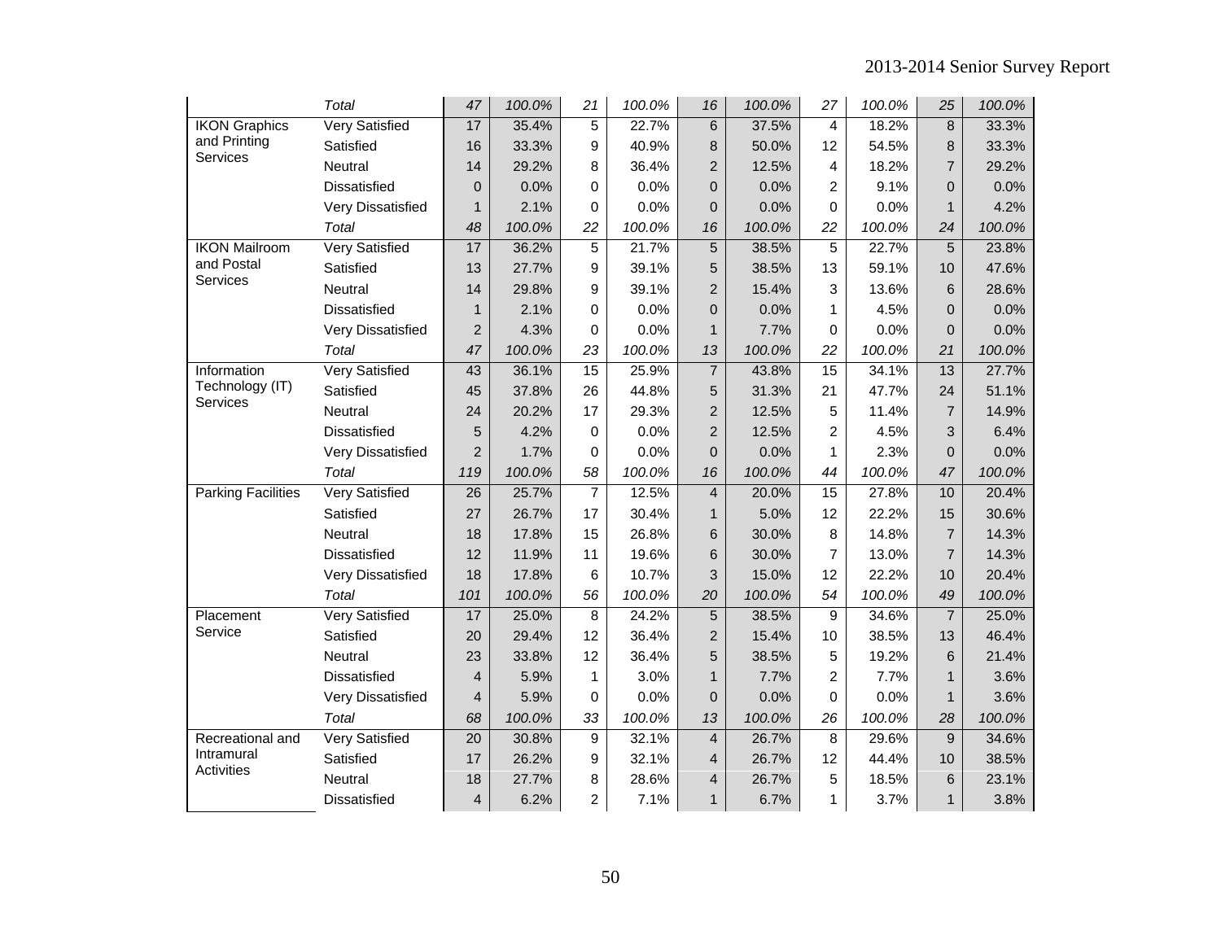| | | | | | | | | | | | |
|---|---|---|---|---|---|---|---|---|---|---|---|
| | *Total* | *47* | *100.0%* | *21* | *100.0%* | *16* | *100.0%* | *27* | *100.0%* | *25* | *100.0%* |
| IKON Graphics and Printing Services | Very Satisfied | 17 | 35.4% | 5 | 22.7% | 6 | 37.5% | 4 | 18.2% | 8 | 33.3% |
| | Satisfied | 16 | 33.3% | 9 | 40.9% | 8 | 50.0% | 12 | 54.5% | 8 | 33.3% |
| | Neutral | 14 | 29.2% | 8 | 36.4% | 2 | 12.5% | 4 | 18.2% | 7 | 29.2% |
| | Dissatisfied | 0 | 0.0% | 0 | 0.0% | 0 | 0.0% | 2 | 9.1% | 0 | 0.0% |
| | Very Dissatisfied | 1 | 2.1% | 0 | 0.0% | 0 | 0.0% | 0 | 0.0% | 1 | 4.2% |
| | *Total* | *48* | *100.0%* | *22* | *100.0%* | *16* | *100.0%* | *22* | *100.0%* | *24* | *100.0%* |
| IKON Mailroom and Postal Services | Very Satisfied | 17 | 36.2% | 5 | 21.7% | 5 | 38.5% | 5 | 22.7% | 5 | 23.8% |
| | Satisfied | 13 | 27.7% | 9 | 39.1% | 5 | 38.5% | 13 | 59.1% | 10 | 47.6% |
| | Neutral | 14 | 29.8% | 9 | 39.1% | 2 | 15.4% | 3 | 13.6% | 6 | 28.6% |
| | Dissatisfied | 1 | 2.1% | 0 | 0.0% | 0 | 0.0% | 1 | 4.5% | 0 | 0.0% |
| | Very Dissatisfied | 2 | 4.3% | 0 | 0.0% | 1 | 7.7% | 0 | 0.0% | 0 | 0.0% |
| | *Total* | *47* | *100.0%* | *23* | *100.0%* | *13* | *100.0%* | *22* | *100.0%* | *21* | *100.0%* |
| Information Technology (IT) Services | Very Satisfied | 43 | 36.1% | 15 | 25.9% | 7 | 43.8% | 15 | 34.1% | 13 | 27.7% |
| | Satisfied | 45 | 37.8% | 26 | 44.8% | 5 | 31.3% | 21 | 47.7% | 24 | 51.1% |
| | Neutral | 24 | 20.2% | 17 | 29.3% | 2 | 12.5% | 5 | 11.4% | 7 | 14.9% |
| | Dissatisfied | 5 | 4.2% | 0 | 0.0% | 2 | 12.5% | 2 | 4.5% | 3 | 6.4% |
| | Very Dissatisfied | 2 | 1.7% | 0 | 0.0% | 0 | 0.0% | 1 | 2.3% | 0 | 0.0% |
| | *Total* | *119* | *100.0%* | *58* | *100.0%* | *16* | *100.0%* | *44* | *100.0%* | *47* | *100.0%* |
| Parking Facilities | Very Satisfied | 26 | 25.7% | 7 | 12.5% | 4 | 20.0% | 15 | 27.8% | 10 | 20.4% |
| | Satisfied | 27 | 26.7% | 17 | 30.4% | 1 | 5.0% | 12 | 22.2% | 15 | 30.6% |
| | Neutral | 18 | 17.8% | 15 | 26.8% | 6 | 30.0% | 8 | 14.8% | 7 | 14.3% |
| | Dissatisfied | 12 | 11.9% | 11 | 19.6% | 6 | 30.0% | 7 | 13.0% | 7 | 14.3% |
| | Very Dissatisfied | 18 | 17.8% | 6 | 10.7% | 3 | 15.0% | 12 | 22.2% | 10 | 20.4% |
| | *Total* | *101* | *100.0%* | *56* | *100.0%* | *20* | *100.0%* | *54* | *100.0%* | *49* | *100.0%* |
| Placement Service | Very Satisfied | 17 | 25.0% | 8 | 24.2% | 5 | 38.5% | 9 | 34.6% | 7 | 25.0% |
| | Satisfied | 20 | 29.4% | 12 | 36.4% | 2 | 15.4% | 10 | 38.5% | 13 | 46.4% |
| | Neutral | 23 | 33.8% | 12 | 36.4% | 5 | 38.5% | 5 | 19.2% | 6 | 21.4% |
| | Dissatisfied | 4 | 5.9% | 1 | 3.0% | 1 | 7.7% | 2 | 7.7% | 1 | 3.6% |
| | Very Dissatisfied | 4 | 5.9% | 0 | 0.0% | 0 | 0.0% | 0 | 0.0% | 1 | 3.6% |
| | *Total* | *68* | *100.0%* | *33* | *100.0%* | *13* | *100.0%* | *26* | *100.0%* | *28* | *100.0%* |
| Recreational and Intramural Activities | Very Satisfied | 20 | 30.8% | 9 | 32.1% | 4 | 26.7% | 8 | 29.6% | 9 | 34.6% |
| | Satisfied | 17 | 26.2% | 9 | 32.1% | 4 | 26.7% | 12 | 44.4% | 10 | 38.5% |
| | Neutral | 18 | 27.7% | 8 | 28.6% | 4 | 26.7% | 5 | 18.5% | 6 | 23.1% |
| | Dissatisfied | 4 | 6.2% | 2 | 7.1% | 1 | 6.7% | 1 | 3.7% | 1 | 3.8% |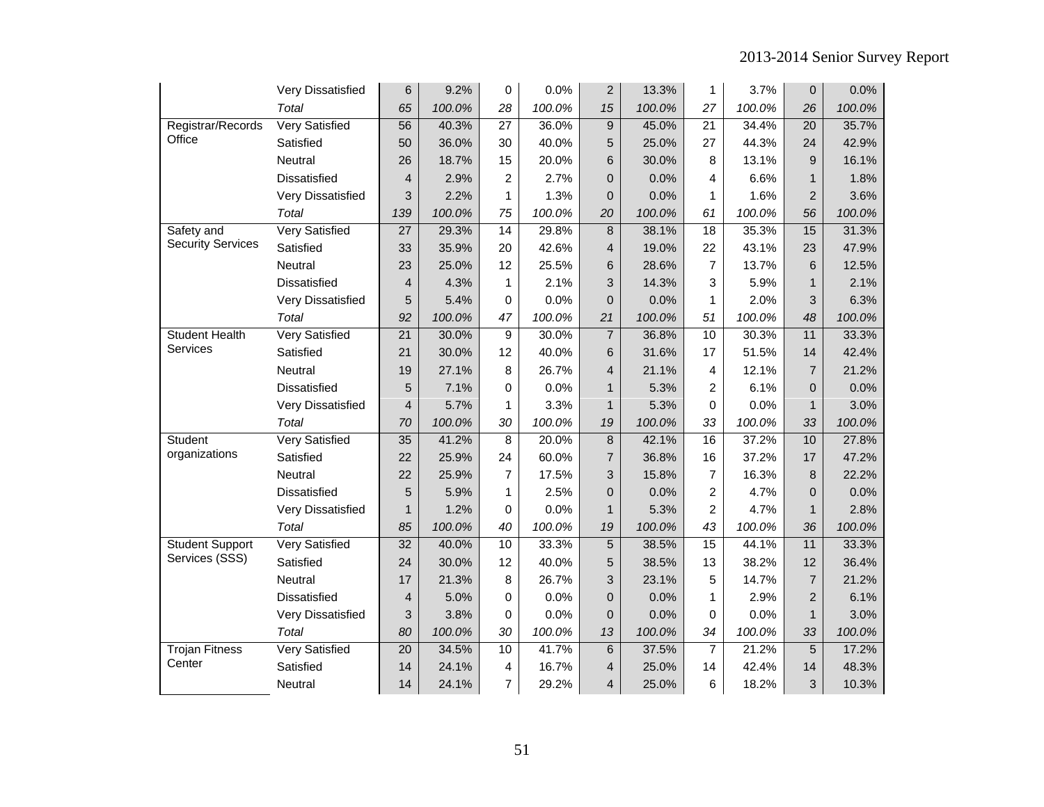| | | | | | | | | | | | |
|---|---|---|---|---|---|---|---|---|---|---|---|
| | Very Dissatisfied | 6 | 9.2% | 0 | 0.0% | 2 | 13.3% | 1 | 3.7% | 0 | 0.0% |
| | *Total* | *65* | *100.0%* | *28* | *100.0%* | *15* | *100.0%* | *27* | *100.0%* | *26* | *100.0%* |
| Registrar/Records Office | Very Satisfied | 56 | 40.3% | 27 | 36.0% | 9 | 45.0% | 21 | 34.4% | 20 | 35.7% |
| | Satisfied | 50 | 36.0% | 30 | 40.0% | 5 | 25.0% | 27 | 44.3% | 24 | 42.9% |
| | Neutral | 26 | 18.7% | 15 | 20.0% | 6 | 30.0% | 8 | 13.1% | 9 | 16.1% |
| | Dissatisfied | 4 | 2.9% | 2 | 2.7% | 0 | 0.0% | 4 | 6.6% | 1 | 1.8% |
| | Very Dissatisfied | 3 | 2.2% | 1 | 1.3% | 0 | 0.0% | 1 | 1.6% | 2 | 3.6% |
| | *Total* | *139* | *100.0%* | *75* | *100.0%* | *20* | *100.0%* | *61* | *100.0%* | *56* | *100.0%* |
| Safety and Security Services | Very Satisfied | 27 | 29.3% | 14 | 29.8% | 8 | 38.1% | 18 | 35.3% | 15 | 31.3% |
| | Satisfied | 33 | 35.9% | 20 | 42.6% | 4 | 19.0% | 22 | 43.1% | 23 | 47.9% |
| | Neutral | 23 | 25.0% | 12 | 25.5% | 6 | 28.6% | 7 | 13.7% | 6 | 12.5% |
| | Dissatisfied | 4 | 4.3% | 1 | 2.1% | 3 | 14.3% | 3 | 5.9% | 1 | 2.1% |
| | Very Dissatisfied | 5 | 5.4% | 0 | 0.0% | 0 | 0.0% | 1 | 2.0% | 3 | 6.3% |
| | *Total* | *92* | *100.0%* | *47* | *100.0%* | *21* | *100.0%* | *51* | *100.0%* | *48* | *100.0%* |
| Student Health Services | Very Satisfied | 21 | 30.0% | 9 | 30.0% | 7 | 36.8% | 10 | 30.3% | 11 | 33.3% |
| | Satisfied | 21 | 30.0% | 12 | 40.0% | 6 | 31.6% | 17 | 51.5% | 14 | 42.4% |
| | Neutral | 19 | 27.1% | 8 | 26.7% | 4 | 21.1% | 4 | 12.1% | 7 | 21.2% |
| | Dissatisfied | 5 | 7.1% | 0 | 0.0% | 1 | 5.3% | 2 | 6.1% | 0 | 0.0% |
| | Very Dissatisfied | 4 | 5.7% | 1 | 3.3% | 1 | 5.3% | 0 | 0.0% | 1 | 3.0% |
| | *Total* | *70* | *100.0%* | *30* | *100.0%* | *19* | *100.0%* | *33* | *100.0%* | *33* | *100.0%* |
| Student organizations | Very Satisfied | 35 | 41.2% | 8 | 20.0% | 8 | 42.1% | 16 | 37.2% | 10 | 27.8% |
| | Satisfied | 22 | 25.9% | 24 | 60.0% | 7 | 36.8% | 16 | 37.2% | 17 | 47.2% |
| | Neutral | 22 | 25.9% | 7 | 17.5% | 3 | 15.8% | 7 | 16.3% | 8 | 22.2% |
| | Dissatisfied | 5 | 5.9% | 1 | 2.5% | 0 | 0.0% | 2 | 4.7% | 0 | 0.0% |
| | Very Dissatisfied | 1 | 1.2% | 0 | 0.0% | 1 | 5.3% | 2 | 4.7% | 1 | 2.8% |
| | *Total* | *85* | *100.0%* | *40* | *100.0%* | *19* | *100.0%* | *43* | *100.0%* | *36* | *100.0%* |
| Student Support Services (SSS) | Very Satisfied | 32 | 40.0% | 10 | 33.3% | 5 | 38.5% | 15 | 44.1% | 11 | 33.3% |
| | Satisfied | 24 | 30.0% | 12 | 40.0% | 5 | 38.5% | 13 | 38.2% | 12 | 36.4% |
| | Neutral | 17 | 21.3% | 8 | 26.7% | 3 | 23.1% | 5 | 14.7% | 7 | 21.2% |
| | Dissatisfied | 4 | 5.0% | 0 | 0.0% | 0 | 0.0% | 1 | 2.9% | 2 | 6.1% |
| | Very Dissatisfied | 3 | 3.8% | 0 | 0.0% | 0 | 0.0% | 0 | 0.0% | 1 | 3.0% |
| | *Total* | *80* | *100.0%* | *30* | *100.0%* | *13* | *100.0%* | *34* | *100.0%* | *33* | *100.0%* |
| Trojan Fitness Center | Very Satisfied | 20 | 34.5% | 10 | 41.7% | 6 | 37.5% | 7 | 21.2% | 5 | 17.2% |
| | Satisfied | 14 | 24.1% | 4 | 16.7% | 4 | 25.0% | 14 | 42.4% | 14 | 48.3% |
| | Neutral | 14 | 24.1% | 7 | 29.2% | 4 | 25.0% | 6 | 18.2% | 3 | 10.3% |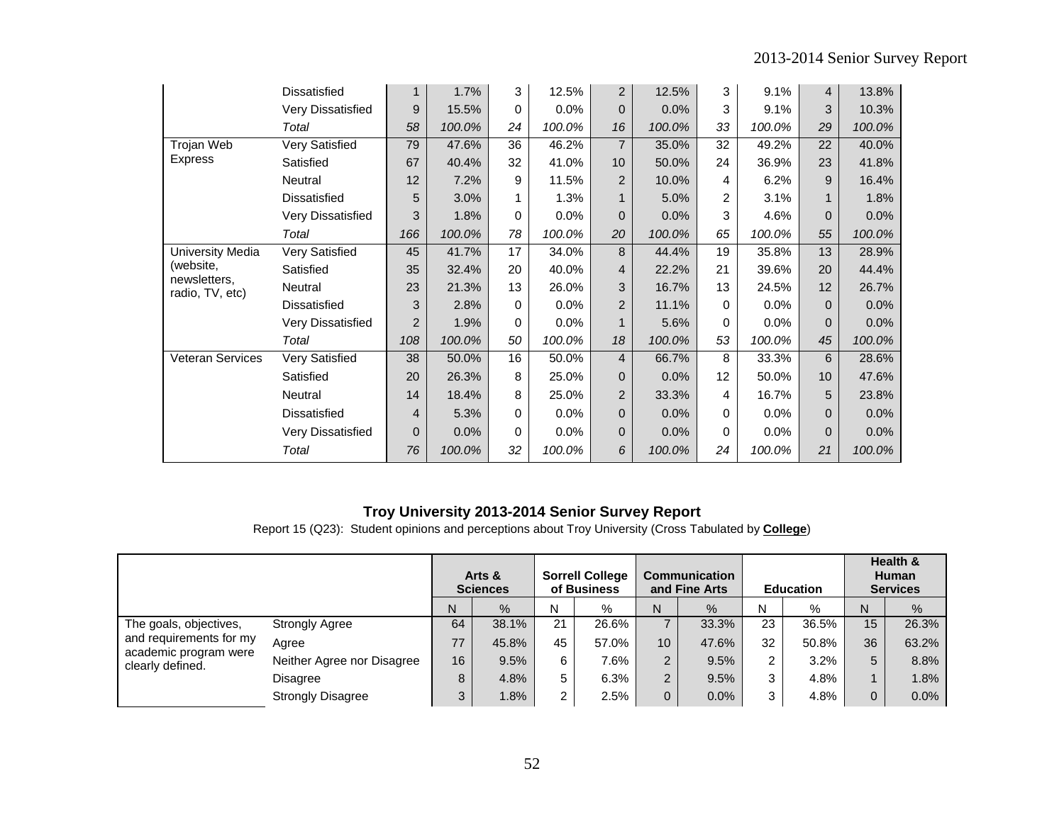| | | | | | | | | | | | |
|---|---|---|---|---|---|---|---|---|---|---|---|
| | Dissatisfied | 1 | 1.7% | 3 | 12.5% | 2 | 12.5% | 3 | 9.1% | 4 | 13.8% |
| | Very Dissatisfied | 9 | 15.5% | 0 | 0.0% | 0 | 0.0% | 3 | 9.1% | 3 | 10.3% |
| | *Total* | *58* | *100.0%* | *24* | *100.0%* | *16* | *100.0%* | *33* | *100.0%* | *29* | *100.0%* |
| Trojan Web Express | Very Satisfied | 79 | 47.6% | 36 | 46.2% | 7 | 35.0% | 32 | 49.2% | 22 | 40.0% |
| | Satisfied | 67 | 40.4% | 32 | 41.0% | 10 | 50.0% | 24 | 36.9% | 23 | 41.8% |
| | Neutral | 12 | 7.2% | 9 | 11.5% | 2 | 10.0% | 4 | 6.2% | 9 | 16.4% |
| | Dissatisfied | 5 | 3.0% | 1 | 1.3% | 1 | 5.0% | 2 | 3.1% | 1 | 1.8% |
| | Very Dissatisfied | 3 | 1.8% | 0 | 0.0% | 0 | 0.0% | 3 | 4.6% | 0 | 0.0% |
| | *Total* | *166* | *100.0%* | *78* | *100.0%* | *20* | *100.0%* | *65* | *100.0%* | *55* | *100.0%* |
| University Media (website, newsletters, radio, TV, etc) | Very Satisfied | 45 | 41.7% | 17 | 34.0% | 8 | 44.4% | 19 | 35.8% | 13 | 28.9% |
| | Satisfied | 35 | 32.4% | 20 | 40.0% | 4 | 22.2% | 21 | 39.6% | 20 | 44.4% |
| | Neutral | 23 | 21.3% | 13 | 26.0% | 3 | 16.7% | 13 | 24.5% | 12 | 26.7% |
| | Dissatisfied | 3 | 2.8% | 0 | 0.0% | 2 | 11.1% | 0 | 0.0% | 0 | 0.0% |
| | Very Dissatisfied | 2 | 1.9% | 0 | 0.0% | 1 | 5.6% | 0 | 0.0% | 0 | 0.0% |
| | *Total* | *108* | *100.0%* | *50* | *100.0%* | *18* | *100.0%* | *53* | *100.0%* | *45* | *100.0%* |
| Veteran Services | Very Satisfied | 38 | 50.0% | 16 | 50.0% | 4 | 66.7% | 8 | 33.3% | 6 | 28.6% |
| | Satisfied | 20 | 26.3% | 8 | 25.0% | 0 | 0.0% | 12 | 50.0% | 10 | 47.6% |
| | Neutral | 14 | 18.4% | 8 | 25.0% | 2 | 33.3% | 4 | 16.7% | 5 | 23.8% |
| | Dissatisfied | 4 | 5.3% | 0 | 0.0% | 0 | 0.0% | 0 | 0.0% | 0 | 0.0% |
| | Very Dissatisfied | 0 | 0.0% | 0 | 0.0% | 0 | 0.0% | 0 | 0.0% | 0 | 0.0% |
| | *Total* | *76* | *100.0%* | *32* | *100.0%* | *6* | *100.0%* | *24* | *100.0%* | *21* | *100.0%* |

## Troy University 2013-2014 Senior Survey Report

Report 15 (Q23): Student opinions and perceptions about Troy University (Cross Tabulated by **College**)

| | | **Arts & Sciences** | | **Sorrell College of Business** | | **Communication and Fine Arts** | | **Education** | | **Health & Human Services** | |
|---|---|---|---|---|---|---|---|---|---|---|---|
| | | N | % | N | % | N | % | N | % | N | % |
| The goals, objectives, and requirements for my academic program were clearly defined. | Strongly Agree | 64 | 38.1% | 21 | 26.6% | 7 | 33.3% | 23 | 36.5% | 15 | 26.3% |
| | Agree | 77 | 45.8% | 45 | 57.0% | 10 | 47.6% | 32 | 50.8% | 36 | 63.2% |
| | Neither Agree nor Disagree | 16 | 9.5% | 6 | 7.6% | 2 | 9.5% | 2 | 3.2% | 5 | 8.8% |
| | Disagree | 8 | 4.8% | 5 | 6.3% | 2 | 9.5% | 3 | 4.8% | 1 | 1.8% |
| | Strongly Disagree | 3 | 1.8% | 2 | 2.5% | 0 | 0.0% | 3 | 4.8% | 0 | 0.0% |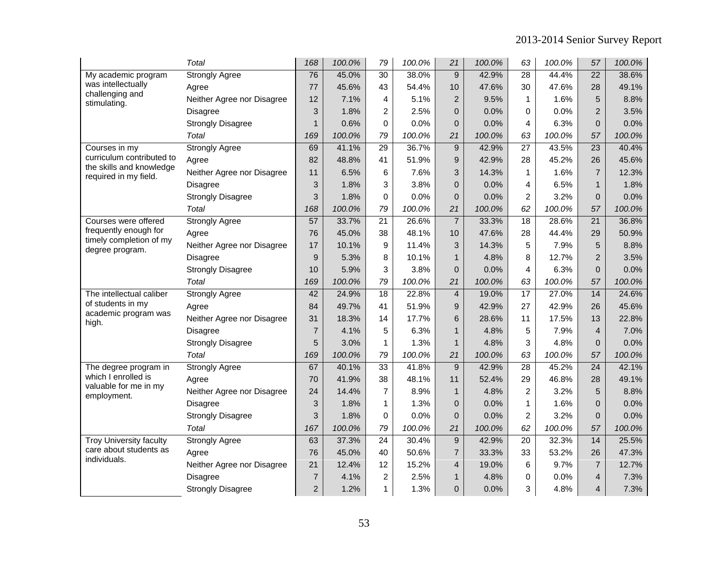| | | | | | | | | | | | |
|---|---|---|---|---|---|---|---|---|---|---|---|
| | *Total* | *168* | *100.0%* | *79* | *100.0%* | *21* | *100.0%* | *63* | *100.0%* | *57* | *100.0%* |
| My academic program was intellectually challenging and stimulating. | Strongly Agree | 76 | 45.0% | 30 | 38.0% | 9 | 42.9% | 28 | 44.4% | 22 | 38.6% |
| | Agree | 77 | 45.6% | 43 | 54.4% | 10 | 47.6% | 30 | 47.6% | 28 | 49.1% |
| | Neither Agree nor Disagree | 12 | 7.1% | 4 | 5.1% | 2 | 9.5% | 1 | 1.6% | 5 | 8.8% |
| | Disagree | 3 | 1.8% | 2 | 2.5% | 0 | 0.0% | 0 | 0.0% | 2 | 3.5% |
| | Strongly Disagree | 1 | 0.6% | 0 | 0.0% | 0 | 0.0% | 4 | 6.3% | 0 | 0.0% |
| | *Total* | *169* | *100.0%* | *79* | *100.0%* | *21* | *100.0%* | *63* | *100.0%* | *57* | *100.0%* |
| Courses in my curriculum contributed to the skills and knowledge required in my field. | Strongly Agree | 69 | 41.1% | 29 | 36.7% | 9 | 42.9% | 27 | 43.5% | 23 | 40.4% |
| | Agree | 82 | 48.8% | 41 | 51.9% | 9 | 42.9% | 28 | 45.2% | 26 | 45.6% |
| | Neither Agree nor Disagree | 11 | 6.5% | 6 | 7.6% | 3 | 14.3% | 1 | 1.6% | 7 | 12.3% |
| | Disagree | 3 | 1.8% | 3 | 3.8% | 0 | 0.0% | 4 | 6.5% | 1 | 1.8% |
| | Strongly Disagree | 3 | 1.8% | 0 | 0.0% | 0 | 0.0% | 2 | 3.2% | 0 | 0.0% |
| | *Total* | *168* | *100.0%* | *79* | *100.0%* | *21* | *100.0%* | *62* | *100.0%* | *57* | *100.0%* |
| Courses were offered frequently enough for timely completion of my degree program. | Strongly Agree | 57 | 33.7% | 21 | 26.6% | 7 | 33.3% | 18 | 28.6% | 21 | 36.8% |
| | Agree | 76 | 45.0% | 38 | 48.1% | 10 | 47.6% | 28 | 44.4% | 29 | 50.9% |
| | Neither Agree nor Disagree | 17 | 10.1% | 9 | 11.4% | 3 | 14.3% | 5 | 7.9% | 5 | 8.8% |
| | Disagree | 9 | 5.3% | 8 | 10.1% | 1 | 4.8% | 8 | 12.7% | 2 | 3.5% |
| | Strongly Disagree | 10 | 5.9% | 3 | 3.8% | 0 | 0.0% | 4 | 6.3% | 0 | 0.0% |
| | *Total* | *169* | *100.0%* | *79* | *100.0%* | *21* | *100.0%* | *63* | *100.0%* | *57* | *100.0%* |
| The intellectual caliber of students in my academic program was high. | Strongly Agree | 42 | 24.9% | 18 | 22.8% | 4 | 19.0% | 17 | 27.0% | 14 | 24.6% |
| | Agree | 84 | 49.7% | 41 | 51.9% | 9 | 42.9% | 27 | 42.9% | 26 | 45.6% |
| | Neither Agree nor Disagree | 31 | 18.3% | 14 | 17.7% | 6 | 28.6% | 11 | 17.5% | 13 | 22.8% |
| | Disagree | 7 | 4.1% | 5 | 6.3% | 1 | 4.8% | 5 | 7.9% | 4 | 7.0% |
| | Strongly Disagree | 5 | 3.0% | 1 | 1.3% | 1 | 4.8% | 3 | 4.8% | 0 | 0.0% |
| | *Total* | *169* | *100.0%* | *79* | *100.0%* | *21* | *100.0%* | *63* | *100.0%* | *57* | *100.0%* |
| The degree program in which I enrolled is valuable for me in my employment. | Strongly Agree | 67 | 40.1% | 33 | 41.8% | 9 | 42.9% | 28 | 45.2% | 24 | 42.1% |
| | Agree | 70 | 41.9% | 38 | 48.1% | 11 | 52.4% | 29 | 46.8% | 28 | 49.1% |
| | Neither Agree nor Disagree | 24 | 14.4% | 7 | 8.9% | 1 | 4.8% | 2 | 3.2% | 5 | 8.8% |
| | Disagree | 3 | 1.8% | 1 | 1.3% | 0 | 0.0% | 1 | 1.6% | 0 | 0.0% |
| | Strongly Disagree | 3 | 1.8% | 0 | 0.0% | 0 | 0.0% | 2 | 3.2% | 0 | 0.0% |
| | *Total* | *167* | *100.0%* | *79* | *100.0%* | *21* | *100.0%* | *62* | *100.0%* | *57* | *100.0%* |
| Troy University faculty care about students as individuals. | Strongly Agree | 63 | 37.3% | 24 | 30.4% | 9 | 42.9% | 20 | 32.3% | 14 | 25.5% |
| | Agree | 76 | 45.0% | 40 | 50.6% | 7 | 33.3% | 33 | 53.2% | 26 | 47.3% |
| | Neither Agree nor Disagree | 21 | 12.4% | 12 | 15.2% | 4 | 19.0% | 6 | 9.7% | 7 | 12.7% |
| | Disagree | 7 | 4.1% | 2 | 2.5% | 1 | 4.8% | 0 | 0.0% | 4 | 7.3% |
| | Strongly Disagree | 2 | 1.2% | 1 | 1.3% | 0 | 0.0% | 3 | 4.8% | 4 | 7.3% |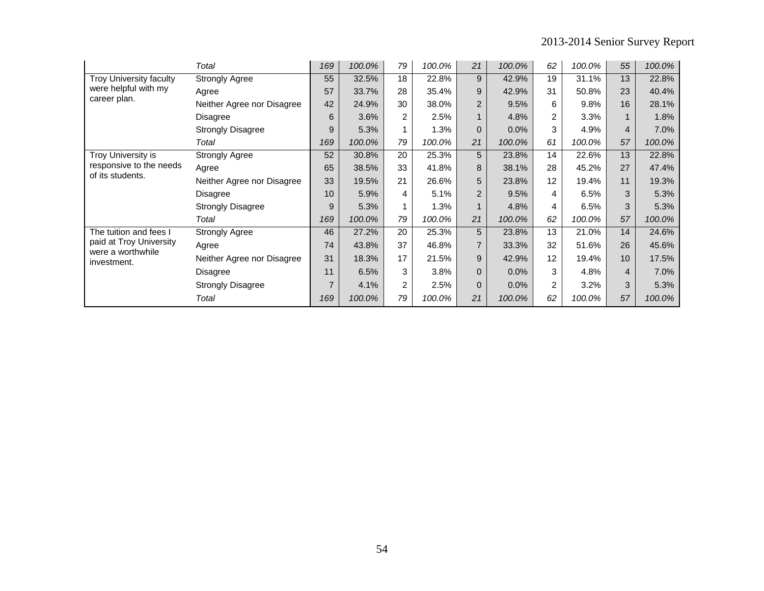| | | | | | | | | | | | |
|---|---|---|---|---|---|---|---|---|---|---|---|
| | *Total* | *169* | *100.0%* | *79* | *100.0%* | *21* | *100.0%* | *62* | *100.0%* | *55* | *100.0%* |
| Troy University faculty were helpful with my career plan. | Strongly Agree | 55 | 32.5% | 18 | 22.8% | 9 | 42.9% | 19 | 31.1% | 13 | 22.8% |
| | Agree | 57 | 33.7% | 28 | 35.4% | 9 | 42.9% | 31 | 50.8% | 23 | 40.4% |
| | Neither Agree nor Disagree | 42 | 24.9% | 30 | 38.0% | 2 | 9.5% | 6 | 9.8% | 16 | 28.1% |
| | Disagree | 6 | 3.6% | 2 | 2.5% | 1 | 4.8% | 2 | 3.3% | 1 | 1.8% |
| | Strongly Disagree | 9 | 5.3% | 1 | 1.3% | 0 | 0.0% | 3 | 4.9% | 4 | 7.0% |
| | *Total* | *169* | *100.0%* | *79* | *100.0%* | *21* | *100.0%* | *61* | *100.0%* | *57* | *100.0%* |
| Troy University is responsive to the needs of its students. | Strongly Agree | 52 | 30.8% | 20 | 25.3% | 5 | 23.8% | 14 | 22.6% | 13 | 22.8% |
| | Agree | 65 | 38.5% | 33 | 41.8% | 8 | 38.1% | 28 | 45.2% | 27 | 47.4% |
| | Neither Agree nor Disagree | 33 | 19.5% | 21 | 26.6% | 5 | 23.8% | 12 | 19.4% | 11 | 19.3% |
| | Disagree | 10 | 5.9% | 4 | 5.1% | 2 | 9.5% | 4 | 6.5% | 3 | 5.3% |
| | Strongly Disagree | 9 | 5.3% | 1 | 1.3% | 1 | 4.8% | 4 | 6.5% | 3 | 5.3% |
| | *Total* | *169* | *100.0%* | *79* | *100.0%* | *21* | *100.0%* | *62* | *100.0%* | *57* | *100.0%* |
| The tuition and fees I paid at Troy University were a worthwhile investment. | Strongly Agree | 46 | 27.2% | 20 | 25.3% | 5 | 23.8% | 13 | 21.0% | 14 | 24.6% |
| | Agree | 74 | 43.8% | 37 | 46.8% | 7 | 33.3% | 32 | 51.6% | 26 | 45.6% |
| | Neither Agree nor Disagree | 31 | 18.3% | 17 | 21.5% | 9 | 42.9% | 12 | 19.4% | 10 | 17.5% |
| | Disagree | 11 | 6.5% | 3 | 3.8% | 0 | 0.0% | 3 | 4.8% | 4 | 7.0% |
| | Strongly Disagree | 7 | 4.1% | 2 | 2.5% | 0 | 0.0% | 2 | 3.2% | 3 | 5.3% |
| | *Total* | *169* | *100.0%* | *79* | *100.0%* | *21* | *100.0%* | *62* | *100.0%* | *57* | *100.0%* |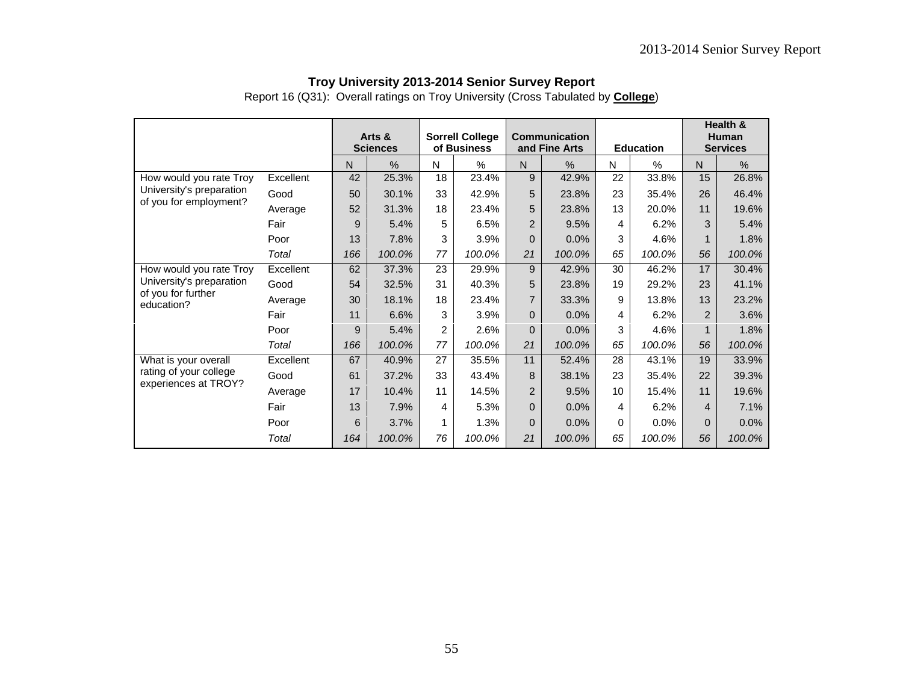## Troy University 2013-2014 Senior Survey Report

Report 16 (Q31): Overall ratings on Troy University (Cross Tabulated by **College**)

| | | Arts & Sciences | | Sorrell College of Business | | Communication and Fine Arts | | Education | | Health & Human Services | |
|---|---|---|---|---|---|---|---|---|---|---|---|
| | | N | % | N | % | N | % | N | % | N | % |
| How would you rate Troy University's preparation of you for employment? | Excellent | 42 | 25.3% | 18 | 23.4% | 9 | 42.9% | 22 | 33.8% | 15 | 26.8% |
| | Good | 50 | 30.1% | 33 | 42.9% | 5 | 23.8% | 23 | 35.4% | 26 | 46.4% |
| | Average | 52 | 31.3% | 18 | 23.4% | 5 | 23.8% | 13 | 20.0% | 11 | 19.6% |
| | Fair | 9 | 5.4% | 5 | 6.5% | 2 | 9.5% | 4 | 6.2% | 3 | 5.4% |
| | Poor | 13 | 7.8% | 3 | 3.9% | 0 | 0.0% | 3 | 4.6% | 1 | 1.8% |
| | *Total* | *166* | *100.0%* | *77* | *100.0%* | *21* | *100.0%* | *65* | *100.0%* | *56* | *100.0%* |
| How would you rate Troy University's preparation of you for further education? | Excellent | 62 | 37.3% | 23 | 29.9% | 9 | 42.9% | 30 | 46.2% | 17 | 30.4% |
| | Good | 54 | 32.5% | 31 | 40.3% | 5 | 23.8% | 19 | 29.2% | 23 | 41.1% |
| | Average | 30 | 18.1% | 18 | 23.4% | 7 | 33.3% | 9 | 13.8% | 13 | 23.2% |
| | Fair | 11 | 6.6% | 3 | 3.9% | 0 | 0.0% | 4 | 6.2% | 2 | 3.6% |
| | Poor | 9 | 5.4% | 2 | 2.6% | 0 | 0.0% | 3 | 4.6% | 1 | 1.8% |
| | *Total* | *166* | *100.0%* | *77* | *100.0%* | *21* | *100.0%* | *65* | *100.0%* | *56* | *100.0%* |
| What is your overall rating of your college experiences at TROY? | Excellent | 67 | 40.9% | 27 | 35.5% | 11 | 52.4% | 28 | 43.1% | 19 | 33.9% |
| | Good | 61 | 37.2% | 33 | 43.4% | 8 | 38.1% | 23 | 35.4% | 22 | 39.3% |
| | Average | 17 | 10.4% | 11 | 14.5% | 2 | 9.5% | 10 | 15.4% | 11 | 19.6% |
| | Fair | 13 | 7.9% | 4 | 5.3% | 0 | 0.0% | 4 | 6.2% | 4 | 7.1% |
| | Poor | 6 | 3.7% | 1 | 1.3% | 0 | 0.0% | 0 | 0.0% | 0 | 0.0% |
| | *Total* | *164* | *100.0%* | *76* | *100.0%* | *21* | *100.0%* | *65* | *100.0%* | *56* | *100.0%* |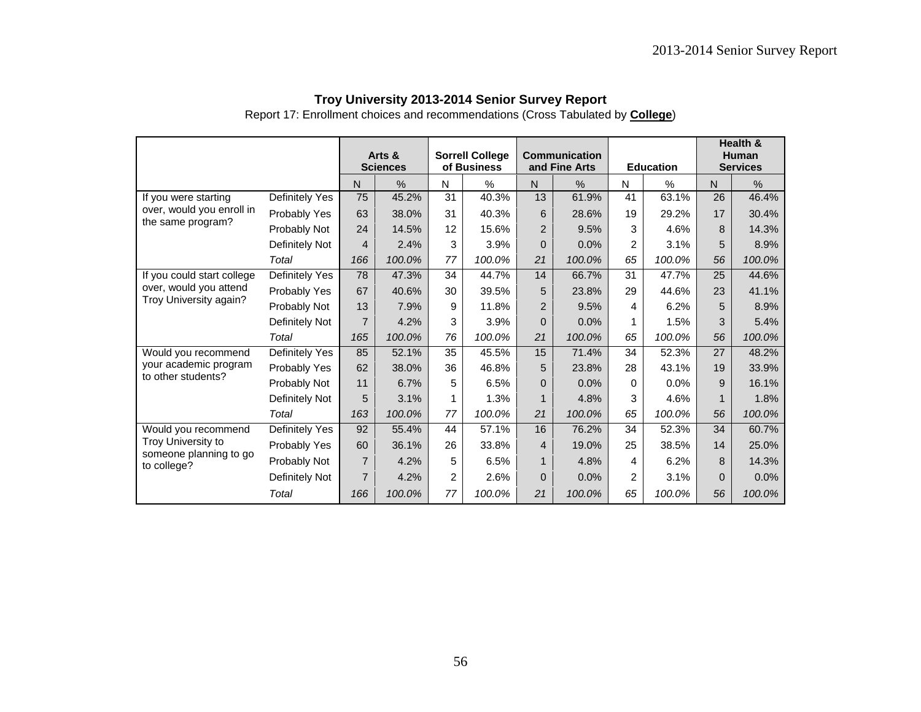## Troy University 2013-2014 Senior Survey Report

Report 17: Enrollment choices and recommendations (Cross Tabulated by **College**)

| | | Arts & Sciences | | Sorrell College of Business | | Communication and Fine Arts | | Education | | Health & Human Services | |
|---|---|---|---|---|---|---|---|---|---|---|---|
| | | N | % | N | % | N | % | N | % | N | % |
| If you were starting over, would you enroll in the same program? | Definitely Yes | 75 | 45.2% | 31 | 40.3% | 13 | 61.9% | 41 | 63.1% | 26 | 46.4% |
| | Probably Yes | 63 | 38.0% | 31 | 40.3% | 6 | 28.6% | 19 | 29.2% | 17 | 30.4% |
| | Probably Not | 24 | 14.5% | 12 | 15.6% | 2 | 9.5% | 3 | 4.6% | 8 | 14.3% |
| | Definitely Not | 4 | 2.4% | 3 | 3.9% | 0 | 0.0% | 2 | 3.1% | 5 | 8.9% |
| | *Total* | *166* | *100.0%* | *77* | *100.0%* | *21* | *100.0%* | *65* | *100.0%* | *56* | *100.0%* |
| If you could start college over, would you attend Troy University again? | Definitely Yes | 78 | 47.3% | 34 | 44.7% | 14 | 66.7% | 31 | 47.7% | 25 | 44.6% |
| | Probably Yes | 67 | 40.6% | 30 | 39.5% | 5 | 23.8% | 29 | 44.6% | 23 | 41.1% |
| | Probably Not | 13 | 7.9% | 9 | 11.8% | 2 | 9.5% | 4 | 6.2% | 5 | 8.9% |
| | Definitely Not | 7 | 4.2% | 3 | 3.9% | 0 | 0.0% | 1 | 1.5% | 3 | 5.4% |
| | *Total* | *165* | *100.0%* | *76* | *100.0%* | *21* | *100.0%* | *65* | *100.0%* | *56* | *100.0%* |
| Would you recommend your academic program to other students? | Definitely Yes | 85 | 52.1% | 35 | 45.5% | 15 | 71.4% | 34 | 52.3% | 27 | 48.2% |
| | Probably Yes | 62 | 38.0% | 36 | 46.8% | 5 | 23.8% | 28 | 43.1% | 19 | 33.9% |
| | Probably Not | 11 | 6.7% | 5 | 6.5% | 0 | 0.0% | 0 | 0.0% | 9 | 16.1% |
| | Definitely Not | 5 | 3.1% | 1 | 1.3% | 1 | 4.8% | 3 | 4.6% | 1 | 1.8% |
| | *Total* | *163* | *100.0%* | *77* | *100.0%* | *21* | *100.0%* | *65* | *100.0%* | *56* | *100.0%* |
| Would you recommend Troy University to someone planning to go to college? | Definitely Yes | 92 | 55.4% | 44 | 57.1% | 16 | 76.2% | 34 | 52.3% | 34 | 60.7% |
| | Probably Yes | 60 | 36.1% | 26 | 33.8% | 4 | 19.0% | 25 | 38.5% | 14 | 25.0% |
| | Probably Not | 7 | 4.2% | 5 | 6.5% | 1 | 4.8% | 4 | 6.2% | 8 | 14.3% |
| | Definitely Not | 7 | 4.2% | 2 | 2.6% | 0 | 0.0% | 2 | 3.1% | 0 | 0.0% |
| | *Total* | *166* | *100.0%* | *77* | *100.0%* | *21* | *100.0%* | *65* | *100.0%* | *56* | *100.0%* |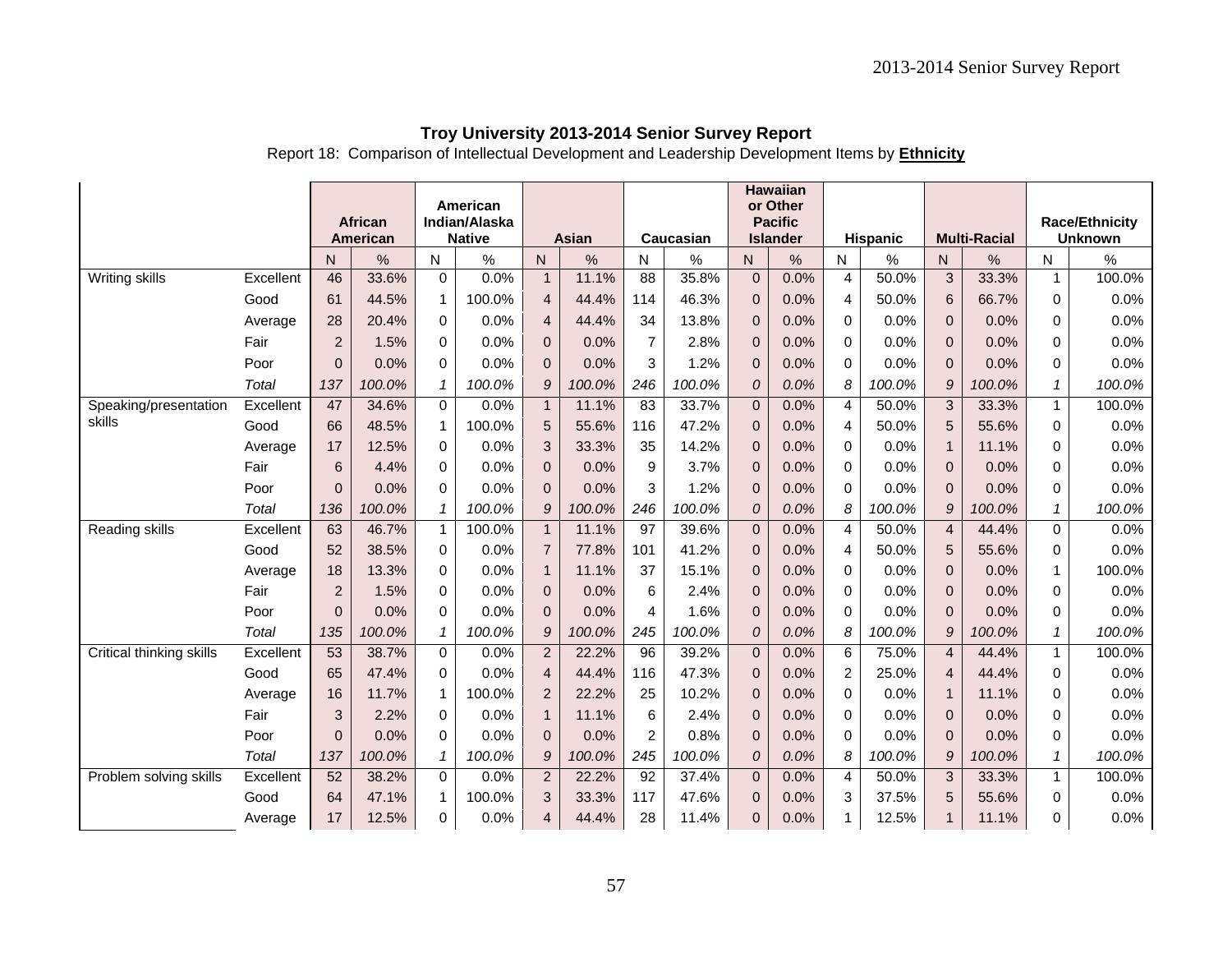**Troy University 2013-2014 Senior Survey Report**

Report 18: Comparison of Intellectual Development and Leadership Development Items by **Ethnicity**

| | | African American | | American Indian/Alaska Native | | Asian | | Caucasian | | Hawaiian or Other Pacific Islander | | Hispanic | | Multi-Racial | | Race/Ethnicity Unknown | |
|---|---|---|---|---|---|---|---|---|---|---|---|---|---|---|---|---|---|
| | | N | % | N | % | N | % | N | % | N | % | N | % | N | % | N | % |
| Writing skills | Excellent | 46 | 33.6% | 0 | 0.0% | 1 | 11.1% | 88 | 35.8% | 0 | 0.0% | 4 | 50.0% | 3 | 33.3% | 1 | 100.0% |
| | Good | 61 | 44.5% | 1 | 100.0% | 4 | 44.4% | 114 | 46.3% | 0 | 0.0% | 4 | 50.0% | 6 | 66.7% | 0 | 0.0% |
| | Average | 28 | 20.4% | 0 | 0.0% | 4 | 44.4% | 34 | 13.8% | 0 | 0.0% | 0 | 0.0% | 0 | 0.0% | 0 | 0.0% |
| | Fair | 2 | 1.5% | 0 | 0.0% | 0 | 0.0% | 7 | 2.8% | 0 | 0.0% | 0 | 0.0% | 0 | 0.0% | 0 | 0.0% |
| | Poor | 0 | 0.0% | 0 | 0.0% | 0 | 0.0% | 3 | 1.2% | 0 | 0.0% | 0 | 0.0% | 0 | 0.0% | 0 | 0.0% |
| | *Total* | *137* | *100.0%* | *1* | *100.0%* | *9* | *100.0%* | *246* | *100.0%* | *0* | *0.0%* | *8* | *100.0%* | *9* | *100.0%* | *1* | *100.0%* |
| Speaking/presentation skills | Excellent | 47 | 34.6% | 0 | 0.0% | 1 | 11.1% | 83 | 33.7% | 0 | 0.0% | 4 | 50.0% | 3 | 33.3% | 1 | 100.0% |
| | Good | 66 | 48.5% | 1 | 100.0% | 5 | 55.6% | 116 | 47.2% | 0 | 0.0% | 4 | 50.0% | 5 | 55.6% | 0 | 0.0% |
| | Average | 17 | 12.5% | 0 | 0.0% | 3 | 33.3% | 35 | 14.2% | 0 | 0.0% | 0 | 0.0% | 1 | 11.1% | 0 | 0.0% |
| | Fair | 6 | 4.4% | 0 | 0.0% | 0 | 0.0% | 9 | 3.7% | 0 | 0.0% | 0 | 0.0% | 0 | 0.0% | 0 | 0.0% |
| | Poor | 0 | 0.0% | 0 | 0.0% | 0 | 0.0% | 3 | 1.2% | 0 | 0.0% | 0 | 0.0% | 0 | 0.0% | 0 | 0.0% |
| | *Total* | *136* | *100.0%* | *1* | *100.0%* | *9* | *100.0%* | *246* | *100.0%* | *0* | *0.0%* | *8* | *100.0%* | *9* | *100.0%* | *1* | *100.0%* |
| Reading skills | Excellent | 63 | 46.7% | 1 | 100.0% | 1 | 11.1% | 97 | 39.6% | 0 | 0.0% | 4 | 50.0% | 4 | 44.4% | 0 | 0.0% |
| | Good | 52 | 38.5% | 0 | 0.0% | 7 | 77.8% | 101 | 41.2% | 0 | 0.0% | 4 | 50.0% | 5 | 55.6% | 0 | 0.0% |
| | Average | 18 | 13.3% | 0 | 0.0% | 1 | 11.1% | 37 | 15.1% | 0 | 0.0% | 0 | 0.0% | 0 | 0.0% | 1 | 100.0% |
| | Fair | 2 | 1.5% | 0 | 0.0% | 0 | 0.0% | 6 | 2.4% | 0 | 0.0% | 0 | 0.0% | 0 | 0.0% | 0 | 0.0% |
| | Poor | 0 | 0.0% | 0 | 0.0% | 0 | 0.0% | 4 | 1.6% | 0 | 0.0% | 0 | 0.0% | 0 | 0.0% | 0 | 0.0% |
| | *Total* | *135* | *100.0%* | *1* | *100.0%* | *9* | *100.0%* | *245* | *100.0%* | *0* | *0.0%* | *8* | *100.0%* | *9* | *100.0%* | *1* | *100.0%* |
| Critical thinking skills | Excellent | 53 | 38.7% | 0 | 0.0% | 2 | 22.2% | 96 | 39.2% | 0 | 0.0% | 6 | 75.0% | 4 | 44.4% | 1 | 100.0% |
| | Good | 65 | 47.4% | 0 | 0.0% | 4 | 44.4% | 116 | 47.3% | 0 | 0.0% | 2 | 25.0% | 4 | 44.4% | 0 | 0.0% |
| | Average | 16 | 11.7% | 1 | 100.0% | 2 | 22.2% | 25 | 10.2% | 0 | 0.0% | 0 | 0.0% | 1 | 11.1% | 0 | 0.0% |
| | Fair | 3 | 2.2% | 0 | 0.0% | 1 | 11.1% | 6 | 2.4% | 0 | 0.0% | 0 | 0.0% | 0 | 0.0% | 0 | 0.0% |
| | Poor | 0 | 0.0% | 0 | 0.0% | 0 | 0.0% | 2 | 0.8% | 0 | 0.0% | 0 | 0.0% | 0 | 0.0% | 0 | 0.0% |
| | *Total* | *137* | *100.0%* | *1* | *100.0%* | *9* | *100.0%* | *245* | *100.0%* | *0* | *0.0%* | *8* | *100.0%* | *9* | *100.0%* | *1* | *100.0%* |
| Problem solving skills | Excellent | 52 | 38.2% | 0 | 0.0% | 2 | 22.2% | 92 | 37.4% | 0 | 0.0% | 4 | 50.0% | 3 | 33.3% | 1 | 100.0% |
| | Good | 64 | 47.1% | 1 | 100.0% | 3 | 33.3% | 117 | 47.6% | 0 | 0.0% | 3 | 37.5% | 5 | 55.6% | 0 | 0.0% |
| | Average | 17 | 12.5% | 0 | 0.0% | 4 | 44.4% | 28 | 11.4% | 0 | 0.0% | 1 | 12.5% | 1 | 11.1% | 0 | 0.0% |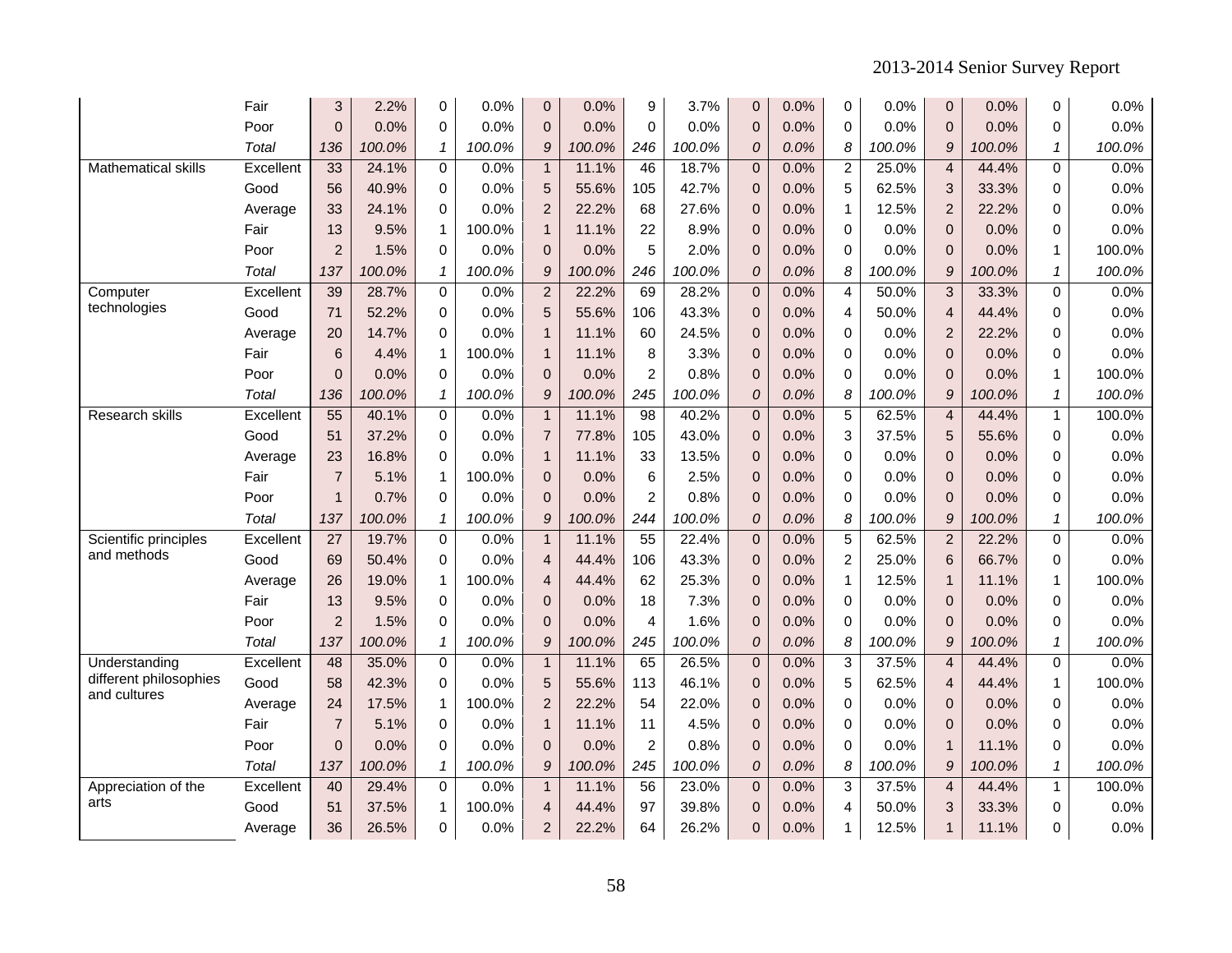| | | | | | | | | | | | | | | | | | |
|---|---|---|---|---|---|---|---|---|---|---|---|---|---|---|---|---|---|
| | Fair | 3 | 2.2% | 0 | 0.0% | 0 | 0.0% | 9 | 3.7% | 0 | 0.0% | 0 | 0.0% | 0 | 0.0% | 0 | 0.0% |
| | Poor | 0 | 0.0% | 0 | 0.0% | 0 | 0.0% | 0 | 0.0% | 0 | 0.0% | 0 | 0.0% | 0 | 0.0% | 0 | 0.0% |
| | *Total* | *136* | *100.0%* | *1* | *100.0%* | *9* | *100.0%* | *246* | *100.0%* | *0* | *0.0%* | *8* | *100.0%* | *9* | *100.0%* | *1* | *100.0%* |
| Mathematical skills | Excellent | 33 | 24.1% | 0 | 0.0% | 1 | 11.1% | 46 | 18.7% | 0 | 0.0% | 2 | 25.0% | 4 | 44.4% | 0 | 0.0% |
| | Good | 56 | 40.9% | 0 | 0.0% | 5 | 55.6% | 105 | 42.7% | 0 | 0.0% | 5 | 62.5% | 3 | 33.3% | 0 | 0.0% |
| | Average | 33 | 24.1% | 0 | 0.0% | 2 | 22.2% | 68 | 27.6% | 0 | 0.0% | 1 | 12.5% | 2 | 22.2% | 0 | 0.0% |
| | Fair | 13 | 9.5% | 1 | 100.0% | 1 | 11.1% | 22 | 8.9% | 0 | 0.0% | 0 | 0.0% | 0 | 0.0% | 0 | 0.0% |
| | Poor | 2 | 1.5% | 0 | 0.0% | 0 | 0.0% | 5 | 2.0% | 0 | 0.0% | 0 | 0.0% | 0 | 0.0% | 1 | 100.0% |
| | *Total* | *137* | *100.0%* | *1* | *100.0%* | *9* | *100.0%* | *246* | *100.0%* | *0* | *0.0%* | *8* | *100.0%* | *9* | *100.0%* | *1* | *100.0%* |
| Computer technologies | Excellent | 39 | 28.7% | 0 | 0.0% | 2 | 22.2% | 69 | 28.2% | 0 | 0.0% | 4 | 50.0% | 3 | 33.3% | 0 | 0.0% |
| | Good | 71 | 52.2% | 0 | 0.0% | 5 | 55.6% | 106 | 43.3% | 0 | 0.0% | 4 | 50.0% | 4 | 44.4% | 0 | 0.0% |
| | Average | 20 | 14.7% | 0 | 0.0% | 1 | 11.1% | 60 | 24.5% | 0 | 0.0% | 0 | 0.0% | 2 | 22.2% | 0 | 0.0% |
| | Fair | 6 | 4.4% | 1 | 100.0% | 1 | 11.1% | 8 | 3.3% | 0 | 0.0% | 0 | 0.0% | 0 | 0.0% | 0 | 0.0% |
| | Poor | 0 | 0.0% | 0 | 0.0% | 0 | 0.0% | 2 | 0.8% | 0 | 0.0% | 0 | 0.0% | 0 | 0.0% | 1 | 100.0% |
| | *Total* | *136* | *100.0%* | *1* | *100.0%* | *9* | *100.0%* | *245* | *100.0%* | *0* | *0.0%* | *8* | *100.0%* | *9* | *100.0%* | *1* | *100.0%* |
| Research skills | Excellent | 55 | 40.1% | 0 | 0.0% | 1 | 11.1% | 98 | 40.2% | 0 | 0.0% | 5 | 62.5% | 4 | 44.4% | 1 | 100.0% |
| | Good | 51 | 37.2% | 0 | 0.0% | 7 | 77.8% | 105 | 43.0% | 0 | 0.0% | 3 | 37.5% | 5 | 55.6% | 0 | 0.0% |
| | Average | 23 | 16.8% | 0 | 0.0% | 1 | 11.1% | 33 | 13.5% | 0 | 0.0% | 0 | 0.0% | 0 | 0.0% | 0 | 0.0% |
| | Fair | 7 | 5.1% | 1 | 100.0% | 0 | 0.0% | 6 | 2.5% | 0 | 0.0% | 0 | 0.0% | 0 | 0.0% | 0 | 0.0% |
| | Poor | 1 | 0.7% | 0 | 0.0% | 0 | 0.0% | 2 | 0.8% | 0 | 0.0% | 0 | 0.0% | 0 | 0.0% | 0 | 0.0% |
| | *Total* | *137* | *100.0%* | *1* | *100.0%* | *9* | *100.0%* | *244* | *100.0%* | *0* | *0.0%* | *8* | *100.0%* | *9* | *100.0%* | *1* | *100.0%* |
| Scientific principles and methods | Excellent | 27 | 19.7% | 0 | 0.0% | 1 | 11.1% | 55 | 22.4% | 0 | 0.0% | 5 | 62.5% | 2 | 22.2% | 0 | 0.0% |
| | Good | 69 | 50.4% | 0 | 0.0% | 4 | 44.4% | 106 | 43.3% | 0 | 0.0% | 2 | 25.0% | 6 | 66.7% | 0 | 0.0% |
| | Average | 26 | 19.0% | 1 | 100.0% | 4 | 44.4% | 62 | 25.3% | 0 | 0.0% | 1 | 12.5% | 1 | 11.1% | 1 | 100.0% |
| | Fair | 13 | 9.5% | 0 | 0.0% | 0 | 0.0% | 18 | 7.3% | 0 | 0.0% | 0 | 0.0% | 0 | 0.0% | 0 | 0.0% |
| | Poor | 2 | 1.5% | 0 | 0.0% | 0 | 0.0% | 4 | 1.6% | 0 | 0.0% | 0 | 0.0% | 0 | 0.0% | 0 | 0.0% |
| | *Total* | *137* | *100.0%* | *1* | *100.0%* | *9* | *100.0%* | *245* | *100.0%* | *0* | *0.0%* | *8* | *100.0%* | *9* | *100.0%* | *1* | *100.0%* |
| Understanding different philosophies and cultures | Excellent | 48 | 35.0% | 0 | 0.0% | 1 | 11.1% | 65 | 26.5% | 0 | 0.0% | 3 | 37.5% | 4 | 44.4% | 0 | 0.0% |
| | Good | 58 | 42.3% | 0 | 0.0% | 5 | 55.6% | 113 | 46.1% | 0 | 0.0% | 5 | 62.5% | 4 | 44.4% | 1 | 100.0% |
| | Average | 24 | 17.5% | 1 | 100.0% | 2 | 22.2% | 54 | 22.0% | 0 | 0.0% | 0 | 0.0% | 0 | 0.0% | 0 | 0.0% |
| | Fair | 7 | 5.1% | 0 | 0.0% | 1 | 11.1% | 11 | 4.5% | 0 | 0.0% | 0 | 0.0% | 0 | 0.0% | 0 | 0.0% |
| | Poor | 0 | 0.0% | 0 | 0.0% | 0 | 0.0% | 2 | 0.8% | 0 | 0.0% | 0 | 0.0% | 1 | 11.1% | 0 | 0.0% |
| | *Total* | *137* | *100.0%* | *1* | *100.0%* | *9* | *100.0%* | *245* | *100.0%* | *0* | *0.0%* | *8* | *100.0%* | *9* | *100.0%* | *1* | *100.0%* |
| Appreciation of the arts | Excellent | 40 | 29.4% | 0 | 0.0% | 1 | 11.1% | 56 | 23.0% | 0 | 0.0% | 3 | 37.5% | 4 | 44.4% | 1 | 100.0% |
| | Good | 51 | 37.5% | 1 | 100.0% | 4 | 44.4% | 97 | 39.8% | 0 | 0.0% | 4 | 50.0% | 3 | 33.3% | 0 | 0.0% |
| | Average | 36 | 26.5% | 0 | 0.0% | 2 | 22.2% | 64 | 26.2% | 0 | 0.0% | 1 | 12.5% | 1 | 11.1% | 0 | 0.0% |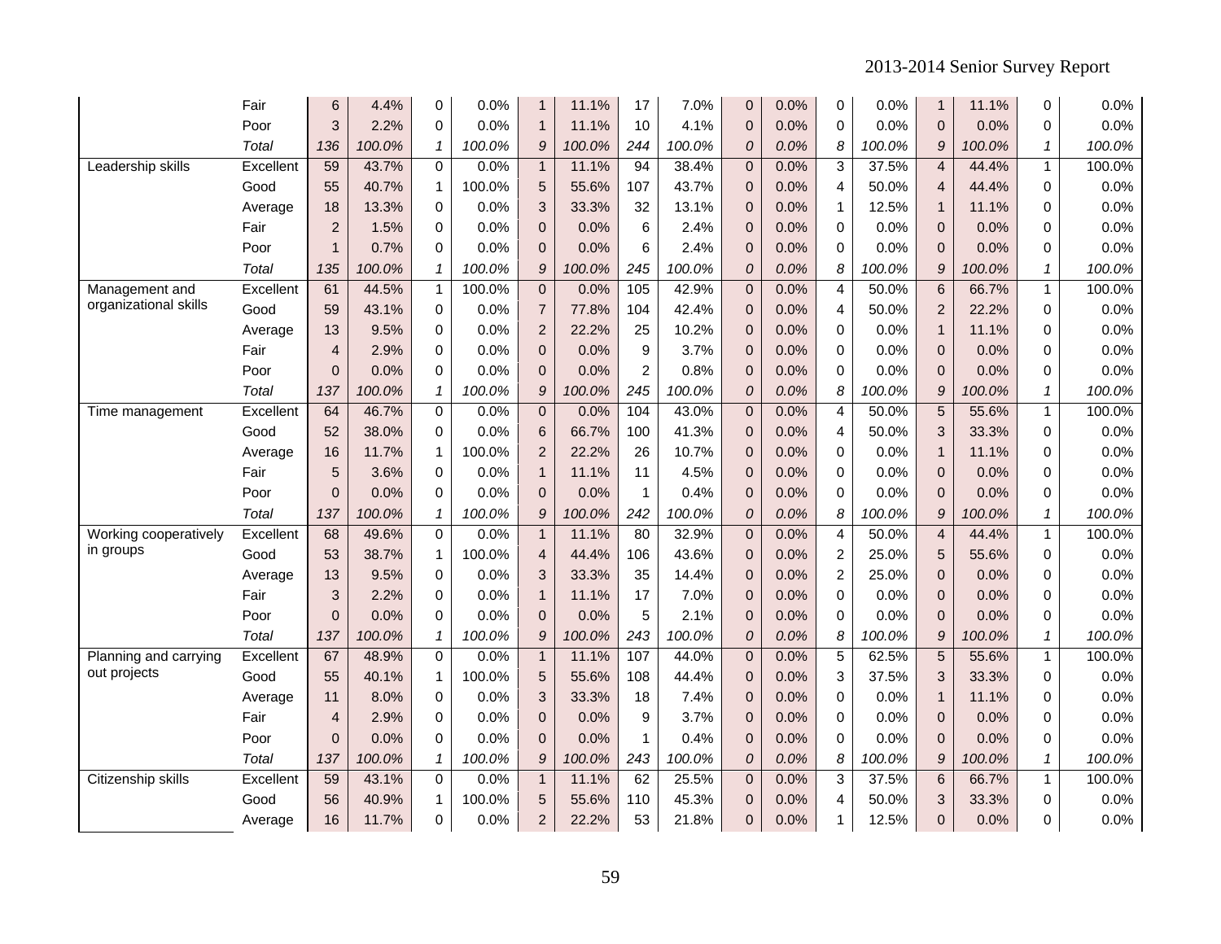| | | | | | | | | | | | | | | | | | |
|---|---|---|---|---|---|---|---|---|---|---|---|---|---|---|---|---|---|
| | Fair | 6 | 4.4% | 0 | 0.0% | 1 | 11.1% | 17 | 7.0% | 0 | 0.0% | 0 | 0.0% | 1 | 11.1% | 0 | 0.0% |
| | Poor | 3 | 2.2% | 0 | 0.0% | 1 | 11.1% | 10 | 4.1% | 0 | 0.0% | 0 | 0.0% | 0 | 0.0% | 0 | 0.0% |
| | *Total* | *136* | *100.0%* | *1* | *100.0%* | *9* | *100.0%* | *244* | *100.0%* | *0* | *0.0%* | *8* | *100.0%* | *9* | *100.0%* | *1* | *100.0%* |
| Leadership skills | Excellent | 59 | 43.7% | 0 | 0.0% | 1 | 11.1% | 94 | 38.4% | 0 | 0.0% | 3 | 37.5% | 4 | 44.4% | 1 | 100.0% |
| | Good | 55 | 40.7% | 1 | 100.0% | 5 | 55.6% | 107 | 43.7% | 0 | 0.0% | 4 | 50.0% | 4 | 44.4% | 0 | 0.0% |
| | Average | 18 | 13.3% | 0 | 0.0% | 3 | 33.3% | 32 | 13.1% | 0 | 0.0% | 1 | 12.5% | 1 | 11.1% | 0 | 0.0% |
| | Fair | 2 | 1.5% | 0 | 0.0% | 0 | 0.0% | 6 | 2.4% | 0 | 0.0% | 0 | 0.0% | 0 | 0.0% | 0 | 0.0% |
| | Poor | 1 | 0.7% | 0 | 0.0% | 0 | 0.0% | 6 | 2.4% | 0 | 0.0% | 0 | 0.0% | 0 | 0.0% | 0 | 0.0% |
| | *Total* | *135* | *100.0%* | *1* | *100.0%* | *9* | *100.0%* | *245* | *100.0%* | *0* | *0.0%* | *8* | *100.0%* | *9* | *100.0%* | *1* | *100.0%* |
| Management and organizational skills | Excellent | 61 | 44.5% | 1 | 100.0% | 0 | 0.0% | 105 | 42.9% | 0 | 0.0% | 4 | 50.0% | 6 | 66.7% | 1 | 100.0% |
| | Good | 59 | 43.1% | 0 | 0.0% | 7 | 77.8% | 104 | 42.4% | 0 | 0.0% | 4 | 50.0% | 2 | 22.2% | 0 | 0.0% |
| | Average | 13 | 9.5% | 0 | 0.0% | 2 | 22.2% | 25 | 10.2% | 0 | 0.0% | 0 | 0.0% | 1 | 11.1% | 0 | 0.0% |
| | Fair | 4 | 2.9% | 0 | 0.0% | 0 | 0.0% | 9 | 3.7% | 0 | 0.0% | 0 | 0.0% | 0 | 0.0% | 0 | 0.0% |
| | Poor | 0 | 0.0% | 0 | 0.0% | 0 | 0.0% | 2 | 0.8% | 0 | 0.0% | 0 | 0.0% | 0 | 0.0% | 0 | 0.0% |
| | *Total* | *137* | *100.0%* | *1* | *100.0%* | *9* | *100.0%* | *245* | *100.0%* | *0* | *0.0%* | *8* | *100.0%* | *9* | *100.0%* | *1* | *100.0%* |
| Time management | Excellent | 64 | 46.7% | 0 | 0.0% | 0 | 0.0% | 104 | 43.0% | 0 | 0.0% | 4 | 50.0% | 5 | 55.6% | 1 | 100.0% |
| | Good | 52 | 38.0% | 0 | 0.0% | 6 | 66.7% | 100 | 41.3% | 0 | 0.0% | 4 | 50.0% | 3 | 33.3% | 0 | 0.0% |
| | Average | 16 | 11.7% | 1 | 100.0% | 2 | 22.2% | 26 | 10.7% | 0 | 0.0% | 0 | 0.0% | 1 | 11.1% | 0 | 0.0% |
| | Fair | 5 | 3.6% | 0 | 0.0% | 1 | 11.1% | 11 | 4.5% | 0 | 0.0% | 0 | 0.0% | 0 | 0.0% | 0 | 0.0% |
| | Poor | 0 | 0.0% | 0 | 0.0% | 0 | 0.0% | 1 | 0.4% | 0 | 0.0% | 0 | 0.0% | 0 | 0.0% | 0 | 0.0% |
| | *Total* | *137* | *100.0%* | *1* | *100.0%* | *9* | *100.0%* | *242* | *100.0%* | *0* | *0.0%* | *8* | *100.0%* | *9* | *100.0%* | *1* | *100.0%* |
| Working cooperatively in groups | Excellent | 68 | 49.6% | 0 | 0.0% | 1 | 11.1% | 80 | 32.9% | 0 | 0.0% | 4 | 50.0% | 4 | 44.4% | 1 | 100.0% |
| | Good | 53 | 38.7% | 1 | 100.0% | 4 | 44.4% | 106 | 43.6% | 0 | 0.0% | 2 | 25.0% | 5 | 55.6% | 0 | 0.0% |
| | Average | 13 | 9.5% | 0 | 0.0% | 3 | 33.3% | 35 | 14.4% | 0 | 0.0% | 2 | 25.0% | 0 | 0.0% | 0 | 0.0% |
| | Fair | 3 | 2.2% | 0 | 0.0% | 1 | 11.1% | 17 | 7.0% | 0 | 0.0% | 0 | 0.0% | 0 | 0.0% | 0 | 0.0% |
| | Poor | 0 | 0.0% | 0 | 0.0% | 0 | 0.0% | 5 | 2.1% | 0 | 0.0% | 0 | 0.0% | 0 | 0.0% | 0 | 0.0% |
| | *Total* | *137* | *100.0%* | *1* | *100.0%* | *9* | *100.0%* | *243* | *100.0%* | *0* | *0.0%* | *8* | *100.0%* | *9* | *100.0%* | *1* | *100.0%* |
| Planning and carrying out projects | Excellent | 67 | 48.9% | 0 | 0.0% | 1 | 11.1% | 107 | 44.0% | 0 | 0.0% | 5 | 62.5% | 5 | 55.6% | 1 | 100.0% |
| | Good | 55 | 40.1% | 1 | 100.0% | 5 | 55.6% | 108 | 44.4% | 0 | 0.0% | 3 | 37.5% | 3 | 33.3% | 0 | 0.0% |
| | Average | 11 | 8.0% | 0 | 0.0% | 3 | 33.3% | 18 | 7.4% | 0 | 0.0% | 0 | 0.0% | 1 | 11.1% | 0 | 0.0% |
| | Fair | 4 | 2.9% | 0 | 0.0% | 0 | 0.0% | 9 | 3.7% | 0 | 0.0% | 0 | 0.0% | 0 | 0.0% | 0 | 0.0% |
| | Poor | 0 | 0.0% | 0 | 0.0% | 0 | 0.0% | 1 | 0.4% | 0 | 0.0% | 0 | 0.0% | 0 | 0.0% | 0 | 0.0% |
| | *Total* | *137* | *100.0%* | *1* | *100.0%* | *9* | *100.0%* | *243* | *100.0%* | *0* | *0.0%* | *8* | *100.0%* | *9* | *100.0%* | *1* | *100.0%* |
| Citizenship skills | Excellent | 59 | 43.1% | 0 | 0.0% | 1 | 11.1% | 62 | 25.5% | 0 | 0.0% | 3 | 37.5% | 6 | 66.7% | 1 | 100.0% |
| | Good | 56 | 40.9% | 1 | 100.0% | 5 | 55.6% | 110 | 45.3% | 0 | 0.0% | 4 | 50.0% | 3 | 33.3% | 0 | 0.0% |
| | Average | 16 | 11.7% | 0 | 0.0% | 2 | 22.2% | 53 | 21.8% | 0 | 0.0% | 1 | 12.5% | 0 | 0.0% | 0 | 0.0% |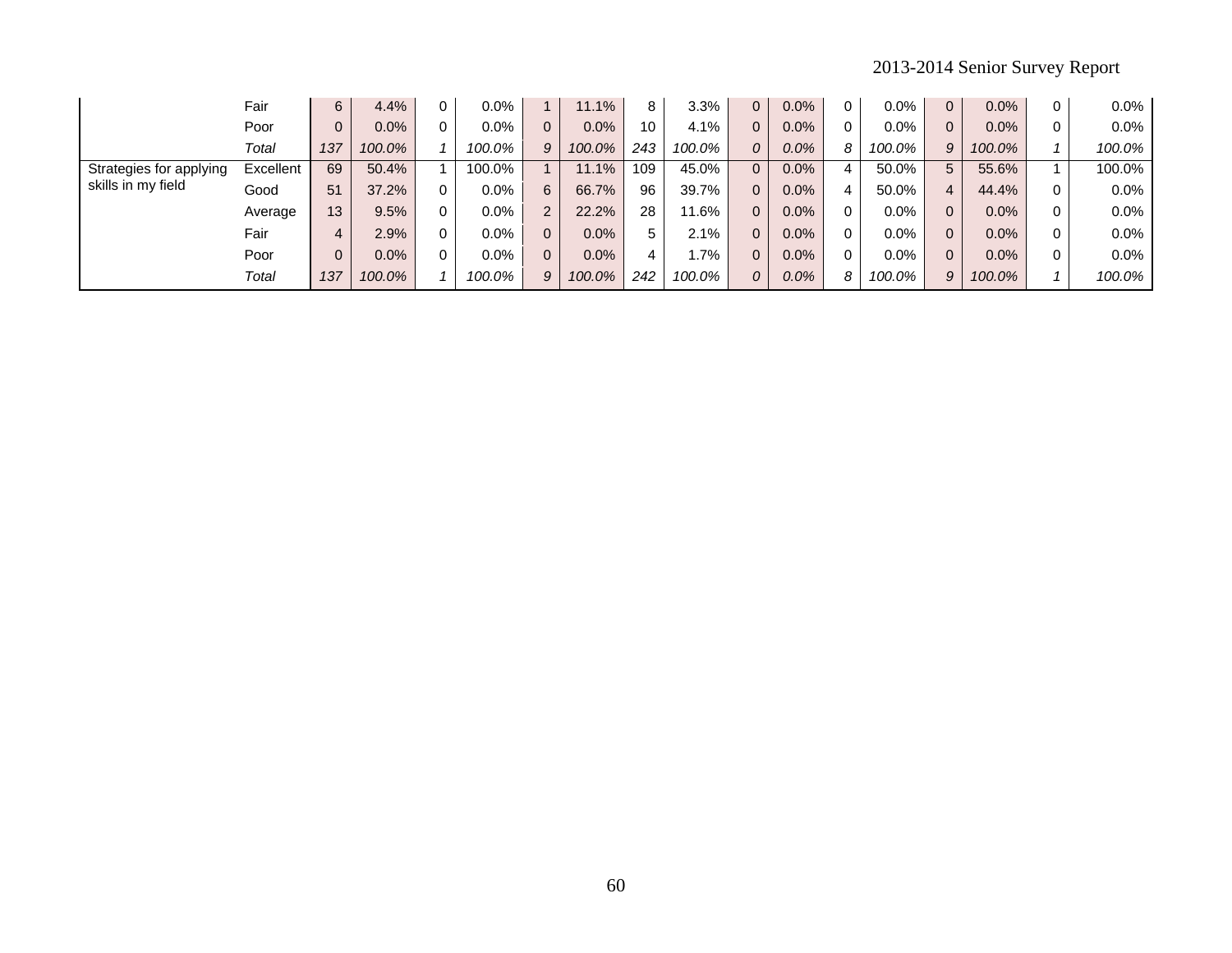|  |  |  |  |  |  |  |  |  |  |  |  |  |  |  |  |  |  |
|---|---|---|---|---|---|---|---|---|---|---|---|---|---|---|---|---|---|
|  | Fair | 6 | 4.4% | 0 | 0.0% | 1 | 11.1% | 8 | 3.3% | 0 | 0.0% | 0 | 0.0% | 0 | 0.0% | 0 | 0.0% |
|  | Poor | 0 | 0.0% | 0 | 0.0% | 0 | 0.0% | 10 | 4.1% | 0 | 0.0% | 0 | 0.0% | 0 | 0.0% | 0 | 0.0% |
|  | *Total* | *137* | *100.0%* | *1* | *100.0%* | *9* | *100.0%* | *243* | *100.0%* | *0* | *0.0%* | *8* | *100.0%* | *9* | *100.0%* | *1* | *100.0%* |
| Strategies for applying skills in my field | Excellent | 69 | 50.4% | 1 | 100.0% | 1 | 11.1% | 109 | 45.0% | 0 | 0.0% | 4 | 50.0% | 5 | 55.6% | 1 | 100.0% |
|  | Good | 51 | 37.2% | 0 | 0.0% | 6 | 66.7% | 96 | 39.7% | 0 | 0.0% | 4 | 50.0% | 4 | 44.4% | 0 | 0.0% |
|  | Average | 13 | 9.5% | 0 | 0.0% | 2 | 22.2% | 28 | 11.6% | 0 | 0.0% | 0 | 0.0% | 0 | 0.0% | 0 | 0.0% |
|  | Fair | 4 | 2.9% | 0 | 0.0% | 0 | 0.0% | 5 | 2.1% | 0 | 0.0% | 0 | 0.0% | 0 | 0.0% | 0 | 0.0% |
|  | Poor | 0 | 0.0% | 0 | 0.0% | 0 | 0.0% | 4 | 1.7% | 0 | 0.0% | 0 | 0.0% | 0 | 0.0% | 0 | 0.0% |
|  | *Total* | *137* | *100.0%* | *1* | *100.0%* | *9* | *100.0%* | *242* | *100.0%* | *0* | *0.0%* | *8* | *100.0%* | *9* | *100.0%* | *1* | *100.0%* |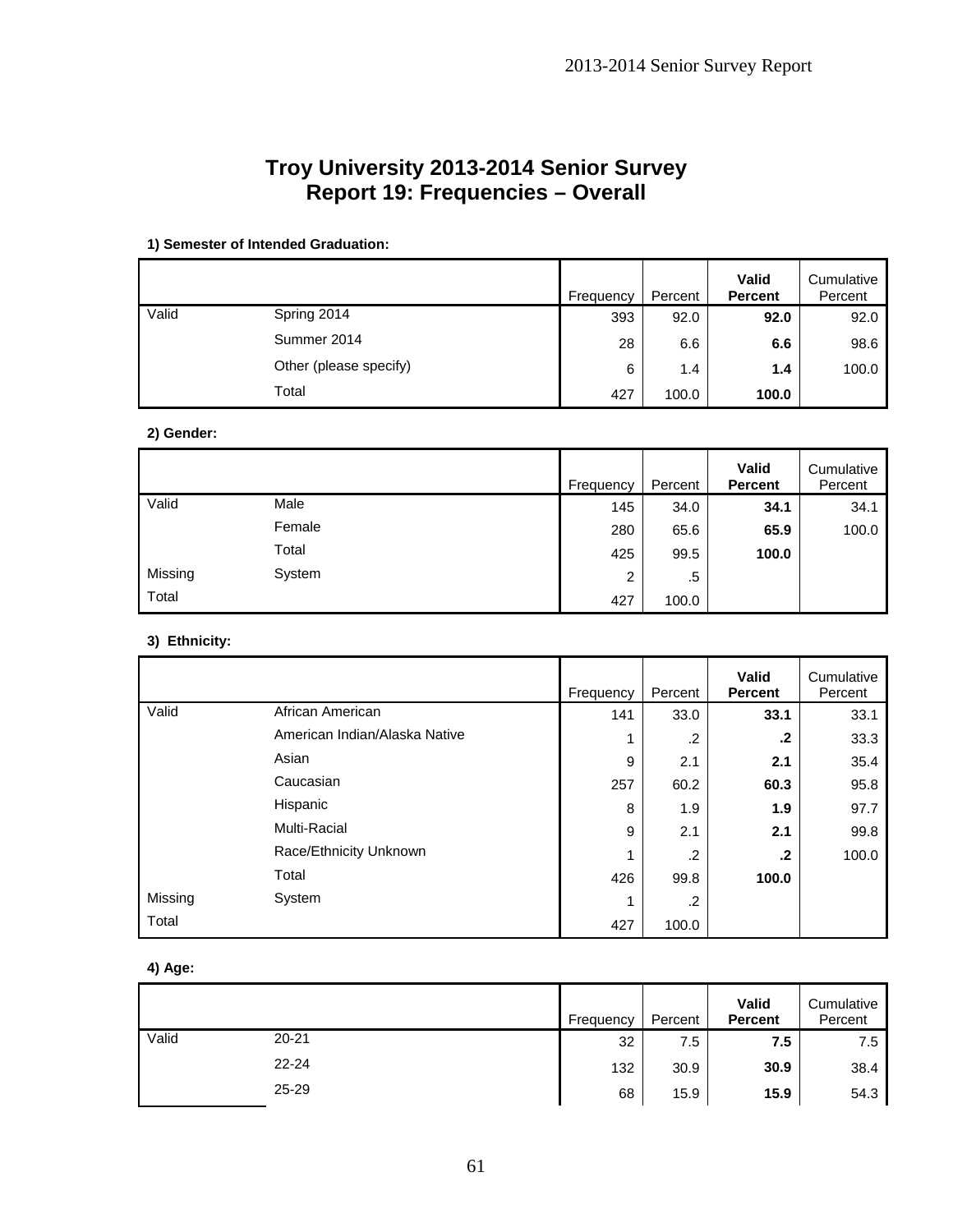# Troy University 2013-2014 Senior Survey
# Report 19: Frequencies – Overall

**1) Semester of Intended Graduation:**

| | | Frequency | Percent | **Valid Percent** | Cumulative Percent |
|---|---|---|---|---|---|
| Valid | Spring 2014 | 393 | 92.0 | **92.0** | 92.0 |
| | Summer 2014 | 28 | 6.6 | **6.6** | 98.6 |
| | Other (please specify) | 6 | 1.4 | **1.4** | 100.0 |
| | Total | 427 | 100.0 | **100.0** | |

**2) Gender:**

| | | Frequency | Percent | **Valid Percent** | Cumulative Percent |
|---|---|---|---|---|---|
| Valid | Male | 145 | 34.0 | **34.1** | 34.1 |
| | Female | 280 | 65.6 | **65.9** | 100.0 |
| | Total | 425 | 99.5 | **100.0** | |
| Missing | System | 2 | .5 | | |
| Total | | 427 | 100.0 | | |

**3) Ethnicity:**

| | | Frequency | Percent | **Valid Percent** | Cumulative Percent |
|---|---|---|---|---|---|
| Valid | African American | 141 | 33.0 | **33.1** | 33.1 |
| | American Indian/Alaska Native | 1 | .2 | **.2** | 33.3 |
| | Asian | 9 | 2.1 | **2.1** | 35.4 |
| | Caucasian | 257 | 60.2 | **60.3** | 95.8 |
| | Hispanic | 8 | 1.9 | **1.9** | 97.7 |
| | Multi-Racial | 9 | 2.1 | **2.1** | 99.8 |
| | Race/Ethnicity Unknown | 1 | .2 | **.2** | 100.0 |
| | Total | 426 | 99.8 | **100.0** | |
| Missing | System | 1 | .2 | | |
| Total | | 427 | 100.0 | | |

**4) Age:**

| | | Frequency | Percent | **Valid Percent** | Cumulative Percent |
|---|---|---|---|---|---|
| Valid | 20-21 | 32 | 7.5 | **7.5** | 7.5 |
| | 22-24 | 132 | 30.9 | **30.9** | 38.4 |
| | 25-29 | 68 | 15.9 | **15.9** | 54.3 |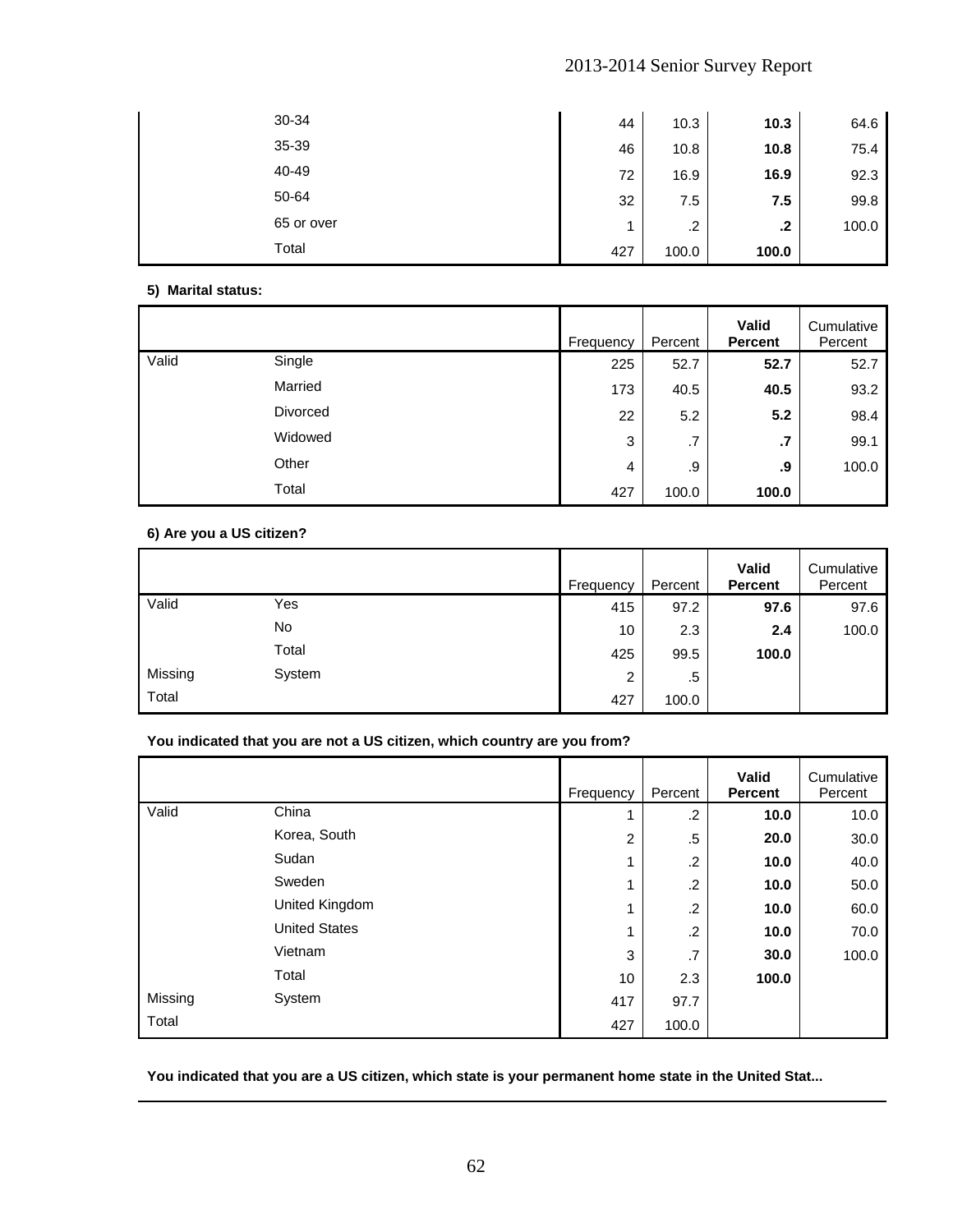| | | Frequency | Percent | Valid Percent | Cumulative Percent |
|---|---|---|---|---|---|
| | 30-34 | 44 | 10.3 | **10.3** | 64.6 |
| | 35-39 | 46 | 10.8 | **10.8** | 75.4 |
| | 40-49 | 72 | 16.9 | **16.9** | 92.3 |
| | 50-64 | 32 | 7.5 | **7.5** | 99.8 |
| | 65 or over | 1 | .2 | **.2** | 100.0 |
| | Total | 427 | 100.0 | **100.0** | |

**5) Marital status:**

| | | Frequency | Percent | **Valid Percent** | Cumulative Percent |
|---|---|---|---|---|---|
| Valid | Single | 225 | 52.7 | **52.7** | 52.7 |
| | Married | 173 | 40.5 | **40.5** | 93.2 |
| | Divorced | 22 | 5.2 | **5.2** | 98.4 |
| | Widowed | 3 | .7 | **.7** | 99.1 |
| | Other | 4 | .9 | **.9** | 100.0 |
| | Total | 427 | 100.0 | **100.0** | |

**6) Are you a US citizen?**

| | | Frequency | Percent | **Valid Percent** | Cumulative Percent |
|---|---|---|---|---|---|
| Valid | Yes | 415 | 97.2 | **97.6** | 97.6 |
| | No | 10 | 2.3 | **2.4** | 100.0 |
| | Total | 425 | 99.5 | **100.0** | |
| Missing | System | 2 | .5 | | |
| Total | | 427 | 100.0 | | |

**You indicated that you are not a US citizen, which country are you from?**

| | | Frequency | Percent | **Valid Percent** | Cumulative Percent |
|---|---|---|---|---|---|
| Valid | China | 1 | .2 | **10.0** | 10.0 |
| | Korea, South | 2 | .5 | **20.0** | 30.0 |
| | Sudan | 1 | .2 | **10.0** | 40.0 |
| | Sweden | 1 | .2 | **10.0** | 50.0 |
| | United Kingdom | 1 | .2 | **10.0** | 60.0 |
| | United States | 1 | .2 | **10.0** | 70.0 |
| | Vietnam | 3 | .7 | **30.0** | 100.0 |
| | Total | 10 | 2.3 | **100.0** | |
| Missing | System | 417 | 97.7 | | |
| Total | | 427 | 100.0 | | |

**You indicated that you are a US citizen, which state is your permanent home state in the United Stat...**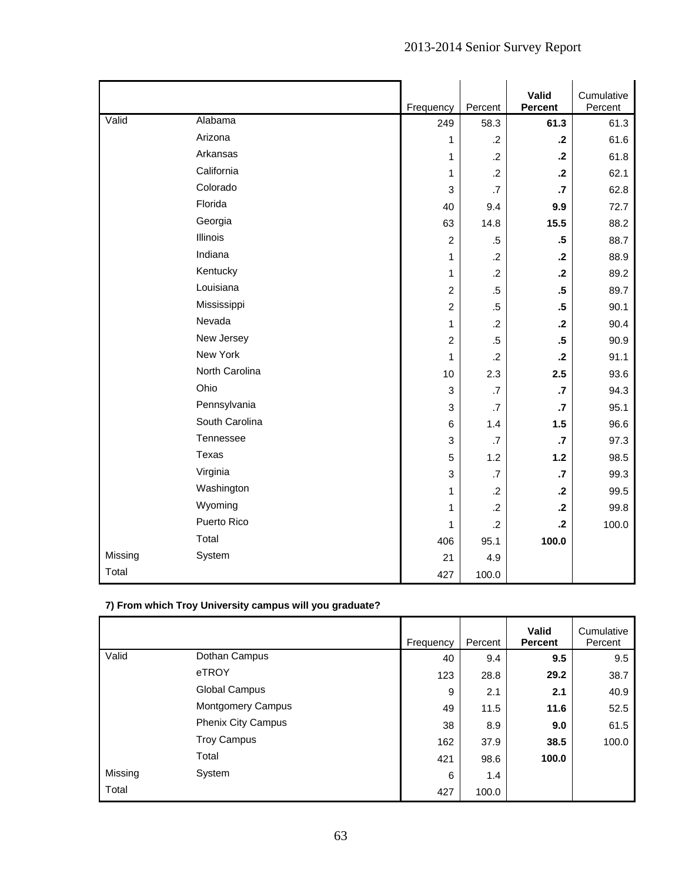| | | Frequency | Percent | **Valid Percent** | Cumulative Percent |
|---|---|---|---|---|---|
| Valid | Alabama | 249 | 58.3 | **61.3** | 61.3 |
| | Arizona | 1 | .2 | **.2** | 61.6 |
| | Arkansas | 1 | .2 | **.2** | 61.8 |
| | California | 1 | .2 | **.2** | 62.1 |
| | Colorado | 3 | .7 | **.7** | 62.8 |
| | Florida | 40 | 9.4 | **9.9** | 72.7 |
| | Georgia | 63 | 14.8 | **15.5** | 88.2 |
| | Illinois | 2 | .5 | **.5** | 88.7 |
| | Indiana | 1 | .2 | **.2** | 88.9 |
| | Kentucky | 1 | .2 | **.2** | 89.2 |
| | Louisiana | 2 | .5 | **.5** | 89.7 |
| | Mississippi | 2 | .5 | **.5** | 90.1 |
| | Nevada | 1 | .2 | **.2** | 90.4 |
| | New Jersey | 2 | .5 | **.5** | 90.9 |
| | New York | 1 | .2 | **.2** | 91.1 |
| | North Carolina | 10 | 2.3 | **2.5** | 93.6 |
| | Ohio | 3 | .7 | **.7** | 94.3 |
| | Pennsylvania | 3 | .7 | **.7** | 95.1 |
| | South Carolina | 6 | 1.4 | **1.5** | 96.6 |
| | Tennessee | 3 | .7 | **.7** | 97.3 |
| | Texas | 5 | 1.2 | **1.2** | 98.5 |
| | Virginia | 3 | .7 | **.7** | 99.3 |
| | Washington | 1 | .2 | **.2** | 99.5 |
| | Wyoming | 1 | .2 | **.2** | 99.8 |
| | Puerto Rico | 1 | .2 | **.2** | 100.0 |
| | Total | 406 | 95.1 | **100.0** | |
| Missing | System | 21 | 4.9 | | |
| Total | | 427 | 100.0 | | |

**7) From which Troy University campus will you graduate?**

| | | Frequency | Percent | **Valid Percent** | Cumulative Percent |
|---|---|---|---|---|---|
| Valid | Dothan Campus | 40 | 9.4 | **9.5** | 9.5 |
| | eTROY | 123 | 28.8 | **29.2** | 38.7 |
| | Global Campus | 9 | 2.1 | **2.1** | 40.9 |
| | Montgomery Campus | 49 | 11.5 | **11.6** | 52.5 |
| | Phenix City Campus | 38 | 8.9 | **9.0** | 61.5 |
| | Troy Campus | 162 | 37.9 | **38.5** | 100.0 |
| | Total | 421 | 98.6 | **100.0** | |
| Missing | System | 6 | 1.4 | | |
| Total | | 427 | 100.0 | | |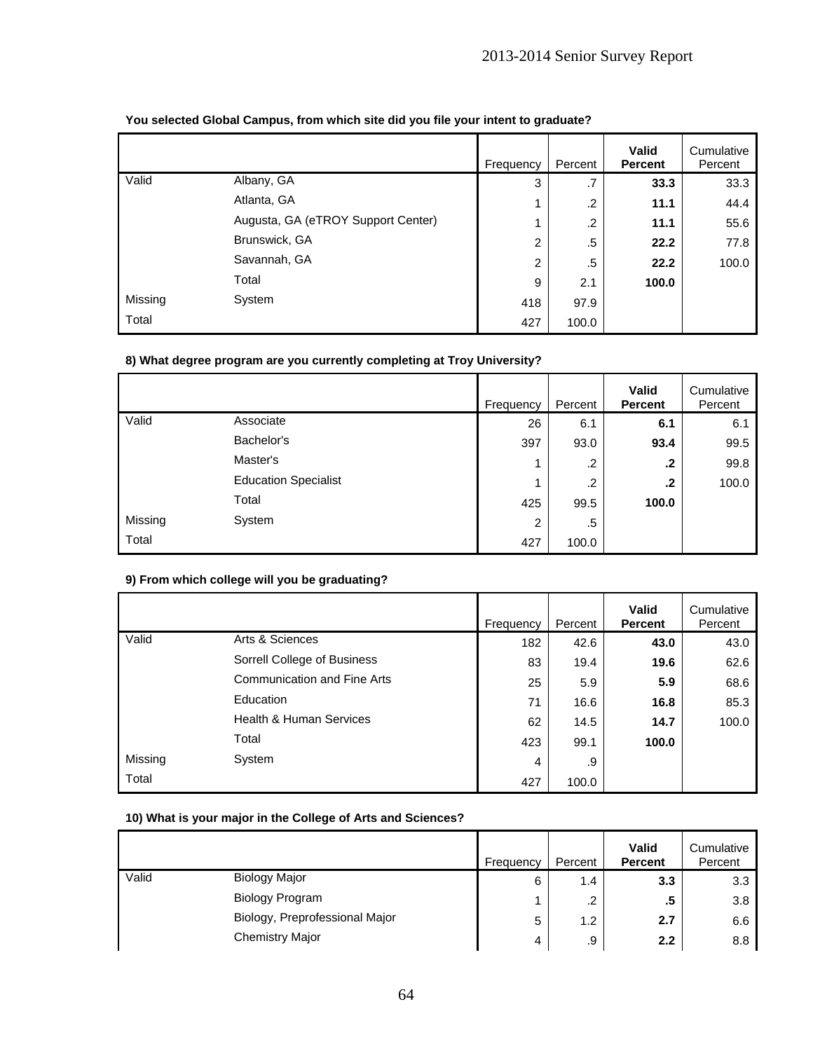**You selected Global Campus, from which site did you file your intent to graduate?**

| | | Frequency | Percent | **Valid Percent** | Cumulative Percent |
|---|---|---|---|---|---|
| Valid | Albany, GA | 3 | .7 | **33.3** | 33.3 |
| | Atlanta, GA | 1 | .2 | **11.1** | 44.4 |
| | Augusta, GA (eTROY Support Center) | 1 | .2 | **11.1** | 55.6 |
| | Brunswick, GA | 2 | .5 | **22.2** | 77.8 |
| | Savannah, GA | 2 | .5 | **22.2** | 100.0 |
| | Total | 9 | 2.1 | **100.0** | |
| Missing | System | 418 | 97.9 | | |
| Total | | 427 | 100.0 | | |

**8) What degree program are you currently completing at Troy University?**

| | | Frequency | Percent | **Valid Percent** | Cumulative Percent |
|---|---|---|---|---|---|
| Valid | Associate | 26 | 6.1 | **6.1** | 6.1 |
| | Bachelor's | 397 | 93.0 | **93.4** | 99.5 |
| | Master's | 1 | .2 | **.2** | 99.8 |
| | Education Specialist | 1 | .2 | **.2** | 100.0 |
| | Total | 425 | 99.5 | **100.0** | |
| Missing | System | 2 | .5 | | |
| Total | | 427 | 100.0 | | |

**9) From which college will you be graduating?**

| | | Frequency | Percent | **Valid Percent** | Cumulative Percent |
|---|---|---|---|---|---|
| Valid | Arts & Sciences | 182 | 42.6 | **43.0** | 43.0 |
| | Sorrell College of Business | 83 | 19.4 | **19.6** | 62.6 |
| | Communication and Fine Arts | 25 | 5.9 | **5.9** | 68.6 |
| | Education | 71 | 16.6 | **16.8** | 85.3 |
| | Health & Human Services | 62 | 14.5 | **14.7** | 100.0 |
| | Total | 423 | 99.1 | **100.0** | |
| Missing | System | 4 | .9 | | |
| Total | | 427 | 100.0 | | |

**10) What is your major in the College of Arts and Sciences?**

| | | Frequency | Percent | **Valid Percent** | Cumulative Percent |
|---|---|---|---|---|---|
| Valid | Biology Major | 6 | 1.4 | **3.3** | 3.3 |
| | Biology Program | 1 | .2 | **.5** | 3.8 |
| | Biology, Preprofessional Major | 5 | 1.2 | **2.7** | 6.6 |
| | Chemistry Major | 4 | .9 | **2.2** | 8.8 |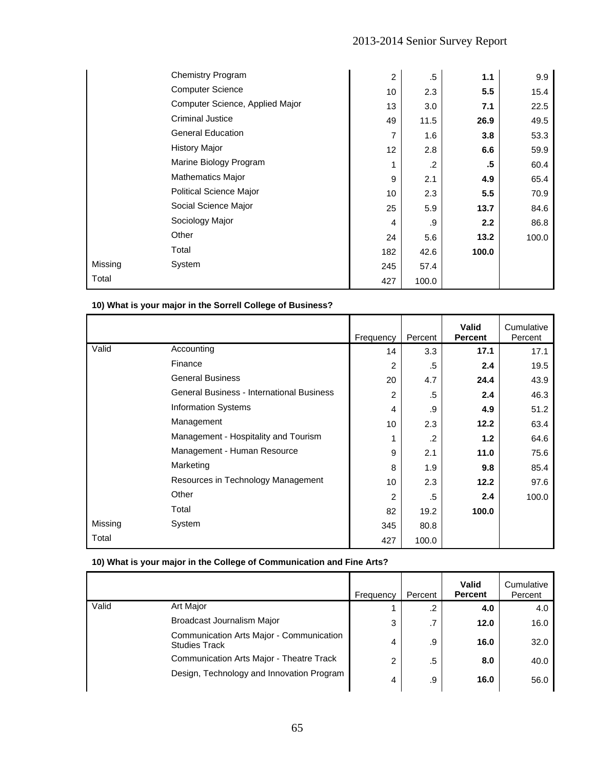| | | Frequency | Percent | Valid Percent | Cumulative Percent |
|---|---|---|---|---|---|
| | Chemistry Program | 2 | .5 | **1.1** | 9.9 |
| | Computer Science | 10 | 2.3 | **5.5** | 15.4 |
| | Computer Science, Applied Major | 13 | 3.0 | **7.1** | 22.5 |
| | Criminal Justice | 49 | 11.5 | **26.9** | 49.5 |
| | General Education | 7 | 1.6 | **3.8** | 53.3 |
| | History Major | 12 | 2.8 | **6.6** | 59.9 |
| | Marine Biology Program | 1 | .2 | **.5** | 60.4 |
| | Mathematics Major | 9 | 2.1 | **4.9** | 65.4 |
| | Political Science Major | 10 | 2.3 | **5.5** | 70.9 |
| | Social Science Major | 25 | 5.9 | **13.7** | 84.6 |
| | Sociology Major | 4 | .9 | **2.2** | 86.8 |
| | Other | 24 | 5.6 | **13.2** | 100.0 |
| | Total | 182 | 42.6 | **100.0** | |
| Missing | System | 245 | 57.4 | | |
| Total | | 427 | 100.0 | | |

**10) What is your major in the Sorrell College of Business?**

| | | Frequency | Percent | **Valid Percent** | Cumulative Percent |
|---|---|---|---|---|---|
| Valid | Accounting | 14 | 3.3 | **17.1** | 17.1 |
| | Finance | 2 | .5 | **2.4** | 19.5 |
| | General Business | 20 | 4.7 | **24.4** | 43.9 |
| | General Business - International Business | 2 | .5 | **2.4** | 46.3 |
| | Information Systems | 4 | .9 | **4.9** | 51.2 |
| | Management | 10 | 2.3 | **12.2** | 63.4 |
| | Management - Hospitality and Tourism | 1 | .2 | **1.2** | 64.6 |
| | Management - Human Resource | 9 | 2.1 | **11.0** | 75.6 |
| | Marketing | 8 | 1.9 | **9.8** | 85.4 |
| | Resources in Technology Management | 10 | 2.3 | **12.2** | 97.6 |
| | Other | 2 | .5 | **2.4** | 100.0 |
| | Total | 82 | 19.2 | **100.0** | |
| Missing | System | 345 | 80.8 | | |
| Total | | 427 | 100.0 | | |

**10) What is your major in the College of Communication and Fine Arts?**

| | | Frequency | Percent | **Valid Percent** | Cumulative Percent |
|---|---|---|---|---|---|
| Valid | Art Major | 1 | .2 | **4.0** | 4.0 |
| | Broadcast Journalism Major | 3 | .7 | **12.0** | 16.0 |
| | Communication Arts Major - Communication Studies Track | 4 | .9 | **16.0** | 32.0 |
| | Communication Arts Major - Theatre Track | 2 | .5 | **8.0** | 40.0 |
| | Design, Technology and Innovation Program | 4 | .9 | **16.0** | 56.0 |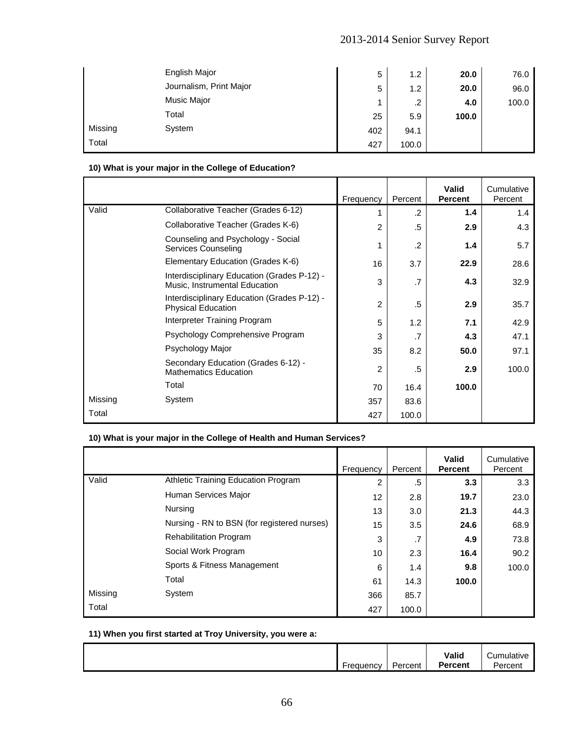| | | Frequency | Percent | Valid Percent | Cumulative Percent |
|---|---|---|---|---|---|
| | English Major | 5 | 1.2 | **20.0** | 76.0 |
| | Journalism, Print Major | 5 | 1.2 | **20.0** | 96.0 |
| | Music Major | 1 | .2 | **4.0** | 100.0 |
| | Total | 25 | 5.9 | **100.0** | |
| Missing | System | 402 | 94.1 | | |
| Total | | 427 | 100.0 | | |

**10) What is your major in the College of Education?**

| | | Frequency | Percent | Valid Percent | Cumulative Percent |
|---|---|---|---|---|---|
| Valid | Collaborative Teacher (Grades 6-12) | 1 | .2 | **1.4** | 1.4 |
| | Collaborative Teacher (Grades K-6) | 2 | .5 | **2.9** | 4.3 |
| | Counseling and Psychology - Social Services Counseling | 1 | .2 | **1.4** | 5.7 |
| | Elementary Education (Grades K-6) | 16 | 3.7 | **22.9** | 28.6 |
| | Interdisciplinary Education (Grades P-12) - Music, Instrumental Education | 3 | .7 | **4.3** | 32.9 |
| | Interdisciplinary Education (Grades P-12) - Physical Education | 2 | .5 | **2.9** | 35.7 |
| | Interpreter Training Program | 5 | 1.2 | **7.1** | 42.9 |
| | Psychology Comprehensive Program | 3 | .7 | **4.3** | 47.1 |
| | Psychology Major | 35 | 8.2 | **50.0** | 97.1 |
| | Secondary Education (Grades 6-12) - Mathematics Education | 2 | .5 | **2.9** | 100.0 |
| | Total | 70 | 16.4 | **100.0** | |
| Missing | System | 357 | 83.6 | | |
| Total | | 427 | 100.0 | | |

**10) What is your major in the College of Health and Human Services?**

| | | Frequency | Percent | Valid Percent | Cumulative Percent |
|---|---|---|---|---|---|
| Valid | Athletic Training Education Program | 2 | .5 | **3.3** | 3.3 |
| | Human Services Major | 12 | 2.8 | **19.7** | 23.0 |
| | Nursing | 13 | 3.0 | **21.3** | 44.3 |
| | Nursing - RN to BSN (for registered nurses) | 15 | 3.5 | **24.6** | 68.9 |
| | Rehabilitation Program | 3 | .7 | **4.9** | 73.8 |
| | Social Work Program | 10 | 2.3 | **16.4** | 90.2 |
| | Sports & Fitness Management | 6 | 1.4 | **9.8** | 100.0 |
| | Total | 61 | 14.3 | **100.0** | |
| Missing | System | 366 | 85.7 | | |
| Total | | 427 | 100.0 | | |

**11) When you first started at Troy University, you were a:**

| | | Frequency | Percent | Valid Percent | Cumulative Percent |
|---|---|---|---|---|---|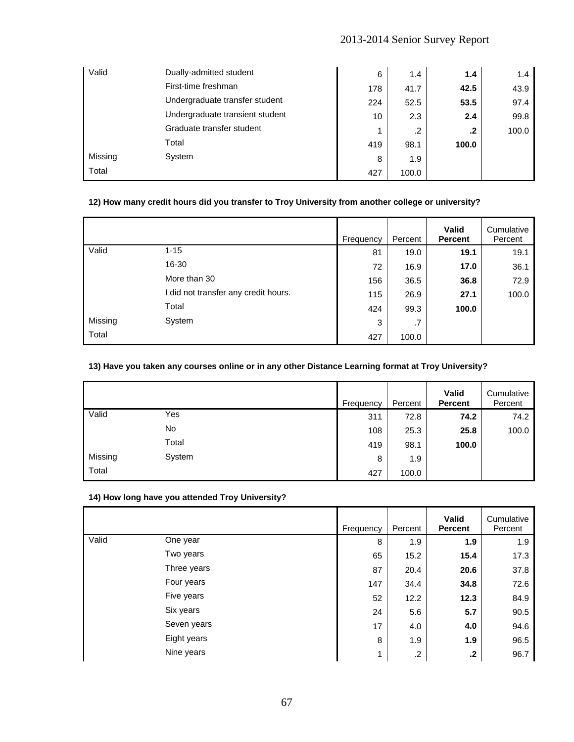| | | Frequency | Percent | Valid Percent | Cumulative Percent |
|---|---|---|---|---|---|
| Valid | Dually-admitted student | 6 | 1.4 | **1.4** | 1.4 |
| | First-time freshman | 178 | 41.7 | **42.5** | 43.9 |
| | Undergraduate transfer student | 224 | 52.5 | **53.5** | 97.4 |
| | Undergraduate transient student | 10 | 2.3 | **2.4** | 99.8 |
| | Graduate transfer student | 1 | .2 | **.2** | 100.0 |
| | Total | 419 | 98.1 | **100.0** | |
| Missing | System | 8 | 1.9 | | |
| Total | | 427 | 100.0 | | |

**12) How many credit hours did you transfer to Troy University from another college or university?**

| | | Frequency | Percent | Valid Percent | Cumulative Percent |
|---|---|---|---|---|---|
| Valid | 1-15 | 81 | 19.0 | **19.1** | 19.1 |
| | 16-30 | 72 | 16.9 | **17.0** | 36.1 |
| | More than 30 | 156 | 36.5 | **36.8** | 72.9 |
| | I did not transfer any credit hours. | 115 | 26.9 | **27.1** | 100.0 |
| | Total | 424 | 99.3 | **100.0** | |
| Missing | System | 3 | .7 | | |
| Total | | 427 | 100.0 | | |

**13) Have you taken any courses online or in any other Distance Learning format at Troy University?**

| | | Frequency | Percent | Valid Percent | Cumulative Percent |
|---|---|---|---|---|---|
| Valid | Yes | 311 | 72.8 | **74.2** | 74.2 |
| | No | 108 | 25.3 | **25.8** | 100.0 |
| | Total | 419 | 98.1 | **100.0** | |
| Missing | System | 8 | 1.9 | | |
| Total | | 427 | 100.0 | | |

**14) How long have you attended Troy University?**

| | | Frequency | Percent | Valid Percent | Cumulative Percent |
|---|---|---|---|---|---|
| Valid | One year | 8 | 1.9 | **1.9** | 1.9 |
| | Two years | 65 | 15.2 | **15.4** | 17.3 |
| | Three years | 87 | 20.4 | **20.6** | 37.8 |
| | Four years | 147 | 34.4 | **34.8** | 72.6 |
| | Five years | 52 | 12.2 | **12.3** | 84.9 |
| | Six years | 24 | 5.6 | **5.7** | 90.5 |
| | Seven years | 17 | 4.0 | **4.0** | 94.6 |
| | Eight years | 8 | 1.9 | **1.9** | 96.5 |
| | Nine years | 1 | .2 | **.2** | 96.7 |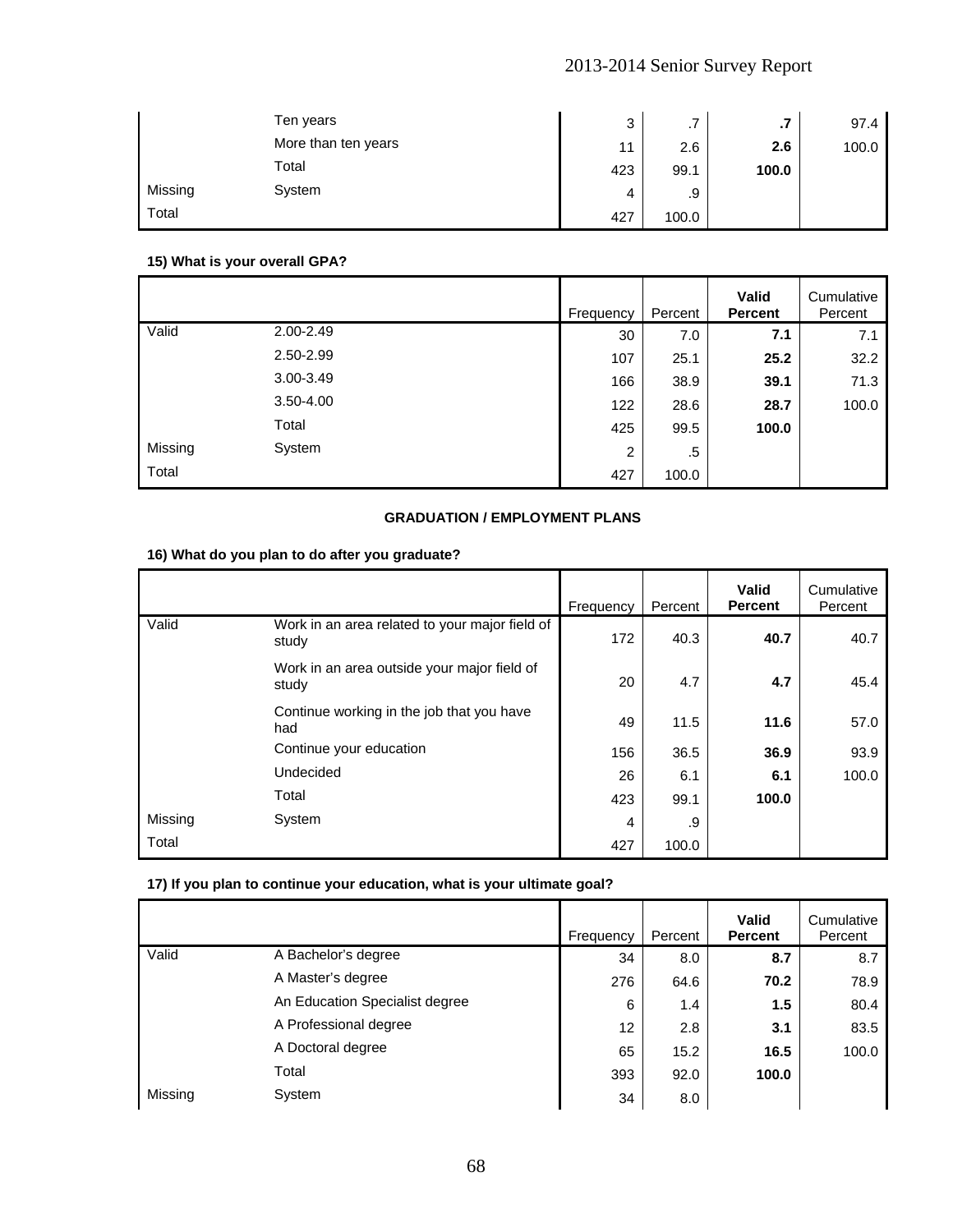| | | Frequency | Percent | Valid Percent | Cumulative Percent |
|---|---|---|---|---|---|
| | Ten years | 3 | .7 | **.7** | 97.4 |
| | More than ten years | 11 | 2.6 | **2.6** | 100.0 |
| | Total | 423 | 99.1 | **100.0** | |
| Missing | System | 4 | .9 | | |
| Total | | 427 | 100.0 | | |

**15) What is your overall GPA?**

| | | Frequency | Percent | **Valid Percent** | Cumulative Percent |
|---|---|---|---|---|---|
| Valid | 2.00-2.49 | 30 | 7.0 | **7.1** | 7.1 |
| | 2.50-2.99 | 107 | 25.1 | **25.2** | 32.2 |
| | 3.00-3.49 | 166 | 38.9 | **39.1** | 71.3 |
| | 3.50-4.00 | 122 | 28.6 | **28.7** | 100.0 |
| | Total | 425 | 99.5 | **100.0** | |
| Missing | System | 2 | .5 | | |
| Total | | 427 | 100.0 | | |

**GRADUATION / EMPLOYMENT PLANS**

**16) What do you plan to do after you graduate?**

| | | Frequency | Percent | **Valid Percent** | Cumulative Percent |
|---|---|---|---|---|---|
| Valid | Work in an area related to your major field of study | 172 | 40.3 | **40.7** | 40.7 |
| | Work in an area outside your major field of study | 20 | 4.7 | **4.7** | 45.4 |
| | Continue working in the job that you have had | 49 | 11.5 | **11.6** | 57.0 |
| | Continue your education | 156 | 36.5 | **36.9** | 93.9 |
| | Undecided | 26 | 6.1 | **6.1** | 100.0 |
| | Total | 423 | 99.1 | **100.0** | |
| Missing | System | 4 | .9 | | |
| Total | | 427 | 100.0 | | |

**17) If you plan to continue your education, what is your ultimate goal?**

| | | Frequency | Percent | **Valid Percent** | Cumulative Percent |
|---|---|---|---|---|---|
| Valid | A Bachelor's degree | 34 | 8.0 | **8.7** | 8.7 |
| | A Master's degree | 276 | 64.6 | **70.2** | 78.9 |
| | An Education Specialist degree | 6 | 1.4 | **1.5** | 80.4 |
| | A Professional degree | 12 | 2.8 | **3.1** | 83.5 |
| | A Doctoral degree | 65 | 15.2 | **16.5** | 100.0 |
| | Total | 393 | 92.0 | **100.0** | |
| Missing | System | 34 | 8.0 | | |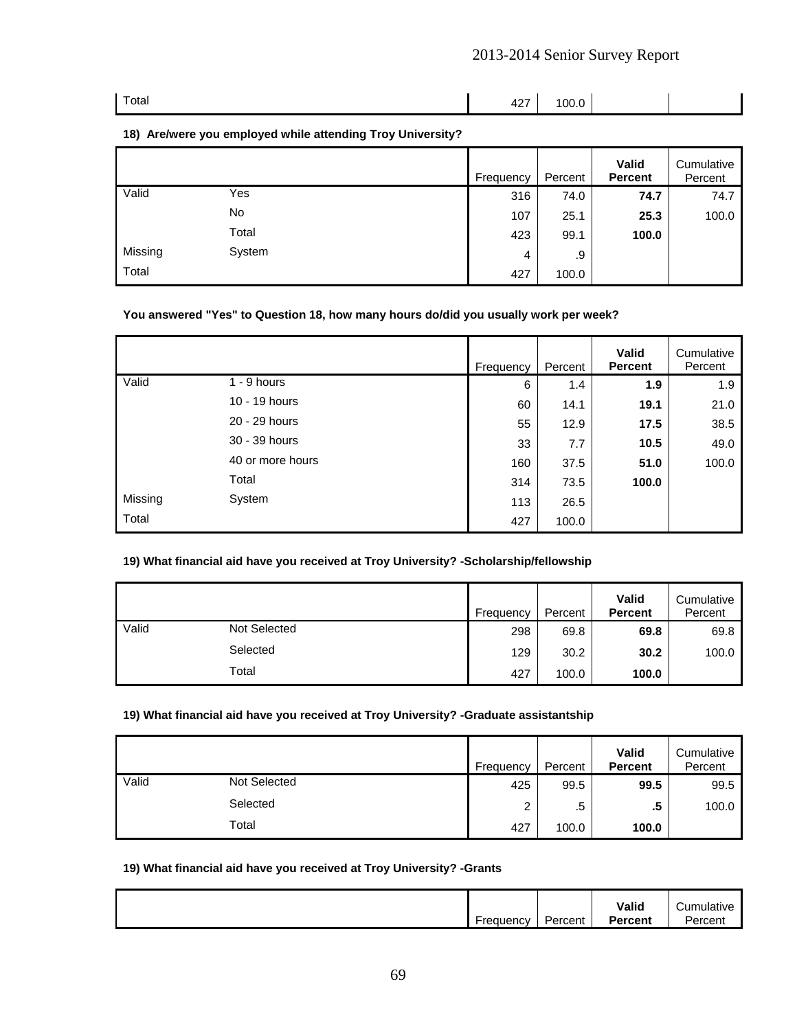| | | Frequency | Percent | Valid Percent | Cumulative Percent |
|---|---|---|---|---|---|
| Total | | 427 | 100.0 | | |

**18) Are/were you employed while attending Troy University?**

| | | Frequency | Percent | Valid Percent | Cumulative Percent |
|---|---|---|---|---|---|
| Valid | Yes | 316 | 74.0 | **74.7** | 74.7 |
| | No | 107 | 25.1 | **25.3** | 100.0 |
| | Total | 423 | 99.1 | **100.0** | |
| Missing | System | 4 | .9 | | |
| Total | | 427 | 100.0 | | |

**You answered "Yes" to Question 18, how many hours do/did you usually work per week?**

| | | Frequency | Percent | Valid Percent | Cumulative Percent |
|---|---|---|---|---|---|
| Valid | 1 - 9 hours | 6 | 1.4 | **1.9** | 1.9 |
| | 10 - 19 hours | 60 | 14.1 | **19.1** | 21.0 |
| | 20 - 29 hours | 55 | 12.9 | **17.5** | 38.5 |
| | 30 - 39 hours | 33 | 7.7 | **10.5** | 49.0 |
| | 40 or more hours | 160 | 37.5 | **51.0** | 100.0 |
| | Total | 314 | 73.5 | **100.0** | |
| Missing | System | 113 | 26.5 | | |
| Total | | 427 | 100.0 | | |

**19) What financial aid have you received at Troy University? -Scholarship/fellowship**

| | | Frequency | Percent | Valid Percent | Cumulative Percent |
|---|---|---|---|---|---|
| Valid | Not Selected | 298 | 69.8 | **69.8** | 69.8 |
| | Selected | 129 | 30.2 | **30.2** | 100.0 |
| | Total | 427 | 100.0 | **100.0** | |

**19) What financial aid have you received at Troy University? -Graduate assistantship**

| | | Frequency | Percent | Valid Percent | Cumulative Percent |
|---|---|---|---|---|---|
| Valid | Not Selected | 425 | 99.5 | **99.5** | 99.5 |
| | Selected | 2 | .5 | **.5** | 100.0 |
| | Total | 427 | 100.0 | **100.0** | |

**19) What financial aid have you received at Troy University? -Grants**

| | | Frequency | Percent | Valid Percent | Cumulative Percent |
|---|---|---|---|---|---|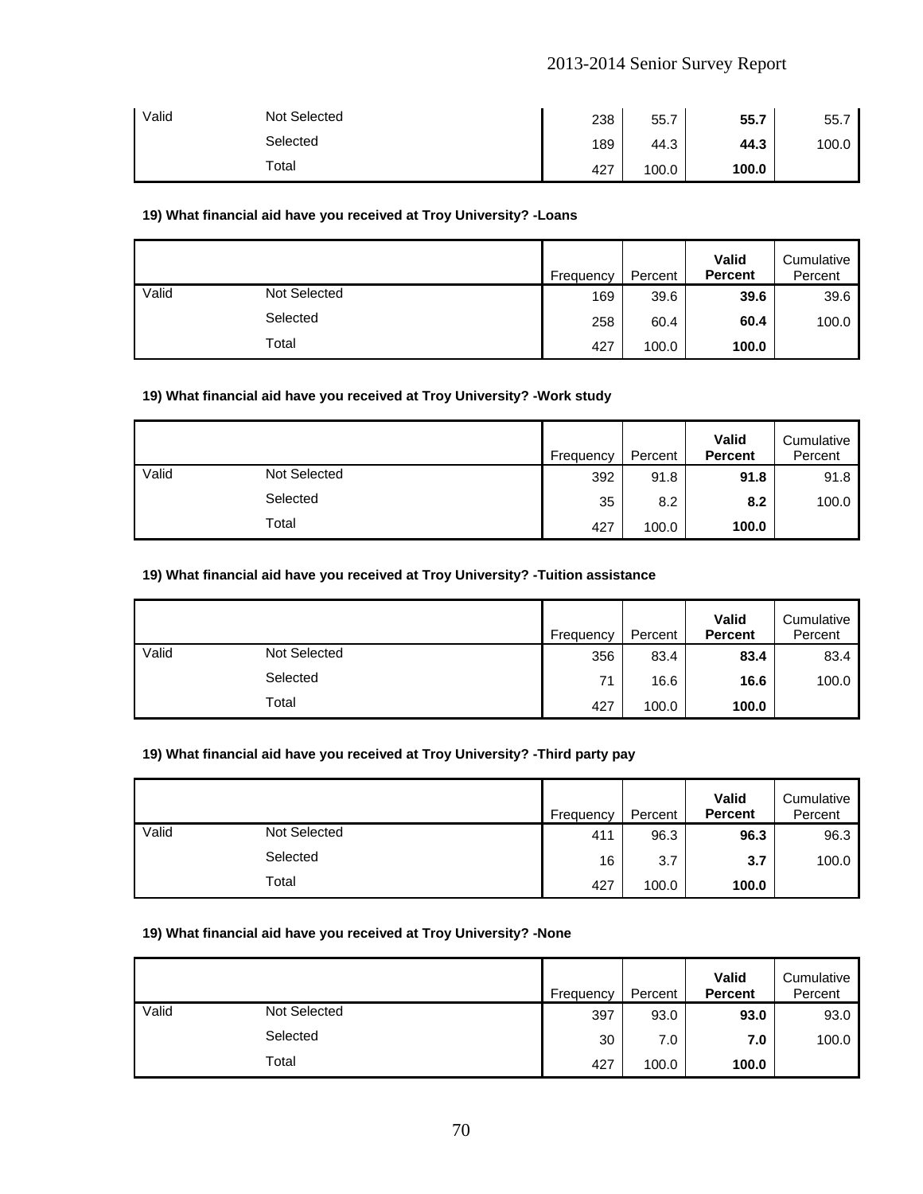| | | Frequency | Percent | Valid Percent | Cumulative Percent |
|---|---|---|---|---|---|
| Valid | Not Selected | 238 | 55.7 | **55.7** | 55.7 |
| | Selected | 189 | 44.3 | **44.3** | 100.0 |
| | Total | 427 | 100.0 | **100.0** | |

**19) What financial aid have you received at Troy University? -Loans**

| | | Frequency | Percent | Valid Percent | Cumulative Percent |
|---|---|---|---|---|---|
| Valid | Not Selected | 169 | 39.6 | **39.6** | 39.6 |
| | Selected | 258 | 60.4 | **60.4** | 100.0 |
| | Total | 427 | 100.0 | **100.0** | |

**19) What financial aid have you received at Troy University? -Work study**

| | | Frequency | Percent | Valid Percent | Cumulative Percent |
|---|---|---|---|---|---|
| Valid | Not Selected | 392 | 91.8 | **91.8** | 91.8 |
| | Selected | 35 | 8.2 | **8.2** | 100.0 |
| | Total | 427 | 100.0 | **100.0** | |

**19) What financial aid have you received at Troy University? -Tuition assistance**

| | | Frequency | Percent | Valid Percent | Cumulative Percent |
|---|---|---|---|---|---|
| Valid | Not Selected | 356 | 83.4 | **83.4** | 83.4 |
| | Selected | 71 | 16.6 | **16.6** | 100.0 |
| | Total | 427 | 100.0 | **100.0** | |

**19) What financial aid have you received at Troy University? -Third party pay**

| | | Frequency | Percent | Valid Percent | Cumulative Percent |
|---|---|---|---|---|---|
| Valid | Not Selected | 411 | 96.3 | **96.3** | 96.3 |
| | Selected | 16 | 3.7 | **3.7** | 100.0 |
| | Total | 427 | 100.0 | **100.0** | |

**19) What financial aid have you received at Troy University? -None**

| | | Frequency | Percent | Valid Percent | Cumulative Percent |
|---|---|---|---|---|---|
| Valid | Not Selected | 397 | 93.0 | **93.0** | 93.0 |
| | Selected | 30 | 7.0 | **7.0** | 100.0 |
| | Total | 427 | 100.0 | **100.0** | |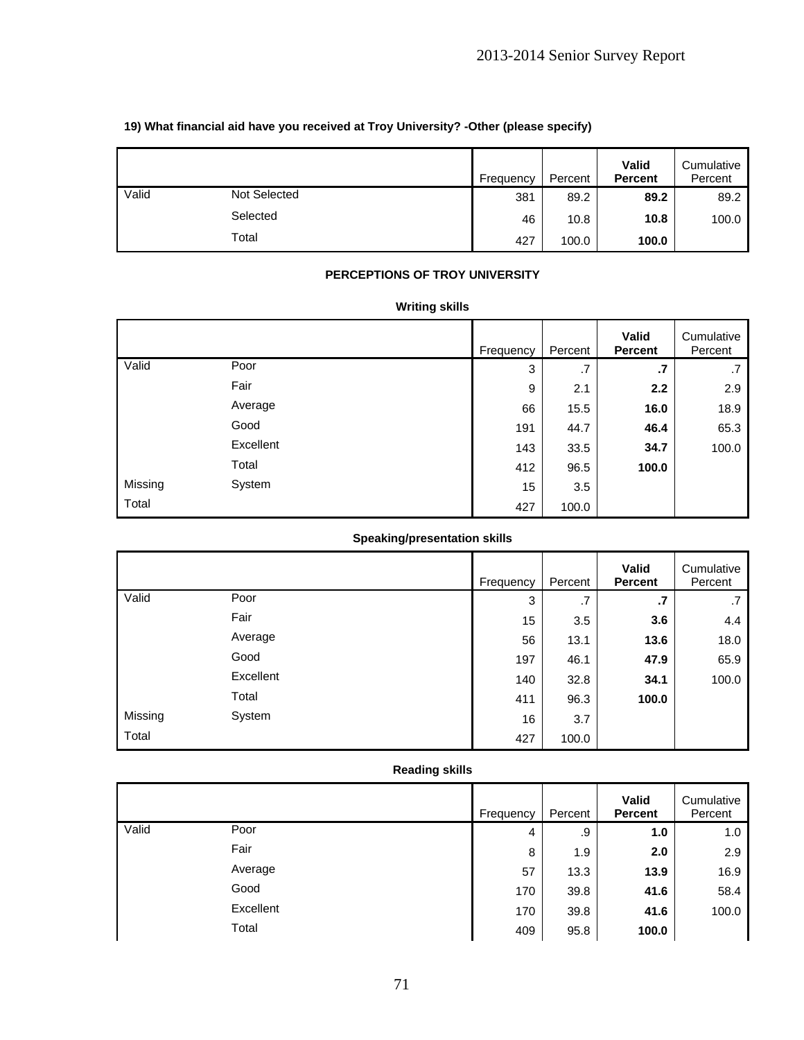**19) What financial aid have you received at Troy University? -Other (please specify)**

| | | Frequency | Percent | Valid Percent | Cumulative Percent |
|---|---|---|---|---|---|
| Valid | Not Selected | 381 | 89.2 | **89.2** | 89.2 |
| | Selected | 46 | 10.8 | **10.8** | 100.0 |
| | Total | 427 | 100.0 | **100.0** | |

**PERCEPTIONS OF TROY UNIVERSITY**

**Writing skills**

| | | Frequency | Percent | Valid Percent | Cumulative Percent |
|---|---|---|---|---|---|
| Valid | Poor | 3 | .7 | **.7** | .7 |
| | Fair | 9 | 2.1 | **2.2** | 2.9 |
| | Average | 66 | 15.5 | **16.0** | 18.9 |
| | Good | 191 | 44.7 | **46.4** | 65.3 |
| | Excellent | 143 | 33.5 | **34.7** | 100.0 |
| | Total | 412 | 96.5 | **100.0** | |
| Missing | System | 15 | 3.5 | | |
| Total | | 427 | 100.0 | | |

**Speaking/presentation skills**

| | | Frequency | Percent | Valid Percent | Cumulative Percent |
|---|---|---|---|---|---|
| Valid | Poor | 3 | .7 | **.7** | .7 |
| | Fair | 15 | 3.5 | **3.6** | 4.4 |
| | Average | 56 | 13.1 | **13.6** | 18.0 |
| | Good | 197 | 46.1 | **47.9** | 65.9 |
| | Excellent | 140 | 32.8 | **34.1** | 100.0 |
| | Total | 411 | 96.3 | **100.0** | |
| Missing | System | 16 | 3.7 | | |
| Total | | 427 | 100.0 | | |

**Reading skills**

| | | Frequency | Percent | Valid Percent | Cumulative Percent |
|---|---|---|---|---|---|
| Valid | Poor | 4 | .9 | **1.0** | 1.0 |
| | Fair | 8 | 1.9 | **2.0** | 2.9 |
| | Average | 57 | 13.3 | **13.9** | 16.9 |
| | Good | 170 | 39.8 | **41.6** | 58.4 |
| | Excellent | 170 | 39.8 | **41.6** | 100.0 |
| | Total | 409 | 95.8 | **100.0** | |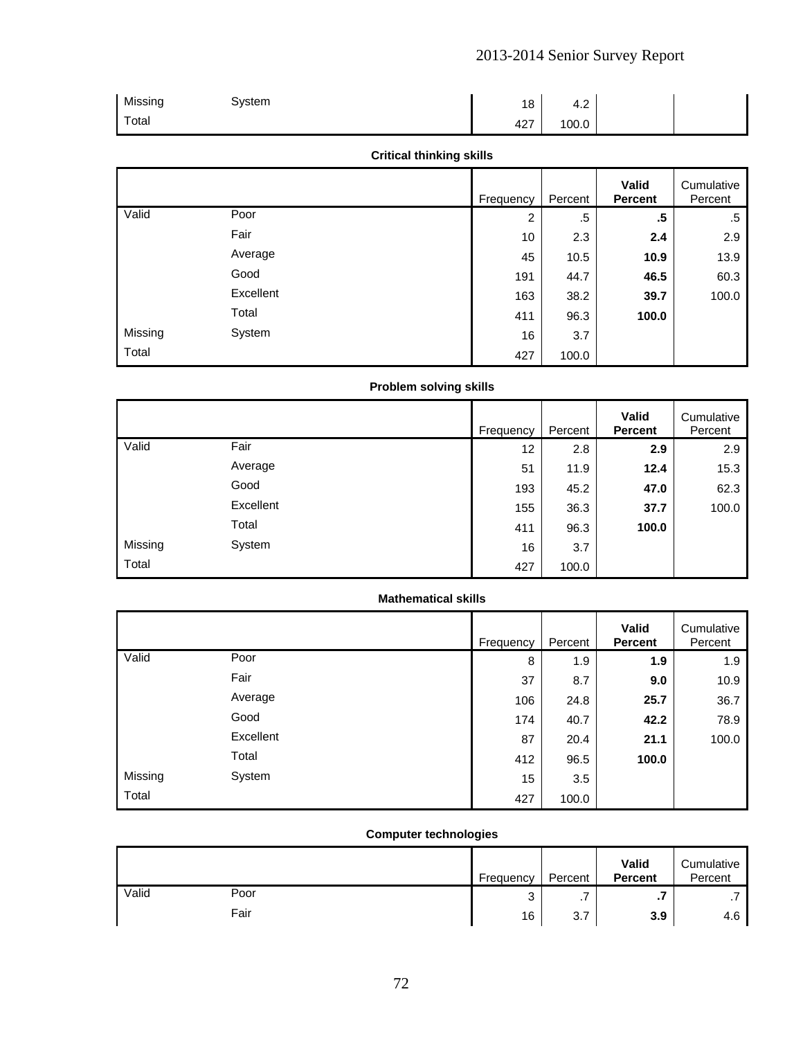| | | Frequency | Percent | Valid Percent | Cumulative Percent |
|---|---|---|---|---|---|
| Missing | System | 18 | 4.2 | | |
| Total | | 427 | 100.0 | | |

**Critical thinking skills**

| | | Frequency | Percent | Valid Percent | Cumulative Percent |
|---|---|---|---|---|---|
| Valid | Poor | 2 | .5 | **.5** | .5 |
| | Fair | 10 | 2.3 | **2.4** | 2.9 |
| | Average | 45 | 10.5 | **10.9** | 13.9 |
| | Good | 191 | 44.7 | **46.5** | 60.3 |
| | Excellent | 163 | 38.2 | **39.7** | 100.0 |
| | Total | 411 | 96.3 | **100.0** | |
| Missing | System | 16 | 3.7 | | |
| Total | | 427 | 100.0 | | |

**Problem solving skills**

| | | Frequency | Percent | Valid Percent | Cumulative Percent |
|---|---|---|---|---|---|
| Valid | Fair | 12 | 2.8 | **2.9** | 2.9 |
| | Average | 51 | 11.9 | **12.4** | 15.3 |
| | Good | 193 | 45.2 | **47.0** | 62.3 |
| | Excellent | 155 | 36.3 | **37.7** | 100.0 |
| | Total | 411 | 96.3 | **100.0** | |
| Missing | System | 16 | 3.7 | | |
| Total | | 427 | 100.0 | | |

**Mathematical skills**

| | | Frequency | Percent | Valid Percent | Cumulative Percent |
|---|---|---|---|---|---|
| Valid | Poor | 8 | 1.9 | **1.9** | 1.9 |
| | Fair | 37 | 8.7 | **9.0** | 10.9 |
| | Average | 106 | 24.8 | **25.7** | 36.7 |
| | Good | 174 | 40.7 | **42.2** | 78.9 |
| | Excellent | 87 | 20.4 | **21.1** | 100.0 |
| | Total | 412 | 96.5 | **100.0** | |
| Missing | System | 15 | 3.5 | | |
| Total | | 427 | 100.0 | | |

**Computer technologies**

| | | Frequency | Percent | Valid Percent | Cumulative Percent |
|---|---|---|---|---|---|
| Valid | Poor | 3 | .7 | **.7** | .7 |
| | Fair | 16 | 3.7 | **3.9** | 4.6 |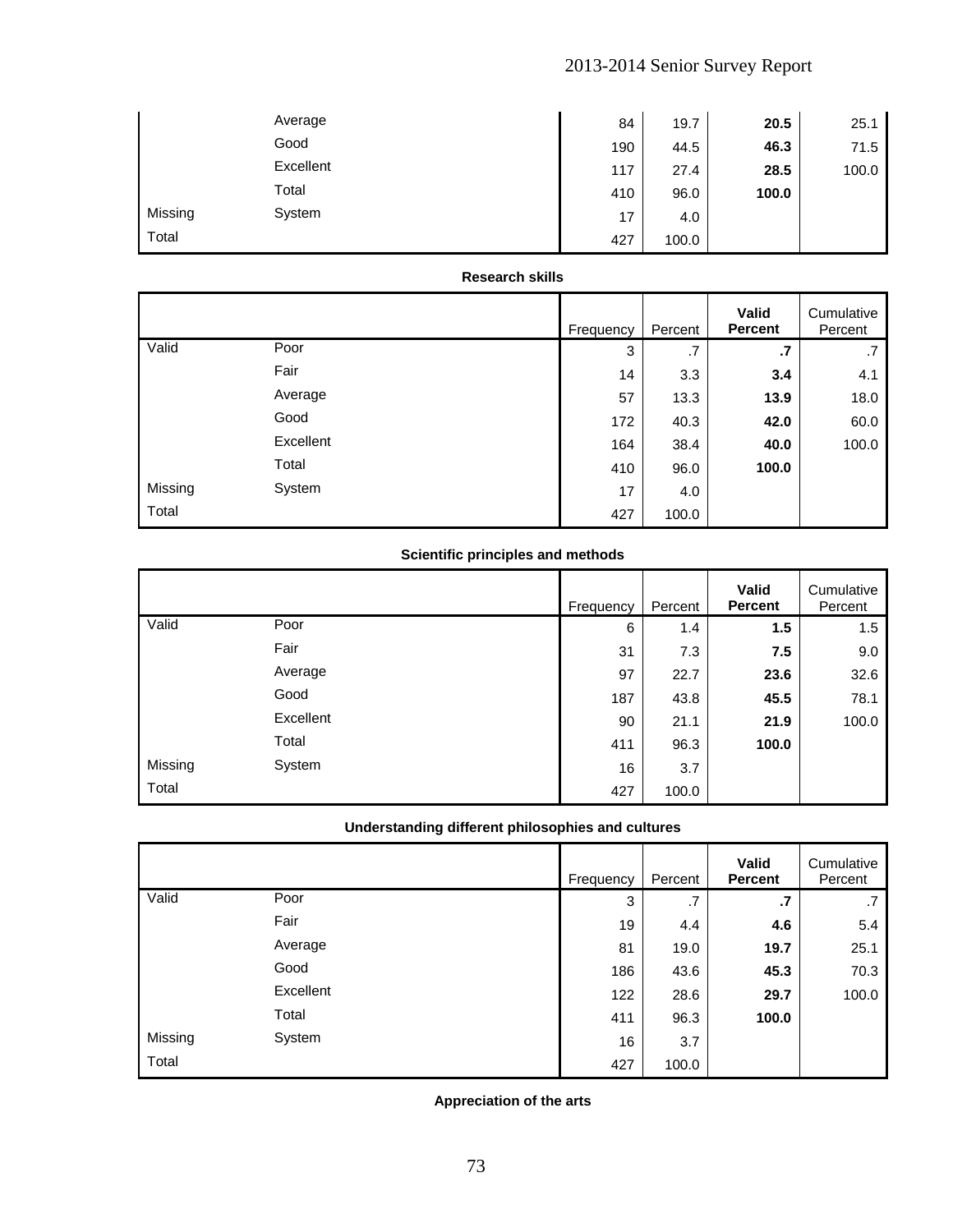| | | Frequency | Percent | Valid Percent | Cumulative Percent |
|---|---|---|---|---|---|
| | Average | 84 | 19.7 | **20.5** | 25.1 |
| | Good | 190 | 44.5 | **46.3** | 71.5 |
| | Excellent | 117 | 27.4 | **28.5** | 100.0 |
| | Total | 410 | 96.0 | **100.0** | |
| Missing | System | 17 | 4.0 | | |
| Total | | 427 | 100.0 | | |

**Research skills**

| | | Frequency | Percent | **Valid Percent** | Cumulative Percent |
|---|---|---|---|---|---|
| Valid | Poor | 3 | .7 | **.7** | .7 |
| | Fair | 14 | 3.3 | **3.4** | 4.1 |
| | Average | 57 | 13.3 | **13.9** | 18.0 |
| | Good | 172 | 40.3 | **42.0** | 60.0 |
| | Excellent | 164 | 38.4 | **40.0** | 100.0 |
| | Total | 410 | 96.0 | **100.0** | |
| Missing | System | 17 | 4.0 | | |
| Total | | 427 | 100.0 | | |

**Scientific principles and methods**

| | | Frequency | Percent | **Valid Percent** | Cumulative Percent |
|---|---|---|---|---|---|
| Valid | Poor | 6 | 1.4 | **1.5** | 1.5 |
| | Fair | 31 | 7.3 | **7.5** | 9.0 |
| | Average | 97 | 22.7 | **23.6** | 32.6 |
| | Good | 187 | 43.8 | **45.5** | 78.1 |
| | Excellent | 90 | 21.1 | **21.9** | 100.0 |
| | Total | 411 | 96.3 | **100.0** | |
| Missing | System | 16 | 3.7 | | |
| Total | | 427 | 100.0 | | |

**Understanding different philosophies and cultures**

| | | Frequency | Percent | **Valid Percent** | Cumulative Percent |
|---|---|---|---|---|---|
| Valid | Poor | 3 | .7 | **.7** | .7 |
| | Fair | 19 | 4.4 | **4.6** | 5.4 |
| | Average | 81 | 19.0 | **19.7** | 25.1 |
| | Good | 186 | 43.6 | **45.3** | 70.3 |
| | Excellent | 122 | 28.6 | **29.7** | 100.0 |
| | Total | 411 | 96.3 | **100.0** | |
| Missing | System | 16 | 3.7 | | |
| Total | | 427 | 100.0 | | |

**Appreciation of the arts**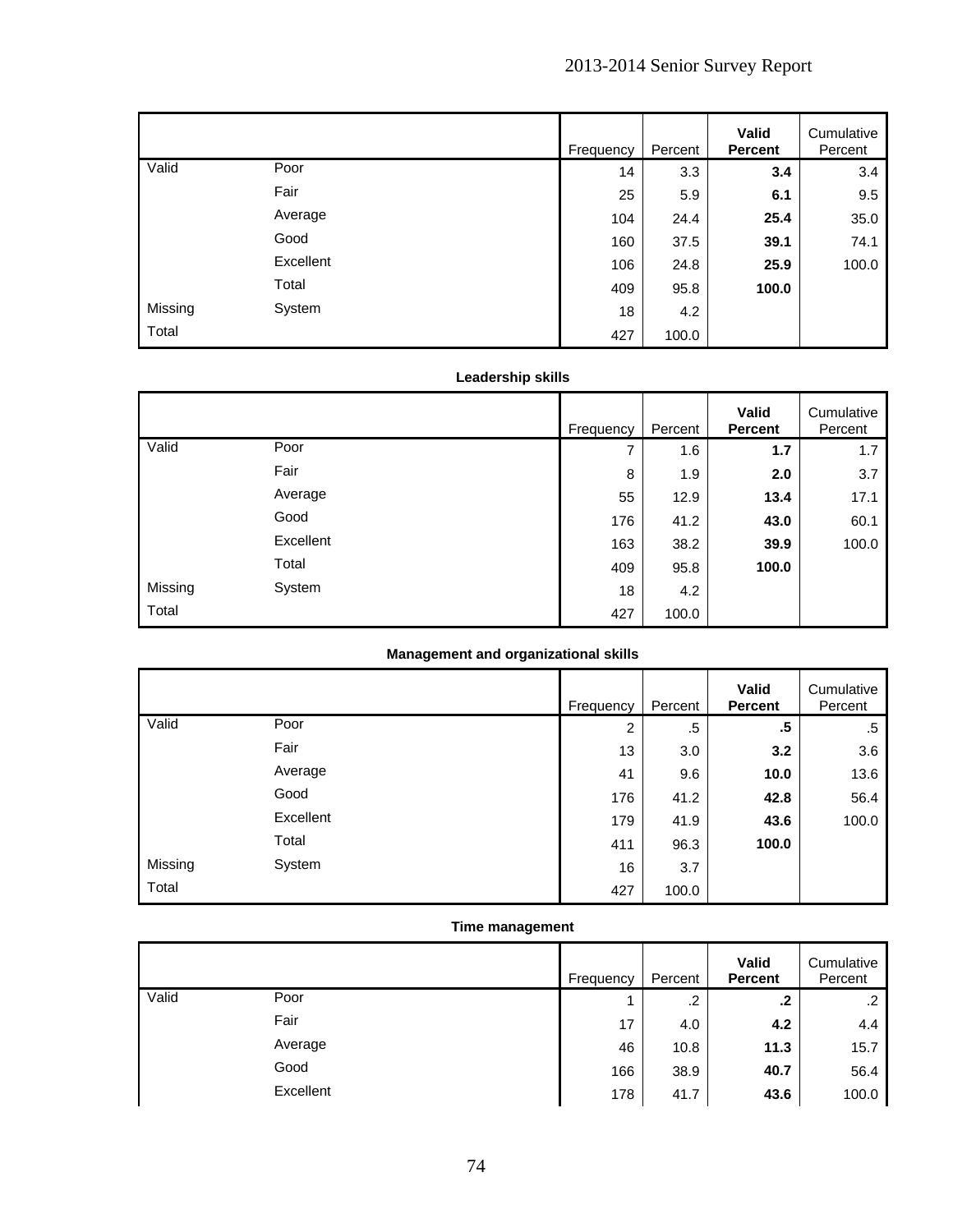| | | Frequency | Percent | **Valid Percent** | Cumulative Percent |
|---|---|---|---|---|---|
| Valid | Poor | 14 | 3.3 | **3.4** | 3.4 |
| | Fair | 25 | 5.9 | **6.1** | 9.5 |
| | Average | 104 | 24.4 | **25.4** | 35.0 |
| | Good | 160 | 37.5 | **39.1** | 74.1 |
| | Excellent | 106 | 24.8 | **25.9** | 100.0 |
| | Total | 409 | 95.8 | **100.0** | |
| Missing | System | 18 | 4.2 | | |
| Total | | 427 | 100.0 | | |

**Leadership skills**

| | | Frequency | Percent | **Valid Percent** | Cumulative Percent |
|---|---|---|---|---|---|
| Valid | Poor | 7 | 1.6 | **1.7** | 1.7 |
| | Fair | 8 | 1.9 | **2.0** | 3.7 |
| | Average | 55 | 12.9 | **13.4** | 17.1 |
| | Good | 176 | 41.2 | **43.0** | 60.1 |
| | Excellent | 163 | 38.2 | **39.9** | 100.0 |
| | Total | 409 | 95.8 | **100.0** | |
| Missing | System | 18 | 4.2 | | |
| Total | | 427 | 100.0 | | |

**Management and organizational skills**

| | | Frequency | Percent | **Valid Percent** | Cumulative Percent |
|---|---|---|---|---|---|
| Valid | Poor | 2 | .5 | **.5** | .5 |
| | Fair | 13 | 3.0 | **3.2** | 3.6 |
| | Average | 41 | 9.6 | **10.0** | 13.6 |
| | Good | 176 | 41.2 | **42.8** | 56.4 |
| | Excellent | 179 | 41.9 | **43.6** | 100.0 |
| | Total | 411 | 96.3 | **100.0** | |
| Missing | System | 16 | 3.7 | | |
| Total | | 427 | 100.0 | | |

**Time management**

| | | Frequency | Percent | **Valid Percent** | Cumulative Percent |
|---|---|---|---|---|---|
| Valid | Poor | 1 | .2 | **.2** | .2 |
| | Fair | 17 | 4.0 | **4.2** | 4.4 |
| | Average | 46 | 10.8 | **11.3** | 15.7 |
| | Good | 166 | 38.9 | **40.7** | 56.4 |
| | Excellent | 178 | 41.7 | **43.6** | 100.0 |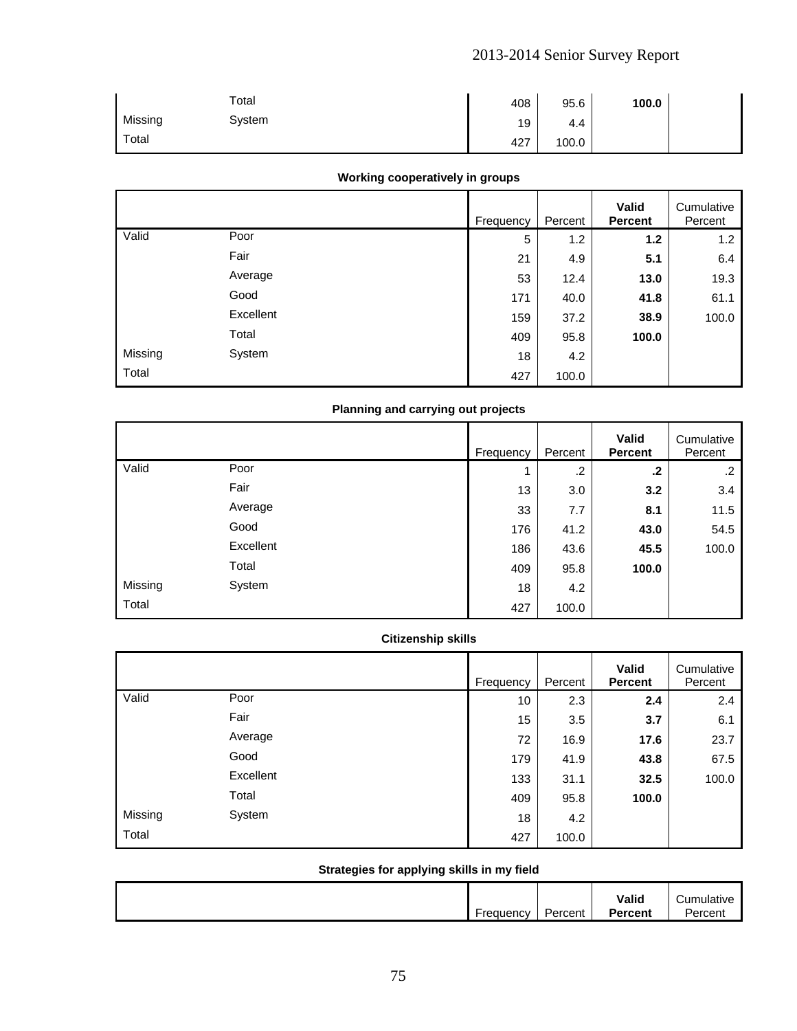| | | Frequency | Percent | Valid Percent | Cumulative Percent |
|---|---|---|---|---|---|
| | Total | 408 | 95.6 | **100.0** | |
| Missing | System | 19 | 4.4 | | |
| Total | | 427 | 100.0 | | |

**Working cooperatively in groups**

| | | Frequency | Percent | **Valid Percent** | Cumulative Percent |
|---|---|---|---|---|---|
| Valid | Poor | 5 | 1.2 | **1.2** | 1.2 |
| | Fair | 21 | 4.9 | **5.1** | 6.4 |
| | Average | 53 | 12.4 | **13.0** | 19.3 |
| | Good | 171 | 40.0 | **41.8** | 61.1 |
| | Excellent | 159 | 37.2 | **38.9** | 100.0 |
| | Total | 409 | 95.8 | **100.0** | |
| Missing | System | 18 | 4.2 | | |
| Total | | 427 | 100.0 | | |

**Planning and carrying out projects**

| | | Frequency | Percent | **Valid Percent** | Cumulative Percent |
|---|---|---|---|---|---|
| Valid | Poor | 1 | .2 | **.2** | .2 |
| | Fair | 13 | 3.0 | **3.2** | 3.4 |
| | Average | 33 | 7.7 | **8.1** | 11.5 |
| | Good | 176 | 41.2 | **43.0** | 54.5 |
| | Excellent | 186 | 43.6 | **45.5** | 100.0 |
| | Total | 409 | 95.8 | **100.0** | |
| Missing | System | 18 | 4.2 | | |
| Total | | 427 | 100.0 | | |

**Citizenship skills**

| | | Frequency | Percent | **Valid Percent** | Cumulative Percent |
|---|---|---|---|---|---|
| Valid | Poor | 10 | 2.3 | **2.4** | 2.4 |
| | Fair | 15 | 3.5 | **3.7** | 6.1 |
| | Average | 72 | 16.9 | **17.6** | 23.7 |
| | Good | 179 | 41.9 | **43.8** | 67.5 |
| | Excellent | 133 | 31.1 | **32.5** | 100.0 |
| | Total | 409 | 95.8 | **100.0** | |
| Missing | System | 18 | 4.2 | | |
| Total | | 427 | 100.0 | | |

**Strategies for applying skills in my field**

| | | Frequency | Percent | **Valid Percent** | Cumulative Percent |
|---|---|---|---|---|---|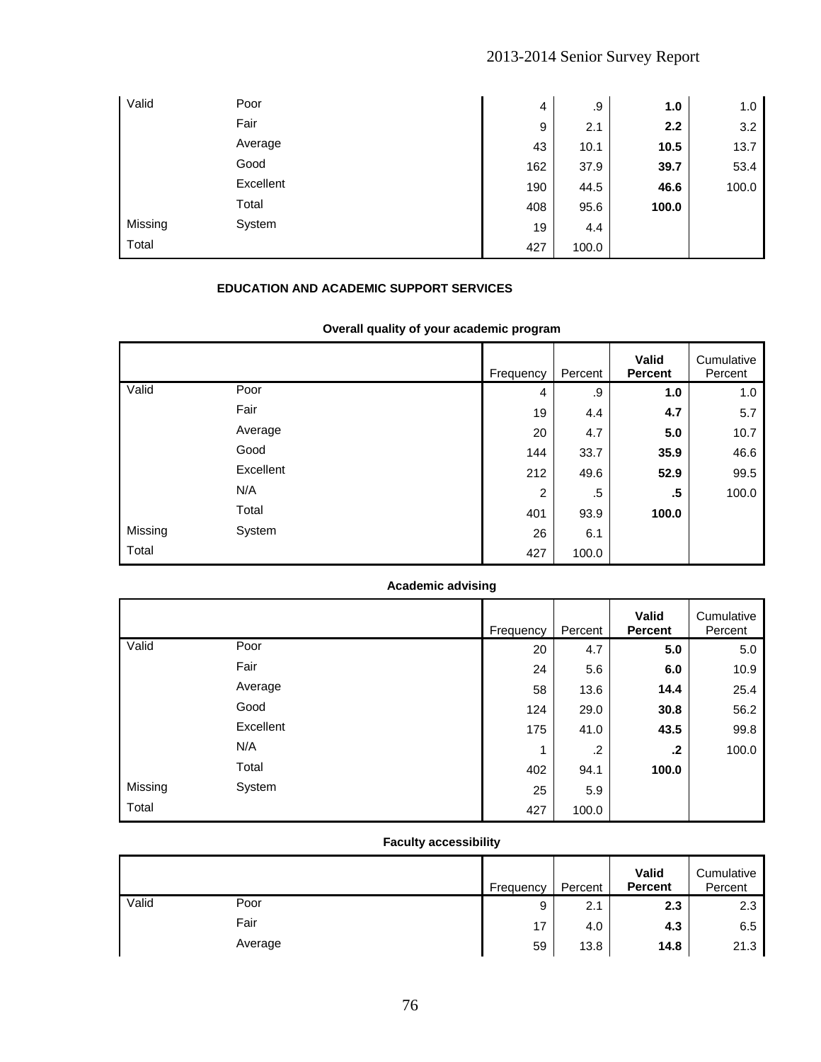| | | Frequency | Percent | Valid Percent | Cumulative Percent |
|---|---|---|---|---|---|
| Valid | Poor | 4 | .9 | **1.0** | 1.0 |
| | Fair | 9 | 2.1 | **2.2** | 3.2 |
| | Average | 43 | 10.1 | **10.5** | 13.7 |
| | Good | 162 | 37.9 | **39.7** | 53.4 |
| | Excellent | 190 | 44.5 | **46.6** | 100.0 |
| | Total | 408 | 95.6 | **100.0** | |
| Missing | System | 19 | 4.4 | | |
| Total | | 427 | 100.0 | | |

**EDUCATION AND ACADEMIC SUPPORT SERVICES**

**Overall quality of your academic program**

| | | Frequency | Percent | **Valid Percent** | Cumulative Percent |
|---|---|---|---|---|---|
| Valid | Poor | 4 | .9 | **1.0** | 1.0 |
| | Fair | 19 | 4.4 | **4.7** | 5.7 |
| | Average | 20 | 4.7 | **5.0** | 10.7 |
| | Good | 144 | 33.7 | **35.9** | 46.6 |
| | Excellent | 212 | 49.6 | **52.9** | 99.5 |
| | N/A | 2 | .5 | **.5** | 100.0 |
| | Total | 401 | 93.9 | **100.0** | |
| Missing | System | 26 | 6.1 | | |
| Total | | 427 | 100.0 | | |

**Academic advising**

| | | Frequency | Percent | **Valid Percent** | Cumulative Percent |
|---|---|---|---|---|---|
| Valid | Poor | 20 | 4.7 | **5.0** | 5.0 |
| | Fair | 24 | 5.6 | **6.0** | 10.9 |
| | Average | 58 | 13.6 | **14.4** | 25.4 |
| | Good | 124 | 29.0 | **30.8** | 56.2 |
| | Excellent | 175 | 41.0 | **43.5** | 99.8 |
| | N/A | 1 | .2 | **.2** | 100.0 |
| | Total | 402 | 94.1 | **100.0** | |
| Missing | System | 25 | 5.9 | | |
| Total | | 427 | 100.0 | | |

**Faculty accessibility**

| | | Frequency | Percent | **Valid Percent** | Cumulative Percent |
|---|---|---|---|---|---|
| Valid | Poor | 9 | 2.1 | **2.3** | 2.3 |
| | Fair | 17 | 4.0 | **4.3** | 6.5 |
| | Average | 59 | 13.8 | **14.8** | 21.3 |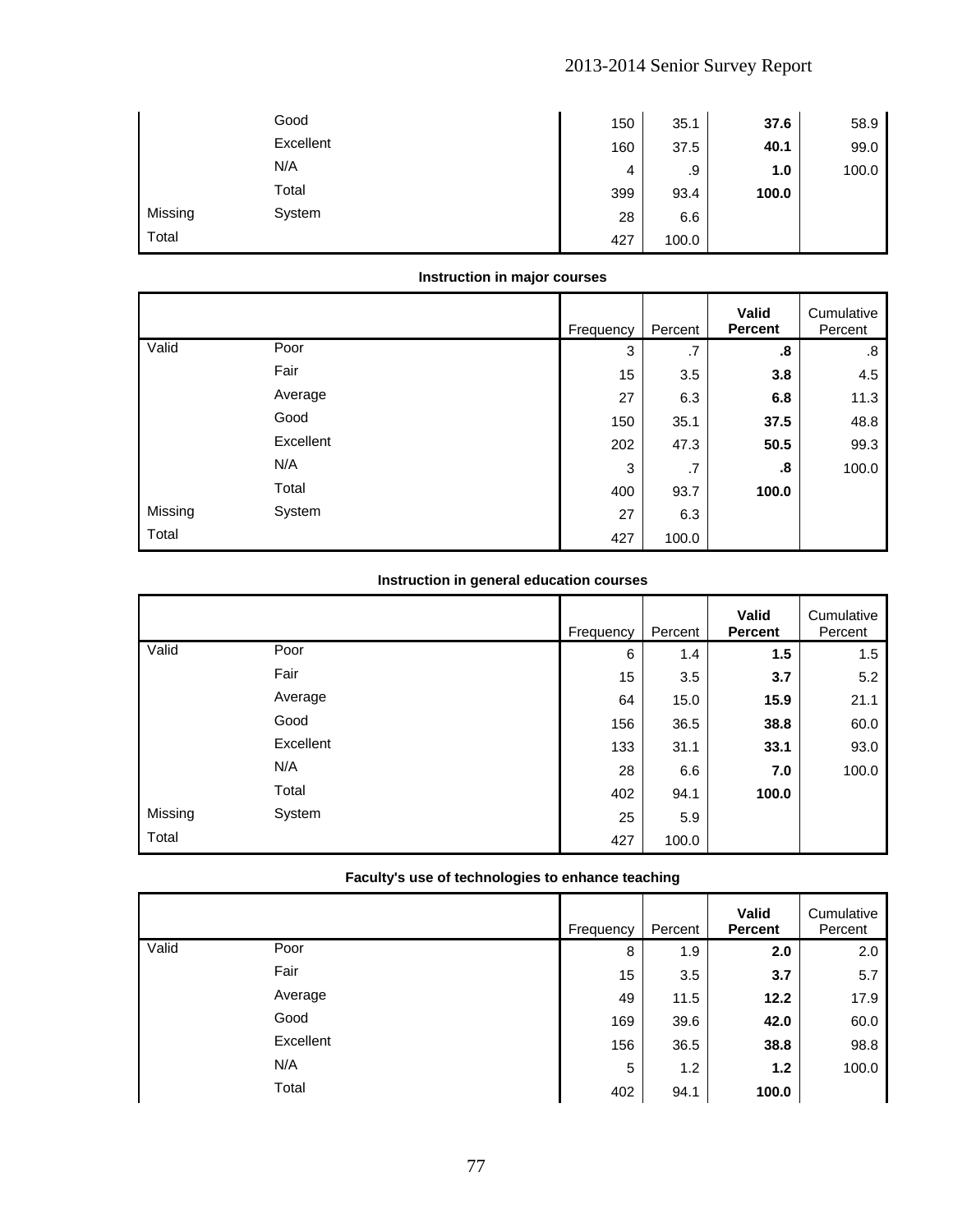| | | Frequency | Percent | Valid Percent | Cumulative Percent |
|---|---|---|---|---|---|
| | Good | 150 | 35.1 | **37.6** | 58.9 |
| | Excellent | 160 | 37.5 | **40.1** | 99.0 |
| | N/A | 4 | .9 | **1.0** | 100.0 |
| | Total | 399 | 93.4 | **100.0** | |
| Missing | System | 28 | 6.6 | | |
| Total | | 427 | 100.0 | | |

**Instruction in major courses**

| | | Frequency | Percent | **Valid Percent** | Cumulative Percent |
|---|---|---|---|---|---|
| Valid | Poor | 3 | .7 | **.8** | .8 |
| | Fair | 15 | 3.5 | **3.8** | 4.5 |
| | Average | 27 | 6.3 | **6.8** | 11.3 |
| | Good | 150 | 35.1 | **37.5** | 48.8 |
| | Excellent | 202 | 47.3 | **50.5** | 99.3 |
| | N/A | 3 | .7 | **.8** | 100.0 |
| | Total | 400 | 93.7 | **100.0** | |
| Missing | System | 27 | 6.3 | | |
| Total | | 427 | 100.0 | | |

**Instruction in general education courses**

| | | Frequency | Percent | **Valid Percent** | Cumulative Percent |
|---|---|---|---|---|---|
| Valid | Poor | 6 | 1.4 | **1.5** | 1.5 |
| | Fair | 15 | 3.5 | **3.7** | 5.2 |
| | Average | 64 | 15.0 | **15.9** | 21.1 |
| | Good | 156 | 36.5 | **38.8** | 60.0 |
| | Excellent | 133 | 31.1 | **33.1** | 93.0 |
| | N/A | 28 | 6.6 | **7.0** | 100.0 |
| | Total | 402 | 94.1 | **100.0** | |
| Missing | System | 25 | 5.9 | | |
| Total | | 427 | 100.0 | | |

**Faculty's use of technologies to enhance teaching**

| | | Frequency | Percent | **Valid Percent** | Cumulative Percent |
|---|---|---|---|---|---|
| Valid | Poor | 8 | 1.9 | **2.0** | 2.0 |
| | Fair | 15 | 3.5 | **3.7** | 5.7 |
| | Average | 49 | 11.5 | **12.2** | 17.9 |
| | Good | 169 | 39.6 | **42.0** | 60.0 |
| | Excellent | 156 | 36.5 | **38.8** | 98.8 |
| | N/A | 5 | 1.2 | **1.2** | 100.0 |
| | Total | 402 | 94.1 | **100.0** | |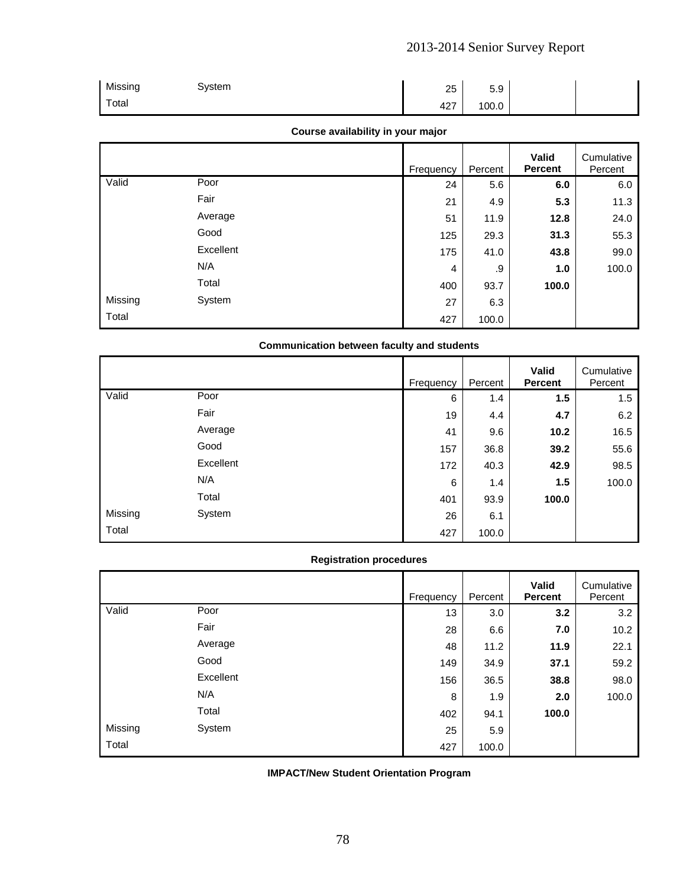| | | | | | |
|---|---|---|---|---|---|
| Missing | System | 25 | 5.9 | | |
| Total | | 427 | 100.0 | | |

**Course availability in your major**

| | | Frequency | Percent | **Valid Percent** | Cumulative Percent |
|---|---|---|---|---|---|
| Valid | Poor | 24 | 5.6 | **6.0** | 6.0 |
| | Fair | 21 | 4.9 | **5.3** | 11.3 |
| | Average | 51 | 11.9 | **12.8** | 24.0 |
| | Good | 125 | 29.3 | **31.3** | 55.3 |
| | Excellent | 175 | 41.0 | **43.8** | 99.0 |
| | N/A | 4 | .9 | **1.0** | 100.0 |
| | Total | 400 | 93.7 | **100.0** | |
| Missing | System | 27 | 6.3 | | |
| Total | | 427 | 100.0 | | |

**Communication between faculty and students**

| | | Frequency | Percent | **Valid Percent** | Cumulative Percent |
|---|---|---|---|---|---|
| Valid | Poor | 6 | 1.4 | **1.5** | 1.5 |
| | Fair | 19 | 4.4 | **4.7** | 6.2 |
| | Average | 41 | 9.6 | **10.2** | 16.5 |
| | Good | 157 | 36.8 | **39.2** | 55.6 |
| | Excellent | 172 | 40.3 | **42.9** | 98.5 |
| | N/A | 6 | 1.4 | **1.5** | 100.0 |
| | Total | 401 | 93.9 | **100.0** | |
| Missing | System | 26 | 6.1 | | |
| Total | | 427 | 100.0 | | |

**Registration procedures**

| | | Frequency | Percent | **Valid Percent** | Cumulative Percent |
|---|---|---|---|---|---|
| Valid | Poor | 13 | 3.0 | **3.2** | 3.2 |
| | Fair | 28 | 6.6 | **7.0** | 10.2 |
| | Average | 48 | 11.2 | **11.9** | 22.1 |
| | Good | 149 | 34.9 | **37.1** | 59.2 |
| | Excellent | 156 | 36.5 | **38.8** | 98.0 |
| | N/A | 8 | 1.9 | **2.0** | 100.0 |
| | Total | 402 | 94.1 | **100.0** | |
| Missing | System | 25 | 5.9 | | |
| Total | | 427 | 100.0 | | |

**IMPACT/New Student Orientation Program**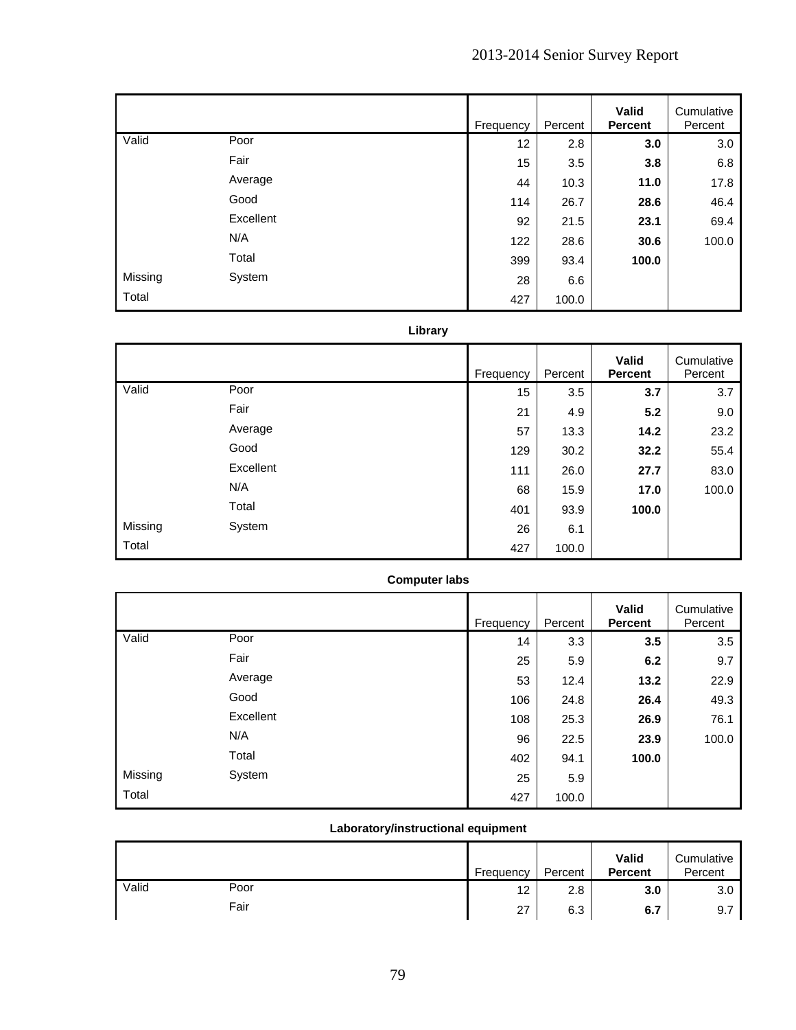| | | Frequency | Percent | **Valid Percent** | Cumulative Percent |
|---|---|---|---|---|---|
| Valid | Poor | 12 | 2.8 | **3.0** | 3.0 |
| | Fair | 15 | 3.5 | **3.8** | 6.8 |
| | Average | 44 | 10.3 | **11.0** | 17.8 |
| | Good | 114 | 26.7 | **28.6** | 46.4 |
| | Excellent | 92 | 21.5 | **23.1** | 69.4 |
| | N/A | 122 | 28.6 | **30.6** | 100.0 |
| | Total | 399 | 93.4 | **100.0** | |
| Missing | System | 28 | 6.6 | | |
| Total | | 427 | 100.0 | | |

**Library**

| | | Frequency | Percent | **Valid Percent** | Cumulative Percent |
|---|---|---|---|---|---|
| Valid | Poor | 15 | 3.5 | **3.7** | 3.7 |
| | Fair | 21 | 4.9 | **5.2** | 9.0 |
| | Average | 57 | 13.3 | **14.2** | 23.2 |
| | Good | 129 | 30.2 | **32.2** | 55.4 |
| | Excellent | 111 | 26.0 | **27.7** | 83.0 |
| | N/A | 68 | 15.9 | **17.0** | 100.0 |
| | Total | 401 | 93.9 | **100.0** | |
| Missing | System | 26 | 6.1 | | |
| Total | | 427 | 100.0 | | |

**Computer labs**

| | | Frequency | Percent | **Valid Percent** | Cumulative Percent |
|---|---|---|---|---|---|
| Valid | Poor | 14 | 3.3 | **3.5** | 3.5 |
| | Fair | 25 | 5.9 | **6.2** | 9.7 |
| | Average | 53 | 12.4 | **13.2** | 22.9 |
| | Good | 106 | 24.8 | **26.4** | 49.3 |
| | Excellent | 108 | 25.3 | **26.9** | 76.1 |
| | N/A | 96 | 22.5 | **23.9** | 100.0 |
| | Total | 402 | 94.1 | **100.0** | |
| Missing | System | 25 | 5.9 | | |
| Total | | 427 | 100.0 | | |

**Laboratory/instructional equipment**

| | | Frequency | Percent | **Valid Percent** | Cumulative Percent |
|---|---|---|---|---|---|
| Valid | Poor | 12 | 2.8 | **3.0** | 3.0 |
| | Fair | 27 | 6.3 | **6.7** | 9.7 |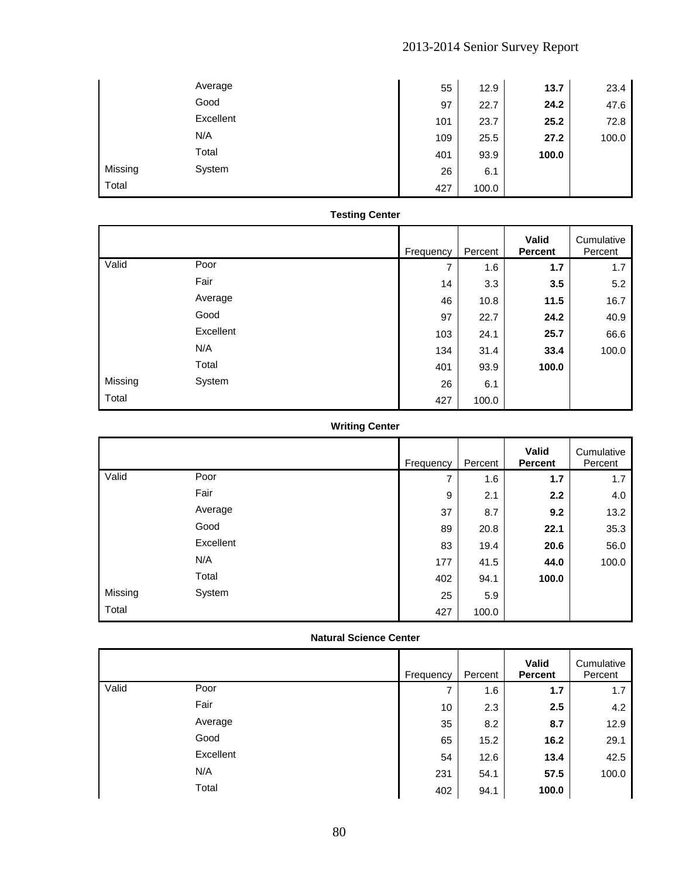| | | Frequency | Percent | Valid Percent | Cumulative Percent |
|---|---|---|---|---|---|
| | Average | 55 | 12.9 | **13.7** | 23.4 |
| | Good | 97 | 22.7 | **24.2** | 47.6 |
| | Excellent | 101 | 23.7 | **25.2** | 72.8 |
| | N/A | 109 | 25.5 | **27.2** | 100.0 |
| | Total | 401 | 93.9 | **100.0** | |
| Missing | System | 26 | 6.1 | | |
| Total | | 427 | 100.0 | | |

**Testing Center**

| | | Frequency | Percent | Valid Percent | Cumulative Percent |
|---|---|---|---|---|---|
| Valid | Poor | 7 | 1.6 | **1.7** | 1.7 |
| | Fair | 14 | 3.3 | **3.5** | 5.2 |
| | Average | 46 | 10.8 | **11.5** | 16.7 |
| | Good | 97 | 22.7 | **24.2** | 40.9 |
| | Excellent | 103 | 24.1 | **25.7** | 66.6 |
| | N/A | 134 | 31.4 | **33.4** | 100.0 |
| | Total | 401 | 93.9 | **100.0** | |
| Missing | System | 26 | 6.1 | | |
| Total | | 427 | 100.0 | | |

**Writing Center**

| | | Frequency | Percent | Valid Percent | Cumulative Percent |
|---|---|---|---|---|---|
| Valid | Poor | 7 | 1.6 | **1.7** | 1.7 |
| | Fair | 9 | 2.1 | **2.2** | 4.0 |
| | Average | 37 | 8.7 | **9.2** | 13.2 |
| | Good | 89 | 20.8 | **22.1** | 35.3 |
| | Excellent | 83 | 19.4 | **20.6** | 56.0 |
| | N/A | 177 | 41.5 | **44.0** | 100.0 |
| | Total | 402 | 94.1 | **100.0** | |
| Missing | System | 25 | 5.9 | | |
| Total | | 427 | 100.0 | | |

**Natural Science Center**

| | | Frequency | Percent | Valid Percent | Cumulative Percent |
|---|---|---|---|---|---|
| Valid | Poor | 7 | 1.6 | **1.7** | 1.7 |
| | Fair | 10 | 2.3 | **2.5** | 4.2 |
| | Average | 35 | 8.2 | **8.7** | 12.9 |
| | Good | 65 | 15.2 | **16.2** | 29.1 |
| | Excellent | 54 | 12.6 | **13.4** | 42.5 |
| | N/A | 231 | 54.1 | **57.5** | 100.0 |
| | Total | 402 | 94.1 | **100.0** | |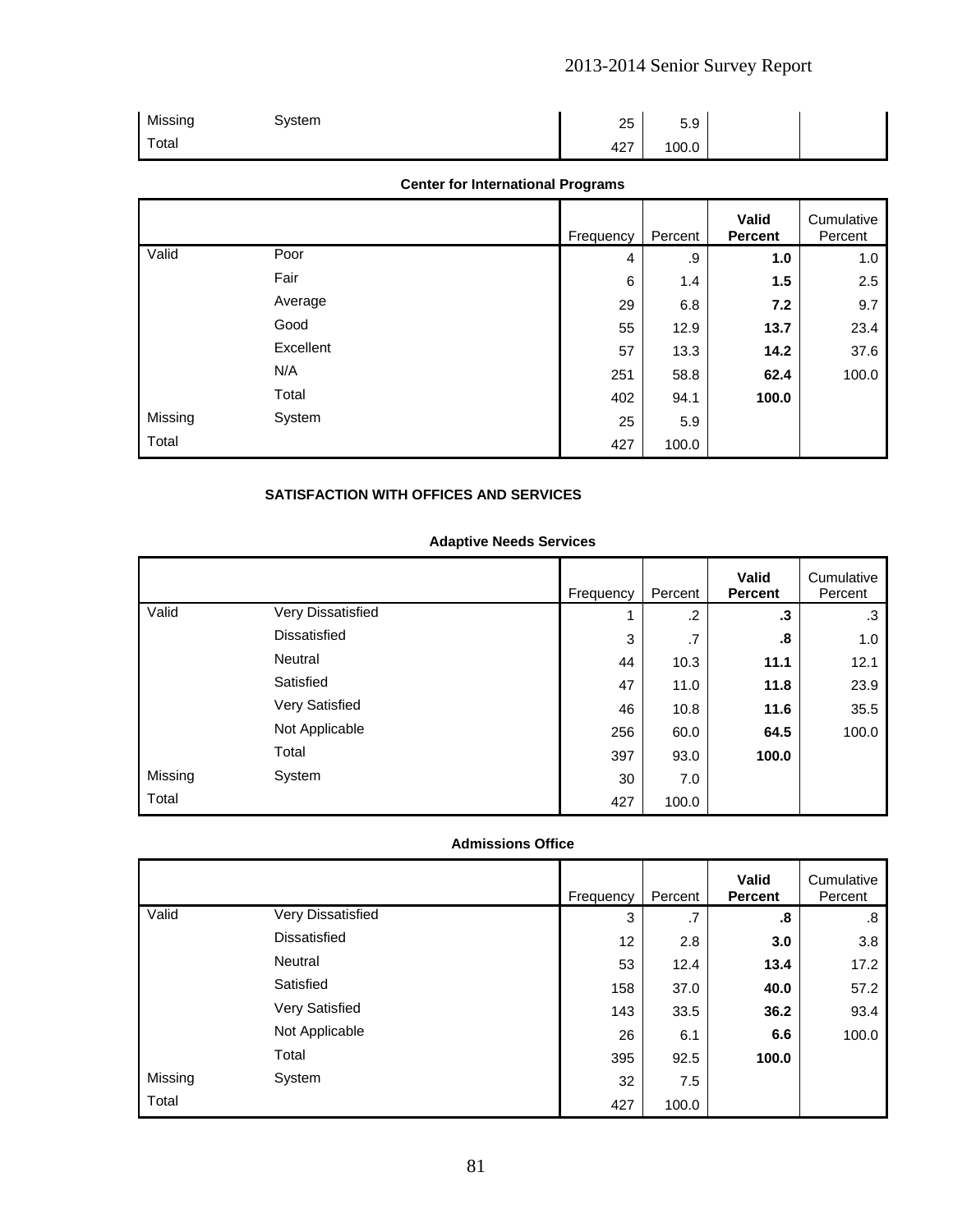| | | Frequency | Percent | Valid Percent | Cumulative Percent |
|---|---|---|---|---|---|
| Missing | System | 25 | 5.9 | | |
| Total | | 427 | 100.0 | | |

**Center for International Programs**

| | | Frequency | Percent | Valid Percent | Cumulative Percent |
|---|---|---|---|---|---|
| Valid | Poor | 4 | .9 | **1.0** | 1.0 |
| | Fair | 6 | 1.4 | **1.5** | 2.5 |
| | Average | 29 | 6.8 | **7.2** | 9.7 |
| | Good | 55 | 12.9 | **13.7** | 23.4 |
| | Excellent | 57 | 13.3 | **14.2** | 37.6 |
| | N/A | 251 | 58.8 | **62.4** | 100.0 |
| | Total | 402 | 94.1 | **100.0** | |
| Missing | System | 25 | 5.9 | | |
| Total | | 427 | 100.0 | | |

**SATISFACTION WITH OFFICES AND SERVICES**

**Adaptive Needs Services**

| | | Frequency | Percent | Valid Percent | Cumulative Percent |
|---|---|---|---|---|---|
| Valid | Very Dissatisfied | 1 | .2 | **.3** | .3 |
| | Dissatisfied | 3 | .7 | **.8** | 1.0 |
| | Neutral | 44 | 10.3 | **11.1** | 12.1 |
| | Satisfied | 47 | 11.0 | **11.8** | 23.9 |
| | Very Satisfied | 46 | 10.8 | **11.6** | 35.5 |
| | Not Applicable | 256 | 60.0 | **64.5** | 100.0 |
| | Total | 397 | 93.0 | **100.0** | |
| Missing | System | 30 | 7.0 | | |
| Total | | 427 | 100.0 | | |

**Admissions Office**

| | | Frequency | Percent | Valid Percent | Cumulative Percent |
|---|---|---|---|---|---|
| Valid | Very Dissatisfied | 3 | .7 | **.8** | .8 |
| | Dissatisfied | 12 | 2.8 | **3.0** | 3.8 |
| | Neutral | 53 | 12.4 | **13.4** | 17.2 |
| | Satisfied | 158 | 37.0 | **40.0** | 57.2 |
| | Very Satisfied | 143 | 33.5 | **36.2** | 93.4 |
| | Not Applicable | 26 | 6.1 | **6.6** | 100.0 |
| | Total | 395 | 92.5 | **100.0** | |
| Missing | System | 32 | 7.5 | | |
| Total | | 427 | 100.0 | | |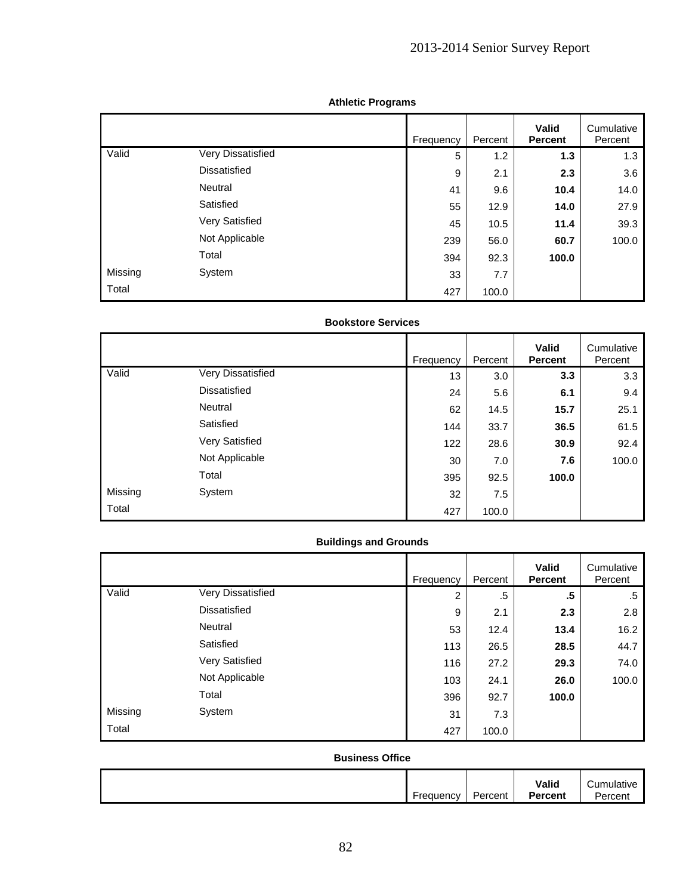**Athletic Programs**

| | | Frequency | Percent | **Valid Percent** | Cumulative Percent |
|---|---|---|---|---|---|
| Valid | Very Dissatisfied | 5 | 1.2 | **1.3** | 1.3 |
| | Dissatisfied | 9 | 2.1 | **2.3** | 3.6 |
| | Neutral | 41 | 9.6 | **10.4** | 14.0 |
| | Satisfied | 55 | 12.9 | **14.0** | 27.9 |
| | Very Satisfied | 45 | 10.5 | **11.4** | 39.3 |
| | Not Applicable | 239 | 56.0 | **60.7** | 100.0 |
| | Total | 394 | 92.3 | **100.0** | |
| Missing | System | 33 | 7.7 | | |
| Total | | 427 | 100.0 | | |

**Bookstore Services**

| | | Frequency | Percent | **Valid Percent** | Cumulative Percent |
|---|---|---|---|---|---|
| Valid | Very Dissatisfied | 13 | 3.0 | **3.3** | 3.3 |
| | Dissatisfied | 24 | 5.6 | **6.1** | 9.4 |
| | Neutral | 62 | 14.5 | **15.7** | 25.1 |
| | Satisfied | 144 | 33.7 | **36.5** | 61.5 |
| | Very Satisfied | 122 | 28.6 | **30.9** | 92.4 |
| | Not Applicable | 30 | 7.0 | **7.6** | 100.0 |
| | Total | 395 | 92.5 | **100.0** | |
| Missing | System | 32 | 7.5 | | |
| Total | | 427 | 100.0 | | |

**Buildings and Grounds**

| | | Frequency | Percent | **Valid Percent** | Cumulative Percent |
|---|---|---|---|---|---|
| Valid | Very Dissatisfied | 2 | .5 | **.5** | .5 |
| | Dissatisfied | 9 | 2.1 | **2.3** | 2.8 |
| | Neutral | 53 | 12.4 | **13.4** | 16.2 |
| | Satisfied | 113 | 26.5 | **28.5** | 44.7 |
| | Very Satisfied | 116 | 27.2 | **29.3** | 74.0 |
| | Not Applicable | 103 | 24.1 | **26.0** | 100.0 |
| | Total | 396 | 92.7 | **100.0** | |
| Missing | System | 31 | 7.3 | | |
| Total | | 427 | 100.0 | | |

**Business Office**

| | | Frequency | Percent | **Valid Percent** | Cumulative Percent |
|---|---|---|---|---|---|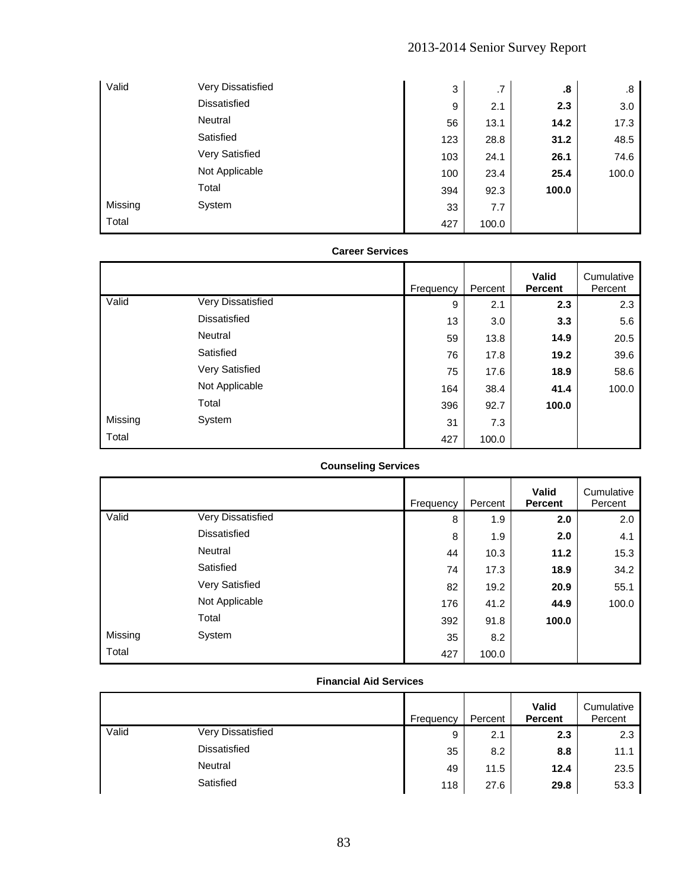| | | Frequency | Percent | Valid Percent | Cumulative Percent |
|---|---|---|---|---|---|
| Valid | Very Dissatisfied | 3 | .7 | **.8** | .8 |
| | Dissatisfied | 9 | 2.1 | **2.3** | 3.0 |
| | Neutral | 56 | 13.1 | **14.2** | 17.3 |
| | Satisfied | 123 | 28.8 | **31.2** | 48.5 |
| | Very Satisfied | 103 | 24.1 | **26.1** | 74.6 |
| | Not Applicable | 100 | 23.4 | **25.4** | 100.0 |
| | Total | 394 | 92.3 | **100.0** | |
| Missing | System | 33 | 7.7 | | |
| Total | | 427 | 100.0 | | |

**Career Services**

| | | Frequency | Percent | Valid Percent | Cumulative Percent |
|---|---|---|---|---|---|
| Valid | Very Dissatisfied | 9 | 2.1 | **2.3** | 2.3 |
| | Dissatisfied | 13 | 3.0 | **3.3** | 5.6 |
| | Neutral | 59 | 13.8 | **14.9** | 20.5 |
| | Satisfied | 76 | 17.8 | **19.2** | 39.6 |
| | Very Satisfied | 75 | 17.6 | **18.9** | 58.6 |
| | Not Applicable | 164 | 38.4 | **41.4** | 100.0 |
| | Total | 396 | 92.7 | **100.0** | |
| Missing | System | 31 | 7.3 | | |
| Total | | 427 | 100.0 | | |

**Counseling Services**

| | | Frequency | Percent | Valid Percent | Cumulative Percent |
|---|---|---|---|---|---|
| Valid | Very Dissatisfied | 8 | 1.9 | **2.0** | 2.0 |
| | Dissatisfied | 8 | 1.9 | **2.0** | 4.1 |
| | Neutral | 44 | 10.3 | **11.2** | 15.3 |
| | Satisfied | 74 | 17.3 | **18.9** | 34.2 |
| | Very Satisfied | 82 | 19.2 | **20.9** | 55.1 |
| | Not Applicable | 176 | 41.2 | **44.9** | 100.0 |
| | Total | 392 | 91.8 | **100.0** | |
| Missing | System | 35 | 8.2 | | |
| Total | | 427 | 100.0 | | |

**Financial Aid Services**

| | | Frequency | Percent | Valid Percent | Cumulative Percent |
|---|---|---|---|---|---|
| Valid | Very Dissatisfied | 9 | 2.1 | **2.3** | 2.3 |
| | Dissatisfied | 35 | 8.2 | **8.8** | 11.1 |
| | Neutral | 49 | 11.5 | **12.4** | 23.5 |
| | Satisfied | 118 | 27.6 | **29.8** | 53.3 |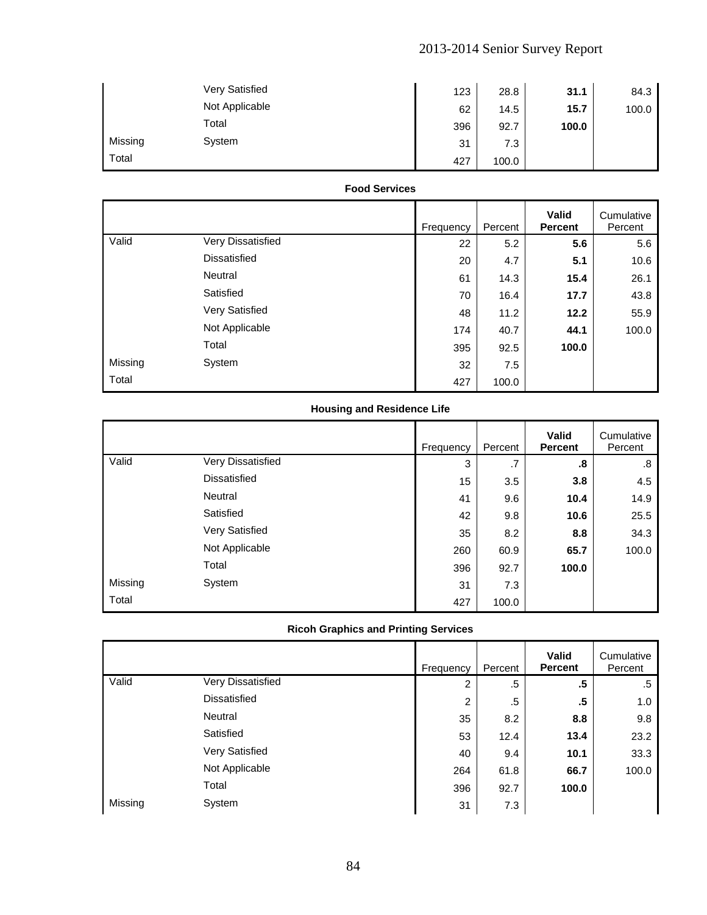| | | Frequency | Percent | Valid Percent | Cumulative Percent |
|---|---|---|---|---|---|
| | Very Satisfied | 123 | 28.8 | **31.1** | 84.3 |
| | Not Applicable | 62 | 14.5 | **15.7** | 100.0 |
| | Total | 396 | 92.7 | **100.0** | |
| Missing | System | 31 | 7.3 | | |
| Total | | 427 | 100.0 | | |

**Food Services**

| | | Frequency | Percent | Valid Percent | Cumulative Percent |
|---|---|---|---|---|---|
| Valid | Very Dissatisfied | 22 | 5.2 | **5.6** | 5.6 |
| | Dissatisfied | 20 | 4.7 | **5.1** | 10.6 |
| | Neutral | 61 | 14.3 | **15.4** | 26.1 |
| | Satisfied | 70 | 16.4 | **17.7** | 43.8 |
| | Very Satisfied | 48 | 11.2 | **12.2** | 55.9 |
| | Not Applicable | 174 | 40.7 | **44.1** | 100.0 |
| | Total | 395 | 92.5 | **100.0** | |
| Missing | System | 32 | 7.5 | | |
| Total | | 427 | 100.0 | | |

**Housing and Residence Life**

| | | Frequency | Percent | Valid Percent | Cumulative Percent |
|---|---|---|---|---|---|
| Valid | Very Dissatisfied | 3 | .7 | **.8** | .8 |
| | Dissatisfied | 15 | 3.5 | **3.8** | 4.5 |
| | Neutral | 41 | 9.6 | **10.4** | 14.9 |
| | Satisfied | 42 | 9.8 | **10.6** | 25.5 |
| | Very Satisfied | 35 | 8.2 | **8.8** | 34.3 |
| | Not Applicable | 260 | 60.9 | **65.7** | 100.0 |
| | Total | 396 | 92.7 | **100.0** | |
| Missing | System | 31 | 7.3 | | |
| Total | | 427 | 100.0 | | |

**Ricoh Graphics and Printing Services**

| | | Frequency | Percent | Valid Percent | Cumulative Percent |
|---|---|---|---|---|---|
| Valid | Very Dissatisfied | 2 | .5 | **.5** | .5 |
| | Dissatisfied | 2 | .5 | **.5** | 1.0 |
| | Neutral | 35 | 8.2 | **8.8** | 9.8 |
| | Satisfied | 53 | 12.4 | **13.4** | 23.2 |
| | Very Satisfied | 40 | 9.4 | **10.1** | 33.3 |
| | Not Applicable | 264 | 61.8 | **66.7** | 100.0 |
| | Total | 396 | 92.7 | **100.0** | |
| Missing | System | 31 | 7.3 | | |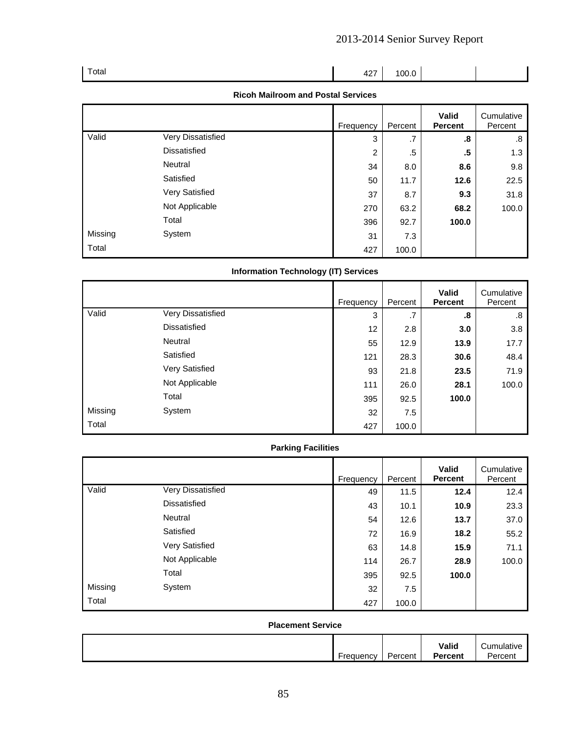| | | | | | |
|---|---|---|---|---|---|
| Total | | 427 | 100.0 | | |

**Ricoh Mailroom and Postal Services**

| | | Frequency | Percent | Valid Percent | Cumulative Percent |
|---|---|---|---|---|---|
| Valid | Very Dissatisfied | 3 | .7 | .8 | .8 |
| | Dissatisfied | 2 | .5 | .5 | 1.3 |
| | Neutral | 34 | 8.0 | 8.6 | 9.8 |
| | Satisfied | 50 | 11.7 | 12.6 | 22.5 |
| | Very Satisfied | 37 | 8.7 | 9.3 | 31.8 |
| | Not Applicable | 270 | 63.2 | 68.2 | 100.0 |
| | Total | 396 | 92.7 | 100.0 | |
| Missing | System | 31 | 7.3 | | |
| Total | | 427 | 100.0 | | |

**Information Technology (IT) Services**

| | | Frequency | Percent | Valid Percent | Cumulative Percent |
|---|---|---|---|---|---|
| Valid | Very Dissatisfied | 3 | .7 | .8 | .8 |
| | Dissatisfied | 12 | 2.8 | 3.0 | 3.8 |
| | Neutral | 55 | 12.9 | 13.9 | 17.7 |
| | Satisfied | 121 | 28.3 | 30.6 | 48.4 |
| | Very Satisfied | 93 | 21.8 | 23.5 | 71.9 |
| | Not Applicable | 111 | 26.0 | 28.1 | 100.0 |
| | Total | 395 | 92.5 | 100.0 | |
| Missing | System | 32 | 7.5 | | |
| Total | | 427 | 100.0 | | |

**Parking Facilities**

| | | Frequency | Percent | Valid Percent | Cumulative Percent |
|---|---|---|---|---|---|
| Valid | Very Dissatisfied | 49 | 11.5 | 12.4 | 12.4 |
| | Dissatisfied | 43 | 10.1 | 10.9 | 23.3 |
| | Neutral | 54 | 12.6 | 13.7 | 37.0 |
| | Satisfied | 72 | 16.9 | 18.2 | 55.2 |
| | Very Satisfied | 63 | 14.8 | 15.9 | 71.1 |
| | Not Applicable | 114 | 26.7 | 28.9 | 100.0 |
| | Total | 395 | 92.5 | 100.0 | |
| Missing | System | 32 | 7.5 | | |
| Total | | 427 | 100.0 | | |

**Placement Service**

| | | Frequency | Percent | Valid Percent | Cumulative Percent |
|---|---|---|---|---|---|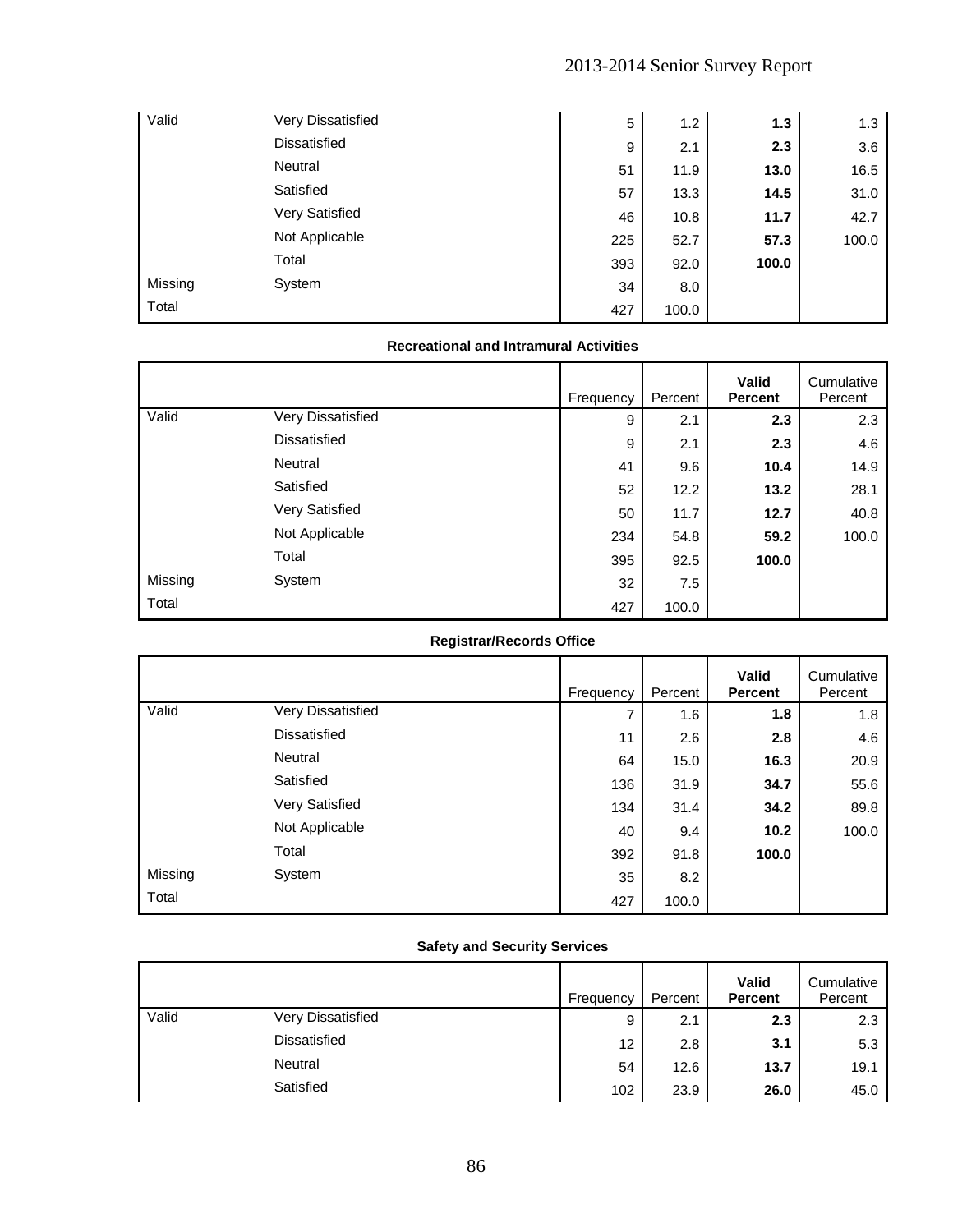| | | Frequency | Percent | Valid Percent | Cumulative Percent |
|---|---|---|---|---|---|
| Valid | Very Dissatisfied | 5 | 1.2 | **1.3** | 1.3 |
| | Dissatisfied | 9 | 2.1 | **2.3** | 3.6 |
| | Neutral | 51 | 11.9 | **13.0** | 16.5 |
| | Satisfied | 57 | 13.3 | **14.5** | 31.0 |
| | Very Satisfied | 46 | 10.8 | **11.7** | 42.7 |
| | Not Applicable | 225 | 52.7 | **57.3** | 100.0 |
| | Total | 393 | 92.0 | **100.0** | |
| Missing | System | 34 | 8.0 | | |
| Total | | 427 | 100.0 | | |

**Recreational and Intramural Activities**

| | | Frequency | Percent | Valid Percent | Cumulative Percent |
|---|---|---|---|---|---|
| Valid | Very Dissatisfied | 9 | 2.1 | **2.3** | 2.3 |
| | Dissatisfied | 9 | 2.1 | **2.3** | 4.6 |
| | Neutral | 41 | 9.6 | **10.4** | 14.9 |
| | Satisfied | 52 | 12.2 | **13.2** | 28.1 |
| | Very Satisfied | 50 | 11.7 | **12.7** | 40.8 |
| | Not Applicable | 234 | 54.8 | **59.2** | 100.0 |
| | Total | 395 | 92.5 | **100.0** | |
| Missing | System | 32 | 7.5 | | |
| Total | | 427 | 100.0 | | |

**Registrar/Records Office**

| | | Frequency | Percent | Valid Percent | Cumulative Percent |
|---|---|---|---|---|---|
| Valid | Very Dissatisfied | 7 | 1.6 | **1.8** | 1.8 |
| | Dissatisfied | 11 | 2.6 | **2.8** | 4.6 |
| | Neutral | 64 | 15.0 | **16.3** | 20.9 |
| | Satisfied | 136 | 31.9 | **34.7** | 55.6 |
| | Very Satisfied | 134 | 31.4 | **34.2** | 89.8 |
| | Not Applicable | 40 | 9.4 | **10.2** | 100.0 |
| | Total | 392 | 91.8 | **100.0** | |
| Missing | System | 35 | 8.2 | | |
| Total | | 427 | 100.0 | | |

**Safety and Security Services**

| | | Frequency | Percent | Valid Percent | Cumulative Percent |
|---|---|---|---|---|---|
| Valid | Very Dissatisfied | 9 | 2.1 | **2.3** | 2.3 |
| | Dissatisfied | 12 | 2.8 | **3.1** | 5.3 |
| | Neutral | 54 | 12.6 | **13.7** | 19.1 |
| | Satisfied | 102 | 23.9 | **26.0** | 45.0 |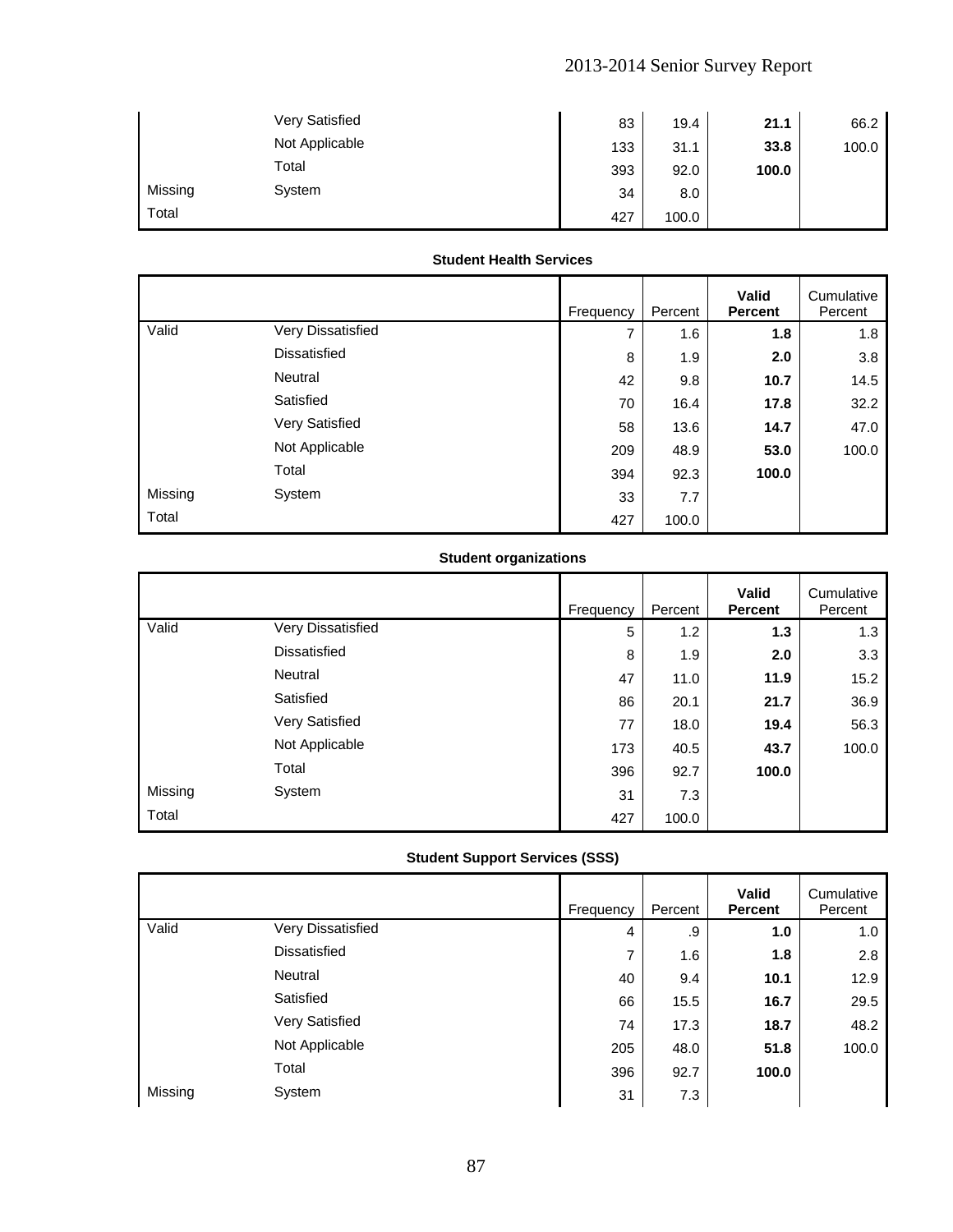| | | Frequency | Percent | Valid Percent | Cumulative Percent |
|---|---|---|---|---|---|
| | Very Satisfied | 83 | 19.4 | **21.1** | 66.2 |
| | Not Applicable | 133 | 31.1 | **33.8** | 100.0 |
| | Total | 393 | 92.0 | **100.0** | |
| Missing | System | 34 | 8.0 | | |
| Total | | 427 | 100.0 | | |

**Student Health Services**

| | | Frequency | Percent | Valid Percent | Cumulative Percent |
|---|---|---|---|---|---|
| Valid | Very Dissatisfied | 7 | 1.6 | **1.8** | 1.8 |
| | Dissatisfied | 8 | 1.9 | **2.0** | 3.8 |
| | Neutral | 42 | 9.8 | **10.7** | 14.5 |
| | Satisfied | 70 | 16.4 | **17.8** | 32.2 |
| | Very Satisfied | 58 | 13.6 | **14.7** | 47.0 |
| | Not Applicable | 209 | 48.9 | **53.0** | 100.0 |
| | Total | 394 | 92.3 | **100.0** | |
| Missing | System | 33 | 7.7 | | |
| Total | | 427 | 100.0 | | |

**Student organizations**

| | | Frequency | Percent | Valid Percent | Cumulative Percent |
|---|---|---|---|---|---|
| Valid | Very Dissatisfied | 5 | 1.2 | **1.3** | 1.3 |
| | Dissatisfied | 8 | 1.9 | **2.0** | 3.3 |
| | Neutral | 47 | 11.0 | **11.9** | 15.2 |
| | Satisfied | 86 | 20.1 | **21.7** | 36.9 |
| | Very Satisfied | 77 | 18.0 | **19.4** | 56.3 |
| | Not Applicable | 173 | 40.5 | **43.7** | 100.0 |
| | Total | 396 | 92.7 | **100.0** | |
| Missing | System | 31 | 7.3 | | |
| Total | | 427 | 100.0 | | |

**Student Support Services (SSS)**

| | | Frequency | Percent | Valid Percent | Cumulative Percent |
|---|---|---|---|---|---|
| Valid | Very Dissatisfied | 4 | .9 | **1.0** | 1.0 |
| | Dissatisfied | 7 | 1.6 | **1.8** | 2.8 |
| | Neutral | 40 | 9.4 | **10.1** | 12.9 |
| | Satisfied | 66 | 15.5 | **16.7** | 29.5 |
| | Very Satisfied | 74 | 17.3 | **18.7** | 48.2 |
| | Not Applicable | 205 | 48.0 | **51.8** | 100.0 |
| | Total | 396 | 92.7 | **100.0** | |
| Missing | System | 31 | 7.3 | | |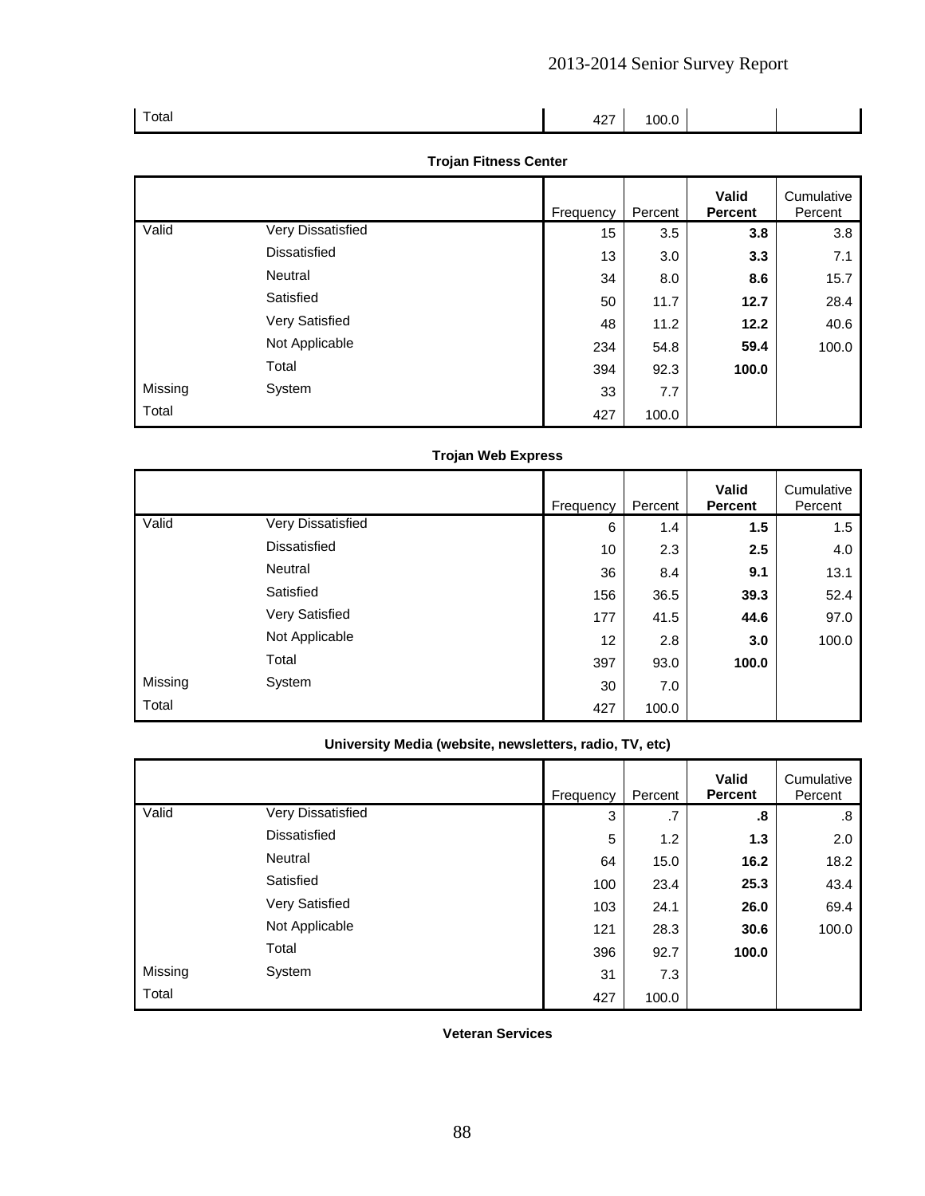| | | | | | |
|---|---|---|---|---|---|
| Total | | 427 | 100.0 | | |

**Trojan Fitness Center**

| | | Frequency | Percent | Valid Percent | Cumulative Percent |
|---|---|---|---|---|---|
| Valid | Very Dissatisfied | 15 | 3.5 | **3.8** | 3.8 |
| | Dissatisfied | 13 | 3.0 | **3.3** | 7.1 |
| | Neutral | 34 | 8.0 | **8.6** | 15.7 |
| | Satisfied | 50 | 11.7 | **12.7** | 28.4 |
| | Very Satisfied | 48 | 11.2 | **12.2** | 40.6 |
| | Not Applicable | 234 | 54.8 | **59.4** | 100.0 |
| | Total | 394 | 92.3 | **100.0** | |
| Missing | System | 33 | 7.7 | | |
| Total | | 427 | 100.0 | | |

**Trojan Web Express**

| | | Frequency | Percent | Valid Percent | Cumulative Percent |
|---|---|---|---|---|---|
| Valid | Very Dissatisfied | 6 | 1.4 | **1.5** | 1.5 |
| | Dissatisfied | 10 | 2.3 | **2.5** | 4.0 |
| | Neutral | 36 | 8.4 | **9.1** | 13.1 |
| | Satisfied | 156 | 36.5 | **39.3** | 52.4 |
| | Very Satisfied | 177 | 41.5 | **44.6** | 97.0 |
| | Not Applicable | 12 | 2.8 | **3.0** | 100.0 |
| | Total | 397 | 93.0 | **100.0** | |
| Missing | System | 30 | 7.0 | | |
| Total | | 427 | 100.0 | | |

**University Media (website, newsletters, radio, TV, etc)**

| | | Frequency | Percent | Valid Percent | Cumulative Percent |
|---|---|---|---|---|---|
| Valid | Very Dissatisfied | 3 | .7 | **.8** | .8 |
| | Dissatisfied | 5 | 1.2 | **1.3** | 2.0 |
| | Neutral | 64 | 15.0 | **16.2** | 18.2 |
| | Satisfied | 100 | 23.4 | **25.3** | 43.4 |
| | Very Satisfied | 103 | 24.1 | **26.0** | 69.4 |
| | Not Applicable | 121 | 28.3 | **30.6** | 100.0 |
| | Total | 396 | 92.7 | **100.0** | |
| Missing | System | 31 | 7.3 | | |
| Total | | 427 | 100.0 | | |

**Veteran Services**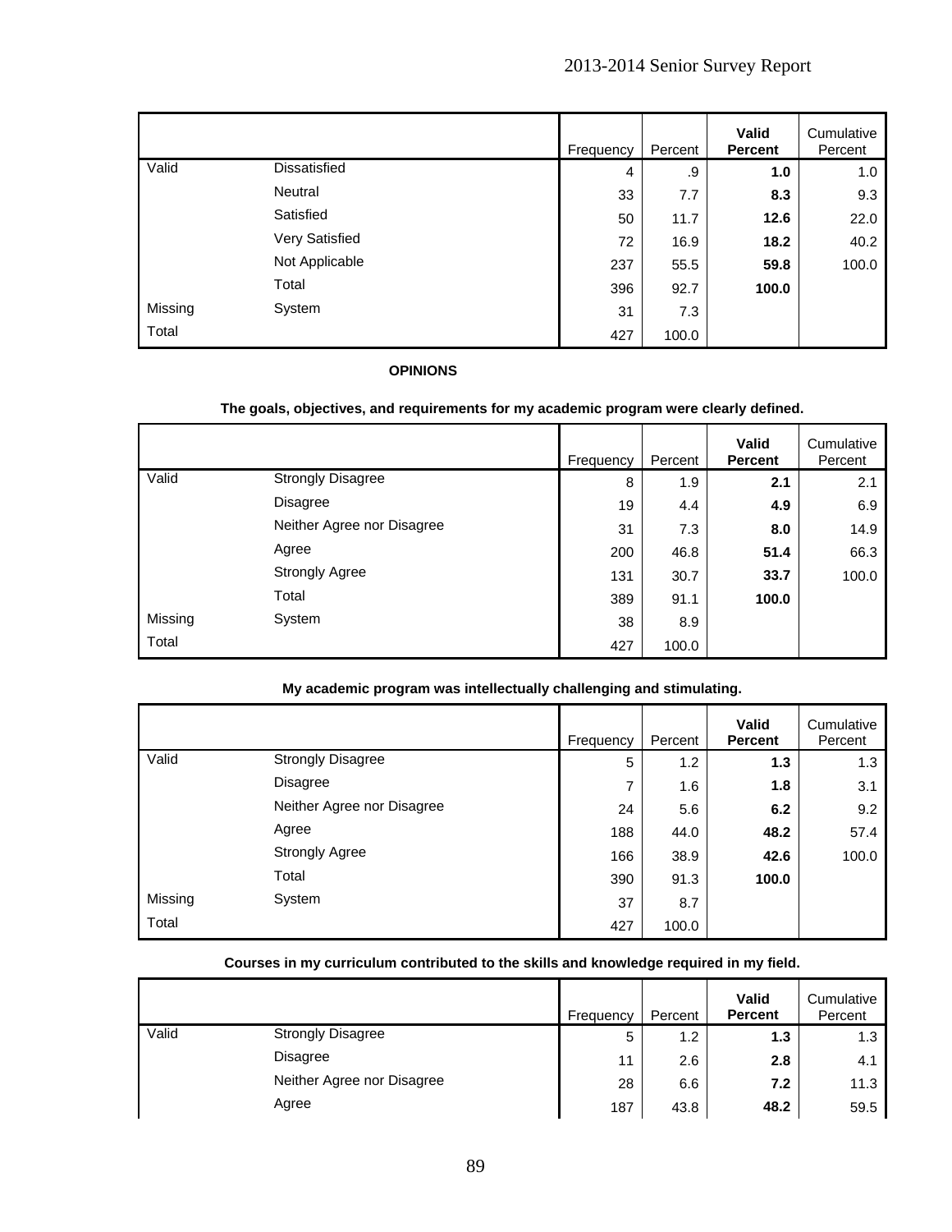| | | Frequency | Percent | Valid Percent | Cumulative Percent |
|---|---|---|---|---|---|
| Valid | Dissatisfied | 4 | .9 | **1.0** | 1.0 |
| | Neutral | 33 | 7.7 | **8.3** | 9.3 |
| | Satisfied | 50 | 11.7 | **12.6** | 22.0 |
| | Very Satisfied | 72 | 16.9 | **18.2** | 40.2 |
| | Not Applicable | 237 | 55.5 | **59.8** | 100.0 |
| | Total | 396 | 92.7 | **100.0** | |
| Missing | System | 31 | 7.3 | | |
| Total | | 427 | 100.0 | | |

**OPINIONS**

**The goals, objectives, and requirements for my academic program were clearly defined.**

| | | Frequency | Percent | Valid Percent | Cumulative Percent |
|---|---|---|---|---|---|
| Valid | Strongly Disagree | 8 | 1.9 | **2.1** | 2.1 |
| | Disagree | 19 | 4.4 | **4.9** | 6.9 |
| | Neither Agree nor Disagree | 31 | 7.3 | **8.0** | 14.9 |
| | Agree | 200 | 46.8 | **51.4** | 66.3 |
| | Strongly Agree | 131 | 30.7 | **33.7** | 100.0 |
| | Total | 389 | 91.1 | **100.0** | |
| Missing | System | 38 | 8.9 | | |
| Total | | 427 | 100.0 | | |

**My academic program was intellectually challenging and stimulating.**

| | | Frequency | Percent | Valid Percent | Cumulative Percent |
|---|---|---|---|---|---|
| Valid | Strongly Disagree | 5 | 1.2 | **1.3** | 1.3 |
| | Disagree | 7 | 1.6 | **1.8** | 3.1 |
| | Neither Agree nor Disagree | 24 | 5.6 | **6.2** | 9.2 |
| | Agree | 188 | 44.0 | **48.2** | 57.4 |
| | Strongly Agree | 166 | 38.9 | **42.6** | 100.0 |
| | Total | 390 | 91.3 | **100.0** | |
| Missing | System | 37 | 8.7 | | |
| Total | | 427 | 100.0 | | |

**Courses in my curriculum contributed to the skills and knowledge required in my field.**

| | | Frequency | Percent | Valid Percent | Cumulative Percent |
|---|---|---|---|---|---|
| Valid | Strongly Disagree | 5 | 1.2 | **1.3** | 1.3 |
| | Disagree | 11 | 2.6 | **2.8** | 4.1 |
| | Neither Agree nor Disagree | 28 | 6.6 | **7.2** | 11.3 |
| | Agree | 187 | 43.8 | **48.2** | 59.5 |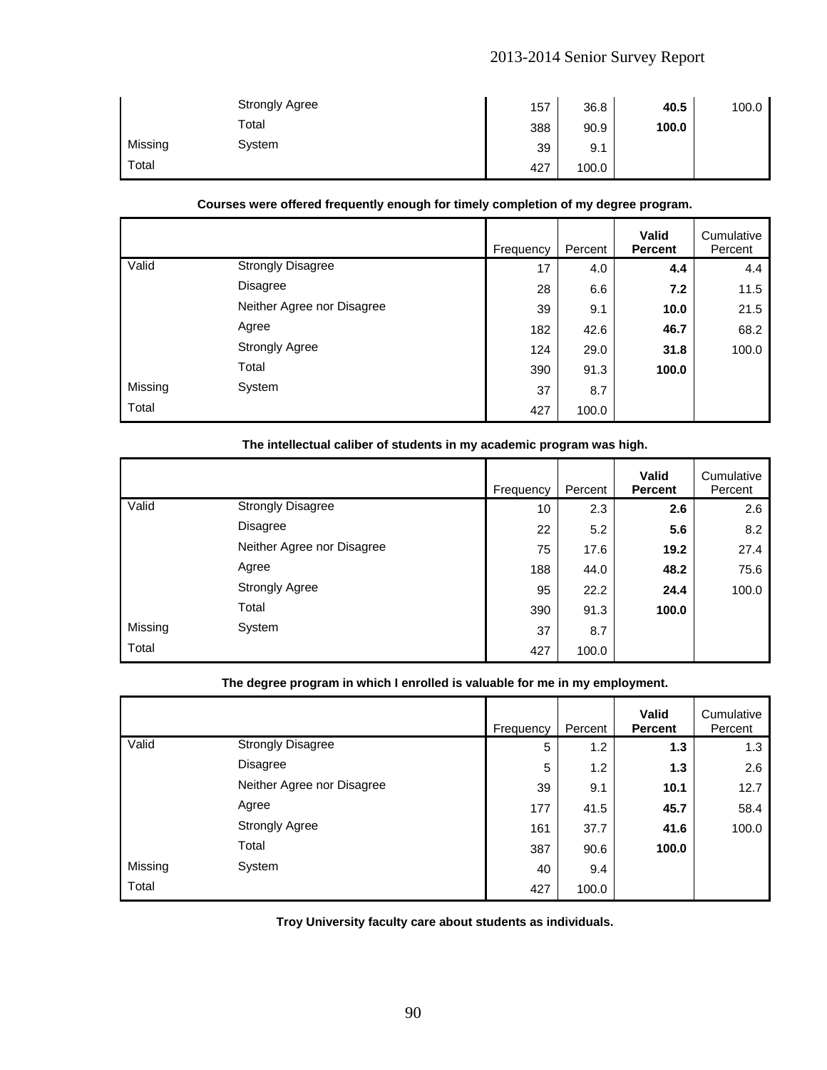| | | Frequency | Percent | Valid Percent | Cumulative Percent |
|---|---|---|---|---|---|
| | Strongly Agree | 157 | 36.8 | **40.5** | 100.0 |
| | Total | 388 | 90.9 | **100.0** | |
| Missing | System | 39 | 9.1 | | |
| Total | | 427 | 100.0 | | |

**Courses were offered frequently enough for timely completion of my degree program.**

| | | Frequency | Percent | Valid Percent | Cumulative Percent |
|---|---|---|---|---|---|
| Valid | Strongly Disagree | 17 | 4.0 | **4.4** | 4.4 |
| | Disagree | 28 | 6.6 | **7.2** | 11.5 |
| | Neither Agree nor Disagree | 39 | 9.1 | **10.0** | 21.5 |
| | Agree | 182 | 42.6 | **46.7** | 68.2 |
| | Strongly Agree | 124 | 29.0 | **31.8** | 100.0 |
| | Total | 390 | 91.3 | **100.0** | |
| Missing | System | 37 | 8.7 | | |
| Total | | 427 | 100.0 | | |

**The intellectual caliber of students in my academic program was high.**

| | | Frequency | Percent | Valid Percent | Cumulative Percent |
|---|---|---|---|---|---|
| Valid | Strongly Disagree | 10 | 2.3 | **2.6** | 2.6 |
| | Disagree | 22 | 5.2 | **5.6** | 8.2 |
| | Neither Agree nor Disagree | 75 | 17.6 | **19.2** | 27.4 |
| | Agree | 188 | 44.0 | **48.2** | 75.6 |
| | Strongly Agree | 95 | 22.2 | **24.4** | 100.0 |
| | Total | 390 | 91.3 | **100.0** | |
| Missing | System | 37 | 8.7 | | |
| Total | | 427 | 100.0 | | |

**The degree program in which I enrolled is valuable for me in my employment.**

| | | Frequency | Percent | Valid Percent | Cumulative Percent |
|---|---|---|---|---|---|
| Valid | Strongly Disagree | 5 | 1.2 | **1.3** | 1.3 |
| | Disagree | 5 | 1.2 | **1.3** | 2.6 |
| | Neither Agree nor Disagree | 39 | 9.1 | **10.1** | 12.7 |
| | Agree | 177 | 41.5 | **45.7** | 58.4 |
| | Strongly Agree | 161 | 37.7 | **41.6** | 100.0 |
| | Total | 387 | 90.6 | **100.0** | |
| Missing | System | 40 | 9.4 | | |
| Total | | 427 | 100.0 | | |

**Troy University faculty care about students as individuals.**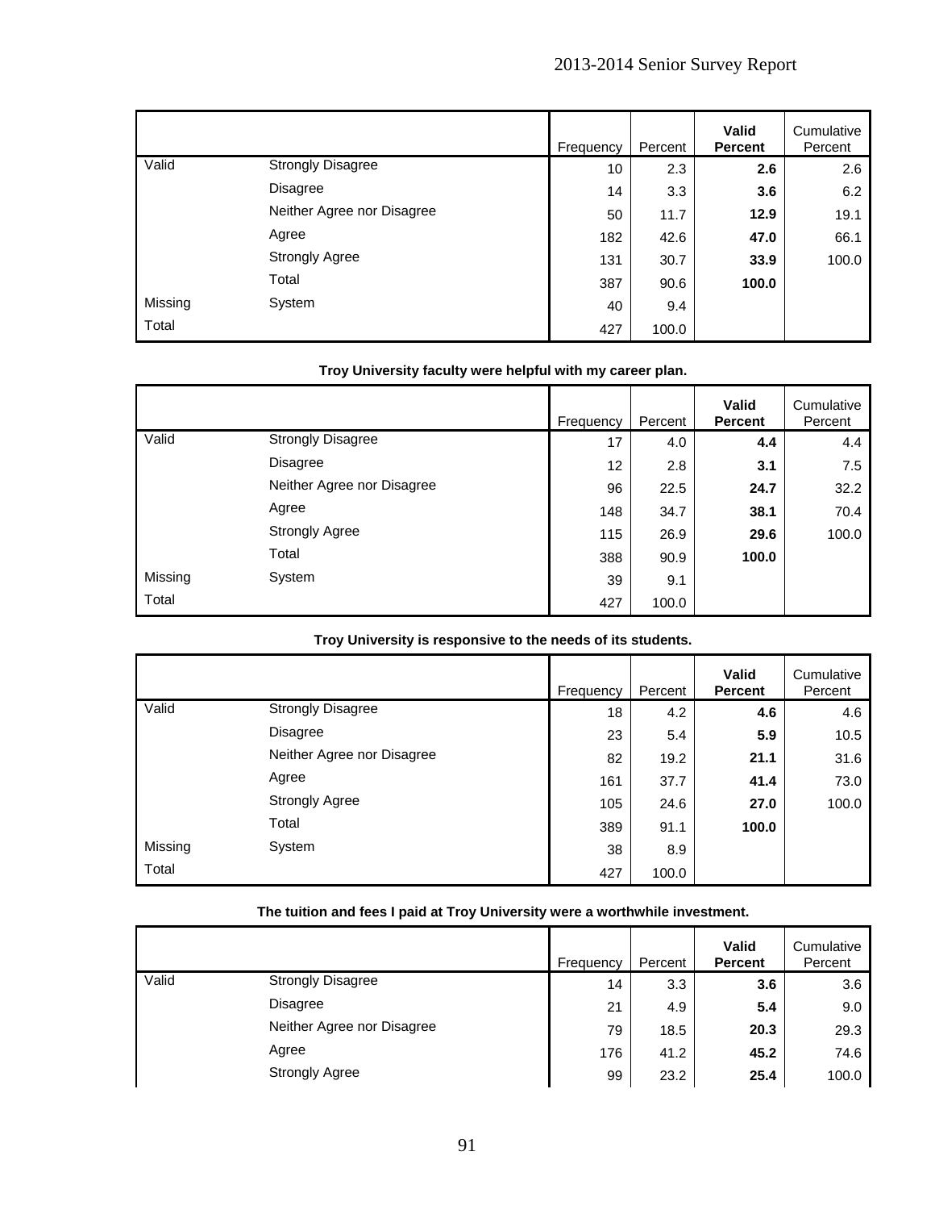| | | Frequency | Percent | **Valid Percent** | Cumulative Percent |
|---|---|---|---|---|---|
| Valid | Strongly Disagree | 10 | 2.3 | **2.6** | 2.6 |
| | Disagree | 14 | 3.3 | **3.6** | 6.2 |
| | Neither Agree nor Disagree | 50 | 11.7 | **12.9** | 19.1 |
| | Agree | 182 | 42.6 | **47.0** | 66.1 |
| | Strongly Agree | 131 | 30.7 | **33.9** | 100.0 |
| | Total | 387 | 90.6 | **100.0** | |
| Missing | System | 40 | 9.4 | | |
| Total | | 427 | 100.0 | | |

**Troy University faculty were helpful with my career plan.**

| | | Frequency | Percent | **Valid Percent** | Cumulative Percent |
|---|---|---|---|---|---|
| Valid | Strongly Disagree | 17 | 4.0 | **4.4** | 4.4 |
| | Disagree | 12 | 2.8 | **3.1** | 7.5 |
| | Neither Agree nor Disagree | 96 | 22.5 | **24.7** | 32.2 |
| | Agree | 148 | 34.7 | **38.1** | 70.4 |
| | Strongly Agree | 115 | 26.9 | **29.6** | 100.0 |
| | Total | 388 | 90.9 | **100.0** | |
| Missing | System | 39 | 9.1 | | |
| Total | | 427 | 100.0 | | |

**Troy University is responsive to the needs of its students.**

| | | Frequency | Percent | **Valid Percent** | Cumulative Percent |
|---|---|---|---|---|---|
| Valid | Strongly Disagree | 18 | 4.2 | **4.6** | 4.6 |
| | Disagree | 23 | 5.4 | **5.9** | 10.5 |
| | Neither Agree nor Disagree | 82 | 19.2 | **21.1** | 31.6 |
| | Agree | 161 | 37.7 | **41.4** | 73.0 |
| | Strongly Agree | 105 | 24.6 | **27.0** | 100.0 |
| | Total | 389 | 91.1 | **100.0** | |
| Missing | System | 38 | 8.9 | | |
| Total | | 427 | 100.0 | | |

**The tuition and fees I paid at Troy University were a worthwhile investment.**

| | | Frequency | Percent | **Valid Percent** | Cumulative Percent |
|---|---|---|---|---|---|
| Valid | Strongly Disagree | 14 | 3.3 | **3.6** | 3.6 |
| | Disagree | 21 | 4.9 | **5.4** | 9.0 |
| | Neither Agree nor Disagree | 79 | 18.5 | **20.3** | 29.3 |
| | Agree | 176 | 41.2 | **45.2** | 74.6 |
| | Strongly Agree | 99 | 23.2 | **25.4** | 100.0 |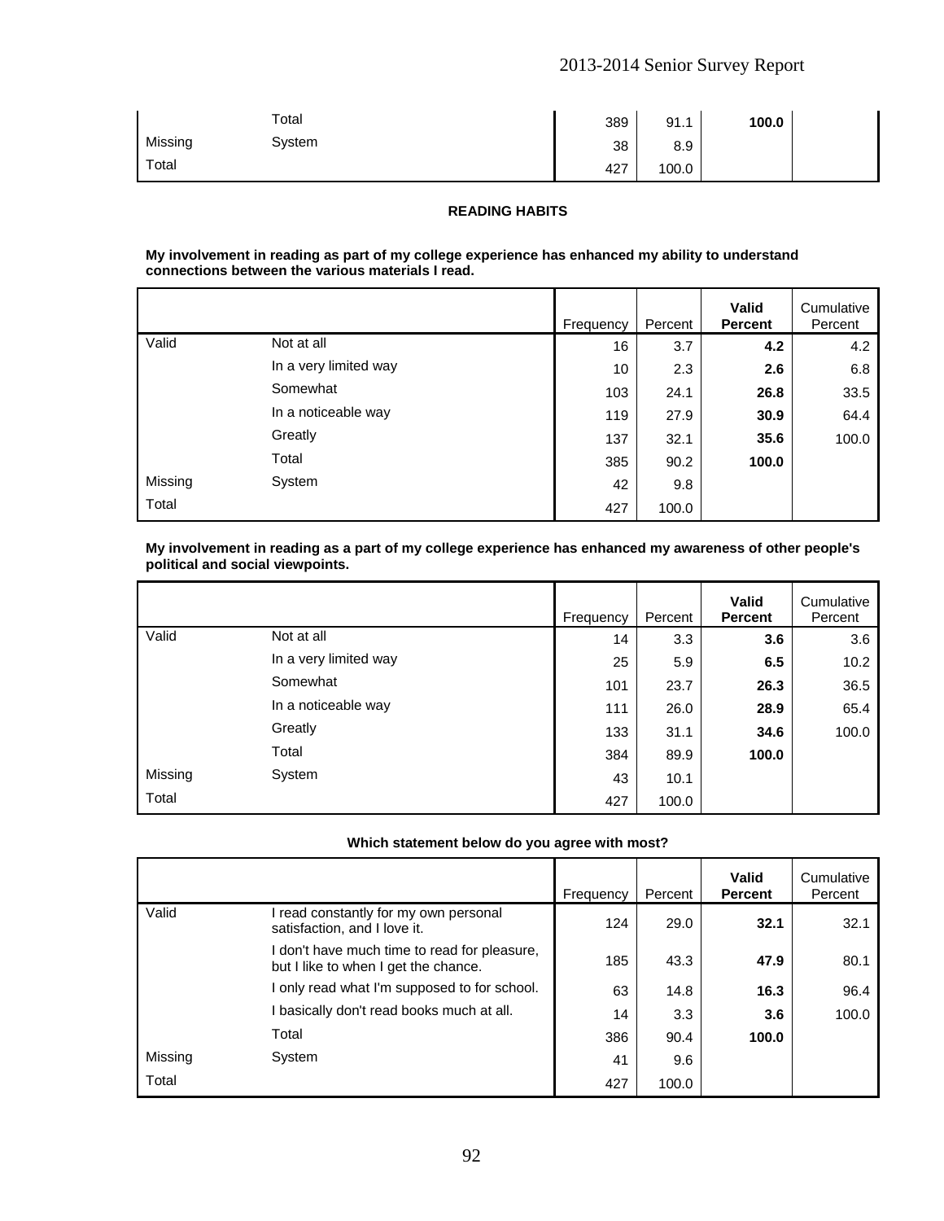| | | Frequency | Percent | Valid Percent | Cumulative Percent |
|---|---|---|---|---|---|
| | Total | 389 | 91.1 | **100.0** | |
| Missing | System | 38 | 8.9 | | |
| Total | | 427 | 100.0 | | |

## READING HABITS

**My involvement in reading as part of my college experience has enhanced my ability to understand connections between the various materials I read.**

| | | Frequency | Percent | **Valid Percent** | Cumulative Percent |
|---|---|---|---|---|---|
| Valid | Not at all | 16 | 3.7 | **4.2** | 4.2 |
| | In a very limited way | 10 | 2.3 | **2.6** | 6.8 |
| | Somewhat | 103 | 24.1 | **26.8** | 33.5 |
| | In a noticeable way | 119 | 27.9 | **30.9** | 64.4 |
| | Greatly | 137 | 32.1 | **35.6** | 100.0 |
| | Total | 385 | 90.2 | **100.0** | |
| Missing | System | 42 | 9.8 | | |
| Total | | 427 | 100.0 | | |

**My involvement in reading as a part of my college experience has enhanced my awareness of other people's political and social viewpoints.**

| | | Frequency | Percent | **Valid Percent** | Cumulative Percent |
|---|---|---|---|---|---|
| Valid | Not at all | 14 | 3.3 | **3.6** | 3.6 |
| | In a very limited way | 25 | 5.9 | **6.5** | 10.2 |
| | Somewhat | 101 | 23.7 | **26.3** | 36.5 |
| | In a noticeable way | 111 | 26.0 | **28.9** | 65.4 |
| | Greatly | 133 | 31.1 | **34.6** | 100.0 |
| | Total | 384 | 89.9 | **100.0** | |
| Missing | System | 43 | 10.1 | | |
| Total | | 427 | 100.0 | | |

**Which statement below do you agree with most?**

| | | Frequency | Percent | **Valid Percent** | Cumulative Percent |
|---|---|---|---|---|---|
| Valid | I read constantly for my own personal satisfaction, and I love it. | 124 | 29.0 | **32.1** | 32.1 |
| | I don't have much time to read for pleasure, but I like to when I get the chance. | 185 | 43.3 | **47.9** | 80.1 |
| | I only read what I'm supposed to for school. | 63 | 14.8 | **16.3** | 96.4 |
| | I basically don't read books much at all. | 14 | 3.3 | **3.6** | 100.0 |
| | Total | 386 | 90.4 | **100.0** | |
| Missing | System | 41 | 9.6 | | |
| Total | | 427 | 100.0 | | |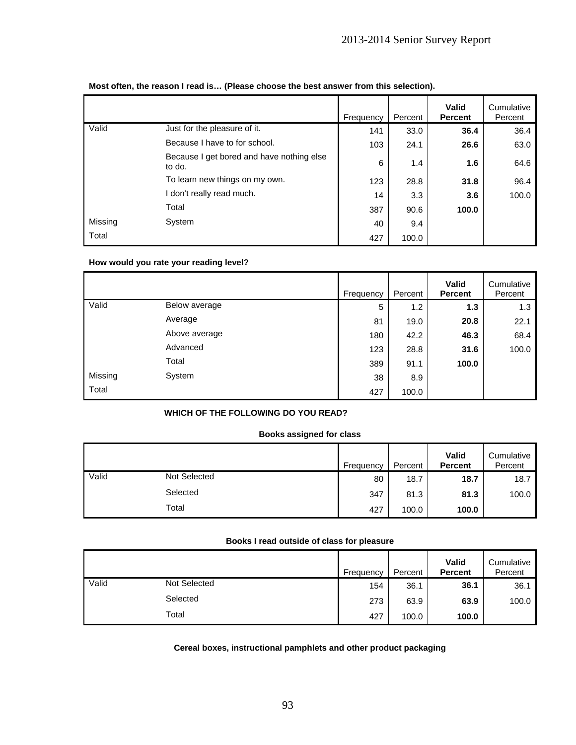**Most often, the reason I read is… (Please choose the best answer from this selection).**

| | | Frequency | Percent | Valid Percent | Cumulative Percent |
|---|---|---|---|---|---|
| Valid | Just for the pleasure of it. | 141 | 33.0 | **36.4** | 36.4 |
| | Because I have to for school. | 103 | 24.1 | **26.6** | 63.0 |
| | Because I get bored and have nothing else to do. | 6 | 1.4 | **1.6** | 64.6 |
| | To learn new things on my own. | 123 | 28.8 | **31.8** | 96.4 |
| | I don't really read much. | 14 | 3.3 | **3.6** | 100.0 |
| | Total | 387 | 90.6 | **100.0** | |
| Missing | System | 40 | 9.4 | | |
| Total | | 427 | 100.0 | | |

**How would you rate your reading level?**

| | | Frequency | Percent | Valid Percent | Cumulative Percent |
|---|---|---|---|---|---|
| Valid | Below average | 5 | 1.2 | **1.3** | 1.3 |
| | Average | 81 | 19.0 | **20.8** | 22.1 |
| | Above average | 180 | 42.2 | **46.3** | 68.4 |
| | Advanced | 123 | 28.8 | **31.6** | 100.0 |
| | Total | 389 | 91.1 | **100.0** | |
| Missing | System | 38 | 8.9 | | |
| Total | | 427 | 100.0 | | |

**WHICH OF THE FOLLOWING DO YOU READ?**

**Books assigned for class**

| | | Frequency | Percent | Valid Percent | Cumulative Percent |
|---|---|---|---|---|---|
| Valid | Not Selected | 80 | 18.7 | **18.7** | 18.7 |
| | Selected | 347 | 81.3 | **81.3** | 100.0 |
| | Total | 427 | 100.0 | **100.0** | |

**Books I read outside of class for pleasure**

| | | Frequency | Percent | Valid Percent | Cumulative Percent |
|---|---|---|---|---|---|
| Valid | Not Selected | 154 | 36.1 | **36.1** | 36.1 |
| | Selected | 273 | 63.9 | **63.9** | 100.0 |
| | Total | 427 | 100.0 | **100.0** | |

**Cereal boxes, instructional pamphlets and other product packaging**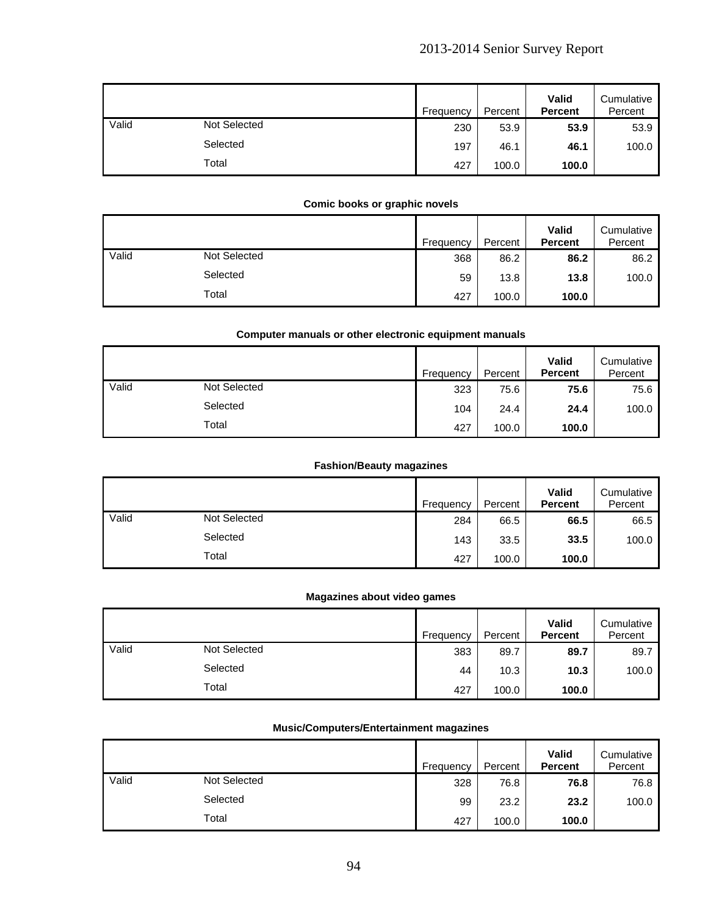| | | Frequency | Percent | **Valid Percent** | Cumulative Percent |
|---|---|---|---|---|---|
| Valid | Not Selected | 230 | 53.9 | **53.9** | 53.9 |
| | Selected | 197 | 46.1 | **46.1** | 100.0 |
| | Total | 427 | 100.0 | **100.0** | |

**Comic books or graphic novels**

| | | Frequency | Percent | **Valid Percent** | Cumulative Percent |
|---|---|---|---|---|---|
| Valid | Not Selected | 368 | 86.2 | **86.2** | 86.2 |
| | Selected | 59 | 13.8 | **13.8** | 100.0 |
| | Total | 427 | 100.0 | **100.0** | |

**Computer manuals or other electronic equipment manuals**

| | | Frequency | Percent | **Valid Percent** | Cumulative Percent |
|---|---|---|---|---|---|
| Valid | Not Selected | 323 | 75.6 | **75.6** | 75.6 |
| | Selected | 104 | 24.4 | **24.4** | 100.0 |
| | Total | 427 | 100.0 | **100.0** | |

**Fashion/Beauty magazines**

| | | Frequency | Percent | **Valid Percent** | Cumulative Percent |
|---|---|---|---|---|---|
| Valid | Not Selected | 284 | 66.5 | **66.5** | 66.5 |
| | Selected | 143 | 33.5 | **33.5** | 100.0 |
| | Total | 427 | 100.0 | **100.0** | |

**Magazines about video games**

| | | Frequency | Percent | **Valid Percent** | Cumulative Percent |
|---|---|---|---|---|---|
| Valid | Not Selected | 383 | 89.7 | **89.7** | 89.7 |
| | Selected | 44 | 10.3 | **10.3** | 100.0 |
| | Total | 427 | 100.0 | **100.0** | |

**Music/Computers/Entertainment magazines**

| | | Frequency | Percent | **Valid Percent** | Cumulative Percent |
|---|---|---|---|---|---|
| Valid | Not Selected | 328 | 76.8 | **76.8** | 76.8 |
| | Selected | 99 | 23.2 | **23.2** | 100.0 |
| | Total | 427 | 100.0 | **100.0** | |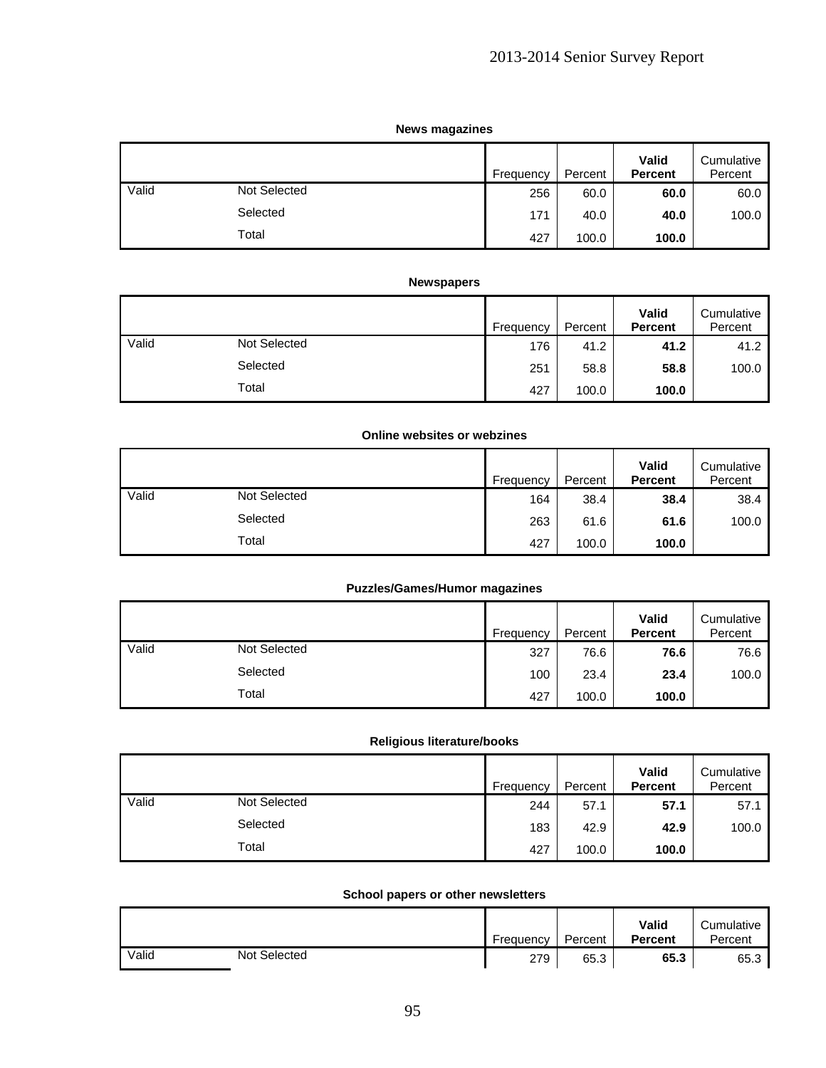**News magazines**

| | | Frequency | Percent | Valid Percent | Cumulative Percent |
|---|---|---|---|---|---|
| Valid | Not Selected | 256 | 60.0 | **60.0** | 60.0 |
| | Selected | 171 | 40.0 | **40.0** | 100.0 |
| | Total | 427 | 100.0 | **100.0** | |

**Newspapers**

| | | Frequency | Percent | Valid Percent | Cumulative Percent |
|---|---|---|---|---|---|
| Valid | Not Selected | 176 | 41.2 | **41.2** | 41.2 |
| | Selected | 251 | 58.8 | **58.8** | 100.0 |
| | Total | 427 | 100.0 | **100.0** | |

**Online websites or webzines**

| | | Frequency | Percent | Valid Percent | Cumulative Percent |
|---|---|---|---|---|---|
| Valid | Not Selected | 164 | 38.4 | **38.4** | 38.4 |
| | Selected | 263 | 61.6 | **61.6** | 100.0 |
| | Total | 427 | 100.0 | **100.0** | |

**Puzzles/Games/Humor magazines**

| | | Frequency | Percent | Valid Percent | Cumulative Percent |
|---|---|---|---|---|---|
| Valid | Not Selected | 327 | 76.6 | **76.6** | 76.6 |
| | Selected | 100 | 23.4 | **23.4** | 100.0 |
| | Total | 427 | 100.0 | **100.0** | |

**Religious literature/books**

| | | Frequency | Percent | Valid Percent | Cumulative Percent |
|---|---|---|---|---|---|
| Valid | Not Selected | 244 | 57.1 | **57.1** | 57.1 |
| | Selected | 183 | 42.9 | **42.9** | 100.0 |
| | Total | 427 | 100.0 | **100.0** | |

**School papers or other newsletters**

| | | Frequency | Percent | Valid Percent | Cumulative Percent |
|---|---|---|---|---|---|
| Valid | Not Selected | 279 | 65.3 | **65.3** | 65.3 |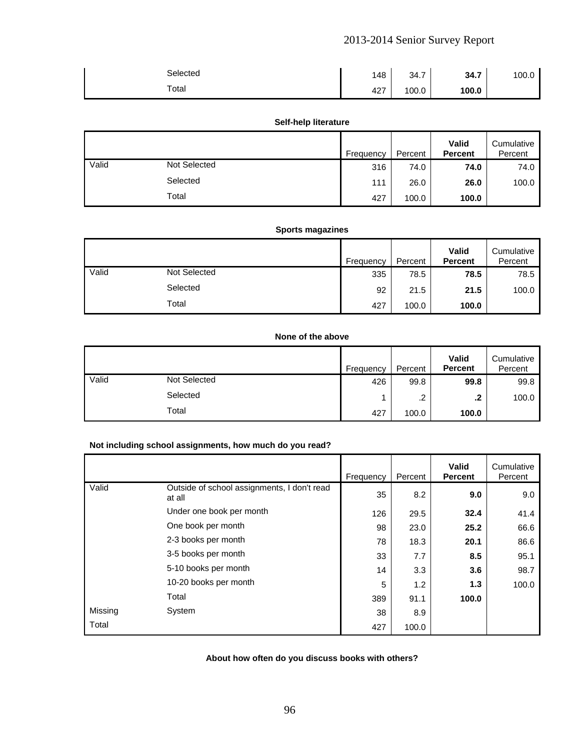| | | Frequency | Percent | Valid Percent | Cumulative Percent |
|---|---|---|---|---|---|
| | Selected | 148 | 34.7 | **34.7** | 100.0 |
| | Total | 427 | 100.0 | **100.0** | |

**Self-help literature**

| | | Frequency | Percent | Valid Percent | Cumulative Percent |
|---|---|---|---|---|---|
| Valid | Not Selected | 316 | 74.0 | **74.0** | 74.0 |
| | Selected | 111 | 26.0 | **26.0** | 100.0 |
| | Total | 427 | 100.0 | **100.0** | |

**Sports magazines**

| | | Frequency | Percent | Valid Percent | Cumulative Percent |
|---|---|---|---|---|---|
| Valid | Not Selected | 335 | 78.5 | **78.5** | 78.5 |
| | Selected | 92 | 21.5 | **21.5** | 100.0 |
| | Total | 427 | 100.0 | **100.0** | |

**None of the above**

| | | Frequency | Percent | Valid Percent | Cumulative Percent |
|---|---|---|---|---|---|
| Valid | Not Selected | 426 | 99.8 | **99.8** | 99.8 |
| | Selected | 1 | .2 | **.2** | 100.0 |
| | Total | 427 | 100.0 | **100.0** | |

**Not including school assignments, how much do you read?**

| | | Frequency | Percent | Valid Percent | Cumulative Percent |
|---|---|---|---|---|---|
| Valid | Outside of school assignments, I don't read at all | 35 | 8.2 | **9.0** | 9.0 |
| | Under one book per month | 126 | 29.5 | **32.4** | 41.4 |
| | One book per month | 98 | 23.0 | **25.2** | 66.6 |
| | 2-3 books per month | 78 | 18.3 | **20.1** | 86.6 |
| | 3-5 books per month | 33 | 7.7 | **8.5** | 95.1 |
| | 5-10 books per month | 14 | 3.3 | **3.6** | 98.7 |
| | 10-20 books per month | 5 | 1.2 | **1.3** | 100.0 |
| | Total | 389 | 91.1 | **100.0** | |
| Missing | System | 38 | 8.9 | | |
| Total | | 427 | 100.0 | | |

**About how often do you discuss books with others?**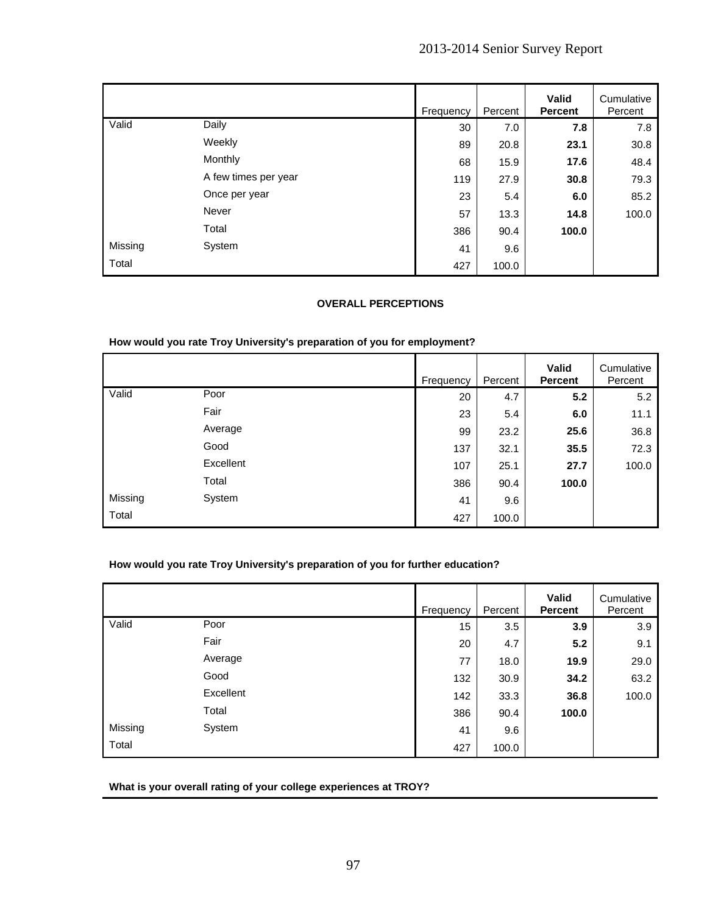| | | Frequency | Percent | **Valid Percent** | Cumulative Percent |
|---|---|---|---|---|---|
| Valid | Daily | 30 | 7.0 | **7.8** | 7.8 |
| | Weekly | 89 | 20.8 | **23.1** | 30.8 |
| | Monthly | 68 | 15.9 | **17.6** | 48.4 |
| | A few times per year | 119 | 27.9 | **30.8** | 79.3 |
| | Once per year | 23 | 5.4 | **6.0** | 85.2 |
| | Never | 57 | 13.3 | **14.8** | 100.0 |
| | Total | 386 | 90.4 | **100.0** | |
| Missing | System | 41 | 9.6 | | |
| Total | | 427 | 100.0 | | |

**OVERALL PERCEPTIONS**

**How would you rate Troy University's preparation of you for employment?**

| | | Frequency | Percent | **Valid Percent** | Cumulative Percent |
|---|---|---|---|---|---|
| Valid | Poor | 20 | 4.7 | **5.2** | 5.2 |
| | Fair | 23 | 5.4 | **6.0** | 11.1 |
| | Average | 99 | 23.2 | **25.6** | 36.8 |
| | Good | 137 | 32.1 | **35.5** | 72.3 |
| | Excellent | 107 | 25.1 | **27.7** | 100.0 |
| | Total | 386 | 90.4 | **100.0** | |
| Missing | System | 41 | 9.6 | | |
| Total | | 427 | 100.0 | | |

**How would you rate Troy University's preparation of you for further education?**

| | | Frequency | Percent | **Valid Percent** | Cumulative Percent |
|---|---|---|---|---|---|
| Valid | Poor | 15 | 3.5 | **3.9** | 3.9 |
| | Fair | 20 | 4.7 | **5.2** | 9.1 |
| | Average | 77 | 18.0 | **19.9** | 29.0 |
| | Good | 132 | 30.9 | **34.2** | 63.2 |
| | Excellent | 142 | 33.3 | **36.8** | 100.0 |
| | Total | 386 | 90.4 | **100.0** | |
| Missing | System | 41 | 9.6 | | |
| Total | | 427 | 100.0 | | |

**What is your overall rating of your college experiences at TROY?**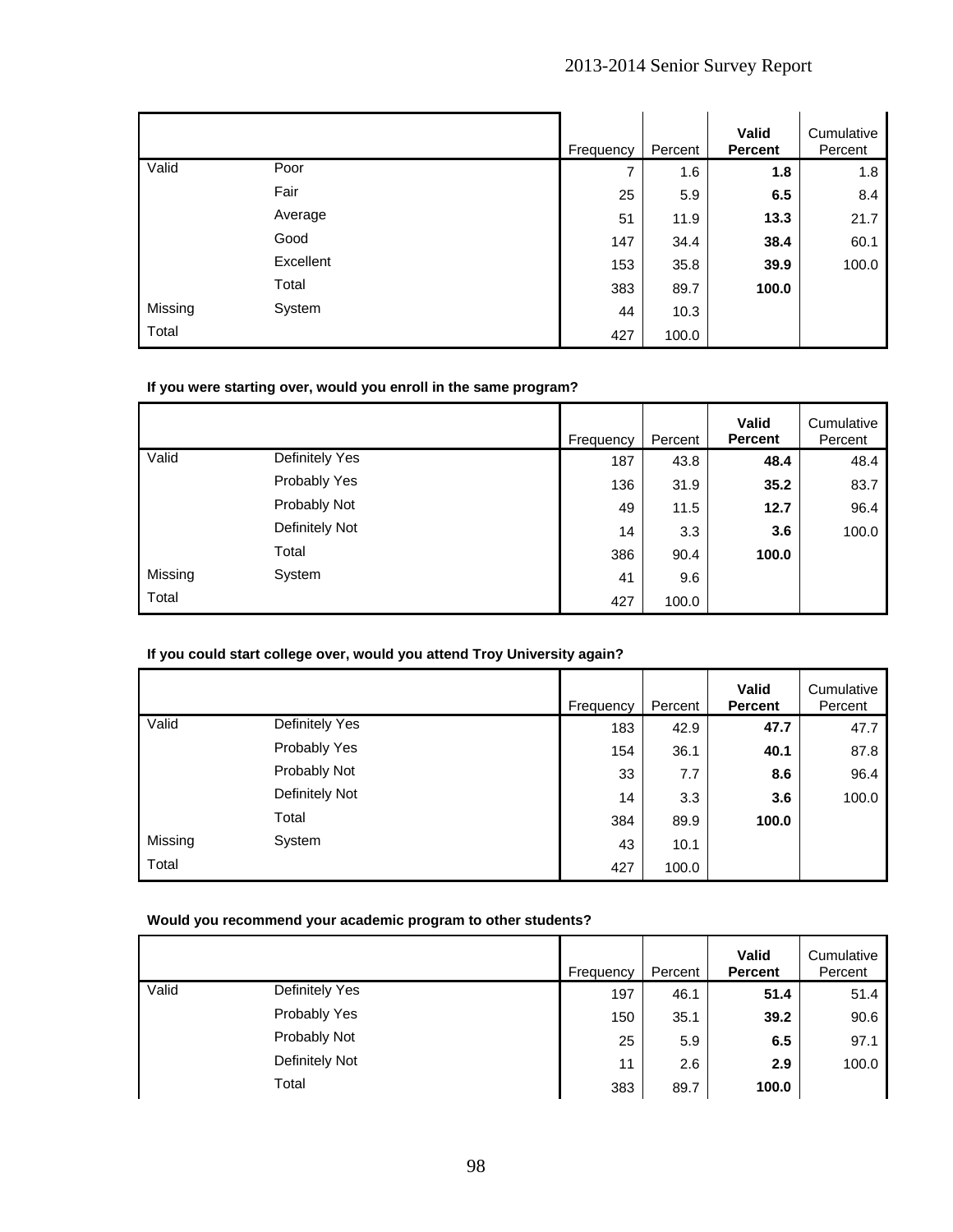| | | Frequency | Percent | **Valid Percent** | Cumulative Percent |
|---|---|---|---|---|---|
| Valid | Poor | 7 | 1.6 | **1.8** | 1.8 |
| | Fair | 25 | 5.9 | **6.5** | 8.4 |
| | Average | 51 | 11.9 | **13.3** | 21.7 |
| | Good | 147 | 34.4 | **38.4** | 60.1 |
| | Excellent | 153 | 35.8 | **39.9** | 100.0 |
| | Total | 383 | 89.7 | **100.0** | |
| Missing | System | 44 | 10.3 | | |
| Total | | 427 | 100.0 | | |

**If you were starting over, would you enroll in the same program?**

| | | Frequency | Percent | **Valid Percent** | Cumulative Percent |
|---|---|---|---|---|---|
| Valid | Definitely Yes | 187 | 43.8 | **48.4** | 48.4 |
| | Probably Yes | 136 | 31.9 | **35.2** | 83.7 |
| | Probably Not | 49 | 11.5 | **12.7** | 96.4 |
| | Definitely Not | 14 | 3.3 | **3.6** | 100.0 |
| | Total | 386 | 90.4 | **100.0** | |
| Missing | System | 41 | 9.6 | | |
| Total | | 427 | 100.0 | | |

**If you could start college over, would you attend Troy University again?**

| | | Frequency | Percent | **Valid Percent** | Cumulative Percent |
|---|---|---|---|---|---|
| Valid | Definitely Yes | 183 | 42.9 | **47.7** | 47.7 |
| | Probably Yes | 154 | 36.1 | **40.1** | 87.8 |
| | Probably Not | 33 | 7.7 | **8.6** | 96.4 |
| | Definitely Not | 14 | 3.3 | **3.6** | 100.0 |
| | Total | 384 | 89.9 | **100.0** | |
| Missing | System | 43 | 10.1 | | |
| Total | | 427 | 100.0 | | |

**Would you recommend your academic program to other students?**

| | | Frequency | Percent | **Valid Percent** | Cumulative Percent |
|---|---|---|---|---|---|
| Valid | Definitely Yes | 197 | 46.1 | **51.4** | 51.4 |
| | Probably Yes | 150 | 35.1 | **39.2** | 90.6 |
| | Probably Not | 25 | 5.9 | **6.5** | 97.1 |
| | Definitely Not | 11 | 2.6 | **2.9** | 100.0 |
| | Total | 383 | 89.7 | **100.0** | |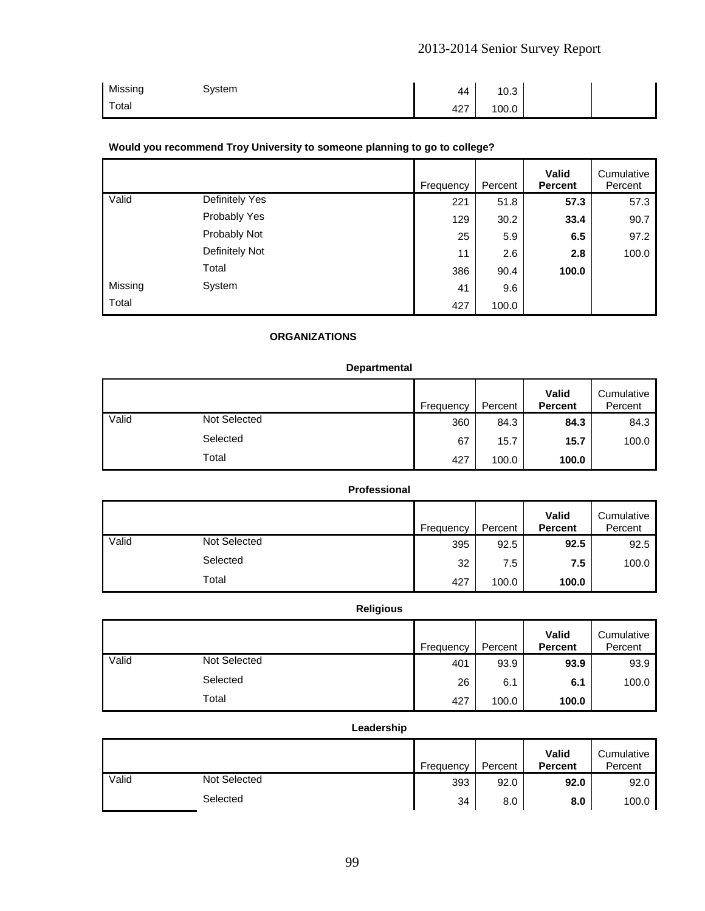| | | Frequency | Percent | Valid Percent | Cumulative Percent |
|---|---|---|---|---|---|
| Missing | System | 44 | 10.3 | | |
| Total | | 427 | 100.0 | | |

**Would you recommend Troy University to someone planning to go to college?**

| | | Frequency | Percent | Valid Percent | Cumulative Percent |
|---|---|---|---|---|---|
| Valid | Definitely Yes | 221 | 51.8 | **57.3** | 57.3 |
| | Probably Yes | 129 | 30.2 | **33.4** | 90.7 |
| | Probably Not | 25 | 5.9 | **6.5** | 97.2 |
| | Definitely Not | 11 | 2.6 | **2.8** | 100.0 |
| | Total | 386 | 90.4 | **100.0** | |
| Missing | System | 41 | 9.6 | | |
| Total | | 427 | 100.0 | | |

**ORGANIZATIONS**

**Departmental**

| | | Frequency | Percent | Valid Percent | Cumulative Percent |
|---|---|---|---|---|---|
| Valid | Not Selected | 360 | 84.3 | **84.3** | 84.3 |
| | Selected | 67 | 15.7 | **15.7** | 100.0 |
| | Total | 427 | 100.0 | **100.0** | |

**Professional**

| | | Frequency | Percent | Valid Percent | Cumulative Percent |
|---|---|---|---|---|---|
| Valid | Not Selected | 395 | 92.5 | **92.5** | 92.5 |
| | Selected | 32 | 7.5 | **7.5** | 100.0 |
| | Total | 427 | 100.0 | **100.0** | |

**Religious**

| | | Frequency | Percent | Valid Percent | Cumulative Percent |
|---|---|---|---|---|---|
| Valid | Not Selected | 401 | 93.9 | **93.9** | 93.9 |
| | Selected | 26 | 6.1 | **6.1** | 100.0 |
| | Total | 427 | 100.0 | **100.0** | |

**Leadership**

| | | Frequency | Percent | Valid Percent | Cumulative Percent |
|---|---|---|---|---|---|
| Valid | Not Selected | 393 | 92.0 | **92.0** | 92.0 |
| | Selected | 34 | 8.0 | **8.0** | 100.0 |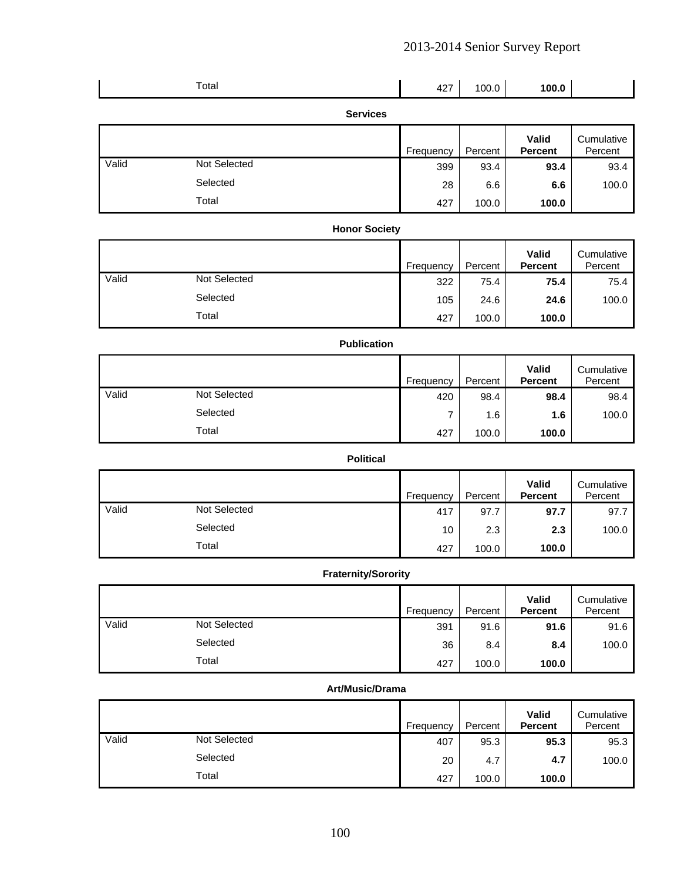| | | Frequency | Percent | Valid Percent | Cumulative Percent |
|---|---|---|---|---|---|
| | Total | 427 | 100.0 | **100.0** | |

**Services**

| | | Frequency | Percent | Valid Percent | Cumulative Percent |
|---|---|---|---|---|---|
| Valid | Not Selected | 399 | 93.4 | **93.4** | 93.4 |
| | Selected | 28 | 6.6 | **6.6** | 100.0 |
| | Total | 427 | 100.0 | **100.0** | |

**Honor Society**

| | | Frequency | Percent | Valid Percent | Cumulative Percent |
|---|---|---|---|---|---|
| Valid | Not Selected | 322 | 75.4 | **75.4** | 75.4 |
| | Selected | 105 | 24.6 | **24.6** | 100.0 |
| | Total | 427 | 100.0 | **100.0** | |

**Publication**

| | | Frequency | Percent | Valid Percent | Cumulative Percent |
|---|---|---|---|---|---|
| Valid | Not Selected | 420 | 98.4 | **98.4** | 98.4 |
| | Selected | 7 | 1.6 | **1.6** | 100.0 |
| | Total | 427 | 100.0 | **100.0** | |

**Political**

| | | Frequency | Percent | Valid Percent | Cumulative Percent |
|---|---|---|---|---|---|
| Valid | Not Selected | 417 | 97.7 | **97.7** | 97.7 |
| | Selected | 10 | 2.3 | **2.3** | 100.0 |
| | Total | 427 | 100.0 | **100.0** | |

**Fraternity/Sorority**

| | | Frequency | Percent | Valid Percent | Cumulative Percent |
|---|---|---|---|---|---|
| Valid | Not Selected | 391 | 91.6 | **91.6** | 91.6 |
| | Selected | 36 | 8.4 | **8.4** | 100.0 |
| | Total | 427 | 100.0 | **100.0** | |

**Art/Music/Drama**

| | | Frequency | Percent | Valid Percent | Cumulative Percent |
|---|---|---|---|---|---|
| Valid | Not Selected | 407 | 95.3 | **95.3** | 95.3 |
| | Selected | 20 | 4.7 | **4.7** | 100.0 |
| | Total | 427 | 100.0 | **100.0** | |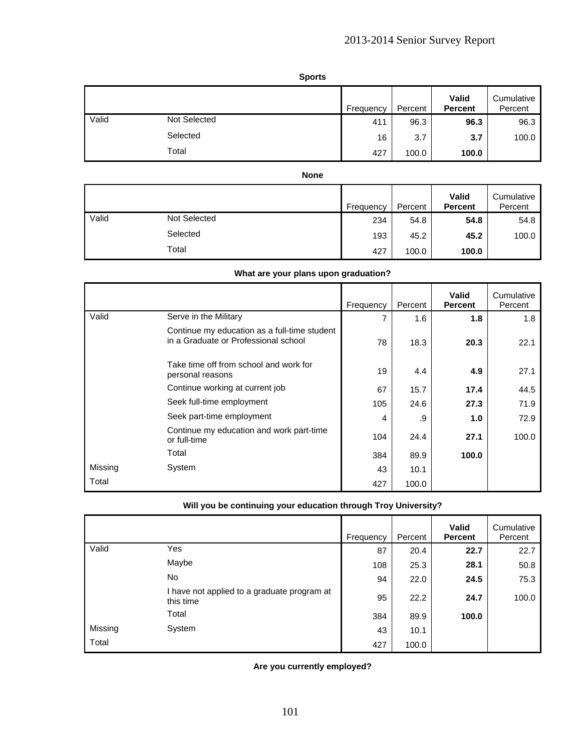**Sports**

| | | Frequency | Percent | Valid Percent | Cumulative Percent |
|---|---|---|---|---|---|
| Valid | Not Selected | 411 | 96.3 | **96.3** | 96.3 |
| | Selected | 16 | 3.7 | **3.7** | 100.0 |
| | Total | 427 | 100.0 | **100.0** | |

**None**

| | | Frequency | Percent | Valid Percent | Cumulative Percent |
|---|---|---|---|---|---|
| Valid | Not Selected | 234 | 54.8 | **54.8** | 54.8 |
| | Selected | 193 | 45.2 | **45.2** | 100.0 |
| | Total | 427 | 100.0 | **100.0** | |

**What are your plans upon graduation?**

| | | Frequency | Percent | Valid Percent | Cumulative Percent |
|---|---|---|---|---|---|
| Valid | Serve in the Military | 7 | 1.6 | **1.8** | 1.8 |
| | Continue my education as a full-time student in a Graduate or Professional school | 78 | 18.3 | **20.3** | 22.1 |
| | Take time off from school and work for personal reasons | 19 | 4.4 | **4.9** | 27.1 |
| | Continue working at current job | 67 | 15.7 | **17.4** | 44.5 |
| | Seek full-time employment | 105 | 24.6 | **27.3** | 71.9 |
| | Seek part-time employment | 4 | .9 | **1.0** | 72.9 |
| | Continue my education and work part-time or full-time | 104 | 24.4 | **27.1** | 100.0 |
| | Total | 384 | 89.9 | **100.0** | |
| Missing | System | 43 | 10.1 | | |
| Total | | 427 | 100.0 | | |

**Will you be continuing your education through Troy University?**

| | | Frequency | Percent | Valid Percent | Cumulative Percent |
|---|---|---|---|---|---|
| Valid | Yes | 87 | 20.4 | **22.7** | 22.7 |
| | Maybe | 108 | 25.3 | **28.1** | 50.8 |
| | No | 94 | 22.0 | **24.5** | 75.3 |
| | I have not applied to a graduate program at this time | 95 | 22.2 | **24.7** | 100.0 |
| | Total | 384 | 89.9 | **100.0** | |
| Missing | System | 43 | 10.1 | | |
| Total | | 427 | 100.0 | | |

**Are you currently employed?**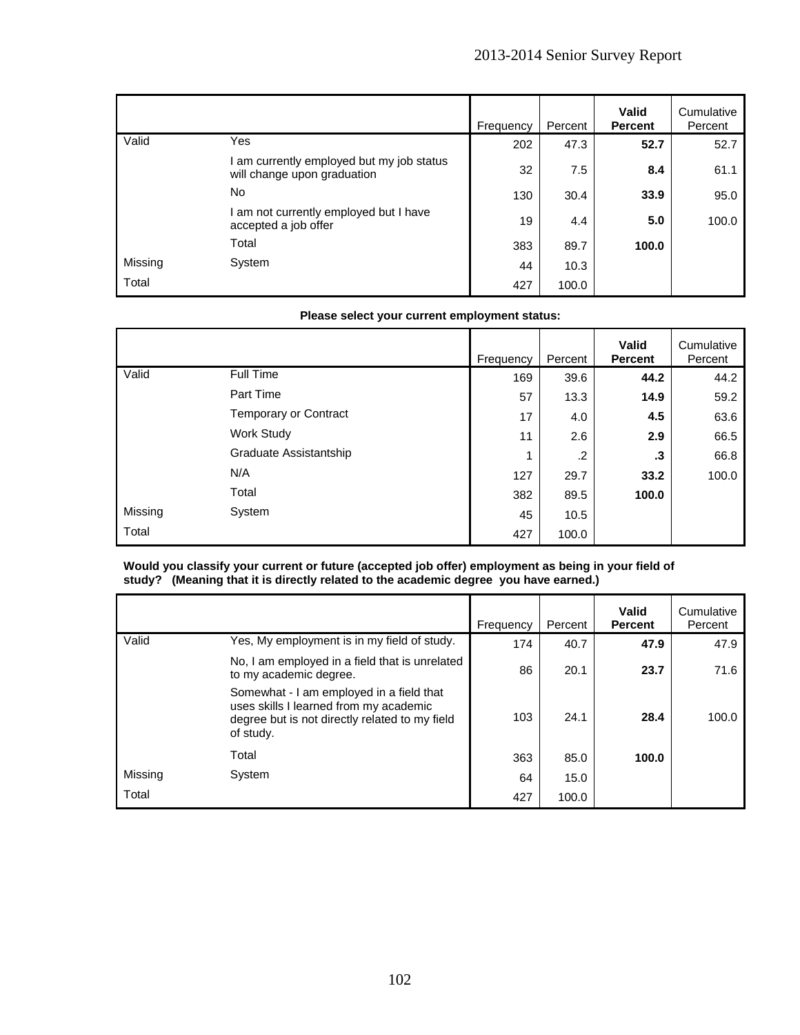|  |  | Frequency | Percent | **Valid Percent** | Cumulative Percent |
|---|---|---|---|---|---|
| Valid | Yes | 202 | 47.3 | **52.7** | 52.7 |
|  | I am currently employed but my job status will change upon graduation | 32 | 7.5 | **8.4** | 61.1 |
|  | No | 130 | 30.4 | **33.9** | 95.0 |
|  | I am not currently employed but I have accepted a job offer | 19 | 4.4 | **5.0** | 100.0 |
|  | Total | 383 | 89.7 | **100.0** |  |
| Missing | System | 44 | 10.3 |  |  |
| Total |  | 427 | 100.0 |  |  |

**Please select your current employment status:**

|  |  | Frequency | Percent | **Valid Percent** | Cumulative Percent |
|---|---|---|---|---|---|
| Valid | Full Time | 169 | 39.6 | **44.2** | 44.2 |
|  | Part Time | 57 | 13.3 | **14.9** | 59.2 |
|  | Temporary or Contract | 17 | 4.0 | **4.5** | 63.6 |
|  | Work Study | 11 | 2.6 | **2.9** | 66.5 |
|  | Graduate Assistantship | 1 | .2 | **.3** | 66.8 |
|  | N/A | 127 | 29.7 | **33.2** | 100.0 |
|  | Total | 382 | 89.5 | **100.0** |  |
| Missing | System | 45 | 10.5 |  |  |
| Total |  | 427 | 100.0 |  |  |

**Would you classify your current or future (accepted job offer) employment as being in your field of study? (Meaning that it is directly related to the academic degree you have earned.)**

|  |  | Frequency | Percent | **Valid Percent** | Cumulative Percent |
|---|---|---|---|---|---|
| Valid | Yes, My employment is in my field of study. | 174 | 40.7 | **47.9** | 47.9 |
|  | No, I am employed in a field that is unrelated to my academic degree. | 86 | 20.1 | **23.7** | 71.6 |
|  | Somewhat - I am employed in a field that uses skills I learned from my academic degree but is not directly related to my field of study. | 103 | 24.1 | **28.4** | 100.0 |
|  | Total | 363 | 85.0 | **100.0** |  |
| Missing | System | 64 | 15.0 |  |  |
| Total |  | 427 | 100.0 |  |  |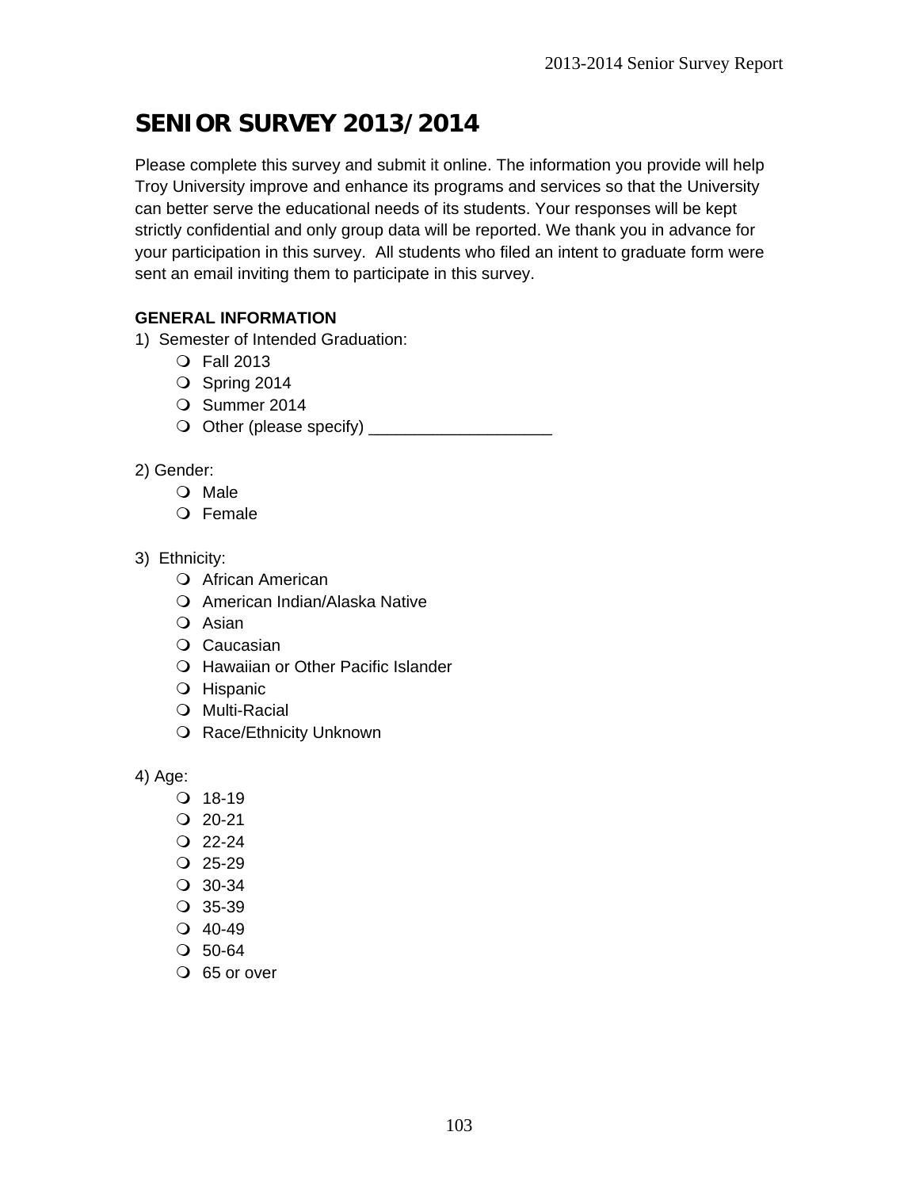# SENIOR SURVEY 2013/2014

Please complete this survey and submit it online. The information you provide will help Troy University improve and enhance its programs and services so that the University can better serve the educational needs of its students. Your responses will be kept strictly confidential and only group data will be reported. We thank you in advance for your participation in this survey. All students who filed an intent to graduate form were sent an email inviting them to participate in this survey.

**GENERAL INFORMATION**

1) Semester of Intended Graduation:
- ❍ Fall 2013
- ❍ Spring 2014
- ❍ Summer 2014
- ❍ Other (please specify) ____________________

2) Gender:
- ❍ Male
- ❍ Female

3) Ethnicity:
- ❍ African American
- ❍ American Indian/Alaska Native
- ❍ Asian
- ❍ Caucasian
- ❍ Hawaiian or Other Pacific Islander
- ❍ Hispanic
- ❍ Multi-Racial
- ❍ Race/Ethnicity Unknown

4) Age:
- ❍ 18-19
- ❍ 20-21
- ❍ 22-24
- ❍ 25-29
- ❍ 30-34
- ❍ 35-39
- ❍ 40-49
- ❍ 50-64
- ❍ 65 or over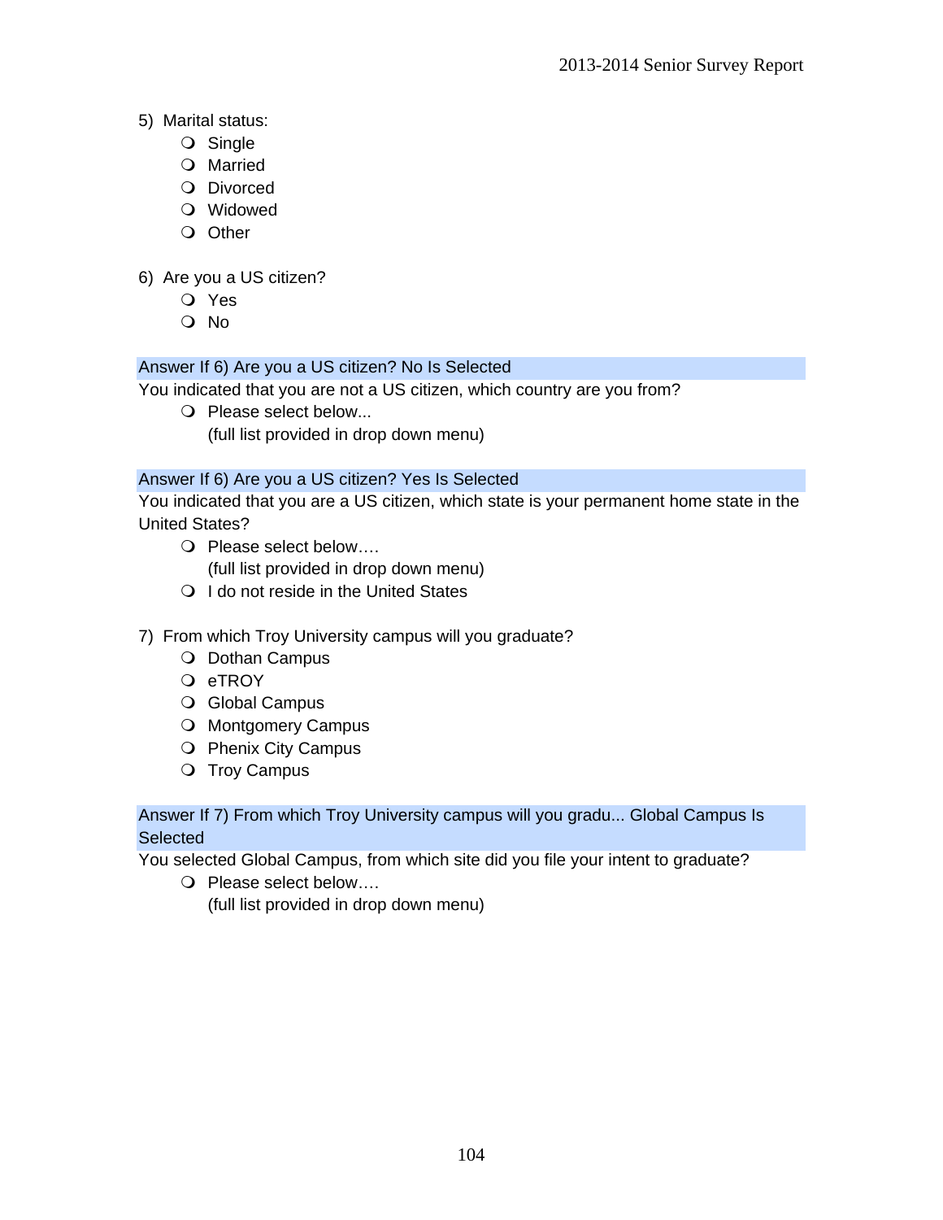5) Marital status:
- ❍ Single
- ❍ Married
- ❍ Divorced
- ❍ Widowed
- ❍ Other

6) Are you a US citizen?
- ❍ Yes
- ❍ No

Answer If 6) Are you a US citizen? No Is Selected

You indicated that you are not a US citizen, which country are you from?
- ❍ Please select below...
  (full list provided in drop down menu)

Answer If 6) Are you a US citizen? Yes Is Selected

You indicated that you are a US citizen, which state is your permanent home state in the United States?
- ❍ Please select below….
  (full list provided in drop down menu)
- ❍ I do not reside in the United States

7) From which Troy University campus will you graduate?
- ❍ Dothan Campus
- ❍ eTROY
- ❍ Global Campus
- ❍ Montgomery Campus
- ❍ Phenix City Campus
- ❍ Troy Campus

Answer If 7) From which Troy University campus will you gradu... Global Campus Is Selected

You selected Global Campus, from which site did you file your intent to graduate?
- ❍ Please select below….
  (full list provided in drop down menu)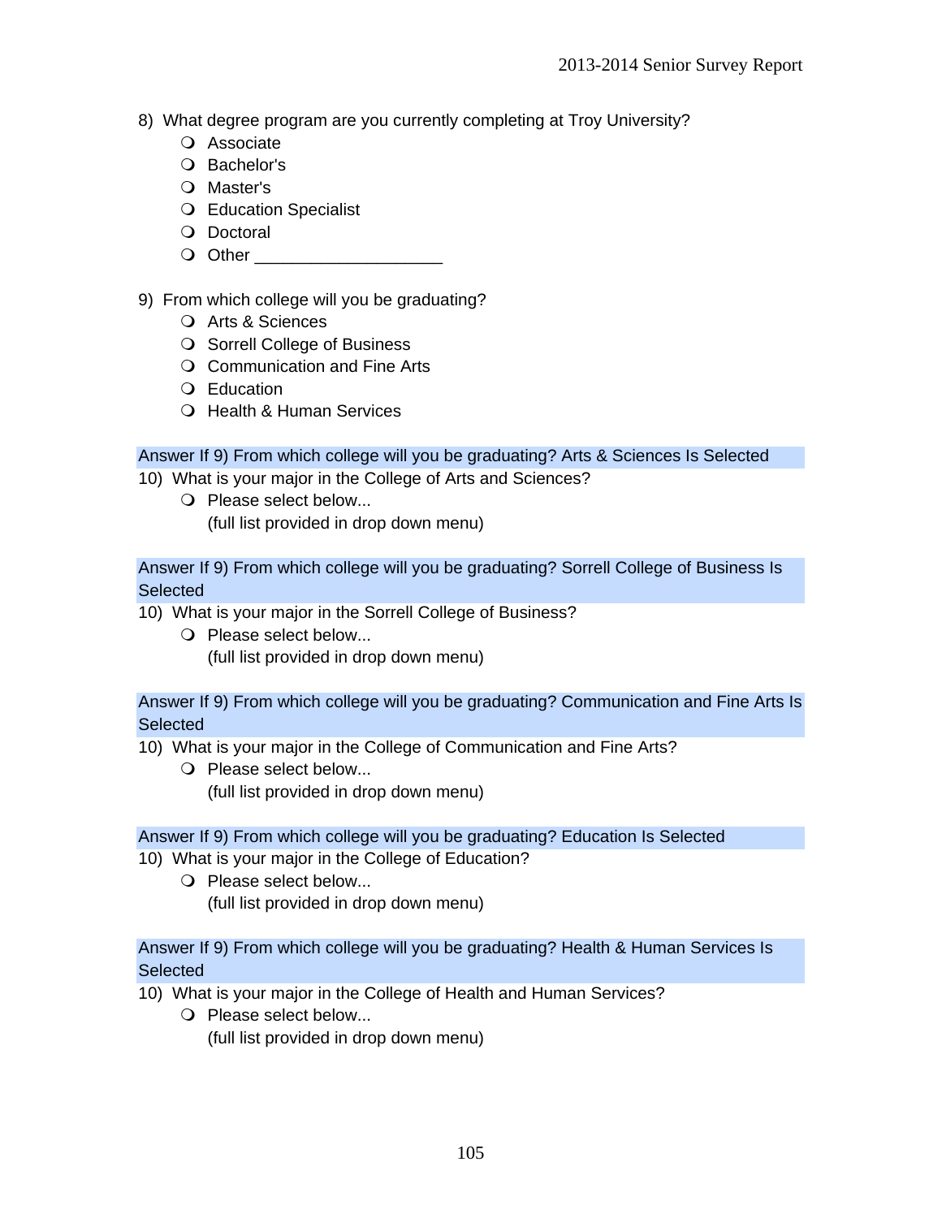8) What degree program are you currently completing at Troy University?

- ❍ Associate
- ❍ Bachelor's
- ❍ Master's
- ❍ Education Specialist
- ❍ Doctoral
- ❍ Other ____________________

9) From which college will you be graduating?

- ❍ Arts & Sciences
- ❍ Sorrell College of Business
- ❍ Communication and Fine Arts
- ❍ Education
- ❍ Health & Human Services

Answer If 9) From which college will you be graduating? Arts & Sciences Is Selected

10) What is your major in the College of Arts and Sciences?

- ❍ Please select below...
  (full list provided in drop down menu)

Answer If 9) From which college will you be graduating? Sorrell College of Business Is Selected

10) What is your major in the Sorrell College of Business?

- ❍ Please select below...
  (full list provided in drop down menu)

Answer If 9) From which college will you be graduating? Communication and Fine Arts Is Selected

10) What is your major in the College of Communication and Fine Arts?

- ❍ Please select below...
  (full list provided in drop down menu)

Answer If 9) From which college will you be graduating? Education Is Selected

10) What is your major in the College of Education?

- ❍ Please select below...
  (full list provided in drop down menu)

Answer If 9) From which college will you be graduating? Health & Human Services Is Selected

10) What is your major in the College of Health and Human Services?

- ❍ Please select below...
  (full list provided in drop down menu)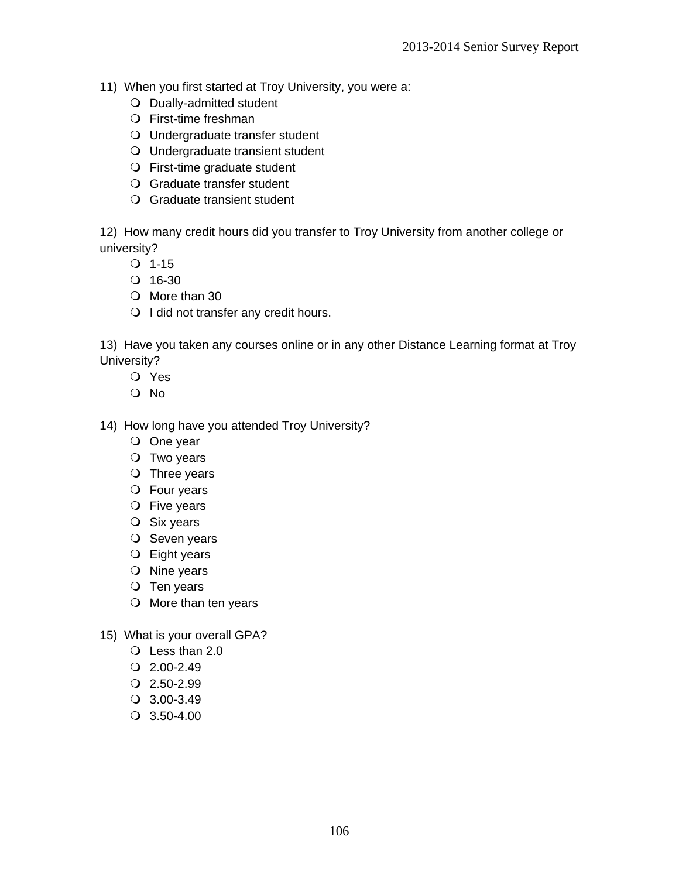11) When you first started at Troy University, you were a:

- Dually-admitted student
- First-time freshman
- Undergraduate transfer student
- Undergraduate transient student
- First-time graduate student
- Graduate transfer student
- Graduate transient student

12) How many credit hours did you transfer to Troy University from another college or university?

- 1-15
- 16-30
- More than 30
- I did not transfer any credit hours.

13) Have you taken any courses online or in any other Distance Learning format at Troy University?

- Yes
- No

14) How long have you attended Troy University?

- One year
- Two years
- Three years
- Four years
- Five years
- Six years
- Seven years
- Eight years
- Nine years
- Ten years
- More than ten years

15) What is your overall GPA?

- Less than 2.0
- 2.00-2.49
- 2.50-2.99
- 3.00-3.49
- 3.50-4.00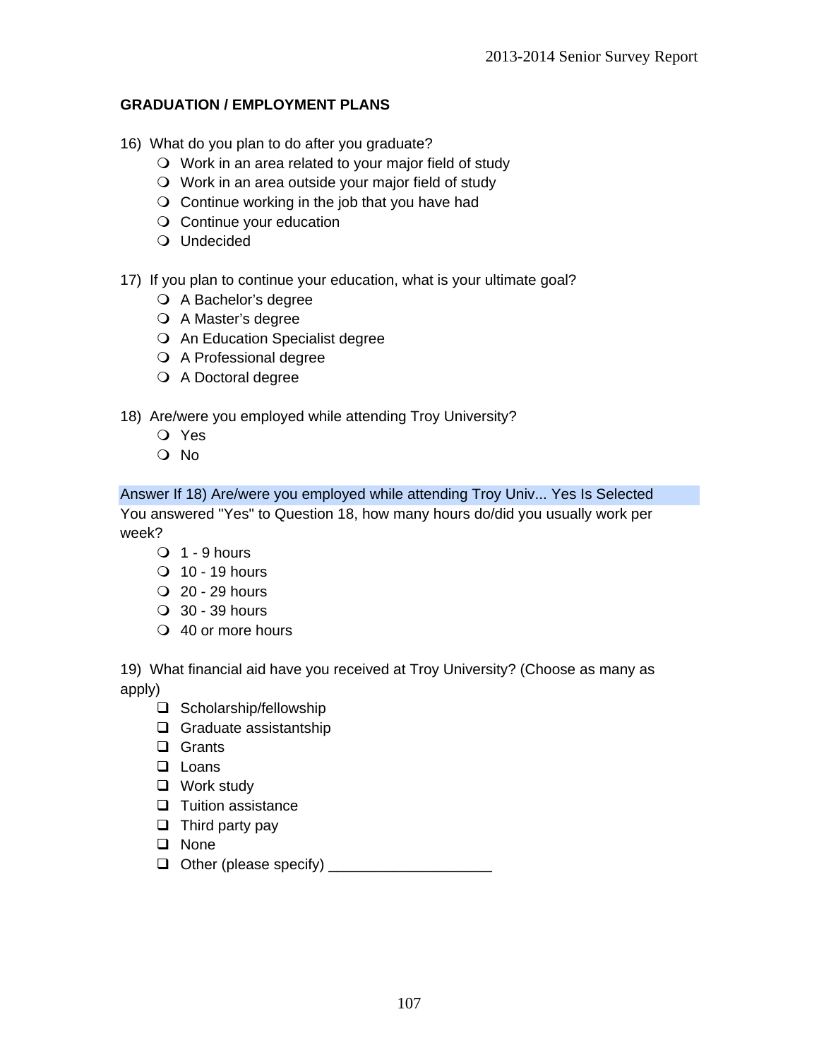## GRADUATION / EMPLOYMENT PLANS

16) What do you plan to do after you graduate?
- ❍ Work in an area related to your major field of study
- ❍ Work in an area outside your major field of study
- ❍ Continue working in the job that you have had
- ❍ Continue your education
- ❍ Undecided

17) If you plan to continue your education, what is your ultimate goal?
- ❍ A Bachelor's degree
- ❍ A Master's degree
- ❍ An Education Specialist degree
- ❍ A Professional degree
- ❍ A Doctoral degree

18) Are/were you employed while attending Troy University?
- ❍ Yes
- ❍ No

Answer If 18) Are/were you employed while attending Troy Univ... Yes Is Selected

You answered "Yes" to Question 18, how many hours do/did you usually work per week?
- ❍ 1 - 9 hours
- ❍ 10 - 19 hours
- ❍ 20 - 29 hours
- ❍ 30 - 39 hours
- ❍ 40 or more hours

19) What financial aid have you received at Troy University? (Choose as many as apply)
- ❑ Scholarship/fellowship
- ❑ Graduate assistantship
- ❑ Grants
- ❑ Loans
- ❑ Work study
- ❑ Tuition assistance
- ❑ Third party pay
- ❑ None
- ❑ Other (please specify) ____________________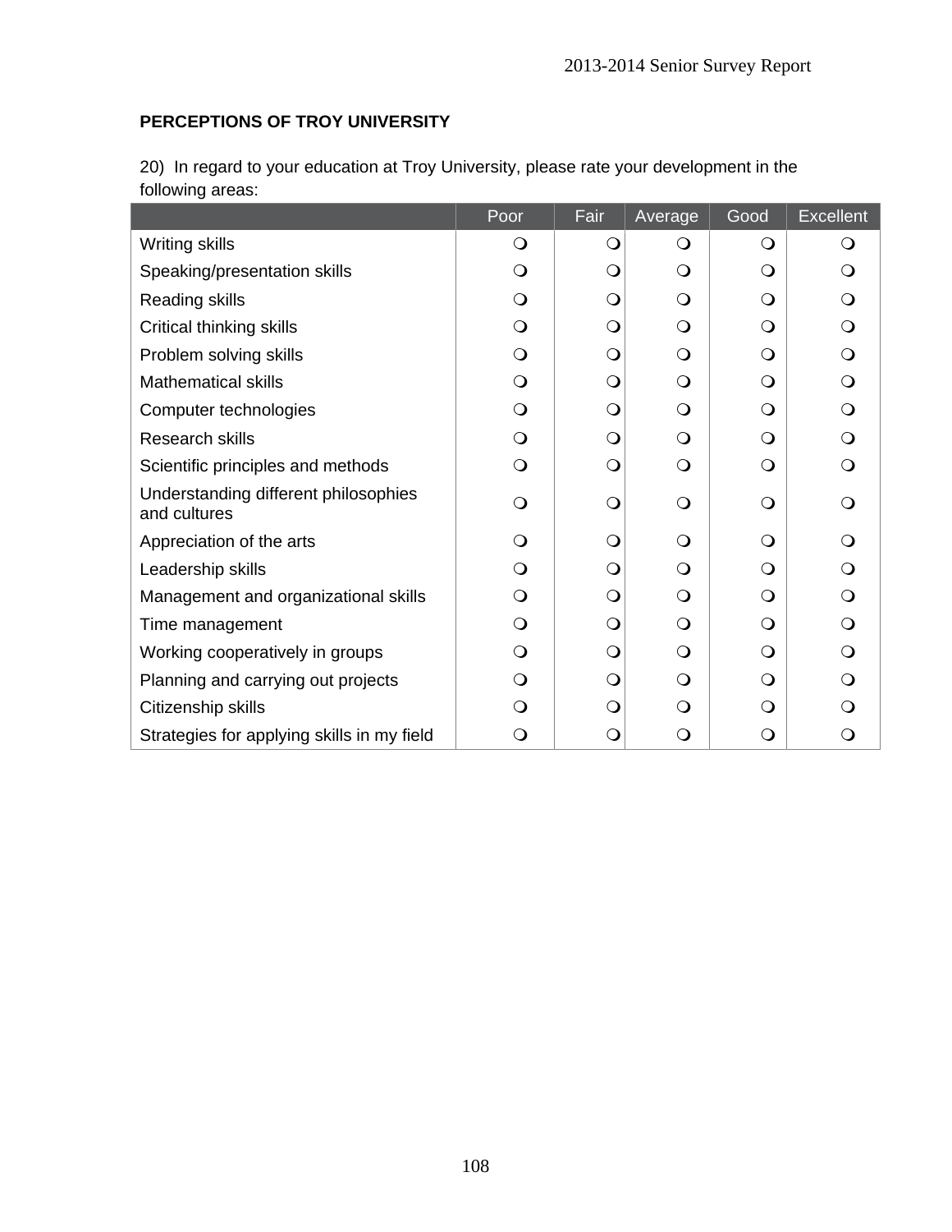**PERCEPTIONS OF TROY UNIVERSITY**

20) In regard to your education at Troy University, please rate your development in the following areas:

| | Poor | Fair | Average | Good | Excellent |
|---|---|---|---|---|---|
| Writing skills | ❍ | ❍ | ❍ | ❍ | ❍ |
| Speaking/presentation skills | ❍ | ❍ | ❍ | ❍ | ❍ |
| Reading skills | ❍ | ❍ | ❍ | ❍ | ❍ |
| Critical thinking skills | ❍ | ❍ | ❍ | ❍ | ❍ |
| Problem solving skills | ❍ | ❍ | ❍ | ❍ | ❍ |
| Mathematical skills | ❍ | ❍ | ❍ | ❍ | ❍ |
| Computer technologies | ❍ | ❍ | ❍ | ❍ | ❍ |
| Research skills | ❍ | ❍ | ❍ | ❍ | ❍ |
| Scientific principles and methods | ❍ | ❍ | ❍ | ❍ | ❍ |
| Understanding different philosophies and cultures | ❍ | ❍ | ❍ | ❍ | ❍ |
| Appreciation of the arts | ❍ | ❍ | ❍ | ❍ | ❍ |
| Leadership skills | ❍ | ❍ | ❍ | ❍ | ❍ |
| Management and organizational skills | ❍ | ❍ | ❍ | ❍ | ❍ |
| Time management | ❍ | ❍ | ❍ | ❍ | ❍ |
| Working cooperatively in groups | ❍ | ❍ | ❍ | ❍ | ❍ |
| Planning and carrying out projects | ❍ | ❍ | ❍ | ❍ | ❍ |
| Citizenship skills | ❍ | ❍ | ❍ | ❍ | ❍ |
| Strategies for applying skills in my field | ❍ | ❍ | ❍ | ❍ | ❍ |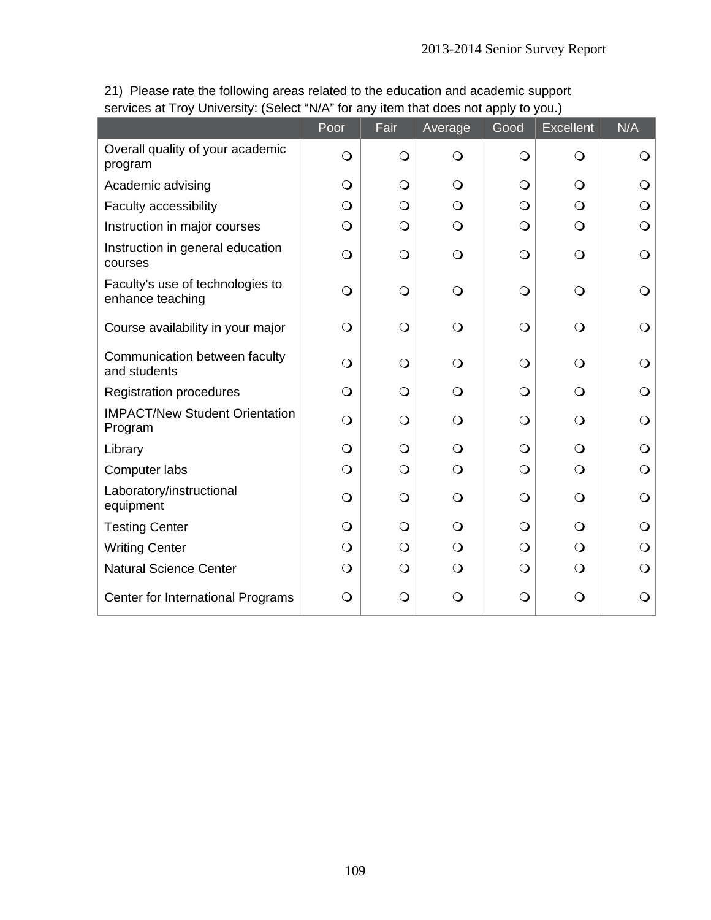21) Please rate the following areas related to the education and academic support services at Troy University: (Select “N/A” for any item that does not apply to you.)

| | Poor | Fair | Average | Good | Excellent | N/A |
|---|---|---|---|---|---|---|
| Overall quality of your academic program | ❍ | ❍ | ❍ | ❍ | ❍ | ❍ |
| Academic advising | ❍ | ❍ | ❍ | ❍ | ❍ | ❍ |
| Faculty accessibility | ❍ | ❍ | ❍ | ❍ | ❍ | ❍ |
| Instruction in major courses | ❍ | ❍ | ❍ | ❍ | ❍ | ❍ |
| Instruction in general education courses | ❍ | ❍ | ❍ | ❍ | ❍ | ❍ |
| Faculty's use of technologies to enhance teaching | ❍ | ❍ | ❍ | ❍ | ❍ | ❍ |
| Course availability in your major | ❍ | ❍ | ❍ | ❍ | ❍ | ❍ |
| Communication between faculty and students | ❍ | ❍ | ❍ | ❍ | ❍ | ❍ |
| Registration procedures | ❍ | ❍ | ❍ | ❍ | ❍ | ❍ |
| IMPACT/New Student Orientation Program | ❍ | ❍ | ❍ | ❍ | ❍ | ❍ |
| Library | ❍ | ❍ | ❍ | ❍ | ❍ | ❍ |
| Computer labs | ❍ | ❍ | ❍ | ❍ | ❍ | ❍ |
| Laboratory/instructional equipment | ❍ | ❍ | ❍ | ❍ | ❍ | ❍ |
| Testing Center | ❍ | ❍ | ❍ | ❍ | ❍ | ❍ |
| Writing Center | ❍ | ❍ | ❍ | ❍ | ❍ | ❍ |
| Natural Science Center | ❍ | ❍ | ❍ | ❍ | ❍ | ❍ |
| Center for International Programs | ❍ | ❍ | ❍ | ❍ | ❍ | ❍ |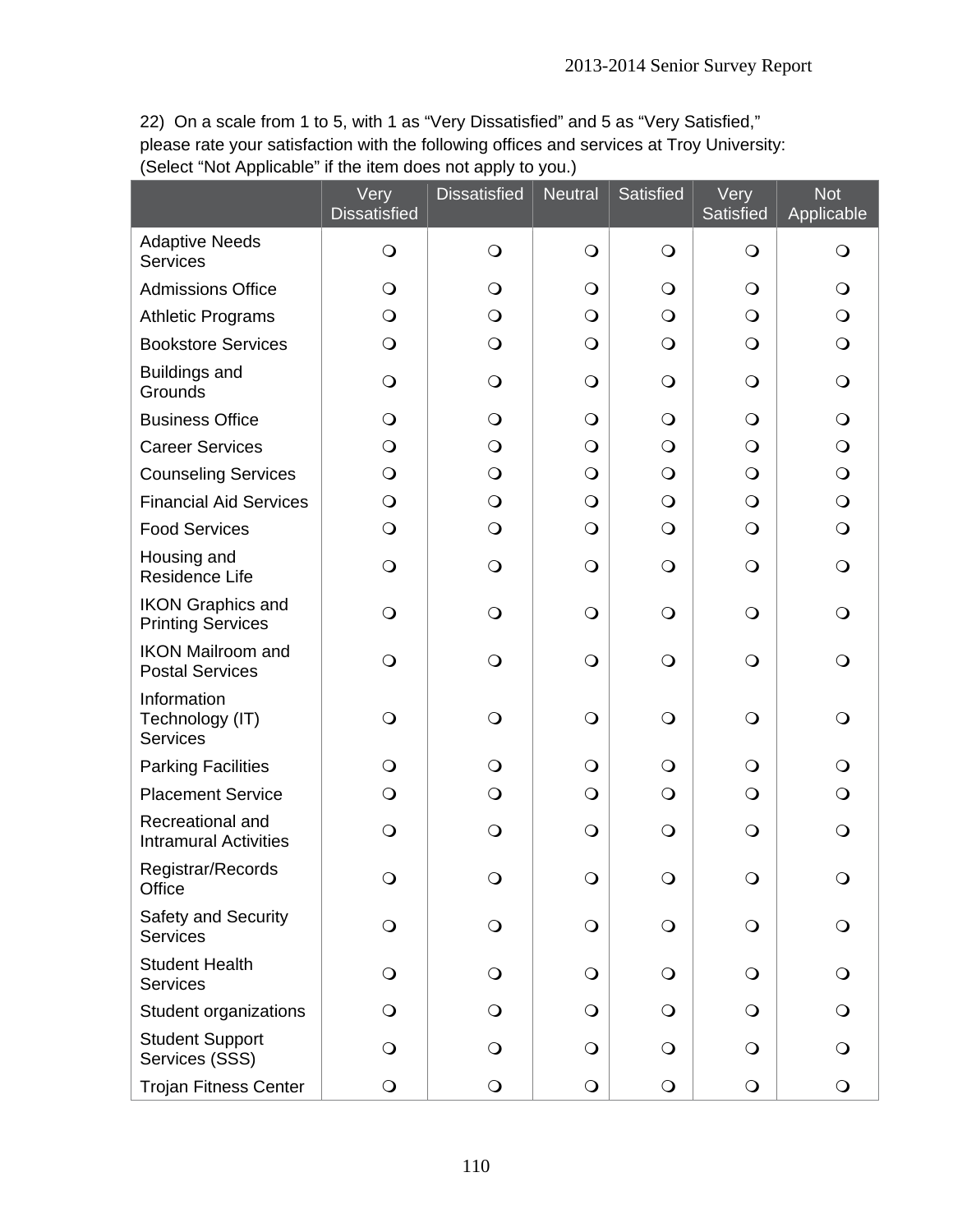22) On a scale from 1 to 5, with 1 as “Very Dissatisfied” and 5 as “Very Satisfied,” please rate your satisfaction with the following offices and services at Troy University: (Select “Not Applicable” if the item does not apply to you.)

| | Very Dissatisfied | Dissatisfied | Neutral | Satisfied | Very Satisfied | Not Applicable |
|---|---|---|---|---|---|---|
| Adaptive Needs Services | ❍ | ❍ | ❍ | ❍ | ❍ | ❍ |
| Admissions Office | ❍ | ❍ | ❍ | ❍ | ❍ | ❍ |
| Athletic Programs | ❍ | ❍ | ❍ | ❍ | ❍ | ❍ |
| Bookstore Services | ❍ | ❍ | ❍ | ❍ | ❍ | ❍ |
| Buildings and Grounds | ❍ | ❍ | ❍ | ❍ | ❍ | ❍ |
| Business Office | ❍ | ❍ | ❍ | ❍ | ❍ | ❍ |
| Career Services | ❍ | ❍ | ❍ | ❍ | ❍ | ❍ |
| Counseling Services | ❍ | ❍ | ❍ | ❍ | ❍ | ❍ |
| Financial Aid Services | ❍ | ❍ | ❍ | ❍ | ❍ | ❍ |
| Food Services | ❍ | ❍ | ❍ | ❍ | ❍ | ❍ |
| Housing and Residence Life | ❍ | ❍ | ❍ | ❍ | ❍ | ❍ |
| IKON Graphics and Printing Services | ❍ | ❍ | ❍ | ❍ | ❍ | ❍ |
| IKON Mailroom and Postal Services | ❍ | ❍ | ❍ | ❍ | ❍ | ❍ |
| Information Technology (IT) Services | ❍ | ❍ | ❍ | ❍ | ❍ | ❍ |
| Parking Facilities | ❍ | ❍ | ❍ | ❍ | ❍ | ❍ |
| Placement Service | ❍ | ❍ | ❍ | ❍ | ❍ | ❍ |
| Recreational and Intramural Activities | ❍ | ❍ | ❍ | ❍ | ❍ | ❍ |
| Registrar/Records Office | ❍ | ❍ | ❍ | ❍ | ❍ | ❍ |
| Safety and Security Services | ❍ | ❍ | ❍ | ❍ | ❍ | ❍ |
| Student Health Services | ❍ | ❍ | ❍ | ❍ | ❍ | ❍ |
| Student organizations | ❍ | ❍ | ❍ | ❍ | ❍ | ❍ |
| Student Support Services (SSS) | ❍ | ❍ | ❍ | ❍ | ❍ | ❍ |
| Trojan Fitness Center | ❍ | ❍ | ❍ | ❍ | ❍ | ❍ |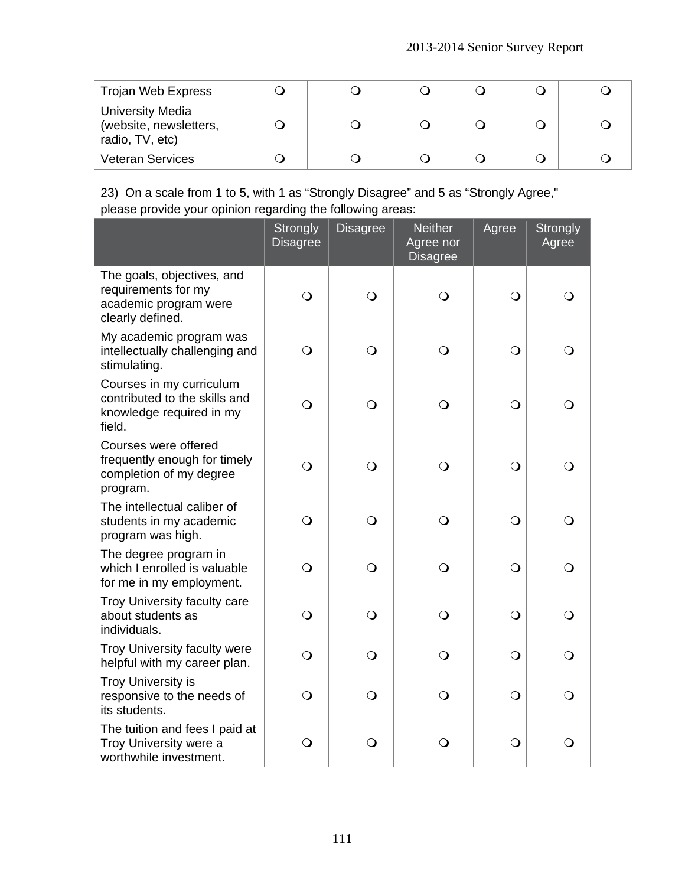| Trojan Web Express | ❍ | ❍ | ❍ | ❍ | ❍ | ❍ |
|---|---|---|---|---|---|---|
| University Media (website, newsletters, radio, TV, etc) | ❍ | ❍ | ❍ | ❍ | ❍ | ❍ |
| Veteran Services | ❍ | ❍ | ❍ | ❍ | ❍ | ❍ |

23) On a scale from 1 to 5, with 1 as "Strongly Disagree" and 5 as "Strongly Agree," please provide your opinion regarding the following areas:

| | Strongly Disagree | Disagree | Neither Agree nor Disagree | Agree | Strongly Agree |
|---|---|---|---|---|---|
| The goals, objectives, and requirements for my academic program were clearly defined. | ❍ | ❍ | ❍ | ❍ | ❍ |
| My academic program was intellectually challenging and stimulating. | ❍ | ❍ | ❍ | ❍ | ❍ |
| Courses in my curriculum contributed to the skills and knowledge required in my field. | ❍ | ❍ | ❍ | ❍ | ❍ |
| Courses were offered frequently enough for timely completion of my degree program. | ❍ | ❍ | ❍ | ❍ | ❍ |
| The intellectual caliber of students in my academic program was high. | ❍ | ❍ | ❍ | ❍ | ❍ |
| The degree program in which I enrolled is valuable for me in my employment. | ❍ | ❍ | ❍ | ❍ | ❍ |
| Troy University faculty care about students as individuals. | ❍ | ❍ | ❍ | ❍ | ❍ |
| Troy University faculty were helpful with my career plan. | ❍ | ❍ | ❍ | ❍ | ❍ |
| Troy University is responsive to the needs of its students. | ❍ | ❍ | ❍ | ❍ | ❍ |
| The tuition and fees I paid at Troy University were a worthwhile investment. | ❍ | ❍ | ❍ | ❍ | ❍ |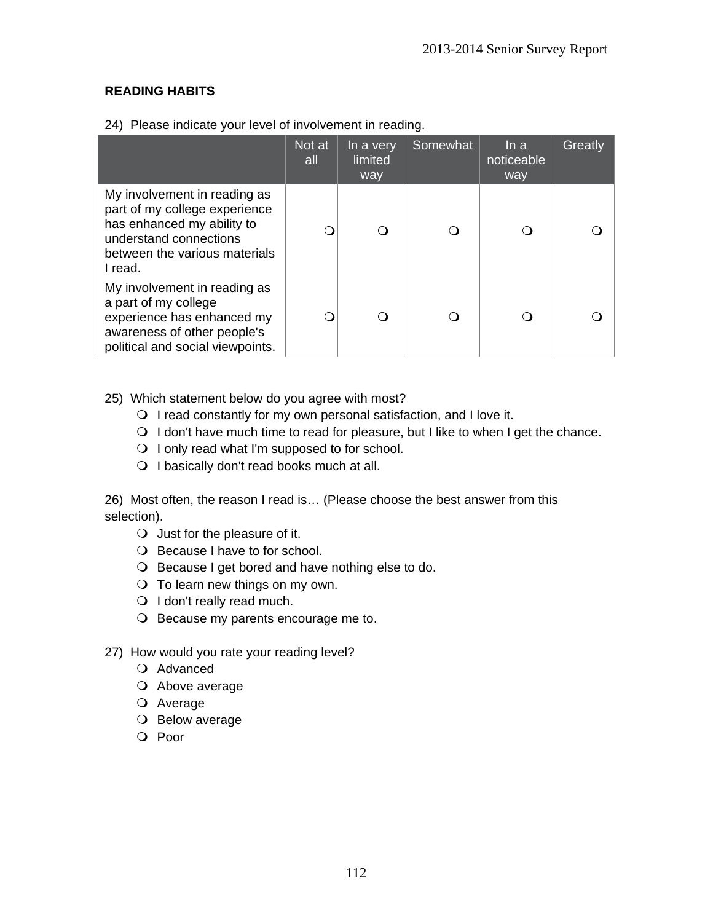## READING HABITS

24) Please indicate your level of involvement in reading.

| | Not at all | In a very limited way | Somewhat | In a noticeable way | Greatly |
|---|---|---|---|---|---|
| My involvement in reading as part of my college experience has enhanced my ability to understand connections between the various materials I read. | ❍ | ❍ | ❍ | ❍ | ❍ |
| My involvement in reading as a part of my college experience has enhanced my awareness of other people's political and social viewpoints. | ❍ | ❍ | ❍ | ❍ | ❍ |

25) Which statement below do you agree with most?

- ❍ I read constantly for my own personal satisfaction, and I love it.
- ❍ I don't have much time to read for pleasure, but I like to when I get the chance.
- ❍ I only read what I'm supposed to for school.
- ❍ I basically don't read books much at all.

26) Most often, the reason I read is… (Please choose the best answer from this selection).

- ❍ Just for the pleasure of it.
- ❍ Because I have to for school.
- ❍ Because I get bored and have nothing else to do.
- ❍ To learn new things on my own.
- ❍ I don't really read much.
- ❍ Because my parents encourage me to.

27) How would you rate your reading level?

- ❍ Advanced
- ❍ Above average
- ❍ Average
- ❍ Below average
- ❍ Poor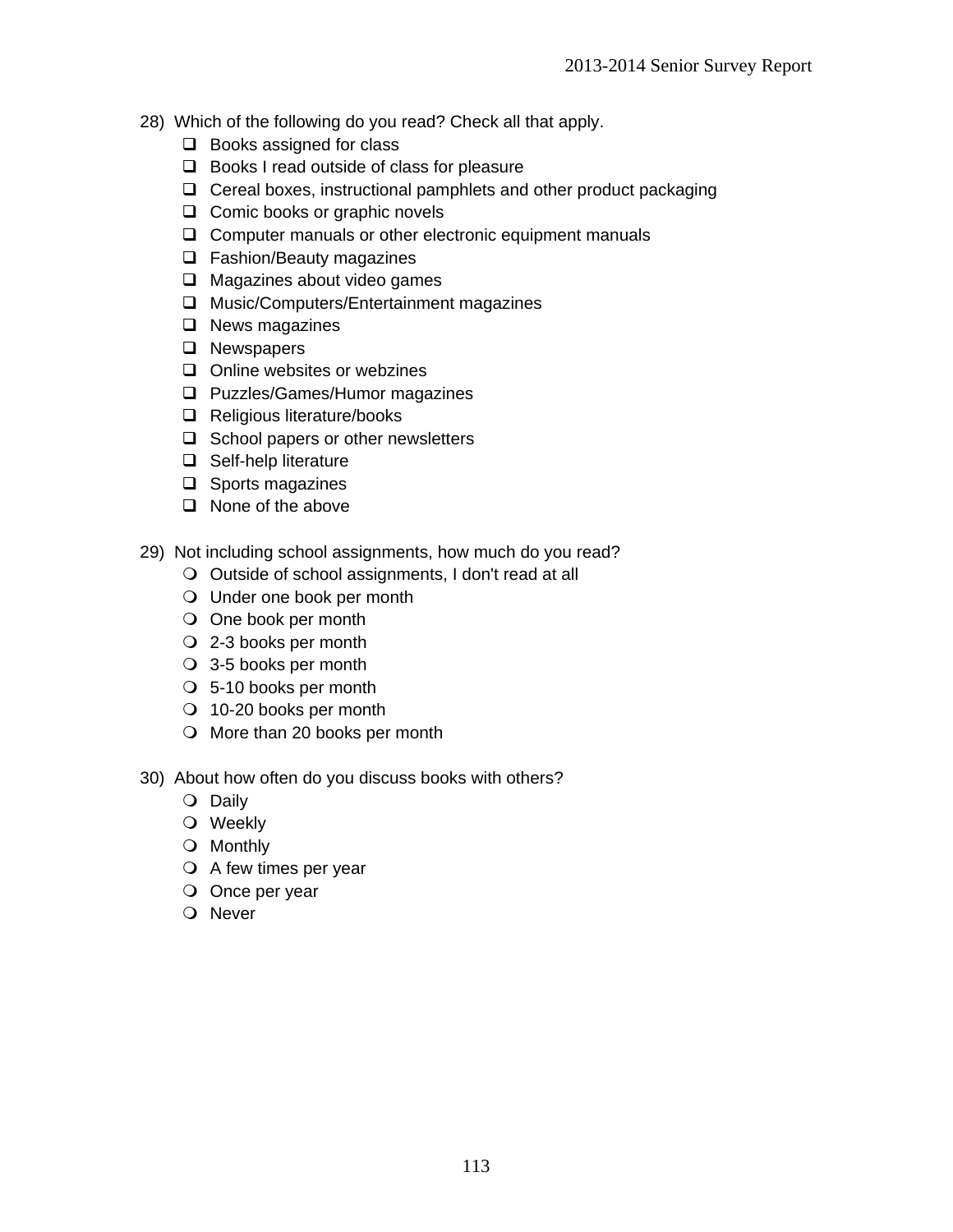28) Which of the following do you read? Check all that apply.

- ☐ Books assigned for class
- ☐ Books I read outside of class for pleasure
- ☐ Cereal boxes, instructional pamphlets and other product packaging
- ☐ Comic books or graphic novels
- ☐ Computer manuals or other electronic equipment manuals
- ☐ Fashion/Beauty magazines
- ☐ Magazines about video games
- ☐ Music/Computers/Entertainment magazines
- ☐ News magazines
- ☐ Newspapers
- ☐ Online websites or webzines
- ☐ Puzzles/Games/Humor magazines
- ☐ Religious literature/books
- ☐ School papers or other newsletters
- ☐ Self-help literature
- ☐ Sports magazines
- ☐ None of the above

29) Not including school assignments, how much do you read?

- ○ Outside of school assignments, I don't read at all
- ○ Under one book per month
- ○ One book per month
- ○ 2-3 books per month
- ○ 3-5 books per month
- ○ 5-10 books per month
- ○ 10-20 books per month
- ○ More than 20 books per month

30) About how often do you discuss books with others?

- ○ Daily
- ○ Weekly
- ○ Monthly
- ○ A few times per year
- ○ Once per year
- ○ Never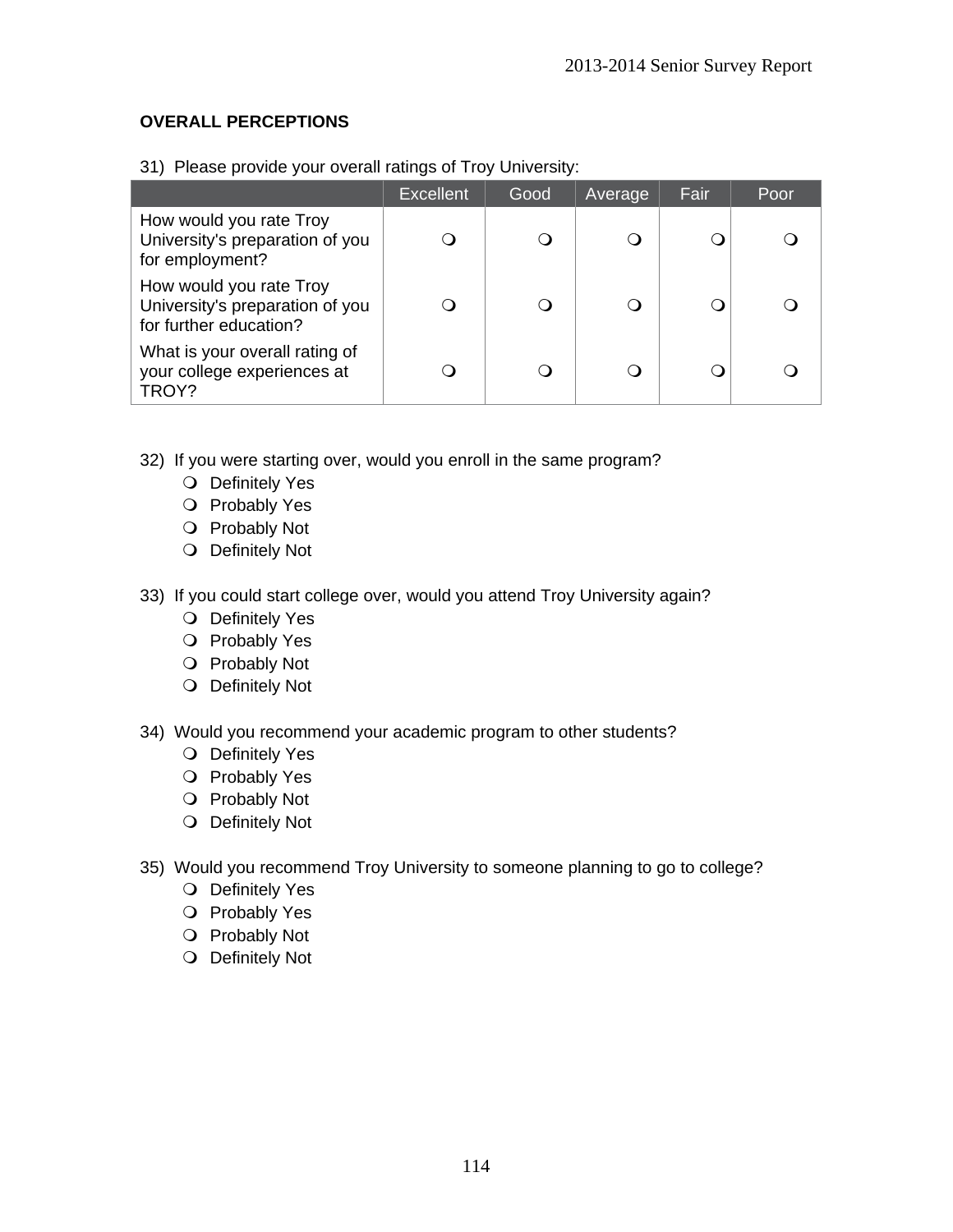## OVERALL PERCEPTIONS

31) Please provide your overall ratings of Troy University:

| | Excellent | Good | Average | Fair | Poor |
|---|---|---|---|---|---|
| How would you rate Troy University's preparation of you for employment? | ❍ | ❍ | ❍ | ❍ | ❍ |
| How would you rate Troy University's preparation of you for further education? | ❍ | ❍ | ❍ | ❍ | ❍ |
| What is your overall rating of your college experiences at TROY? | ❍ | ❍ | ❍ | ❍ | ❍ |

32) If you were starting over, would you enroll in the same program?
- ❍ Definitely Yes
- ❍ Probably Yes
- ❍ Probably Not
- ❍ Definitely Not

33) If you could start college over, would you attend Troy University again?
- ❍ Definitely Yes
- ❍ Probably Yes
- ❍ Probably Not
- ❍ Definitely Not

34) Would you recommend your academic program to other students?
- ❍ Definitely Yes
- ❍ Probably Yes
- ❍ Probably Not
- ❍ Definitely Not

35) Would you recommend Troy University to someone planning to go to college?
- ❍ Definitely Yes
- ❍ Probably Yes
- ❍ Probably Not
- ❍ Definitely Not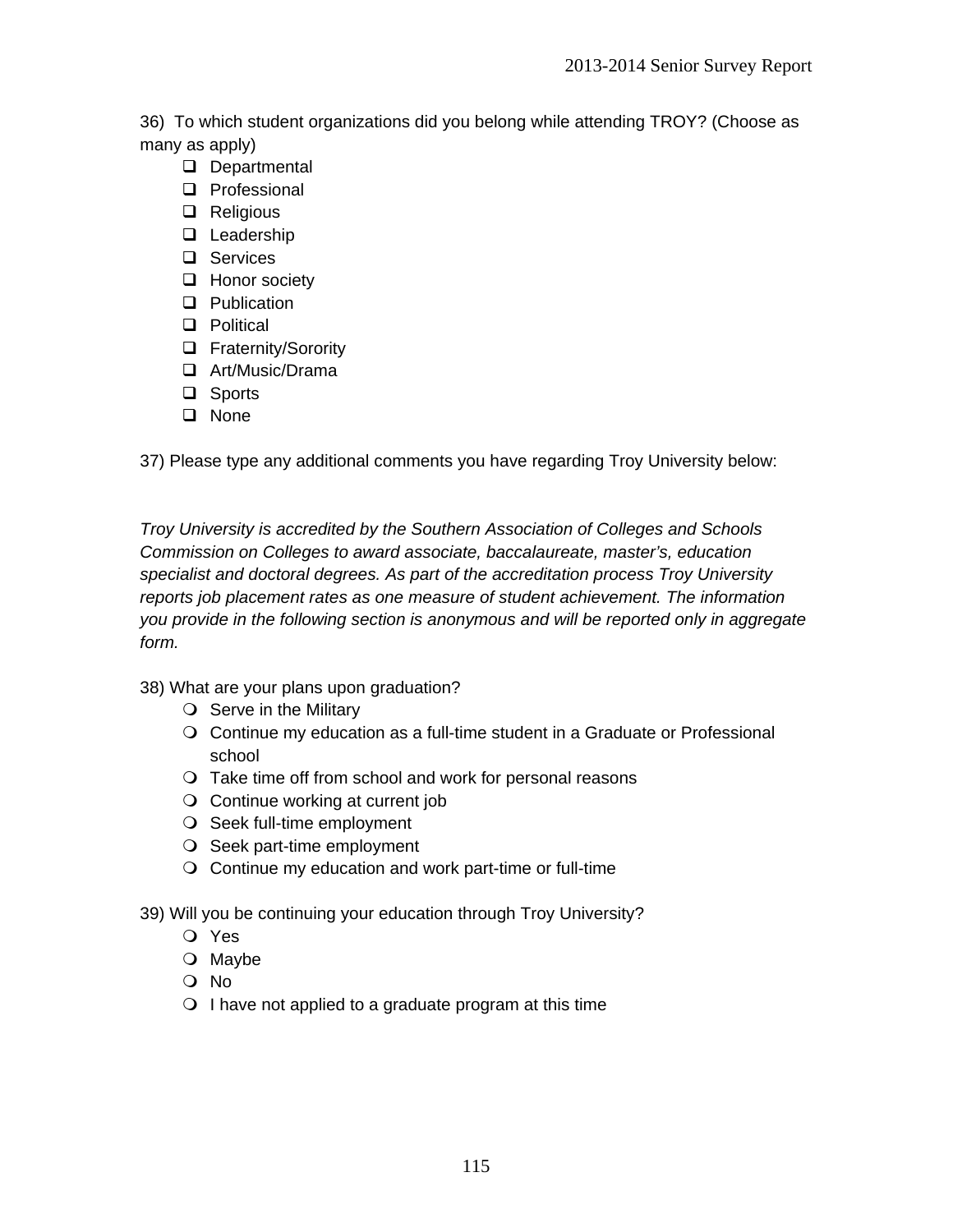36) To which student organizations did you belong while attending TROY? (Choose as many as apply)

- ☐ Departmental
- ☐ Professional
- ☐ Religious
- ☐ Leadership
- ☐ Services
- ☐ Honor society
- ☐ Publication
- ☐ Political
- ☐ Fraternity/Sorority
- ☐ Art/Music/Drama
- ☐ Sports
- ☐ None

37) Please type any additional comments you have regarding Troy University below:

*Troy University is accredited by the Southern Association of Colleges and Schools Commission on Colleges to award associate, baccalaureate, master's, education specialist and doctoral degrees. As part of the accreditation process Troy University reports job placement rates as one measure of student achievement. The information you provide in the following section is anonymous and will be reported only in aggregate form.*

38) What are your plans upon graduation?

- ○ Serve in the Military
- ○ Continue my education as a full-time student in a Graduate or Professional school
- ○ Take time off from school and work for personal reasons
- ○ Continue working at current job
- ○ Seek full-time employment
- ○ Seek part-time employment
- ○ Continue my education and work part-time or full-time

39) Will you be continuing your education through Troy University?

- ○ Yes
- ○ Maybe
- ○ No
- ○ I have not applied to a graduate program at this time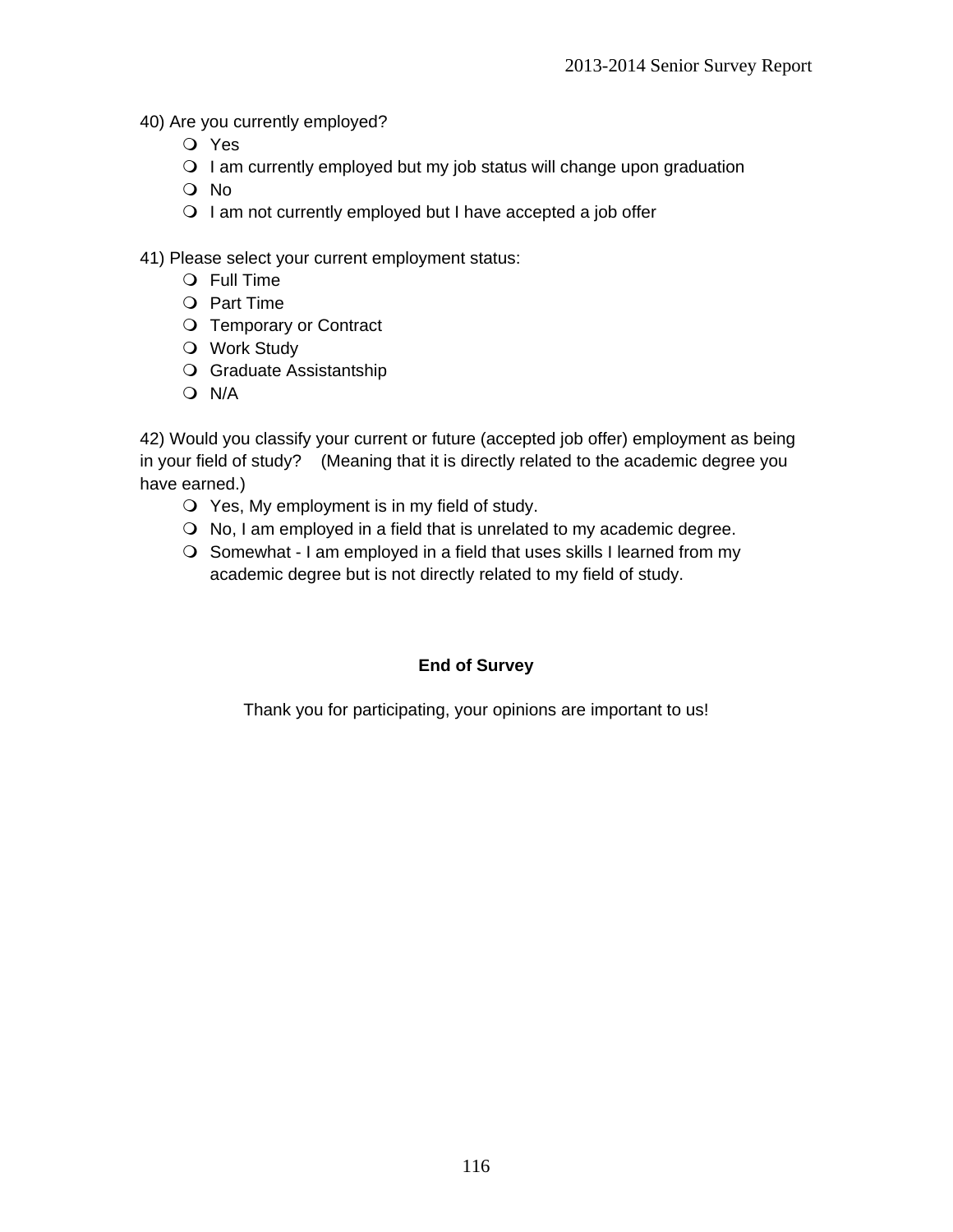40) Are you currently employed?

- Yes
- I am currently employed but my job status will change upon graduation
- No
- I am not currently employed but I have accepted a job offer

41) Please select your current employment status:

- Full Time
- Part Time
- Temporary or Contract
- Work Study
- Graduate Assistantship
- N/A

42) Would you classify your current or future (accepted job offer) employment as being in your field of study? (Meaning that it is directly related to the academic degree you have earned.)

- Yes, My employment is in my field of study.
- No, I am employed in a field that is unrelated to my academic degree.
- Somewhat - I am employed in a field that uses skills I learned from my academic degree but is not directly related to my field of study.

**End of Survey**

Thank you for participating, your opinions are important to us!